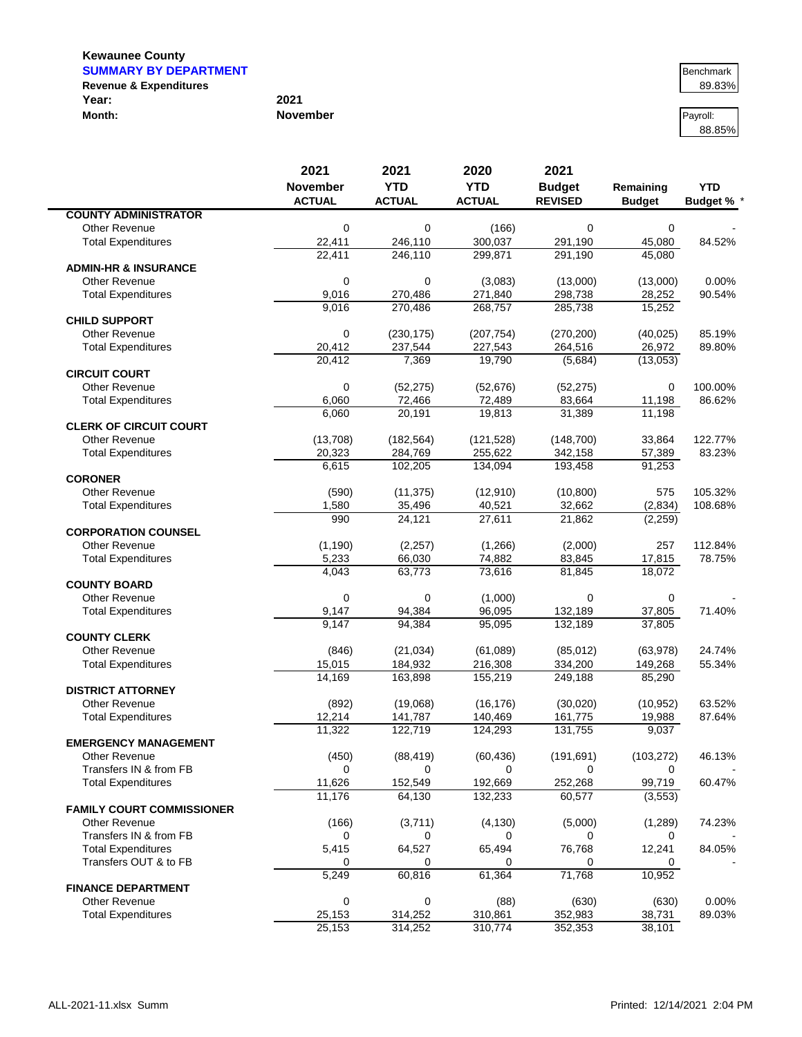**Kewaunee County**
**SUMMARY BY DEPARTMENT**
**Revenue & Expenditures**

**Year:** 2021
**Month:** November

Benchmark 89.83%

Payroll: 88.85%

| | 2021 November ACTUAL | 2021 YTD ACTUAL | 2020 YTD ACTUAL | 2021 Budget REVISED | Remaining Budget | YTD Budget % * |
|---|---|---|---|---|---|---|
| **COUNTY ADMINISTRATOR** | | | | | | |
| Other Revenue | 0 | 0 | (166) | 0 | 0 | - |
| Total Expenditures | 22,411 | 246,110 | 300,037 | 291,190 | 45,080 | 84.52% |
| | 22,411 | 246,110 | 299,871 | 291,190 | 45,080 | |
| **ADMIN-HR & INSURANCE** | | | | | | |
| Other Revenue | 0 | 0 | (3,083) | (13,000) | (13,000) | 0.00% |
| Total Expenditures | 9,016 | 270,486 | 271,840 | 298,738 | 28,252 | 90.54% |
| | 9,016 | 270,486 | 268,757 | 285,738 | 15,252 | |
| **CHILD SUPPORT** | | | | | | |
| Other Revenue | 0 | (230,175) | (207,754) | (270,200) | (40,025) | 85.19% |
| Total Expenditures | 20,412 | 237,544 | 227,543 | 264,516 | 26,972 | 89.80% |
| | 20,412 | 7,369 | 19,790 | (5,684) | (13,053) | |
| **CIRCUIT COURT** | | | | | | |
| Other Revenue | 0 | (52,275) | (52,676) | (52,275) | 0 | 100.00% |
| Total Expenditures | 6,060 | 72,466 | 72,489 | 83,664 | 11,198 | 86.62% |
| | 6,060 | 20,191 | 19,813 | 31,389 | 11,198 | |
| **CLERK OF CIRCUIT COURT** | | | | | | |
| Other Revenue | (13,708) | (182,564) | (121,528) | (148,700) | 33,864 | 122.77% |
| Total Expenditures | 20,323 | 284,769 | 255,622 | 342,158 | 57,389 | 83.23% |
| | 6,615 | 102,205 | 134,094 | 193,458 | 91,253 | |
| **CORONER** | | | | | | |
| Other Revenue | (590) | (11,375) | (12,910) | (10,800) | 575 | 105.32% |
| Total Expenditures | 1,580 | 35,496 | 40,521 | 32,662 | (2,834) | 108.68% |
| | 990 | 24,121 | 27,611 | 21,862 | (2,259) | |
| **CORPORATION COUNSEL** | | | | | | |
| Other Revenue | (1,190) | (2,257) | (1,266) | (2,000) | 257 | 112.84% |
| Total Expenditures | 5,233 | 66,030 | 74,882 | 83,845 | 17,815 | 78.75% |
| | 4,043 | 63,773 | 73,616 | 81,845 | 18,072 | |
| **COUNTY BOARD** | | | | | | |
| Other Revenue | 0 | 0 | (1,000) | 0 | 0 | - |
| Total Expenditures | 9,147 | 94,384 | 96,095 | 132,189 | 37,805 | 71.40% |
| | 9,147 | 94,384 | 95,095 | 132,189 | 37,805 | |
| **COUNTY CLERK** | | | | | | |
| Other Revenue | (846) | (21,034) | (61,089) | (85,012) | (63,978) | 24.74% |
| Total Expenditures | 15,015 | 184,932 | 216,308 | 334,200 | 149,268 | 55.34% |
| | 14,169 | 163,898 | 155,219 | 249,188 | 85,290 | |
| **DISTRICT ATTORNEY** | | | | | | |
| Other Revenue | (892) | (19,068) | (16,176) | (30,020) | (10,952) | 63.52% |
| Total Expenditures | 12,214 | 141,787 | 140,469 | 161,775 | 19,988 | 87.64% |
| | 11,322 | 122,719 | 124,293 | 131,755 | 9,037 | |
| **EMERGENCY MANAGEMENT** | | | | | | |
| Other Revenue | (450) | (88,419) | (60,436) | (191,691) | (103,272) | 46.13% |
| Transfers IN & from FB | 0 | 0 | 0 | 0 | 0 | - |
| Total Expenditures | 11,626 | 152,549 | 192,669 | 252,268 | 99,719 | 60.47% |
| | 11,176 | 64,130 | 132,233 | 60,577 | (3,553) | |
| **FAMILY COURT COMMISSIONER** | | | | | | |
| Other Revenue | (166) | (3,711) | (4,130) | (5,000) | (1,289) | 74.23% |
| Transfers IN & from FB | 0 | 0 | 0 | 0 | 0 | - |
| Total Expenditures | 5,415 | 64,527 | 65,494 | 76,768 | 12,241 | 84.05% |
| Transfers OUT & to FB | 0 | 0 | 0 | 0 | 0 | - |
| | 5,249 | 60,816 | 61,364 | 71,768 | 10,952 | |
| **FINANCE DEPARTMENT** | | | | | | |
| Other Revenue | 0 | 0 | (88) | (630) | (630) | 0.00% |
| Total Expenditures | 25,153 | 314,252 | 310,861 | 352,983 | 38,731 | 89.03% |
| | 25,153 | 314,252 | 310,774 | 352,353 | 38,101 | |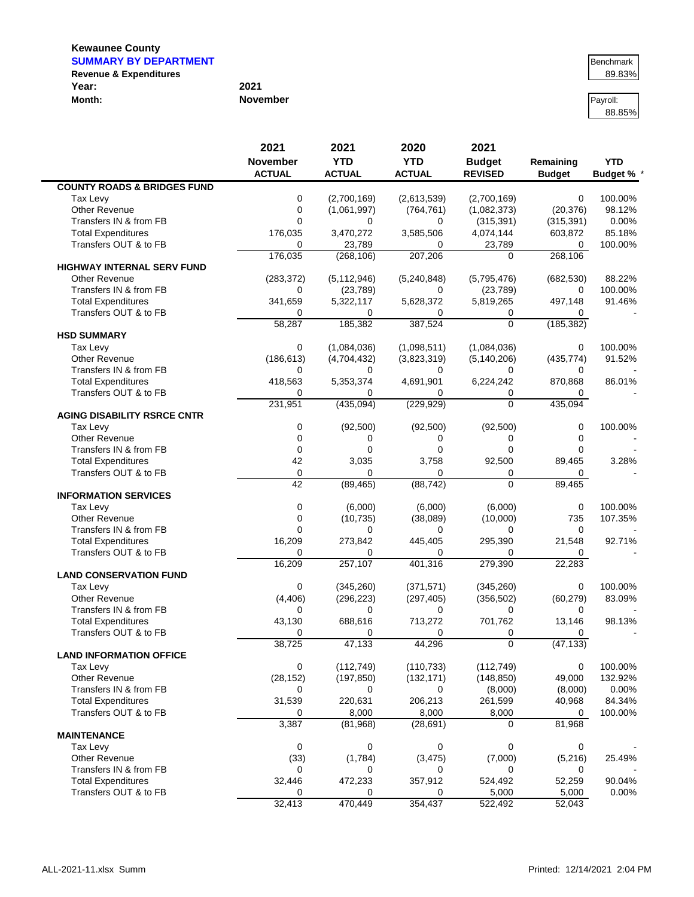**Kewaunee County**
**SUMMARY BY DEPARTMENT**
**Revenue & Expenditures**

**Year:** 2021
**Month:** November

Benchmark: 89.83%

Payroll: 88.85%

| | 2021 November ACTUAL | 2021 YTD ACTUAL | 2020 YTD ACTUAL | 2021 Budget REVISED | Remaining Budget | YTD Budget % * |
|---|---|---|---|---|---|---|
| **COUNTY ROADS & BRIDGES FUND** | | | | | | |
| Tax Levy | 0 | (2,700,169) | (2,613,539) | (2,700,169) | 0 | 100.00% |
| Other Revenue | 0 | (1,061,997) | (764,761) | (1,082,373) | (20,376) | 98.12% |
| Transfers IN & from FB | 0 | 0 | 0 | (315,391) | (315,391) | 0.00% |
| Total Expenditures | 176,035 | 3,470,272 | 3,585,506 | 4,074,144 | 603,872 | 85.18% |
| Transfers OUT & to FB | 0 | 23,789 | 0 | 23,789 | 0 | 100.00% |
| | 176,035 | (268,106) | 207,206 | 0 | 268,106 | |
| **HIGHWAY INTERNAL SERV FUND** | | | | | | |
| Other Revenue | (283,372) | (5,112,946) | (5,240,848) | (5,795,476) | (682,530) | 88.22% |
| Transfers IN & from FB | 0 | (23,789) | 0 | (23,789) | 0 | 100.00% |
| Total Expenditures | 341,659 | 5,322,117 | 5,628,372 | 5,819,265 | 497,148 | 91.46% |
| Transfers OUT & to FB | 0 | 0 | 0 | 0 | 0 | - |
| | 58,287 | 185,382 | 387,524 | 0 | (185,382) | |
| **HSD SUMMARY** | | | | | | |
| Tax Levy | 0 | (1,084,036) | (1,098,511) | (1,084,036) | 0 | 100.00% |
| Other Revenue | (186,613) | (4,704,432) | (3,823,319) | (5,140,206) | (435,774) | 91.52% |
| Transfers IN & from FB | 0 | 0 | 0 | 0 | 0 | - |
| Total Expenditures | 418,563 | 5,353,374 | 4,691,901 | 6,224,242 | 870,868 | 86.01% |
| Transfers OUT & to FB | 0 | 0 | 0 | 0 | 0 | - |
| | 231,951 | (435,094) | (229,929) | 0 | 435,094 | |
| **AGING DISABILITY RSRCE CNTR** | | | | | | |
| Tax Levy | 0 | (92,500) | (92,500) | (92,500) | 0 | 100.00% |
| Other Revenue | 0 | 0 | 0 | 0 | 0 | - |
| Transfers IN & from FB | 0 | 0 | 0 | 0 | 0 | - |
| Total Expenditures | 42 | 3,035 | 3,758 | 92,500 | 89,465 | 3.28% |
| Transfers OUT & to FB | 0 | 0 | 0 | 0 | 0 | - |
| | 42 | (89,465) | (88,742) | 0 | 89,465 | |
| **INFORMATION SERVICES** | | | | | | |
| Tax Levy | 0 | (6,000) | (6,000) | (6,000) | 0 | 100.00% |
| Other Revenue | 0 | (10,735) | (38,089) | (10,000) | 735 | 107.35% |
| Transfers IN & from FB | 0 | 0 | 0 | 0 | 0 | - |
| Total Expenditures | 16,209 | 273,842 | 445,405 | 295,390 | 21,548 | 92.71% |
| Transfers OUT & to FB | 0 | 0 | 0 | 0 | 0 | - |
| | 16,209 | 257,107 | 401,316 | 279,390 | 22,283 | |
| **LAND CONSERVATION FUND** | | | | | | |
| Tax Levy | 0 | (345,260) | (371,571) | (345,260) | 0 | 100.00% |
| Other Revenue | (4,406) | (296,223) | (297,405) | (356,502) | (60,279) | 83.09% |
| Transfers IN & from FB | 0 | 0 | 0 | 0 | 0 | - |
| Total Expenditures | 43,130 | 688,616 | 713,272 | 701,762 | 13,146 | 98.13% |
| Transfers OUT & to FB | 0 | 0 | 0 | 0 | 0 | - |
| | 38,725 | 47,133 | 44,296 | 0 | (47,133) | |
| **LAND INFORMATION OFFICE** | | | | | | |
| Tax Levy | 0 | (112,749) | (110,733) | (112,749) | 0 | 100.00% |
| Other Revenue | (28,152) | (197,850) | (132,171) | (148,850) | 49,000 | 132.92% |
| Transfers IN & from FB | 0 | 0 | 0 | (8,000) | (8,000) | 0.00% |
| Total Expenditures | 31,539 | 220,631 | 206,213 | 261,599 | 40,968 | 84.34% |
| Transfers OUT & to FB | 0 | 8,000 | 8,000 | 8,000 | 0 | 100.00% |
| | 3,387 | (81,968) | (28,691) | 0 | 81,968 | |
| **MAINTENANCE** | | | | | | |
| Tax Levy | 0 | 0 | 0 | 0 | 0 | - |
| Other Revenue | (33) | (1,784) | (3,475) | (7,000) | (5,216) | 25.49% |
| Transfers IN & from FB | 0 | 0 | 0 | 0 | 0 | - |
| Total Expenditures | 32,446 | 472,233 | 357,912 | 524,492 | 52,259 | 90.04% |
| Transfers OUT & to FB | 0 | 0 | 0 | 5,000 | 5,000 | 0.00% |
| | 32,413 | 470,449 | 354,437 | 522,492 | 52,043 | |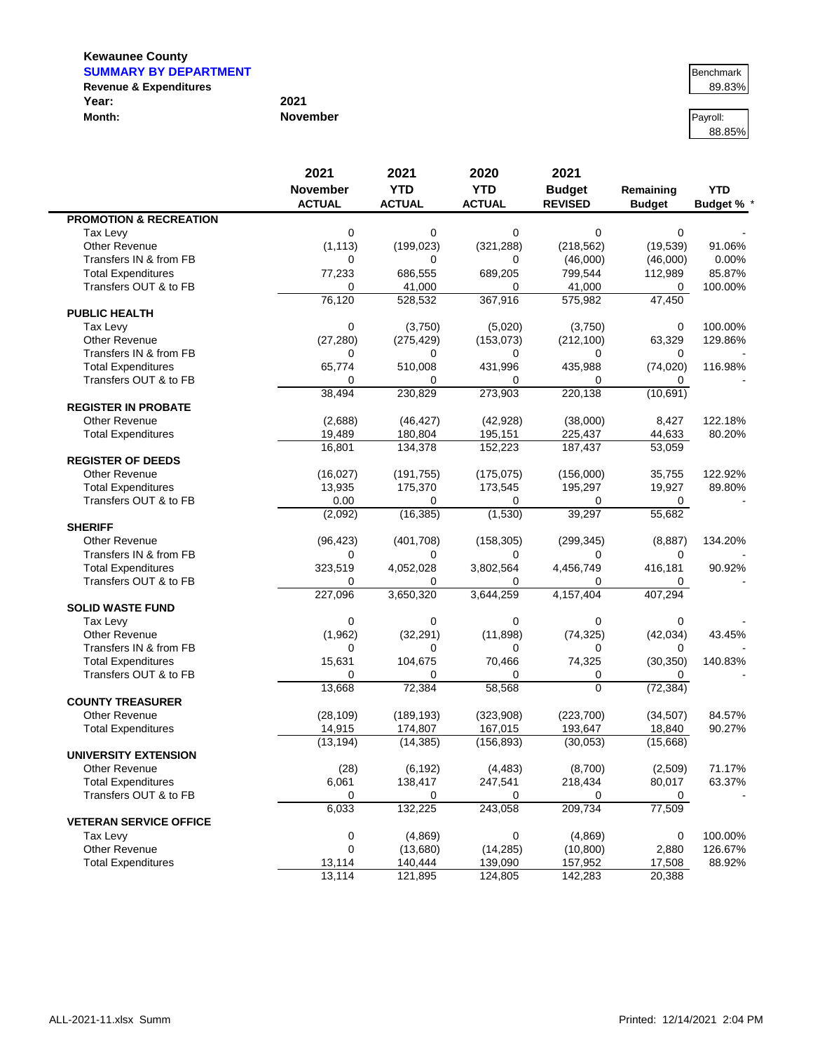**Kewaunee County**

**SUMMARY BY DEPARTMENT**

**Revenue & Expenditures**

**Year:** 2021

**Month:** November

| Benchmark |
|---|
| 89.83% |

| Payroll: |
|---|
| 88.85% |

| | 2021 November ACTUAL | 2021 YTD ACTUAL | 2020 YTD ACTUAL | 2021 Budget REVISED | Remaining Budget | YTD Budget % * |
|---|---|---|---|---|---|---|
| **PROMOTION & RECREATION** | | | | | | |
| Tax Levy | 0 | 0 | 0 | 0 | 0 | - |
| Other Revenue | (1,113) | (199,023) | (321,288) | (218,562) | (19,539) | 91.06% |
| Transfers IN & from FB | 0 | 0 | 0 | (46,000) | (46,000) | 0.00% |
| Total Expenditures | 77,233 | 686,555 | 689,205 | 799,544 | 112,989 | 85.87% |
| Transfers OUT & to FB | 0 | 41,000 | 0 | 41,000 | 0 | 100.00% |
| | 76,120 | 528,532 | 367,916 | 575,982 | 47,450 | |
| **PUBLIC HEALTH** | | | | | | |
| Tax Levy | 0 | (3,750) | (5,020) | (3,750) | 0 | 100.00% |
| Other Revenue | (27,280) | (275,429) | (153,073) | (212,100) | 63,329 | 129.86% |
| Transfers IN & from FB | 0 | 0 | 0 | 0 | 0 | - |
| Total Expenditures | 65,774 | 510,008 | 431,996 | 435,988 | (74,020) | 116.98% |
| Transfers OUT & to FB | 0 | 0 | 0 | 0 | 0 | - |
| | 38,494 | 230,829 | 273,903 | 220,138 | (10,691) | |
| **REGISTER IN PROBATE** | | | | | | |
| Other Revenue | (2,688) | (46,427) | (42,928) | (38,000) | 8,427 | 122.18% |
| Total Expenditures | 19,489 | 180,804 | 195,151 | 225,437 | 44,633 | 80.20% |
| | 16,801 | 134,378 | 152,223 | 187,437 | 53,059 | |
| **REGISTER OF DEEDS** | | | | | | |
| Other Revenue | (16,027) | (191,755) | (175,075) | (156,000) | 35,755 | 122.92% |
| Total Expenditures | 13,935 | 175,370 | 173,545 | 195,297 | 19,927 | 89.80% |
| Transfers OUT & to FB | 0.00 | 0 | 0 | 0 | 0 | - |
| | (2,092) | (16,385) | (1,530) | 39,297 | 55,682 | |
| **SHERIFF** | | | | | | |
| Other Revenue | (96,423) | (401,708) | (158,305) | (299,345) | (8,887) | 134.20% |
| Transfers IN & from FB | 0 | 0 | 0 | 0 | 0 | - |
| Total Expenditures | 323,519 | 4,052,028 | 3,802,564 | 4,456,749 | 416,181 | 90.92% |
| Transfers OUT & to FB | 0 | 0 | 0 | 0 | 0 | - |
| | 227,096 | 3,650,320 | 3,644,259 | 4,157,404 | 407,294 | |
| **SOLID WASTE FUND** | | | | | | |
| Tax Levy | 0 | 0 | 0 | 0 | 0 | - |
| Other Revenue | (1,962) | (32,291) | (11,898) | (74,325) | (42,034) | 43.45% |
| Transfers IN & from FB | 0 | 0 | 0 | 0 | 0 | - |
| Total Expenditures | 15,631 | 104,675 | 70,466 | 74,325 | (30,350) | 140.83% |
| Transfers OUT & to FB | 0 | 0 | 0 | 0 | 0 | - |
| | 13,668 | 72,384 | 58,568 | 0 | (72,384) | |
| **COUNTY TREASURER** | | | | | | |
| Other Revenue | (28,109) | (189,193) | (323,908) | (223,700) | (34,507) | 84.57% |
| Total Expenditures | 14,915 | 174,807 | 167,015 | 193,647 | 18,840 | 90.27% |
| | (13,194) | (14,385) | (156,893) | (30,053) | (15,668) | |
| **UNIVERSITY EXTENSION** | | | | | | |
| Other Revenue | (28) | (6,192) | (4,483) | (8,700) | (2,509) | 71.17% |
| Total Expenditures | 6,061 | 138,417 | 247,541 | 218,434 | 80,017 | 63.37% |
| Transfers OUT & to FB | 0 | 0 | 0 | 0 | 0 | - |
| | 6,033 | 132,225 | 243,058 | 209,734 | 77,509 | |
| **VETERAN SERVICE OFFICE** | | | | | | |
| Tax Levy | 0 | (4,869) | 0 | (4,869) | 0 | 100.00% |
| Other Revenue | 0 | (13,680) | (14,285) | (10,800) | 2,880 | 126.67% |
| Total Expenditures | 13,114 | 140,444 | 139,090 | 157,952 | 17,508 | 88.92% |
| | 13,114 | 121,895 | 124,805 | 142,283 | 20,388 | |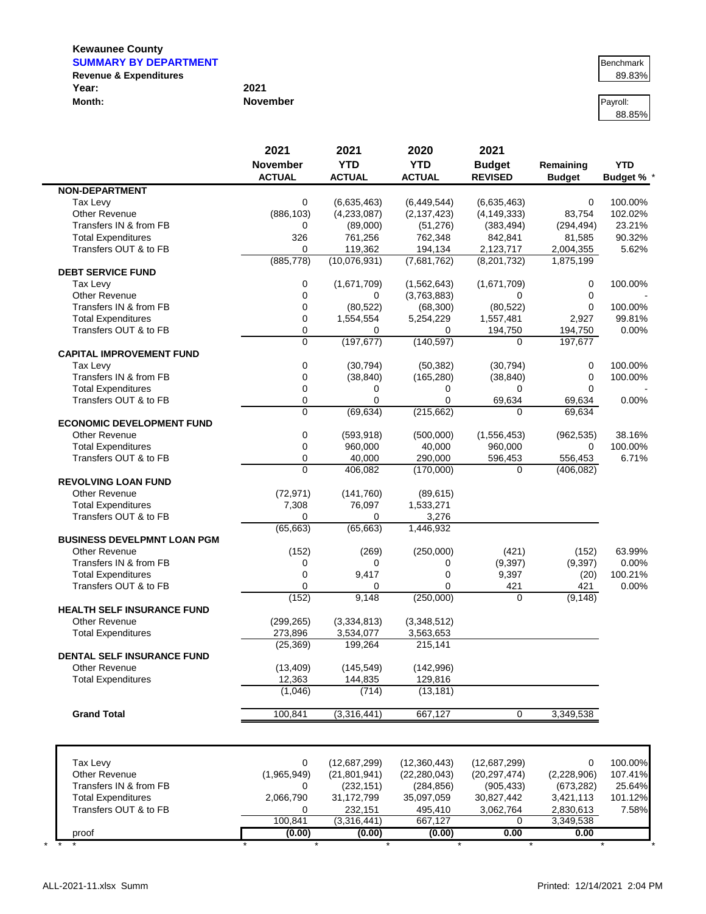**Kewaunee County**
**SUMMARY BY DEPARTMENT**
**Revenue & Expenditures**

**Year:** 2021
**Month:** November

| Benchmark |
|---|
| 89.83% |

| Payroll: |
|---|
| 88.85% |

| | 2021 November ACTUAL | 2021 YTD ACTUAL | 2020 YTD ACTUAL | 2021 Budget REVISED | Remaining Budget | YTD Budget % * |
|---|---|---|---|---|---|---|
| **NON-DEPARTMENT** | | | | | | |
| Tax Levy | 0 | (6,635,463) | (6,449,544) | (6,635,463) | 0 | 100.00% |
| Other Revenue | (886,103) | (4,233,087) | (2,137,423) | (4,149,333) | 83,754 | 102.02% |
| Transfers IN & from FB | 0 | (89,000) | (51,276) | (383,494) | (294,494) | 23.21% |
| Total Expenditures | 326 | 761,256 | 762,348 | 842,841 | 81,585 | 90.32% |
| Transfers OUT & to FB | 0 | 119,362 | 194,134 | 2,123,717 | 2,004,355 | 5.62% |
| | (885,778) | (10,076,931) | (7,681,762) | (8,201,732) | 1,875,199 | |
| **DEBT SERVICE FUND** | | | | | | |
| Tax Levy | 0 | (1,671,709) | (1,562,643) | (1,671,709) | 0 | 100.00% |
| Other Revenue | 0 | 0 | (3,763,883) | 0 | 0 | - |
| Transfers IN & from FB | 0 | (80,522) | (68,300) | (80,522) | 0 | 100.00% |
| Total Expenditures | 0 | 1,554,554 | 5,254,229 | 1,557,481 | 2,927 | 99.81% |
| Transfers OUT & to FB | 0 | 0 | 0 | 194,750 | 194,750 | 0.00% |
| | 0 | (197,677) | (140,597) | 0 | 197,677 | |
| **CAPITAL IMPROVEMENT FUND** | | | | | | |
| Tax Levy | 0 | (30,794) | (50,382) | (30,794) | 0 | 100.00% |
| Transfers IN & from FB | 0 | (38,840) | (165,280) | (38,840) | 0 | 100.00% |
| Total Expenditures | 0 | 0 | 0 | 0 | 0 | - |
| Transfers OUT & to FB | 0 | 0 | 0 | 69,634 | 69,634 | 0.00% |
| | 0 | (69,634) | (215,662) | 0 | 69,634 | |
| **ECONOMIC DEVELOPMENT FUND** | | | | | | |
| Other Revenue | 0 | (593,918) | (500,000) | (1,556,453) | (962,535) | 38.16% |
| Total Expenditures | 0 | 960,000 | 40,000 | 960,000 | 0 | 100.00% |
| Transfers OUT & to FB | 0 | 40,000 | 290,000 | 596,453 | 556,453 | 6.71% |
| | 0 | 406,082 | (170,000) | 0 | (406,082) | |
| **REVOLVING LOAN FUND** | | | | | | |
| Other Revenue | (72,971) | (141,760) | (89,615) | | | |
| Total Expenditures | 7,308 | 76,097 | 1,533,271 | | | |
| Transfers OUT & to FB | 0 | 0 | 3,276 | | | |
| | (65,663) | (65,663) | 1,446,932 | | | |
| **BUSINESS DEVELPMNT LOAN PGM** | | | | | | |
| Other Revenue | (152) | (269) | (250,000) | (421) | (152) | 63.99% |
| Transfers IN & from FB | 0 | 0 | 0 | (9,397) | (9,397) | 0.00% |
| Total Expenditures | 0 | 9,417 | 0 | 9,397 | (20) | 100.21% |
| Transfers OUT & to FB | 0 | 0 | 0 | 421 | 421 | 0.00% |
| | (152) | 9,148 | (250,000) | 0 | (9,148) | |
| **HEALTH SELF INSURANCE FUND** | | | | | | |
| Other Revenue | (299,265) | (3,334,813) | (3,348,512) | | | |
| Total Expenditures | 273,896 | 3,534,077 | 3,563,653 | | | |
| | (25,369) | 199,264 | 215,141 | | | |
| **DENTAL SELF INSURANCE FUND** | | | | | | |
| Other Revenue | (13,409) | (145,549) | (142,996) | | | |
| Total Expenditures | 12,363 | 144,835 | 129,816 | | | |
| | (1,046) | (714) | (13,181) | | | |
| **Grand Total** | 100,841 | (3,316,441) | 667,127 | 0 | 3,349,538 | |

| | | | | | | |
|---|---|---|---|---|---|---|
| Tax Levy | 0 | (12,687,299) | (12,360,443) | (12,687,299) | 0 | 100.00% |
| Other Revenue | (1,965,949) | (21,801,941) | (22,280,043) | (20,297,474) | (2,228,906) | 107.41% |
| Transfers IN & from FB | 0 | (232,151) | (284,856) | (905,433) | (673,282) | 25.64% |
| Total Expenditures | 2,066,790 | 31,172,799 | 35,097,059 | 30,827,442 | 3,421,113 | 101.12% |
| Transfers OUT & to FB | 0 | 232,151 | 495,410 | 3,062,764 | 2,830,613 | 7.58% |
| | 100,841 | (3,316,441) | 667,127 | 0 | 3,349,538 | |
| proof | (0.00) | (0.00) | (0.00) | 0.00 | 0.00 | |

ALL-2021-11.xlsx Summ — Printed: 12/14/2021 2:04 PM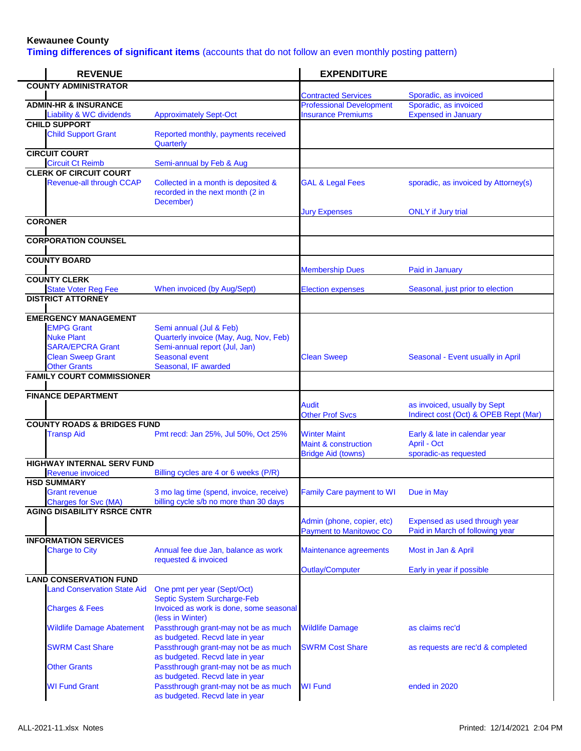**Kewaunee County**

**Timing differences of significant items** (accounts that do not follow an even monthly posting pattern)

| REVENUE | | | EXPENDITURE | |
|---|---|---|---|---|
| **COUNTY ADMINISTRATOR** | | | | |
| | | | Contracted Services | Sporadic, as invoiced |
| **ADMIN-HR & INSURANCE** | | | Professional Development | Sporadic, as invoiced |
| | Liability & WC dividends | Approximately Sept-Oct | Insurance Premiums | Expensed in January |
| **CHILD SUPPORT** | | | | |
| | Child Support Grant | Reported monthly, payments received Quarterly | | |
| **CIRCUIT COURT** | | | | |
| | Circuit Ct Reimb | Semi-annual by Feb & Aug | | |
| **CLERK OF CIRCUIT COURT** | | | | |
| | Revenue-all through CCAP | Collected in a month is deposited & recorded in the next month (2 in December) | GAL & Legal Fees | sporadic, as invoiced by Attorney(s) |
| | | | Jury Expenses | ONLY if Jury trial |
| **CORONER** | | | | |
| **CORPORATION COUNSEL** | | | | |
| **COUNTY BOARD** | | | | |
| | | | Membership Dues | Paid in January |
| **COUNTY CLERK** | | | | |
| | State Voter Reg Fee | When invoiced (by Aug/Sept) | Election expenses | Seasonal, just prior to election |
| **DISTRICT ATTORNEY** | | | | |
| **EMERGENCY MANAGEMENT** | | | | |
| | EMPG Grant | Semi annual (Jul & Feb) | | |
| | Nuke Plant | Quarterly invoice (May, Aug, Nov, Feb) | | |
| | SARA/EPCRA Grant | Semi-annual report (Jul, Jan) | | |
| | Clean Sweep Grant | Seasonal event | Clean Sweep | Seasonal - Event usually in April |
| | Other Grants | Seasonal, IF awarded | | |
| **FAMILY COURT COMMISSIONER** | | | | |
| **FINANCE DEPARTMENT** | | | | |
| | | | Audit | as invoiced, usually by Sept |
| | | | Other Prof Svcs | Indirect cost (Oct) & OPEB Rept (Mar) |
| **COUNTY ROADS & BRIDGES FUND** | | | | |
| | Transp Aid | Pmt recd: Jan 25%, Jul 50%, Oct 25% | Winter Maint | Early & late in calendar year |
| | | | Maint & construction | April - Oct |
| | | | Bridge Aid (towns) | sporadic-as requested |
| **HIGHWAY INTERNAL SERV FUND** | | | | |
| | Revenue invoiced | Billing cycles are 4 or 6 weeks (P/R) | | |
| **HSD SUMMARY** | | | | |
| | Grant revenue | 3 mo lag time (spend, invoice, receive) | Family Care payment to WI | Due in May |
| | Charges for Svc (MA) | billing cycle s/b no more than 30 days | | |
| **AGING DISABILITY RSRCE CNTR** | | | | |
| | | | Admin (phone, copier, etc) | Expensed as used through year |
| | | | Payment to Manitowoc Co | Paid in March of following year |
| **INFORMATION SERVICES** | | | | |
| | Charge to City | Annual fee due Jan, balance as work requested & invoiced | Maintenance agreements | Most in Jan & April |
| | | | Outlay/Computer | Early in year if possible |
| **LAND CONSERVATION FUND** | | | | |
| | Land Conservation State Aid | One pmt per year (Sept/Oct) Septic System Surcharge-Feb | | |
| | Charges & Fees | Invoiced as work is done, some seasonal (less in Winter) | | |
| | Wildlife Damage Abatement | Passthrough grant-may not be as much as budgeted. Recvd late in year | Wildlife Damage | as claims rec'd |
| | SWRM Cast Share | Passthrough grant-may not be as much as budgeted. Recvd late in year | SWRM Cost Share | as requests are rec'd & completed |
| | Other Grants | Passthrough grant-may not be as much as budgeted. Recvd late in year | | |
| | WI Fund Grant | Passthrough grant-may not be as much as budgeted. Recvd late in year | WI Fund | ended in 2020 |

ALL-2021-11.xlsx Notes    Printed: 12/14/2021 2:04 PM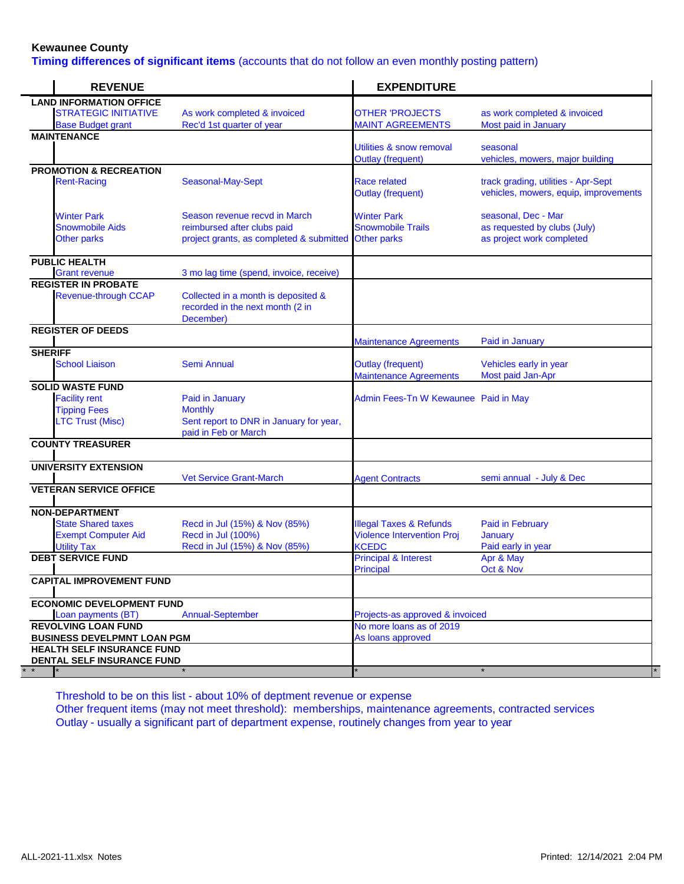**Kewaunee County**

**Timing differences of significant items** (accounts that do not follow an even monthly posting pattern)

| REVENUE | | | EXPENDITURE | |
|---|---|---|---|---|
| **LAND INFORMATION OFFICE** | | | | |
| | STRATEGIC INITIATIVE | As work completed & invoiced | OTHER 'PROJECTS | as work completed & invoiced |
| | Base Budget grant | Rec'd 1st quarter of year | MAINT AGREEMENTS | Most paid in January |
| **MAINTENANCE** | | | | |
| | | | Utilities & snow removal | seasonal |
| | | | Outlay (frequent) | vehicles, mowers, major building |
| **PROMOTION & RECREATION** | | | | |
| | Rent-Racing | Seasonal-May-Sept | Race related | track grading, utilities - Apr-Sept |
| | | | Outlay (frequent) | vehicles, mowers, equip, improvements |
| | Winter Park | Season revenue recvd in March | Winter Park | seasonal, Dec - Mar |
| | Snowmobile Aids | reimbursed after clubs paid | Snowmobile Trails | as requested by clubs (July) |
| | Other parks | project grants, as completed & submitted | Other parks | as project work completed |
| **PUBLIC HEALTH** | | | | |
| | Grant revenue | 3 mo lag time (spend, invoice, receive) | | |
| **REGISTER IN PROBATE** | | | | |
| | Revenue-through CCAP | Collected in a month is deposited & recorded in the next month (2 in December) | | |
| **REGISTER OF DEEDS** | | | | |
| | | | Maintenance Agreements | Paid in January |
| **SHERIFF** | | | | |
| | School Liaison | Semi Annual | Outlay (frequent) | Vehicles early in year |
| | | | Maintenance Agreements | Most paid Jan-Apr |
| **SOLID WASTE FUND** | | | | |
| | Facility rent | Paid in January | Admin Fees-Tn W Kewaunee | Paid in May |
| | Tipping Fees | Monthly | | |
| | LTC Trust (Misc) | Sent report to DNR in January for year, paid in Feb or March | | |
| **COUNTY TREASURER** | | | | |
| **UNIVERSITY EXTENSION** | | | | |
| | | Vet Service Grant-March | Agent Contracts | semi annual - July & Dec |
| **VETERAN SERVICE OFFICE** | | | | |
| **NON-DEPARTMENT** | | | | |
| | State Shared taxes | Recd in Jul (15%) & Nov (85%) | Illegal Taxes & Refunds | Paid in February |
| | Exempt Computer Aid | Recd in Jul (100%) | Violence Intervention Proj | January |
| | Utility Tax | Recd in Jul (15%) & Nov (85%) | KCEDC | Paid early in year |
| **DEBT SERVICE FUND** | | | Principal & Interest | Apr & May |
| | | | Principal | Oct & Nov |
| **CAPITAL IMPROVEMENT FUND** | | | | |
| **ECONOMIC DEVELOPMENT FUND** | | | | |
| | Loan payments (BT) | Annual-September | Projects-as approved & invoiced | |
| **REVOLVING LOAN FUND** | | | No more loans as of 2019 | |
| **BUSINESS DEVELPMNT LOAN PGM** | | | As loans approved | |
| **HEALTH SELF INSURANCE FUND** | | | | |
| **DENTAL SELF INSURANCE FUND** | | | | |
| * * | * | * | * | * |

Threshold to be on this list - about 10% of deptment revenue or expense

Other frequent items (may not meet threshold): memberships, maintenance agreements, contracted services

Outlay - usually a significant part of department expense, routinely changes from year to year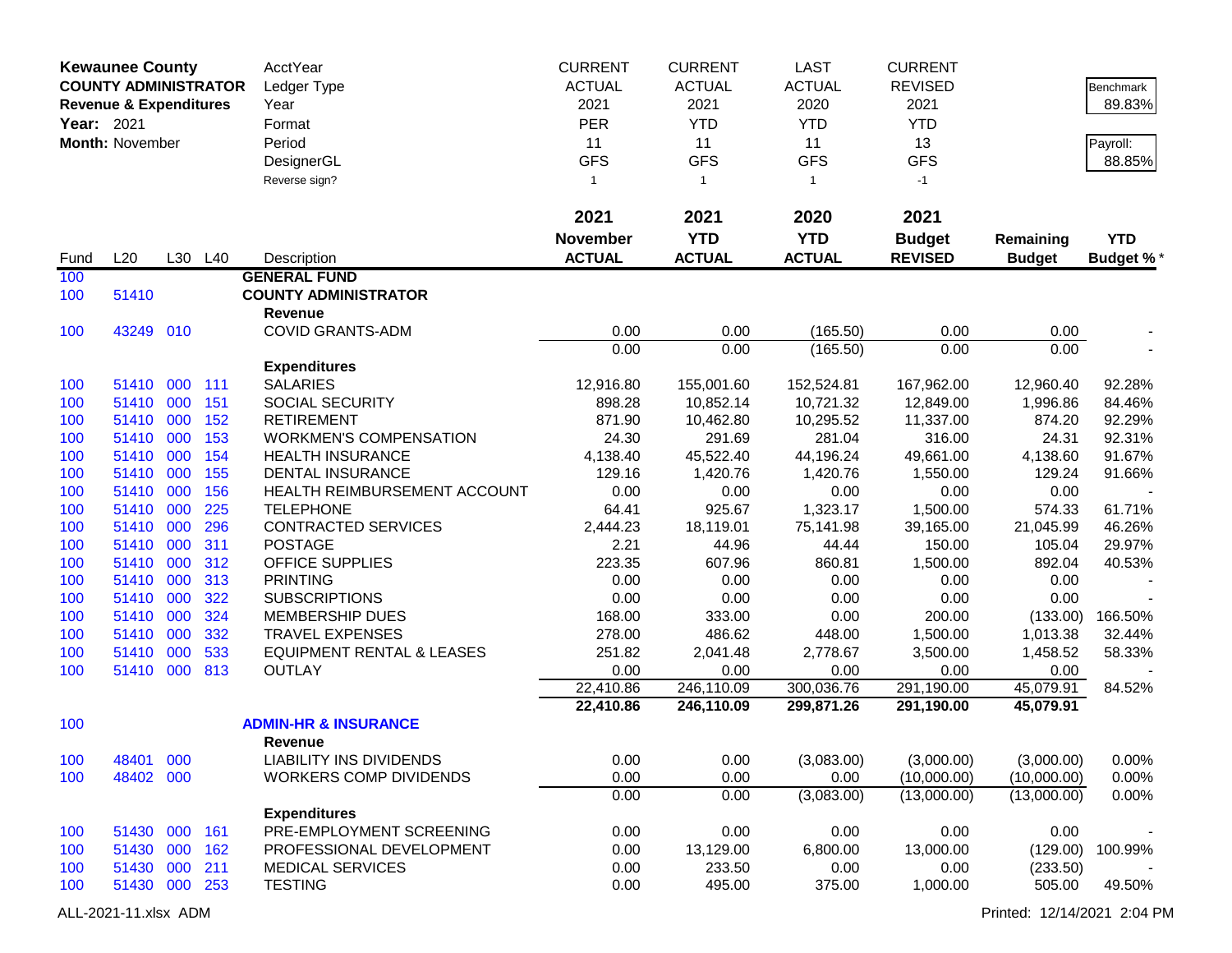**Kewaunee County**
**COUNTY ADMINISTRATOR**
**Revenue & Expenditures**
**Year:** 2021
**Month:** November

| | CURRENT | CURRENT | LAST | CURRENT | | |
|---|---|---|---|---|---|---|
| AcctYear | | | | | | |
| Ledger Type | ACTUAL | ACTUAL | ACTUAL | REVISED | | Benchmark 89.83% |
| Year | 2021 | 2021 | 2020 | 2021 | | |
| Format | PER | YTD | YTD | YTD | | |
| Period | 11 | 11 | 11 | 13 | | Payroll: 88.85% |
| DesignerGL | GFS | GFS | GFS | GFS | | |
| Reverse sign? | 1 | 1 | 1 | -1 | | |

| Fund | L20 | L30 | L40 | Description | 2021 November ACTUAL | 2021 YTD ACTUAL | 2020 YTD ACTUAL | 2021 Budget REVISED | Remaining Budget | YTD Budget % * |
|---|---|---|---|---|---|---|---|---|---|---|
| 100 | | | | **GENERAL FUND** | | | | | | |
| 100 | 51410 | | | **COUNTY ADMINISTRATOR** | | | | | | |
| | | | | **Revenue** | | | | | | |
| 100 | 43249 | 010 | | COVID GRANTS-ADM | 0.00 | 0.00 | (165.50) | 0.00 | 0.00 | - |
| | | | | | 0.00 | 0.00 | (165.50) | 0.00 | 0.00 | - |
| | | | | **Expenditures** | | | | | | |
| 100 | 51410 | 000 | 111 | SALARIES | 12,916.80 | 155,001.60 | 152,524.81 | 167,962.00 | 12,960.40 | 92.28% |
| 100 | 51410 | 000 | 151 | SOCIAL SECURITY | 898.28 | 10,852.14 | 10,721.32 | 12,849.00 | 1,996.86 | 84.46% |
| 100 | 51410 | 000 | 152 | RETIREMENT | 871.90 | 10,462.80 | 10,295.52 | 11,337.00 | 874.20 | 92.29% |
| 100 | 51410 | 000 | 153 | WORKMEN'S COMPENSATION | 24.30 | 291.69 | 281.04 | 316.00 | 24.31 | 92.31% |
| 100 | 51410 | 000 | 154 | HEALTH INSURANCE | 4,138.40 | 45,522.40 | 44,196.24 | 49,661.00 | 4,138.60 | 91.67% |
| 100 | 51410 | 000 | 155 | DENTAL INSURANCE | 129.16 | 1,420.76 | 1,420.76 | 1,550.00 | 129.24 | 91.66% |
| 100 | 51410 | 000 | 156 | HEALTH REIMBURSEMENT ACCOUNT | 0.00 | 0.00 | 0.00 | 0.00 | 0.00 | - |
| 100 | 51410 | 000 | 225 | TELEPHONE | 64.41 | 925.67 | 1,323.17 | 1,500.00 | 574.33 | 61.71% |
| 100 | 51410 | 000 | 296 | CONTRACTED SERVICES | 2,444.23 | 18,119.01 | 75,141.98 | 39,165.00 | 21,045.99 | 46.26% |
| 100 | 51410 | 000 | 311 | POSTAGE | 2.21 | 44.96 | 44.44 | 150.00 | 105.04 | 29.97% |
| 100 | 51410 | 000 | 312 | OFFICE SUPPLIES | 223.35 | 607.96 | 860.81 | 1,500.00 | 892.04 | 40.53% |
| 100 | 51410 | 000 | 313 | PRINTING | 0.00 | 0.00 | 0.00 | 0.00 | 0.00 | - |
| 100 | 51410 | 000 | 322 | SUBSCRIPTIONS | 0.00 | 0.00 | 0.00 | 0.00 | 0.00 | - |
| 100 | 51410 | 000 | 324 | MEMBERSHIP DUES | 168.00 | 333.00 | 0.00 | 200.00 | (133.00) | 166.50% |
| 100 | 51410 | 000 | 332 | TRAVEL EXPENSES | 278.00 | 486.62 | 448.00 | 1,500.00 | 1,013.38 | 32.44% |
| 100 | 51410 | 000 | 533 | EQUIPMENT RENTAL & LEASES | 251.82 | 2,041.48 | 2,778.67 | 3,500.00 | 1,458.52 | 58.33% |
| 100 | 51410 | 000 | 813 | OUTLAY | 0.00 | 0.00 | 0.00 | 0.00 | 0.00 | - |
| | | | | | 22,410.86 | 246,110.09 | 300,036.76 | 291,190.00 | 45,079.91 | 84.52% |
| | | | | | **22,410.86** | **246,110.09** | **299,871.26** | **291,190.00** | **45,079.91** | |
| 100 | | | | **ADMIN-HR & INSURANCE** | | | | | | |
| | | | | **Revenue** | | | | | | |
| 100 | 48401 | 000 | | LIABILITY INS DIVIDENDS | 0.00 | 0.00 | (3,083.00) | (3,000.00) | (3,000.00) | 0.00% |
| 100 | 48402 | 000 | | WORKERS COMP DIVIDENDS | 0.00 | 0.00 | 0.00 | (10,000.00) | (10,000.00) | 0.00% |
| | | | | | 0.00 | 0.00 | (3,083.00) | (13,000.00) | (13,000.00) | 0.00% |
| | | | | **Expenditures** | | | | | | |
| 100 | 51430 | 000 | 161 | PRE-EMPLOYMENT SCREENING | 0.00 | 0.00 | 0.00 | 0.00 | 0.00 | - |
| 100 | 51430 | 000 | 162 | PROFESSIONAL DEVELOPMENT | 0.00 | 13,129.00 | 6,800.00 | 13,000.00 | (129.00) | 100.99% |
| 100 | 51430 | 000 | 211 | MEDICAL SERVICES | 0.00 | 233.50 | 0.00 | 0.00 | (233.50) | - |
| 100 | 51430 | 000 | 253 | TESTING | 0.00 | 495.00 | 375.00 | 1,000.00 | 505.00 | 49.50% |

ALL-2021-11.xlsx ADM	Printed: 12/14/2021 2:04 PM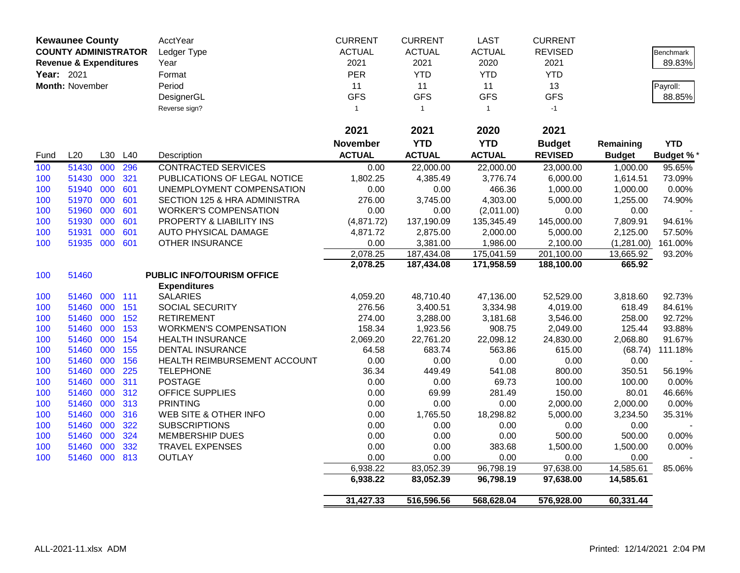**Kewaunee County**
**COUNTY ADMINISTRATOR**
**Revenue & Expenditures**
**Year:** 2021
**Month:** November

| AcctYear | CURRENT | CURRENT | LAST | CURRENT | | |
|---|---|---|---|---|---|---|
| Ledger Type | ACTUAL | ACTUAL | ACTUAL | REVISED | | Benchmark |
| Year | 2021 | 2021 | 2020 | 2021 | | 89.83% |
| Format | PER | YTD | YTD | YTD | | |
| Period | 11 | 11 | 11 | 13 | | Payroll: |
| DesignerGL | GFS | GFS | GFS | GFS | | 88.85% |
| Reverse sign? | 1 | 1 | 1 | -1 | | |

| Fund | L20 | L30 | L40 | Description | 2021 November ACTUAL | 2021 YTD ACTUAL | 2020 YTD ACTUAL | 2021 Budget REVISED | Remaining Budget | YTD Budget %* |
|---|---|---|---|---|---|---|---|---|---|---|
| 100 | 51430 | 000 | 296 | CONTRACTED SERVICES | 0.00 | 22,000.00 | 22,000.00 | 23,000.00 | 1,000.00 | 95.65% |
| 100 | 51430 | 000 | 321 | PUBLICATIONS OF LEGAL NOTICE | 1,802.25 | 4,385.49 | 3,776.74 | 6,000.00 | 1,614.51 | 73.09% |
| 100 | 51940 | 000 | 601 | UNEMPLOYMENT COMPENSATION | 0.00 | 0.00 | 466.36 | 1,000.00 | 1,000.00 | 0.00% |
| 100 | 51970 | 000 | 601 | SECTION 125 & HRA ADMINISTRA | 276.00 | 3,745.00 | 4,303.00 | 5,000.00 | 1,255.00 | 74.90% |
| 100 | 51960 | 000 | 601 | WORKER'S COMPENSATION | 0.00 | 0.00 | (2,011.00) | 0.00 | 0.00 | - |
| 100 | 51930 | 000 | 601 | PROPERTY & LIABILITY INS | (4,871.72) | 137,190.09 | 135,345.49 | 145,000.00 | 7,809.91 | 94.61% |
| 100 | 51931 | 000 | 601 | AUTO PHYSICAL DAMAGE | 4,871.72 | 2,875.00 | 2,000.00 | 5,000.00 | 2,125.00 | 57.50% |
| 100 | 51935 | 000 | 601 | OTHER INSURANCE | 0.00 | 3,381.00 | 1,986.00 | 2,100.00 | (1,281.00) | 161.00% |
| | | | | | 2,078.25 | 187,434.08 | 175,041.59 | 201,100.00 | 13,665.92 | 93.20% |
| | | | | | **2,078.25** | **187,434.08** | **171,958.59** | **188,100.00** | **665.92** | |
| 100 | 51460 | | | **PUBLIC INFO/TOURISM OFFICE** | | | | | | |
| | | | | **Expenditures** | | | | | | |
| 100 | 51460 | 000 | 111 | SALARIES | 4,059.20 | 48,710.40 | 47,136.00 | 52,529.00 | 3,818.60 | 92.73% |
| 100 | 51460 | 000 | 151 | SOCIAL SECURITY | 276.56 | 3,400.51 | 3,334.98 | 4,019.00 | 618.49 | 84.61% |
| 100 | 51460 | 000 | 152 | RETIREMENT | 274.00 | 3,288.00 | 3,181.68 | 3,546.00 | 258.00 | 92.72% |
| 100 | 51460 | 000 | 153 | WORKMEN'S COMPENSATION | 158.34 | 1,923.56 | 908.75 | 2,049.00 | 125.44 | 93.88% |
| 100 | 51460 | 000 | 154 | HEALTH INSURANCE | 2,069.20 | 22,761.20 | 22,098.12 | 24,830.00 | 2,068.80 | 91.67% |
| 100 | 51460 | 000 | 155 | DENTAL INSURANCE | 64.58 | 683.74 | 563.86 | 615.00 | (68.74) | 111.18% |
| 100 | 51460 | 000 | 156 | HEALTH REIMBURSEMENT ACCOUNT | 0.00 | 0.00 | 0.00 | 0.00 | 0.00 | - |
| 100 | 51460 | 000 | 225 | TELEPHONE | 36.34 | 449.49 | 541.08 | 800.00 | 350.51 | 56.19% |
| 100 | 51460 | 000 | 311 | POSTAGE | 0.00 | 0.00 | 69.73 | 100.00 | 100.00 | 0.00% |
| 100 | 51460 | 000 | 312 | OFFICE SUPPLIES | 0.00 | 69.99 | 281.49 | 150.00 | 80.01 | 46.66% |
| 100 | 51460 | 000 | 313 | PRINTING | 0.00 | 0.00 | 0.00 | 2,000.00 | 2,000.00 | 0.00% |
| 100 | 51460 | 000 | 316 | WEB SITE & OTHER INFO | 0.00 | 1,765.50 | 18,298.82 | 5,000.00 | 3,234.50 | 35.31% |
| 100 | 51460 | 000 | 322 | SUBSCRIPTIONS | 0.00 | 0.00 | 0.00 | 0.00 | 0.00 | - |
| 100 | 51460 | 000 | 324 | MEMBERSHIP DUES | 0.00 | 0.00 | 0.00 | 500.00 | 500.00 | 0.00% |
| 100 | 51460 | 000 | 332 | TRAVEL EXPENSES | 0.00 | 0.00 | 383.68 | 1,500.00 | 1,500.00 | 0.00% |
| 100 | 51460 | 000 | 813 | OUTLAY | 0.00 | 0.00 | 0.00 | 0.00 | 0.00 | - |
| | | | | | 6,938.22 | 83,052.39 | 96,798.19 | 97,638.00 | 14,585.61 | 85.06% |
| | | | | | **6,938.22** | **83,052.39** | **96,798.19** | **97,638.00** | **14,585.61** | |
| | | | | | **31,427.33** | **516,596.56** | **568,628.04** | **576,928.00** | **60,331.44** | |

ALL-2021-11.xlsx ADM    Printed: 12/14/2021 2:04 PM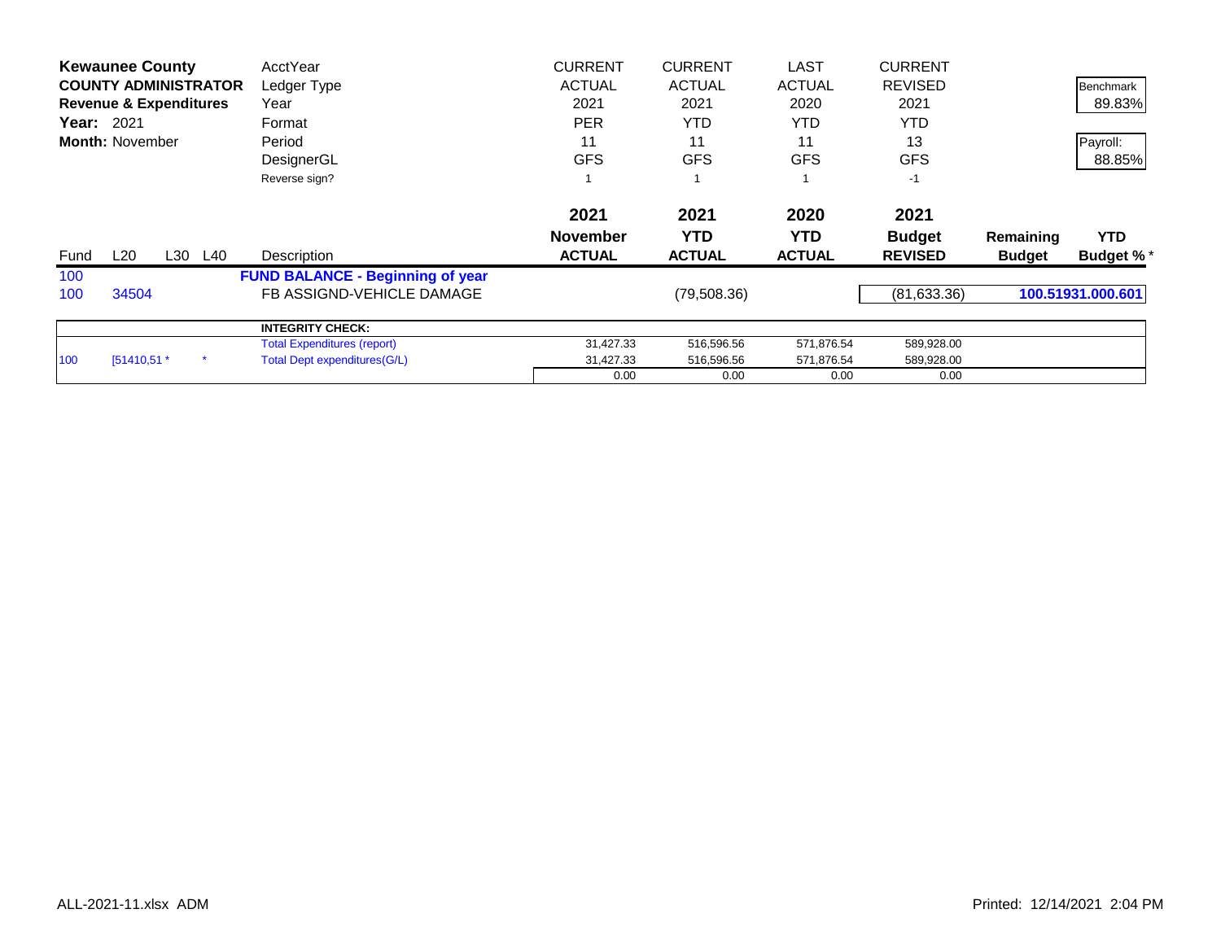| **Kewaunee County** | | | | AcctYear | CURRENT | CURRENT | LAST | CURRENT | | |
|---|---|---|---|---|---|---|---|---|---|---|
| **COUNTY ADMINISTRATOR** | | | | Ledger Type | ACTUAL | ACTUAL | ACTUAL | REVISED | | Benchmark |
| **Revenue & Expenditures** | | | | Year | 2021 | 2021 | 2020 | 2021 | | 89.83% |
| **Year:** 2021 | | | | Format | PER | YTD | YTD | YTD | | |
| **Month:** November | | | | Period | 11 | 11 | 11 | 13 | | Payroll: |
| | | | | DesignerGL | GFS | GFS | GFS | GFS | | 88.85% |
| | | | | Reverse sign? | 1 | 1 | 1 | -1 | | |

| Fund | L20 | L30 | L40 | Description | **2021 November ACTUAL** | **2021 YTD ACTUAL** | **2020 YTD ACTUAL** | **2021 Budget REVISED** | **Remaining Budget** | **YTD Budget %*** |
|---|---|---|---|---|---|---|---|---|---|---|
| 100 | | | | **FUND BALANCE - Beginning of year** | | | | | | |
| 100 | 34504 | | | FB ASSIGND-VEHICLE DAMAGE | | (79,508.36) | | (81,633.36) | | **100.51931.000.601** |
| | | | | **INTEGRITY CHECK:** | | | | | | |
| | | | | Total Expenditures (report) | 31,427.33 | 516,596.56 | 571,876.54 | 589,928.00 | | |
| 100 | [51410,51 * | | * | Total Dept expenditures(G/L) | 31,427.33 | 516,596.56 | 571,876.54 | 589,928.00 | | |
| | | | | | 0.00 | 0.00 | 0.00 | 0.00 | | |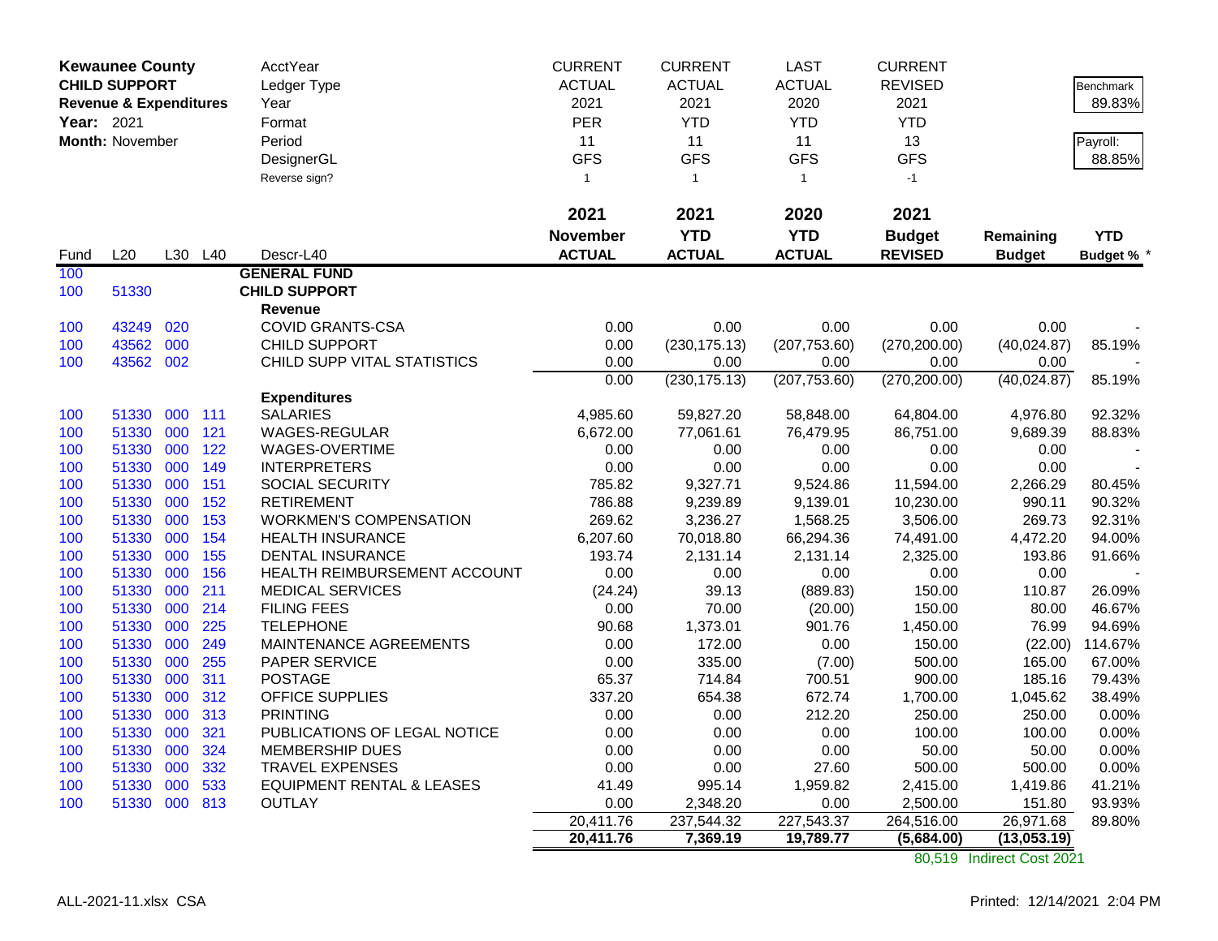**Kewaunee County**
**CHILD SUPPORT**
**Revenue & Expenditures**
**Year:** 2021
**Month:** November

| | AcctYear | CURRENT | CURRENT | LAST | CURRENT |
|---|---|---|---|---|---|
| | Ledger Type | ACTUAL | ACTUAL | ACTUAL | REVISED |
| | Year | 2021 | 2021 | 2020 | 2021 |
| | Format | PER | YTD | YTD | YTD |
| | Period | 11 | 11 | 11 | 13 |
| | DesignerGL | GFS | GFS | GFS | GFS |
| | Reverse sign? | 1 | 1 | 1 | -1 |

Benchmark: 89.83%
Payroll: 88.85%

| Fund | L20 | L30 | L40 | Descr-L40 | 2021 November ACTUAL | 2021 YTD ACTUAL | 2020 YTD ACTUAL | 2021 Budget REVISED | Remaining Budget | YTD Budget % * |
|---|---|---|---|---|---|---|---|---|---|---|
| 100 | | | | **GENERAL FUND** | | | | | | |
| 100 | 51330 | | | **CHILD SUPPORT** | | | | | | |
| | | | | **Revenue** | | | | | | |
| 100 | 43249 | 020 | | COVID GRANTS-CSA | 0.00 | 0.00 | 0.00 | 0.00 | 0.00 | - |
| 100 | 43562 | 000 | | CHILD SUPPORT | 0.00 | (230,175.13) | (207,753.60) | (270,200.00) | (40,024.87) | 85.19% |
| 100 | 43562 | 002 | | CHILD SUPP VITAL STATISTICS | 0.00 | 0.00 | 0.00 | 0.00 | 0.00 | - |
| | | | | | 0.00 | (230,175.13) | (207,753.60) | (270,200.00) | (40,024.87) | 85.19% |
| | | | | **Expenditures** | | | | | | |
| 100 | 51330 | 000 | 111 | SALARIES | 4,985.60 | 59,827.20 | 58,848.00 | 64,804.00 | 4,976.80 | 92.32% |
| 100 | 51330 | 000 | 121 | WAGES-REGULAR | 6,672.00 | 77,061.61 | 76,479.95 | 86,751.00 | 9,689.39 | 88.83% |
| 100 | 51330 | 000 | 122 | WAGES-OVERTIME | 0.00 | 0.00 | 0.00 | 0.00 | 0.00 | - |
| 100 | 51330 | 000 | 149 | INTERPRETERS | 0.00 | 0.00 | 0.00 | 0.00 | 0.00 | - |
| 100 | 51330 | 000 | 151 | SOCIAL SECURITY | 785.82 | 9,327.71 | 9,524.86 | 11,594.00 | 2,266.29 | 80.45% |
| 100 | 51330 | 000 | 152 | RETIREMENT | 786.88 | 9,239.89 | 9,139.01 | 10,230.00 | 990.11 | 90.32% |
| 100 | 51330 | 000 | 153 | WORKMEN'S COMPENSATION | 269.62 | 3,236.27 | 1,568.25 | 3,506.00 | 269.73 | 92.31% |
| 100 | 51330 | 000 | 154 | HEALTH INSURANCE | 6,207.60 | 70,018.80 | 66,294.36 | 74,491.00 | 4,472.20 | 94.00% |
| 100 | 51330 | 000 | 155 | DENTAL INSURANCE | 193.74 | 2,131.14 | 2,131.14 | 2,325.00 | 193.86 | 91.66% |
| 100 | 51330 | 000 | 156 | HEALTH REIMBURSEMENT ACCOUNT | 0.00 | 0.00 | 0.00 | 0.00 | 0.00 | - |
| 100 | 51330 | 000 | 211 | MEDICAL SERVICES | (24.24) | 39.13 | (889.83) | 150.00 | 110.87 | 26.09% |
| 100 | 51330 | 000 | 214 | FILING FEES | 0.00 | 70.00 | (20.00) | 150.00 | 80.00 | 46.67% |
| 100 | 51330 | 000 | 225 | TELEPHONE | 90.68 | 1,373.01 | 901.76 | 1,450.00 | 76.99 | 94.69% |
| 100 | 51330 | 000 | 249 | MAINTENANCE AGREEMENTS | 0.00 | 172.00 | 0.00 | 150.00 | (22.00) | 114.67% |
| 100 | 51330 | 000 | 255 | PAPER SERVICE | 0.00 | 335.00 | (7.00) | 500.00 | 165.00 | 67.00% |
| 100 | 51330 | 000 | 311 | POSTAGE | 65.37 | 714.84 | 700.51 | 900.00 | 185.16 | 79.43% |
| 100 | 51330 | 000 | 312 | OFFICE SUPPLIES | 337.20 | 654.38 | 672.74 | 1,700.00 | 1,045.62 | 38.49% |
| 100 | 51330 | 000 | 313 | PRINTING | 0.00 | 0.00 | 212.20 | 250.00 | 250.00 | 0.00% |
| 100 | 51330 | 000 | 321 | PUBLICATIONS OF LEGAL NOTICE | 0.00 | 0.00 | 0.00 | 100.00 | 100.00 | 0.00% |
| 100 | 51330 | 000 | 324 | MEMBERSHIP DUES | 0.00 | 0.00 | 0.00 | 50.00 | 50.00 | 0.00% |
| 100 | 51330 | 000 | 332 | TRAVEL EXPENSES | 0.00 | 0.00 | 27.60 | 500.00 | 500.00 | 0.00% |
| 100 | 51330 | 000 | 533 | EQUIPMENT RENTAL & LEASES | 41.49 | 995.14 | 1,959.82 | 2,415.00 | 1,419.86 | 41.21% |
| 100 | 51330 | 000 | 813 | OUTLAY | 0.00 | 2,348.20 | 0.00 | 2,500.00 | 151.80 | 93.93% |
| | | | | | 20,411.76 | 237,544.32 | 227,543.37 | 264,516.00 | 26,971.68 | 89.80% |
| | | | | | **20,411.76** | **7,369.19** | **19,789.77** | **(5,684.00)** | **(13,053.19)** | |

80,519 Indirect Cost 2021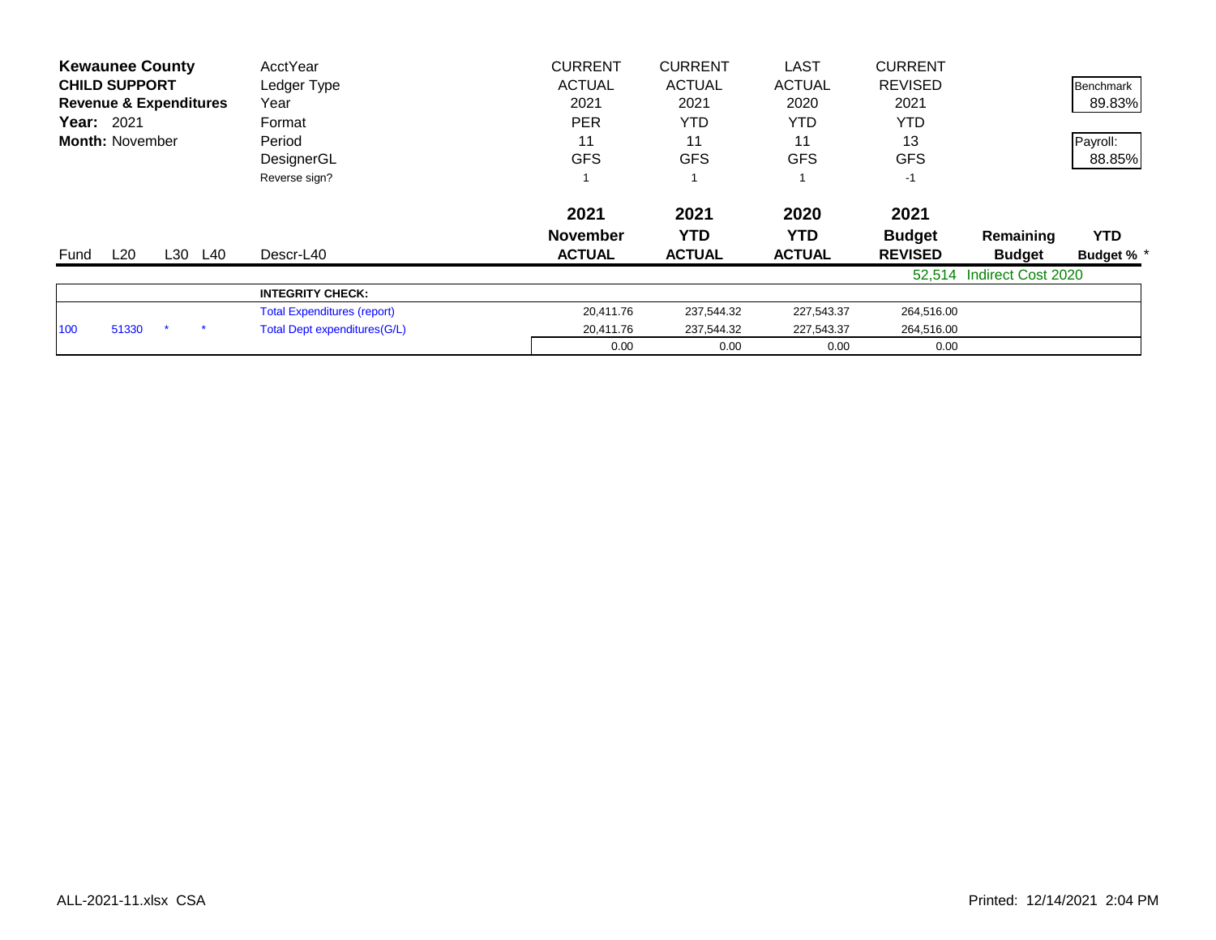**Kewaunee County**
**CHILD SUPPORT**
**Revenue & Expenditures**
**Year:** 2021
**Month:** November

| | | | | | | | | | | |
|---|---|---|---|---|---|---|---|---|---|---|
| | | | | AcctYear | CURRENT | CURRENT | LAST | CURRENT | | |
| | | | | Ledger Type | ACTUAL | ACTUAL | ACTUAL | REVISED | | Benchmark |
| | | | | Year | 2021 | 2021 | 2020 | 2021 | | 89.83% |
| | | | | Format | PER | YTD | YTD | YTD | | |
| | | | | Period | 11 | 11 | 11 | 13 | | Payroll: |
| | | | | DesignerGL | GFS | GFS | GFS | GFS | | 88.85% |
| | | | | Reverse sign? | 1 | 1 | 1 | -1 | | |

| Fund | L20 | L30 | L40 | Descr-L40 | 2021 November ACTUAL | 2021 YTD ACTUAL | 2020 YTD ACTUAL | 2021 Budget REVISED | Remaining Budget | YTD Budget % * |
|---|---|---|---|---|---|---|---|---|---|---|
| | | | | | | | | 52,514 | Indirect Cost 2020 | |
| | | | | **INTEGRITY CHECK:** | | | | | | |
| | | | | Total Expenditures (report) | 20,411.76 | 237,544.32 | 227,543.37 | 264,516.00 | | |
| 100 | 51330 | * | * | Total Dept expenditures(G/L) | 20,411.76 | 237,544.32 | 227,543.37 | 264,516.00 | | |
| | | | | | 0.00 | 0.00 | 0.00 | 0.00 | | |

ALL-2021-11.xlsx CSA

Printed: 12/14/2021 2:04 PM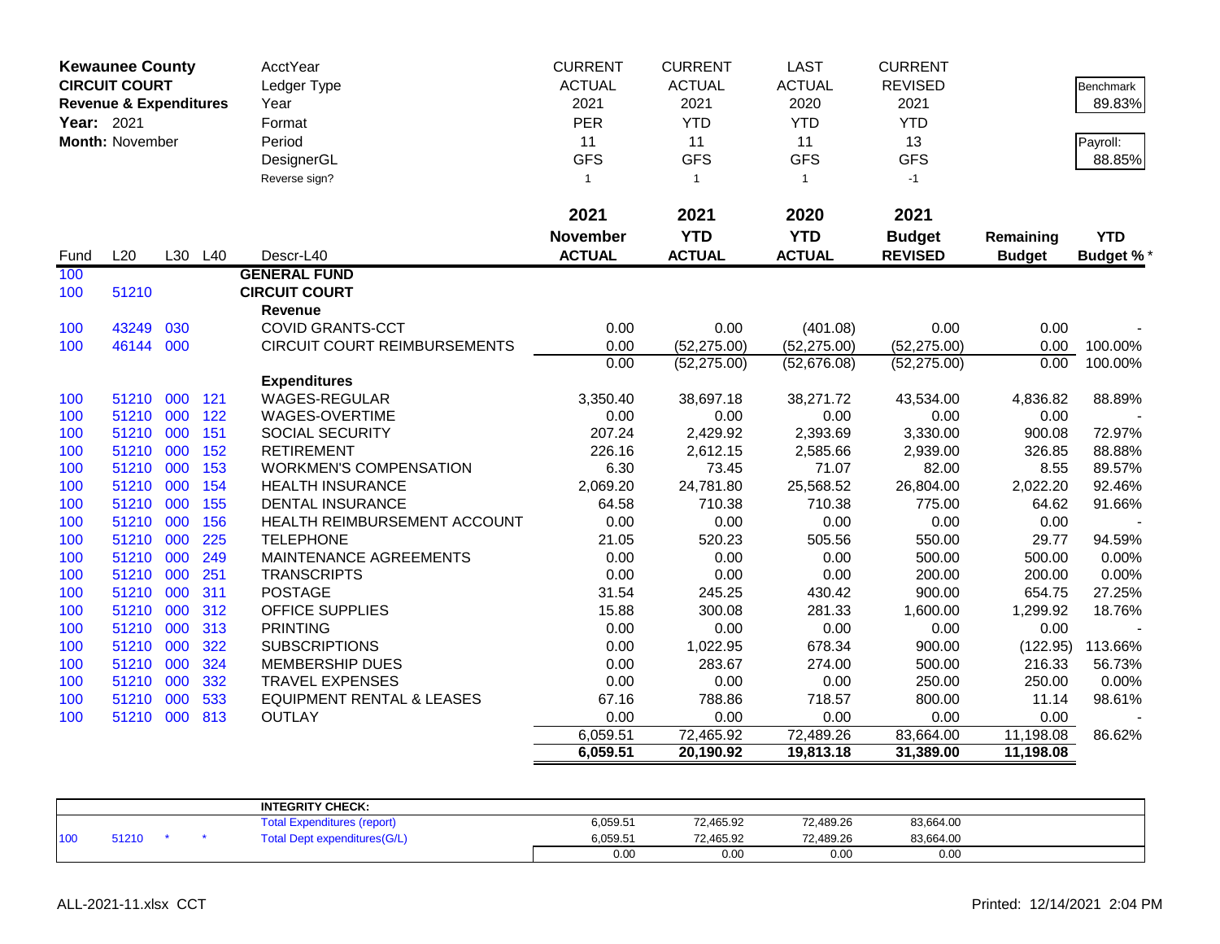**Kewaunee County**
**CIRCUIT COURT**
**Revenue & Expenditures**
**Year:** 2021
**Month:** November

| | | | | | | | | |
|---|---|---|---|---|---|---|---|---|
| AcctYear | CURRENT | CURRENT | LAST | CURRENT | | Benchmark |
| Ledger Type | ACTUAL | ACTUAL | ACTUAL | REVISED | | 89.83% |
| Year | 2021 | 2021 | 2020 | 2021 | | |
| Format | PER | YTD | YTD | YTD | | Payroll: |
| Period | 11 | 11 | 11 | 13 | | 88.85% |
| DesignerGL | GFS | GFS | GFS | GFS | | |
| Reverse sign? | 1 | 1 | 1 | -1 | | |

| Fund | L20 | L30 | L40 | Descr-L40 | 2021 November ACTUAL | 2021 YTD ACTUAL | 2020 YTD ACTUAL | 2021 Budget REVISED | Remaining Budget | YTD Budget % * |
|---|---|---|---|---|---|---|---|---|---|---|
| 100 | | | | **GENERAL FUND** | | | | | | |
| 100 | 51210 | | | **CIRCUIT COURT** | | | | | | |
| | | | | **Revenue** | | | | | | |
| 100 | 43249 | 030 | | COVID GRANTS-CCT | 0.00 | 0.00 | (401.08) | 0.00 | 0.00 | - |
| 100 | 46144 | 000 | | CIRCUIT COURT REIMBURSEMENTS | 0.00 | (52,275.00) | (52,275.00) | (52,275.00) | 0.00 | 100.00% |
| | | | | | 0.00 | (52,275.00) | (52,676.08) | (52,275.00) | 0.00 | 100.00% |
| | | | | **Expenditures** | | | | | | |
| 100 | 51210 | 000 | 121 | WAGES-REGULAR | 3,350.40 | 38,697.18 | 38,271.72 | 43,534.00 | 4,836.82 | 88.89% |
| 100 | 51210 | 000 | 122 | WAGES-OVERTIME | 0.00 | 0.00 | 0.00 | 0.00 | 0.00 | - |
| 100 | 51210 | 000 | 151 | SOCIAL SECURITY | 207.24 | 2,429.92 | 2,393.69 | 3,330.00 | 900.08 | 72.97% |
| 100 | 51210 | 000 | 152 | RETIREMENT | 226.16 | 2,612.15 | 2,585.66 | 2,939.00 | 326.85 | 88.88% |
| 100 | 51210 | 000 | 153 | WORKMEN'S COMPENSATION | 6.30 | 73.45 | 71.07 | 82.00 | 8.55 | 89.57% |
| 100 | 51210 | 000 | 154 | HEALTH INSURANCE | 2,069.20 | 24,781.80 | 25,568.52 | 26,804.00 | 2,022.20 | 92.46% |
| 100 | 51210 | 000 | 155 | DENTAL INSURANCE | 64.58 | 710.38 | 710.38 | 775.00 | 64.62 | 91.66% |
| 100 | 51210 | 000 | 156 | HEALTH REIMBURSEMENT ACCOUNT | 0.00 | 0.00 | 0.00 | 0.00 | 0.00 | - |
| 100 | 51210 | 000 | 225 | TELEPHONE | 21.05 | 520.23 | 505.56 | 550.00 | 29.77 | 94.59% |
| 100 | 51210 | 000 | 249 | MAINTENANCE AGREEMENTS | 0.00 | 0.00 | 0.00 | 500.00 | 500.00 | 0.00% |
| 100 | 51210 | 000 | 251 | TRANSCRIPTS | 0.00 | 0.00 | 0.00 | 200.00 | 200.00 | 0.00% |
| 100 | 51210 | 000 | 311 | POSTAGE | 31.54 | 245.25 | 430.42 | 900.00 | 654.75 | 27.25% |
| 100 | 51210 | 000 | 312 | OFFICE SUPPLIES | 15.88 | 300.08 | 281.33 | 1,600.00 | 1,299.92 | 18.76% |
| 100 | 51210 | 000 | 313 | PRINTING | 0.00 | 0.00 | 0.00 | 0.00 | 0.00 | - |
| 100 | 51210 | 000 | 322 | SUBSCRIPTIONS | 0.00 | 1,022.95 | 678.34 | 900.00 | (122.95) | 113.66% |
| 100 | 51210 | 000 | 324 | MEMBERSHIP DUES | 0.00 | 283.67 | 274.00 | 500.00 | 216.33 | 56.73% |
| 100 | 51210 | 000 | 332 | TRAVEL EXPENSES | 0.00 | 0.00 | 0.00 | 250.00 | 250.00 | 0.00% |
| 100 | 51210 | 000 | 533 | EQUIPMENT RENTAL & LEASES | 67.16 | 788.86 | 718.57 | 800.00 | 11.14 | 98.61% |
| 100 | 51210 | 000 | 813 | OUTLAY | 0.00 | 0.00 | 0.00 | 0.00 | 0.00 | - |
| | | | | | 6,059.51 | 72,465.92 | 72,489.26 | 83,664.00 | 11,198.08 | 86.62% |
| | | | | | **6,059.51** | **20,190.92** | **19,813.18** | **31,389.00** | **11,198.08** | |

| | | | | | | | | |
|---|---|---|---|---|---|---|---|---|
| | | | | **INTEGRITY CHECK:** | | | | |
| | | | | Total Expenditures (report) | 6,059.51 | 72,465.92 | 72,489.26 | 83,664.00 |
| 100 | 51210 | * | * | Total Dept expenditures(G/L) | 6,059.51 | 72,465.92 | 72,489.26 | 83,664.00 |
| | | | | | 0.00 | 0.00 | 0.00 | 0.00 |

ALL-2021-11.xlsx CCT

Printed: 12/14/2021 2:04 PM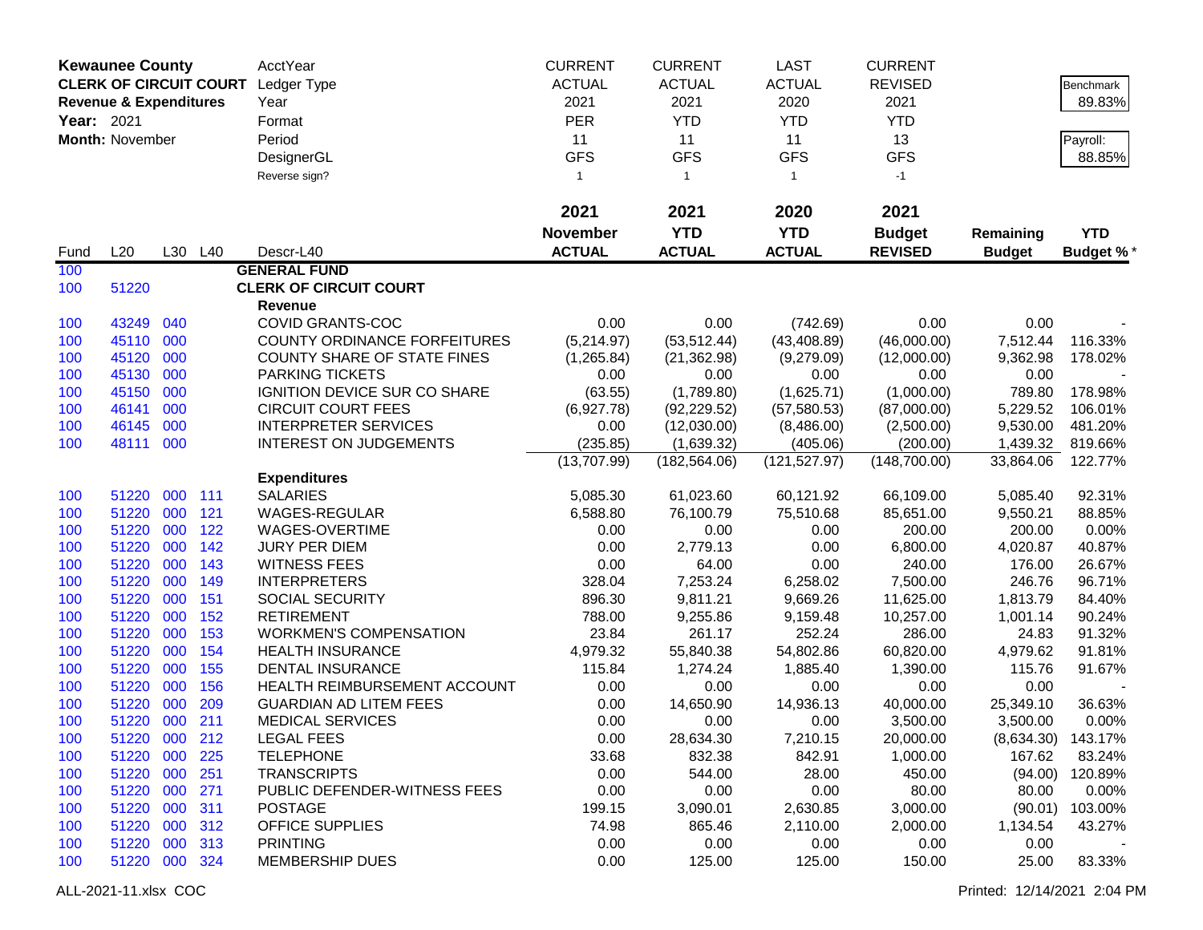**Kewaunee County**
**CLERK OF CIRCUIT COURT**
**Revenue & Expenditures**
**Year:** 2021
**Month:** November

| AcctYear | CURRENT | CURRENT | LAST | CURRENT |
|---|---|---|---|---|
| Ledger Type | ACTUAL | ACTUAL | ACTUAL | REVISED |
| Year | 2021 | 2021 | 2020 | 2021 |
| Format | PER | YTD | YTD | YTD |
| Period | 11 | 11 | 11 | 13 |
| DesignerGL | GFS | GFS | GFS | GFS |
| Reverse sign? | 1 | 1 | 1 | -1 |

Benchmark: 89.83%
Payroll: 88.85%

| Fund | L20 | L30 | L40 | Descr-L40 | 2021 November ACTUAL | 2021 YTD ACTUAL | 2020 YTD ACTUAL | 2021 Budget REVISED | Remaining Budget | YTD Budget % * |
|---|---|---|---|---|---|---|---|---|---|---|
| 100 | | | | **GENERAL FUND** | | | | | | |
| 100 | 51220 | | | **CLERK OF CIRCUIT COURT** | | | | | | |
| | | | | **Revenue** | | | | | | |
| 100 | 43249 | 040 | | COVID GRANTS-COC | 0.00 | 0.00 | (742.69) | 0.00 | 0.00 | - |
| 100 | 45110 | 000 | | COUNTY ORDINANCE FORFEITURES | (5,214.97) | (53,512.44) | (43,408.89) | (46,000.00) | 7,512.44 | 116.33% |
| 100 | 45120 | 000 | | COUNTY SHARE OF STATE FINES | (1,265.84) | (21,362.98) | (9,279.09) | (12,000.00) | 9,362.98 | 178.02% |
| 100 | 45130 | 000 | | PARKING TICKETS | 0.00 | 0.00 | 0.00 | 0.00 | 0.00 | - |
| 100 | 45150 | 000 | | IGNITION DEVICE SUR CO SHARE | (63.55) | (1,789.80) | (1,625.71) | (1,000.00) | 789.80 | 178.98% |
| 100 | 46141 | 000 | | CIRCUIT COURT FEES | (6,927.78) | (92,229.52) | (57,580.53) | (87,000.00) | 5,229.52 | 106.01% |
| 100 | 46145 | 000 | | INTERPRETER SERVICES | 0.00 | (12,030.00) | (8,486.00) | (2,500.00) | 9,530.00 | 481.20% |
| 100 | 48111 | 000 | | INTEREST ON JUDGEMENTS | (235.85) | (1,639.32) | (405.06) | (200.00) | 1,439.32 | 819.66% |
| | | | | | (13,707.99) | (182,564.06) | (121,527.97) | (148,700.00) | 33,864.06 | 122.77% |
| | | | | **Expenditures** | | | | | | |
| 100 | 51220 | 000 | 111 | SALARIES | 5,085.30 | 61,023.60 | 60,121.92 | 66,109.00 | 5,085.40 | 92.31% |
| 100 | 51220 | 000 | 121 | WAGES-REGULAR | 6,588.80 | 76,100.79 | 75,510.68 | 85,651.00 | 9,550.21 | 88.85% |
| 100 | 51220 | 000 | 122 | WAGES-OVERTIME | 0.00 | 0.00 | 0.00 | 200.00 | 200.00 | 0.00% |
| 100 | 51220 | 000 | 142 | JURY PER DIEM | 0.00 | 2,779.13 | 0.00 | 6,800.00 | 4,020.87 | 40.87% |
| 100 | 51220 | 000 | 143 | WITNESS FEES | 0.00 | 64.00 | 0.00 | 240.00 | 176.00 | 26.67% |
| 100 | 51220 | 000 | 149 | INTERPRETERS | 328.04 | 7,253.24 | 6,258.02 | 7,500.00 | 246.76 | 96.71% |
| 100 | 51220 | 000 | 151 | SOCIAL SECURITY | 896.30 | 9,811.21 | 9,669.26 | 11,625.00 | 1,813.79 | 84.40% |
| 100 | 51220 | 000 | 152 | RETIREMENT | 788.00 | 9,255.86 | 9,159.48 | 10,257.00 | 1,001.14 | 90.24% |
| 100 | 51220 | 000 | 153 | WORKMEN'S COMPENSATION | 23.84 | 261.17 | 252.24 | 286.00 | 24.83 | 91.32% |
| 100 | 51220 | 000 | 154 | HEALTH INSURANCE | 4,979.32 | 55,840.38 | 54,802.86 | 60,820.00 | 4,979.62 | 91.81% |
| 100 | 51220 | 000 | 155 | DENTAL INSURANCE | 115.84 | 1,274.24 | 1,885.40 | 1,390.00 | 115.76 | 91.67% |
| 100 | 51220 | 000 | 156 | HEALTH REIMBURSEMENT ACCOUNT | 0.00 | 0.00 | 0.00 | 0.00 | 0.00 | - |
| 100 | 51220 | 000 | 209 | GUARDIAN AD LITEM FEES | 0.00 | 14,650.90 | 14,936.13 | 40,000.00 | 25,349.10 | 36.63% |
| 100 | 51220 | 000 | 211 | MEDICAL SERVICES | 0.00 | 0.00 | 0.00 | 3,500.00 | 3,500.00 | 0.00% |
| 100 | 51220 | 000 | 212 | LEGAL FEES | 0.00 | 28,634.30 | 7,210.15 | 20,000.00 | (8,634.30) | 143.17% |
| 100 | 51220 | 000 | 225 | TELEPHONE | 33.68 | 832.38 | 842.91 | 1,000.00 | 167.62 | 83.24% |
| 100 | 51220 | 000 | 251 | TRANSCRIPTS | 0.00 | 544.00 | 28.00 | 450.00 | (94.00) | 120.89% |
| 100 | 51220 | 000 | 271 | PUBLIC DEFENDER-WITNESS FEES | 0.00 | 0.00 | 0.00 | 80.00 | 80.00 | 0.00% |
| 100 | 51220 | 000 | 311 | POSTAGE | 199.15 | 3,090.01 | 2,630.85 | 3,000.00 | (90.01) | 103.00% |
| 100 | 51220 | 000 | 312 | OFFICE SUPPLIES | 74.98 | 865.46 | 2,110.00 | 2,000.00 | 1,134.54 | 43.27% |
| 100 | 51220 | 000 | 313 | PRINTING | 0.00 | 0.00 | 0.00 | 0.00 | 0.00 | - |
| 100 | 51220 | 000 | 324 | MEMBERSHIP DUES | 0.00 | 125.00 | 125.00 | 150.00 | 25.00 | 83.33% |

ALL-2021-11.xlsx COC

Printed: 12/14/2021 2:04 PM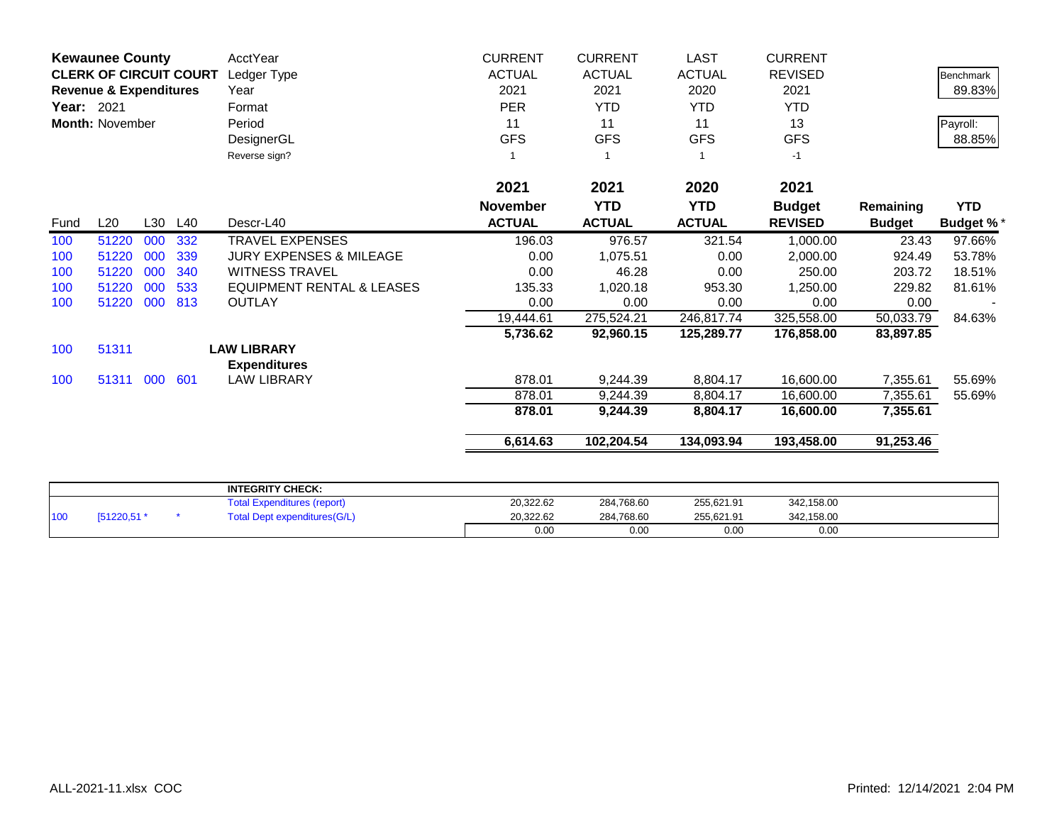**Kewaunee County**
**CLERK OF CIRCUIT COURT**
**Revenue & Expenditures**
**Year:** 2021
**Month:** November

| | CURRENT | CURRENT | LAST | CURRENT |
|---|---|---|---|---|
| AcctYear | | | | |
| Ledger Type | ACTUAL | ACTUAL | ACTUAL | REVISED |
| Year | 2021 | 2021 | 2020 | 2021 |
| Format | PER | YTD | YTD | YTD |
| Period | 11 | 11 | 11 | 13 |
| DesignerGL | GFS | GFS | GFS | GFS |
| Reverse sign? | 1 | 1 | 1 | -1 |

Benchmark: 89.83%

Payroll: 88.85%

| Fund | L20 | L30 | L40 | Descr-L40 | 2021 November ACTUAL | 2021 YTD ACTUAL | 2020 YTD ACTUAL | 2021 Budget REVISED | Remaining Budget | YTD Budget % * |
|---|---|---|---|---|---|---|---|---|---|---|
| 100 | 51220 | 000 | 332 | TRAVEL EXPENSES | 196.03 | 976.57 | 321.54 | 1,000.00 | 23.43 | 97.66% |
| 100 | 51220 | 000 | 339 | JURY EXPENSES & MILEAGE | 0.00 | 1,075.51 | 0.00 | 2,000.00 | 924.49 | 53.78% |
| 100 | 51220 | 000 | 340 | WITNESS TRAVEL | 0.00 | 46.28 | 0.00 | 250.00 | 203.72 | 18.51% |
| 100 | 51220 | 000 | 533 | EQUIPMENT RENTAL & LEASES | 135.33 | 1,020.18 | 953.30 | 1,250.00 | 229.82 | 81.61% |
| 100 | 51220 | 000 | 813 | OUTLAY | 0.00 | 0.00 | 0.00 | 0.00 | 0.00 | - |
| | | | | | 19,444.61 | 275,524.21 | 246,817.74 | 325,558.00 | 50,033.79 | 84.63% |
| | | | | | **5,736.62** | **92,960.15** | **125,289.77** | **176,858.00** | **83,897.85** | |
| 100 | 51311 | | | **LAW LIBRARY** | | | | | | |
| | | | | **Expenditures** | | | | | | |
| 100 | 51311 | 000 | 601 | LAW LIBRARY | 878.01 | 9,244.39 | 8,804.17 | 16,600.00 | 7,355.61 | 55.69% |
| | | | | | 878.01 | 9,244.39 | 8,804.17 | 16,600.00 | 7,355.61 | 55.69% |
| | | | | | **878.01** | **9,244.39** | **8,804.17** | **16,600.00** | **7,355.61** | |
| | | | | | **6,614.63** | **102,204.54** | **134,093.94** | **193,458.00** | **91,253.46** | |

| | | | | INTEGRITY CHECK: | | | | |
|---|---|---|---|---|---|---|---|---|
| | | | | Total Expenditures (report) | 20,322.62 | 284,768.60 | 255,621.91 | 342,158.00 |
| 100 | [51220,51 * | | * | Total Dept expenditures(G/L) | 20,322.62 | 284,768.60 | 255,621.91 | 342,158.00 |
| | | | | | 0.00 | 0.00 | 0.00 | 0.00 |

ALL-2021-11.xlsx COC

Printed: 12/14/2021 2:04 PM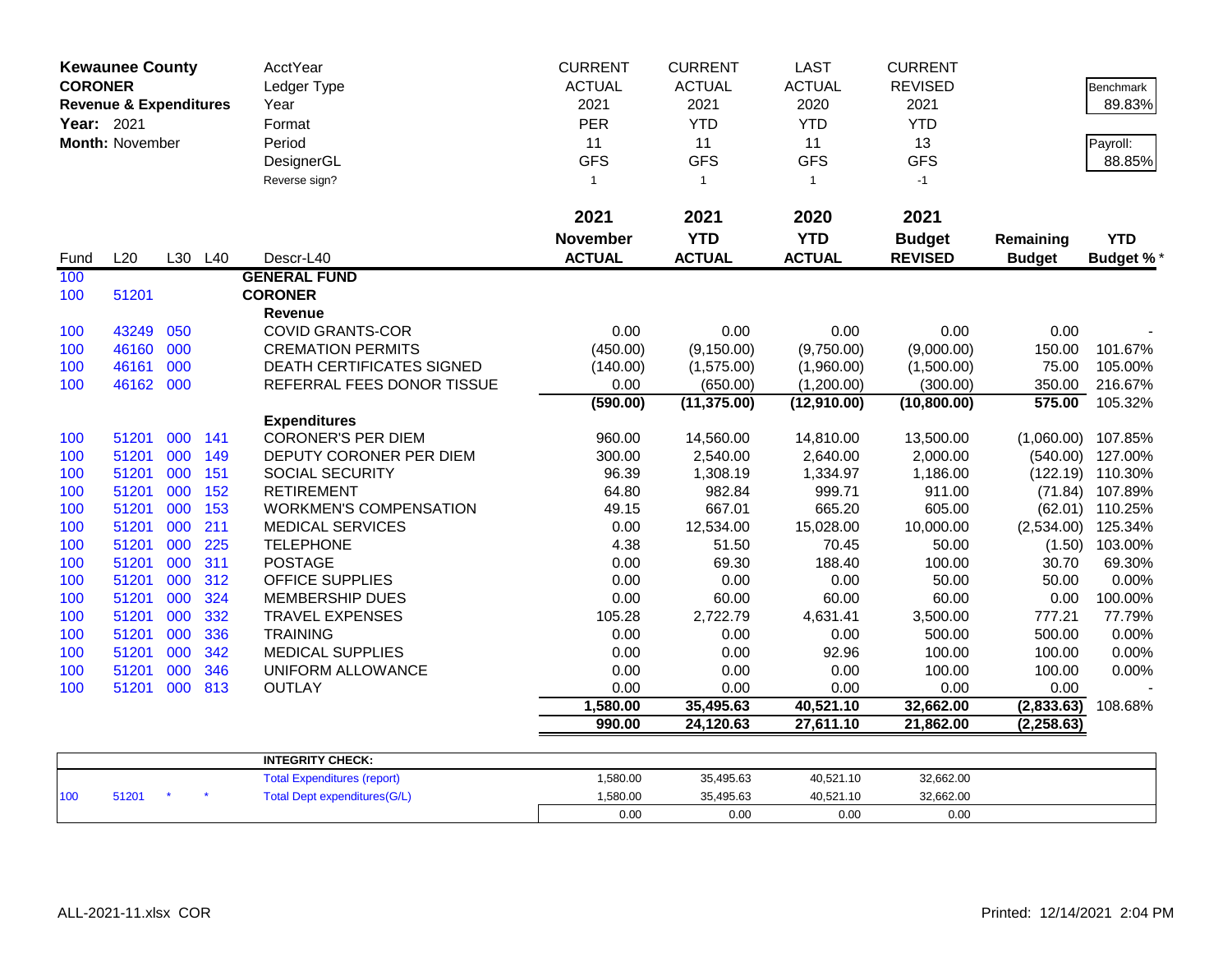**Kewaunee County**
**CORONER**
**Revenue & Expenditures**
**Year:** 2021
**Month:** November

| | | | | | CURRENT | CURRENT | LAST | CURRENT | | |
|---|---|---|---|---|---|---|---|---|---|---|
| | | | | AcctYear | CURRENT | CURRENT | LAST | CURRENT | | Benchmark |
| | | | | Ledger Type | ACTUAL | ACTUAL | ACTUAL | REVISED | | 89.83% |
| | | | | Year | 2021 | 2021 | 2020 | 2021 | | |
| | | | | Format | PER | YTD | YTD | YTD | | Payroll: |
| | | | | Period | 11 | 11 | 11 | 13 | | 88.85% |
| | | | | DesignerGL | GFS | GFS | GFS | GFS | | |
| | | | | Reverse sign? | 1 | 1 | 1 | -1 | | |
| | | | | | **2021** | **2021** | **2020** | **2021** | | |
| **Fund** | **L20** | **L30** | **L40** | **Descr-L40** | **November ACTUAL** | **YTD ACTUAL** | **YTD ACTUAL** | **Budget REVISED** | **Remaining Budget** | **YTD Budget %*** |
| 100 | | | | **GENERAL FUND** | | | | | | |
| 100 | 51201 | | | **CORONER** | | | | | | |
| | | | | **Revenue** | | | | | | |
| 100 | 43249 | 050 | | COVID GRANTS-COR | 0.00 | 0.00 | 0.00 | 0.00 | 0.00 | - |
| 100 | 46160 | 000 | | CREMATION PERMITS | (450.00) | (9,150.00) | (9,750.00) | (9,000.00) | 150.00 | 101.67% |
| 100 | 46161 | 000 | | DEATH CERTIFICATES SIGNED | (140.00) | (1,575.00) | (1,960.00) | (1,500.00) | 75.00 | 105.00% |
| 100 | 46162 | 000 | | REFERRAL FEES DONOR TISSUE | 0.00 | (650.00) | (1,200.00) | (300.00) | 350.00 | 216.67% |
| | | | | | **(590.00)** | **(11,375.00)** | **(12,910.00)** | **(10,800.00)** | **575.00** | 105.32% |
| | | | | **Expenditures** | | | | | | |
| 100 | 51201 | 000 | 141 | CORONER'S PER DIEM | 960.00 | 14,560.00 | 14,810.00 | 13,500.00 | (1,060.00) | 107.85% |
| 100 | 51201 | 000 | 149 | DEPUTY CORONER PER DIEM | 300.00 | 2,540.00 | 2,640.00 | 2,000.00 | (540.00) | 127.00% |
| 100 | 51201 | 000 | 151 | SOCIAL SECURITY | 96.39 | 1,308.19 | 1,334.97 | 1,186.00 | (122.19) | 110.30% |
| 100 | 51201 | 000 | 152 | RETIREMENT | 64.80 | 982.84 | 999.71 | 911.00 | (71.84) | 107.89% |
| 100 | 51201 | 000 | 153 | WORKMEN'S COMPENSATION | 49.15 | 667.01 | 665.20 | 605.00 | (62.01) | 110.25% |
| 100 | 51201 | 000 | 211 | MEDICAL SERVICES | 0.00 | 12,534.00 | 15,028.00 | 10,000.00 | (2,534.00) | 125.34% |
| 100 | 51201 | 000 | 225 | TELEPHONE | 4.38 | 51.50 | 70.45 | 50.00 | (1.50) | 103.00% |
| 100 | 51201 | 000 | 311 | POSTAGE | 0.00 | 69.30 | 188.40 | 100.00 | 30.70 | 69.30% |
| 100 | 51201 | 000 | 312 | OFFICE SUPPLIES | 0.00 | 0.00 | 0.00 | 50.00 | 50.00 | 0.00% |
| 100 | 51201 | 000 | 324 | MEMBERSHIP DUES | 0.00 | 60.00 | 60.00 | 60.00 | 0.00 | 100.00% |
| 100 | 51201 | 000 | 332 | TRAVEL EXPENSES | 105.28 | 2,722.79 | 4,631.41 | 3,500.00 | 777.21 | 77.79% |
| 100 | 51201 | 000 | 336 | TRAINING | 0.00 | 0.00 | 0.00 | 500.00 | 500.00 | 0.00% |
| 100 | 51201 | 000 | 342 | MEDICAL SUPPLIES | 0.00 | 0.00 | 92.96 | 100.00 | 100.00 | 0.00% |
| 100 | 51201 | 000 | 346 | UNIFORM ALLOWANCE | 0.00 | 0.00 | 0.00 | 100.00 | 100.00 | 0.00% |
| 100 | 51201 | 000 | 813 | OUTLAY | 0.00 | 0.00 | 0.00 | 0.00 | 0.00 | - |
| | | | | | **1,580.00** | **35,495.63** | **40,521.10** | **32,662.00** | **(2,833.63)** | 108.68% |
| | | | | | **990.00** | **24,120.63** | **27,611.10** | **21,862.00** | **(2,258.63)** | |

| | | | | | | | | |
|---|---|---|---|---|---|---|---|---|
| | | | | **INTEGRITY CHECK:** | | | | |
| | | | | Total Expenditures (report) | 1,580.00 | 35,495.63 | 40,521.10 | 32,662.00 |
| 100 | 51201 | * | * | Total Dept expenditures(G/L) | 1,580.00 | 35,495.63 | 40,521.10 | 32,662.00 |
| | | | | | 0.00 | 0.00 | 0.00 | 0.00 |

ALL-2021-11.xlsx COR

Printed: 12/14/2021 2:04 PM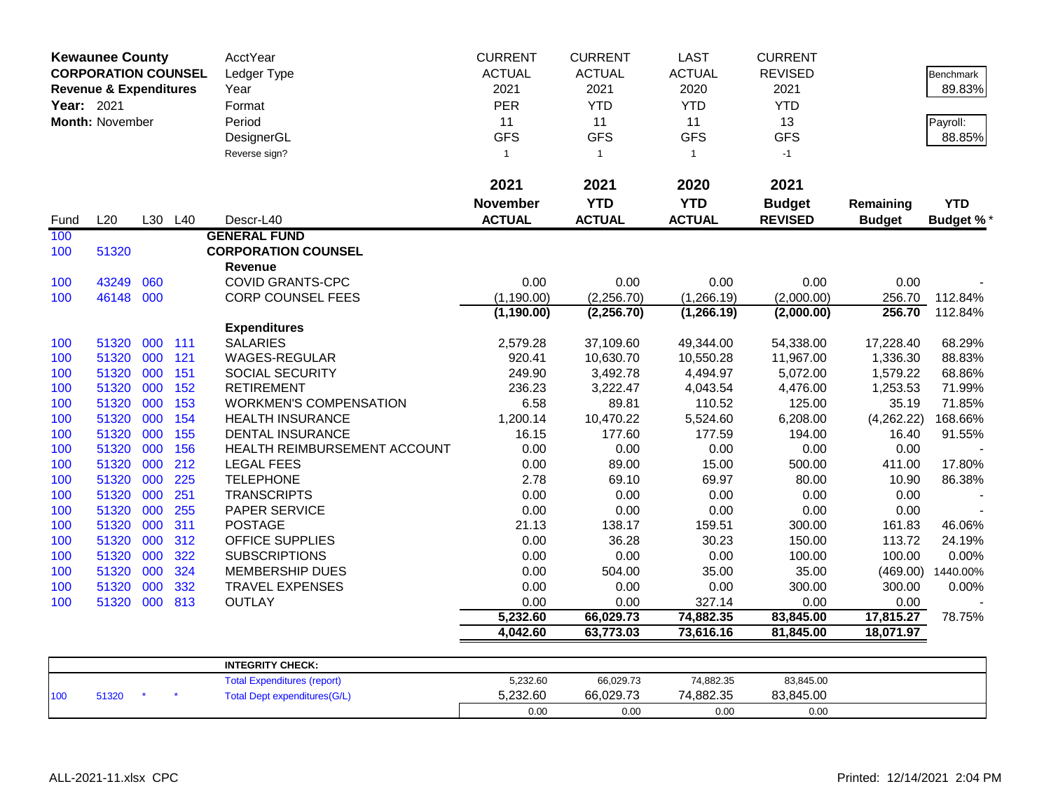**Kewaunee County**
**CORPORATION COUNSEL**
**Revenue & Expenditures**
**Year:** 2021
**Month:** November

| | | | | AcctYear | CURRENT | CURRENT | LAST | CURRENT | | |
|---|---|---|---|---|---|---|---|---|---|---|
| | | | | Ledger Type | ACTUAL | ACTUAL | ACTUAL | REVISED | | Benchmark |
| | | | | Year | 2021 | 2021 | 2020 | 2021 | | 89.83% |
| | | | | Format | PER | YTD | YTD | YTD | | |
| | | | | Period | 11 | 11 | 11 | 13 | | Payroll: |
| | | | | DesignerGL | GFS | GFS | GFS | GFS | | 88.85% |
| | | | | Reverse sign? | 1 | 1 | 1 | -1 | | |
| | | | | | **2021** | **2021** | **2020** | **2021** | | |
| | | | | | **November** | **YTD** | **YTD** | **Budget** | **Remaining** | **YTD** |
| Fund | L20 | L30 | L40 | Descr-L40 | **ACTUAL** | **ACTUAL** | **ACTUAL** | **REVISED** | **Budget** | **Budget %*** |
| 100 | | | | **GENERAL FUND** | | | | | | |
| 100 | 51320 | | | **CORPORATION COUNSEL** | | | | | | |
| | | | | **Revenue** | | | | | | |
| 100 | 43249 | 060 | | COVID GRANTS-CPC | 0.00 | 0.00 | 0.00 | 0.00 | 0.00 | - |
| 100 | 46148 | 000 | | CORP COUNSEL FEES | (1,190.00) | (2,256.70) | (1,266.19) | (2,000.00) | 256.70 | 112.84% |
| | | | | | **(1,190.00)** | **(2,256.70)** | **(1,266.19)** | **(2,000.00)** | **256.70** | 112.84% |
| | | | | **Expenditures** | | | | | | |
| 100 | 51320 | 000 | 111 | SALARIES | 2,579.28 | 37,109.60 | 49,344.00 | 54,338.00 | 17,228.40 | 68.29% |
| 100 | 51320 | 000 | 121 | WAGES-REGULAR | 920.41 | 10,630.70 | 10,550.28 | 11,967.00 | 1,336.30 | 88.83% |
| 100 | 51320 | 000 | 151 | SOCIAL SECURITY | 249.90 | 3,492.78 | 4,494.97 | 5,072.00 | 1,579.22 | 68.86% |
| 100 | 51320 | 000 | 152 | RETIREMENT | 236.23 | 3,222.47 | 4,043.54 | 4,476.00 | 1,253.53 | 71.99% |
| 100 | 51320 | 000 | 153 | WORKMEN'S COMPENSATION | 6.58 | 89.81 | 110.52 | 125.00 | 35.19 | 71.85% |
| 100 | 51320 | 000 | 154 | HEALTH INSURANCE | 1,200.14 | 10,470.22 | 5,524.60 | 6,208.00 | (4,262.22) | 168.66% |
| 100 | 51320 | 000 | 155 | DENTAL INSURANCE | 16.15 | 177.60 | 177.59 | 194.00 | 16.40 | 91.55% |
| 100 | 51320 | 000 | 156 | HEALTH REIMBURSEMENT ACCOUNT | 0.00 | 0.00 | 0.00 | 0.00 | 0.00 | - |
| 100 | 51320 | 000 | 212 | LEGAL FEES | 0.00 | 89.00 | 15.00 | 500.00 | 411.00 | 17.80% |
| 100 | 51320 | 000 | 225 | TELEPHONE | 2.78 | 69.10 | 69.97 | 80.00 | 10.90 | 86.38% |
| 100 | 51320 | 000 | 251 | TRANSCRIPTS | 0.00 | 0.00 | 0.00 | 0.00 | 0.00 | - |
| 100 | 51320 | 000 | 255 | PAPER SERVICE | 0.00 | 0.00 | 0.00 | 0.00 | 0.00 | - |
| 100 | 51320 | 000 | 311 | POSTAGE | 21.13 | 138.17 | 159.51 | 300.00 | 161.83 | 46.06% |
| 100 | 51320 | 000 | 312 | OFFICE SUPPLIES | 0.00 | 36.28 | 30.23 | 150.00 | 113.72 | 24.19% |
| 100 | 51320 | 000 | 322 | SUBSCRIPTIONS | 0.00 | 0.00 | 0.00 | 100.00 | 100.00 | 0.00% |
| 100 | 51320 | 000 | 324 | MEMBERSHIP DUES | 0.00 | 504.00 | 35.00 | 35.00 | (469.00) | 1440.00% |
| 100 | 51320 | 000 | 332 | TRAVEL EXPENSES | 0.00 | 0.00 | 0.00 | 300.00 | 300.00 | 0.00% |
| 100 | 51320 | 000 | 813 | OUTLAY | 0.00 | 0.00 | 327.14 | 0.00 | 0.00 | - |
| | | | | | **5,232.60** | **66,029.73** | **74,882.35** | **83,845.00** | **17,815.27** | 78.75% |
| | | | | | **4,042.60** | **63,773.03** | **73,616.16** | **81,845.00** | **18,071.97** | |

| | | | | INTEGRITY CHECK: | | | | |
|---|---|---|---|---|---|---|---|---|
| | | | | Total Expenditures (report) | 5,232.60 | 66,029.73 | 74,882.35 | 83,845.00 |
| 100 | 51320 | * | * | Total Dept expenditures(G/L) | 5,232.60 | 66,029.73 | 74,882.35 | 83,845.00 |
| | | | | | 0.00 | 0.00 | 0.00 | 0.00 |

ALL-2021-11.xlsx CPC

Printed: 12/14/2021 2:04 PM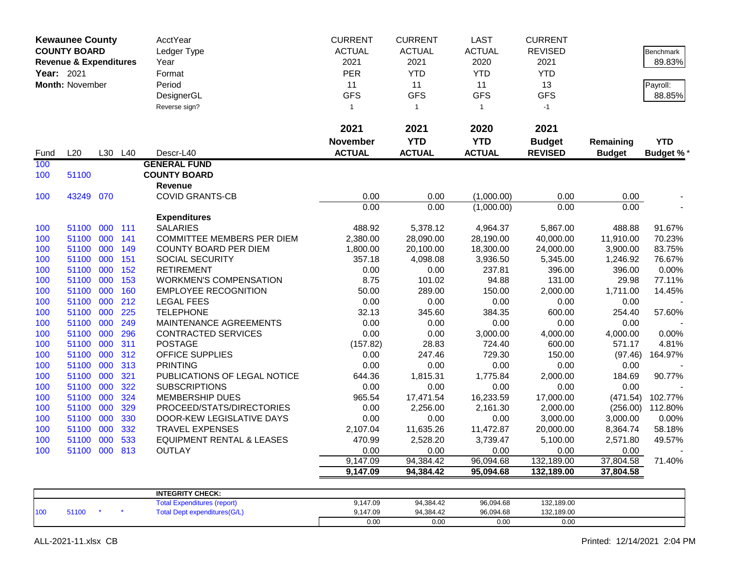| **Kewaunee County** | | | | AcctYear | CURRENT | CURRENT | LAST | CURRENT | | |
|---|---|---|---|---|---|---|---|---|---|---|
| **COUNTY BOARD** | | | | Ledger Type | ACTUAL | ACTUAL | ACTUAL | REVISED | | Benchmark |
| **Revenue & Expenditures** | | | | Year | 2021 | 2021 | 2020 | 2021 | | 89.83% |
| **Year:** 2021 | | | | Format | PER | YTD | YTD | YTD | | |
| **Month:** November | | | | Period | 11 | 11 | 11 | 13 | | Payroll: |
| | | | | DesignerGL | GFS | GFS | GFS | GFS | | 88.85% |
| | | | | Reverse sign? | 1 | 1 | 1 | -1 | | |
| | | | | | **2021** | **2021** | **2020** | **2021** | | |
| | | | | | **November** | **YTD** | **YTD** | **Budget** | **Remaining** | **YTD** |
| Fund | L20 | L30 | L40 | Descr-L40 | **ACTUAL** | **ACTUAL** | **ACTUAL** | **REVISED** | **Budget** | **Budget %*** |
| 100 | | | | **GENERAL FUND** | | | | | | |
| 100 | 51100 | | | **COUNTY BOARD** | | | | | | |
| | | | | **Revenue** | | | | | | |
| 100 | 43249 | 070 | | COVID GRANTS-CB | 0.00 | 0.00 | (1,000.00) | 0.00 | 0.00 | - |
| | | | | | 0.00 | 0.00 | (1,000.00) | 0.00 | 0.00 | - |
| | | | | **Expenditures** | | | | | | |
| 100 | 51100 | 000 | 111 | SALARIES | 488.92 | 5,378.12 | 4,964.37 | 5,867.00 | 488.88 | 91.67% |
| 100 | 51100 | 000 | 141 | COMMITTEE MEMBERS PER DIEM | 2,380.00 | 28,090.00 | 28,190.00 | 40,000.00 | 11,910.00 | 70.23% |
| 100 | 51100 | 000 | 149 | COUNTY BOARD PER DIEM | 1,800.00 | 20,100.00 | 18,300.00 | 24,000.00 | 3,900.00 | 83.75% |
| 100 | 51100 | 000 | 151 | SOCIAL SECURITY | 357.18 | 4,098.08 | 3,936.50 | 5,345.00 | 1,246.92 | 76.67% |
| 100 | 51100 | 000 | 152 | RETIREMENT | 0.00 | 0.00 | 237.81 | 396.00 | 396.00 | 0.00% |
| 100 | 51100 | 000 | 153 | WORKMEN'S COMPENSATION | 8.75 | 101.02 | 94.88 | 131.00 | 29.98 | 77.11% |
| 100 | 51100 | 000 | 160 | EMPLOYEE RECOGNITION | 50.00 | 289.00 | 150.00 | 2,000.00 | 1,711.00 | 14.45% |
| 100 | 51100 | 000 | 212 | LEGAL FEES | 0.00 | 0.00 | 0.00 | 0.00 | 0.00 | - |
| 100 | 51100 | 000 | 225 | TELEPHONE | 32.13 | 345.60 | 384.35 | 600.00 | 254.40 | 57.60% |
| 100 | 51100 | 000 | 249 | MAINTENANCE AGREEMENTS | 0.00 | 0.00 | 0.00 | 0.00 | 0.00 | - |
| 100 | 51100 | 000 | 296 | CONTRACTED SERVICES | 0.00 | 0.00 | 3,000.00 | 4,000.00 | 4,000.00 | 0.00% |
| 100 | 51100 | 000 | 311 | POSTAGE | (157.82) | 28.83 | 724.40 | 600.00 | 571.17 | 4.81% |
| 100 | 51100 | 000 | 312 | OFFICE SUPPLIES | 0.00 | 247.46 | 729.30 | 150.00 | (97.46) | 164.97% |
| 100 | 51100 | 000 | 313 | PRINTING | 0.00 | 0.00 | 0.00 | 0.00 | 0.00 | - |
| 100 | 51100 | 000 | 321 | PUBLICATIONS OF LEGAL NOTICE | 644.36 | 1,815.31 | 1,775.84 | 2,000.00 | 184.69 | 90.77% |
| 100 | 51100 | 000 | 322 | SUBSCRIPTIONS | 0.00 | 0.00 | 0.00 | 0.00 | 0.00 | - |
| 100 | 51100 | 000 | 324 | MEMBERSHIP DUES | 965.54 | 17,471.54 | 16,233.59 | 17,000.00 | (471.54) | 102.77% |
| 100 | 51100 | 000 | 329 | PROCEED/STATS/DIRECTORIES | 0.00 | 2,256.00 | 2,161.30 | 2,000.00 | (256.00) | 112.80% |
| 100 | 51100 | 000 | 330 | DOOR-KEW LEGISLATIVE DAYS | 0.00 | 0.00 | 0.00 | 3,000.00 | 3,000.00 | 0.00% |
| 100 | 51100 | 000 | 332 | TRAVEL EXPENSES | 2,107.04 | 11,635.26 | 11,472.87 | 20,000.00 | 8,364.74 | 58.18% |
| 100 | 51100 | 000 | 533 | EQUIPMENT RENTAL & LEASES | 470.99 | 2,528.20 | 3,739.47 | 5,100.00 | 2,571.80 | 49.57% |
| 100 | 51100 | 000 | 813 | OUTLAY | 0.00 | 0.00 | 0.00 | 0.00 | 0.00 | - |
| | | | | | 9,147.09 | 94,384.42 | 96,094.68 | 132,189.00 | 37,804.58 | 71.40% |
| | | | | | **9,147.09** | **94,384.42** | **95,094.68** | **132,189.00** | **37,804.58** | |

| | | | | **INTEGRITY CHECK:** | | | | |
|---|---|---|---|---|---|---|---|---|
| | | | | Total Expenditures (report) | 9,147.09 | 94,384.42 | 96,094.68 | 132,189.00 |
| 100 | 51100 | * | * | Total Dept expenditures(G/L) | 9,147.09 | 94,384.42 | 96,094.68 | 132,189.00 |
| | | | | | 0.00 | 0.00 | 0.00 | 0.00 |

ALL-2021-11.xlsx CB

Printed: 12/14/2021 2:04 PM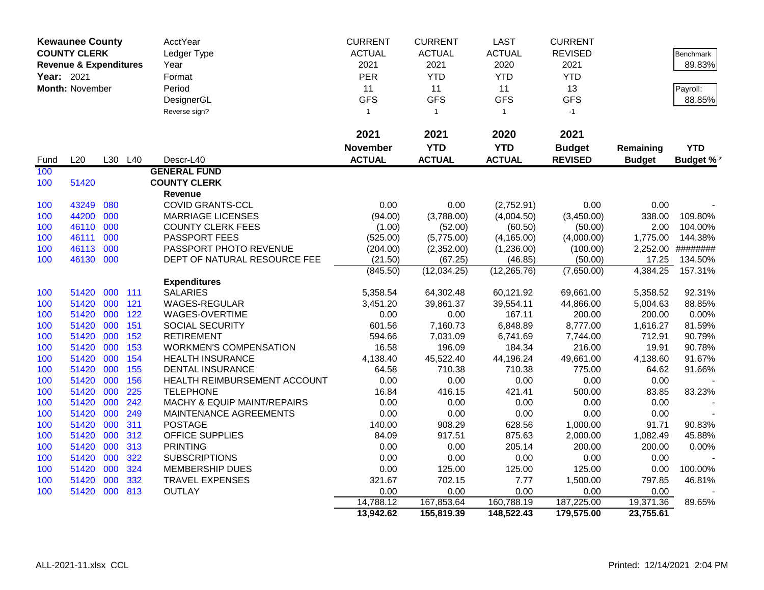**Kewaunee County**
**COUNTY CLERK**
**Revenue & Expenditures**
**Year:** 2021
**Month:** November

| | | | | AcctYear | CURRENT | CURRENT | LAST | CURRENT | | Benchmark |
|---|---|---|---|---|---|---|---|---|---|---|
| | | | | Ledger Type | ACTUAL | ACTUAL | ACTUAL | REVISED | | 89.83% |
| | | | | Year | 2021 | 2021 | 2020 | 2021 | | |
| | | | | Format | PER | YTD | YTD | YTD | | Payroll: |
| | | | | Period | 11 | 11 | 11 | 13 | | 88.85% |
| | | | | DesignerGL | GFS | GFS | GFS | GFS | | |
| | | | | Reverse sign? | 1 | 1 | 1 | -1 | | |
| | | | | | **2021** | **2021** | **2020** | **2021** | | |
| | | | | | **November** | **YTD** | **YTD** | **Budget** | **Remaining** | **YTD** |
| Fund | L20 | L30 | L40 | Descr-L40 | **ACTUAL** | **ACTUAL** | **ACTUAL** | **REVISED** | **Budget** | **Budget %*** |
| 100 | | | | **GENERAL FUND** | | | | | | |
| 100 | 51420 | | | **COUNTY CLERK** | | | | | | |
| | | | | **Revenue** | | | | | | |
| 100 | 43249 | 080 | | COVID GRANTS-CCL | 0.00 | 0.00 | (2,752.91) | 0.00 | 0.00 | - |
| 100 | 44200 | 000 | | MARRIAGE LICENSES | (94.00) | (3,788.00) | (4,004.50) | (3,450.00) | 338.00 | 109.80% |
| 100 | 46110 | 000 | | COUNTY CLERK FEES | (1.00) | (52.00) | (60.50) | (50.00) | 2.00 | 104.00% |
| 100 | 46111 | 000 | | PASSPORT FEES | (525.00) | (5,775.00) | (4,165.00) | (4,000.00) | 1,775.00 | 144.38% |
| 100 | 46113 | 000 | | PASSPORT PHOTO REVENUE | (204.00) | (2,352.00) | (1,236.00) | (100.00) | 2,252.00 | ######## |
| 100 | 46130 | 000 | | DEPT OF NATURAL RESOURCE FEE | (21.50) | (67.25) | (46.85) | (50.00) | 17.25 | 134.50% |
| | | | | | (845.50) | (12,034.25) | (12,265.76) | (7,650.00) | 4,384.25 | 157.31% |
| | | | | **Expenditures** | | | | | | |
| 100 | 51420 | 000 | 111 | SALARIES | 5,358.54 | 64,302.48 | 60,121.92 | 69,661.00 | 5,358.52 | 92.31% |
| 100 | 51420 | 000 | 121 | WAGES-REGULAR | 3,451.20 | 39,861.37 | 39,554.11 | 44,866.00 | 5,004.63 | 88.85% |
| 100 | 51420 | 000 | 122 | WAGES-OVERTIME | 0.00 | 0.00 | 167.11 | 200.00 | 200.00 | 0.00% |
| 100 | 51420 | 000 | 151 | SOCIAL SECURITY | 601.56 | 7,160.73 | 6,848.89 | 8,777.00 | 1,616.27 | 81.59% |
| 100 | 51420 | 000 | 152 | RETIREMENT | 594.66 | 7,031.09 | 6,741.69 | 7,744.00 | 712.91 | 90.79% |
| 100 | 51420 | 000 | 153 | WORKMEN'S COMPENSATION | 16.58 | 196.09 | 184.34 | 216.00 | 19.91 | 90.78% |
| 100 | 51420 | 000 | 154 | HEALTH INSURANCE | 4,138.40 | 45,522.40 | 44,196.24 | 49,661.00 | 4,138.60 | 91.67% |
| 100 | 51420 | 000 | 155 | DENTAL INSURANCE | 64.58 | 710.38 | 710.38 | 775.00 | 64.62 | 91.66% |
| 100 | 51420 | 000 | 156 | HEALTH REIMBURSEMENT ACCOUNT | 0.00 | 0.00 | 0.00 | 0.00 | 0.00 | - |
| 100 | 51420 | 000 | 225 | TELEPHONE | 16.84 | 416.15 | 421.41 | 500.00 | 83.85 | 83.23% |
| 100 | 51420 | 000 | 242 | MACHY & EQUIP MAINT/REPAIRS | 0.00 | 0.00 | 0.00 | 0.00 | 0.00 | - |
| 100 | 51420 | 000 | 249 | MAINTENANCE AGREEMENTS | 0.00 | 0.00 | 0.00 | 0.00 | 0.00 | - |
| 100 | 51420 | 000 | 311 | POSTAGE | 140.00 | 908.29 | 628.56 | 1,000.00 | 91.71 | 90.83% |
| 100 | 51420 | 000 | 312 | OFFICE SUPPLIES | 84.09 | 917.51 | 875.63 | 2,000.00 | 1,082.49 | 45.88% |
| 100 | 51420 | 000 | 313 | PRINTING | 0.00 | 0.00 | 205.14 | 200.00 | 200.00 | 0.00% |
| 100 | 51420 | 000 | 322 | SUBSCRIPTIONS | 0.00 | 0.00 | 0.00 | 0.00 | 0.00 | - |
| 100 | 51420 | 000 | 324 | MEMBERSHIP DUES | 0.00 | 125.00 | 125.00 | 125.00 | 0.00 | 100.00% |
| 100 | 51420 | 000 | 332 | TRAVEL EXPENSES | 321.67 | 702.15 | 7.77 | 1,500.00 | 797.85 | 46.81% |
| 100 | 51420 | 000 | 813 | OUTLAY | 0.00 | 0.00 | 0.00 | 0.00 | 0.00 | - |
| | | | | | 14,788.12 | 167,853.64 | 160,788.19 | 187,225.00 | 19,371.36 | 89.65% |
| | | | | | **13,942.62** | **155,819.39** | **148,522.43** | **179,575.00** | **23,755.61** | |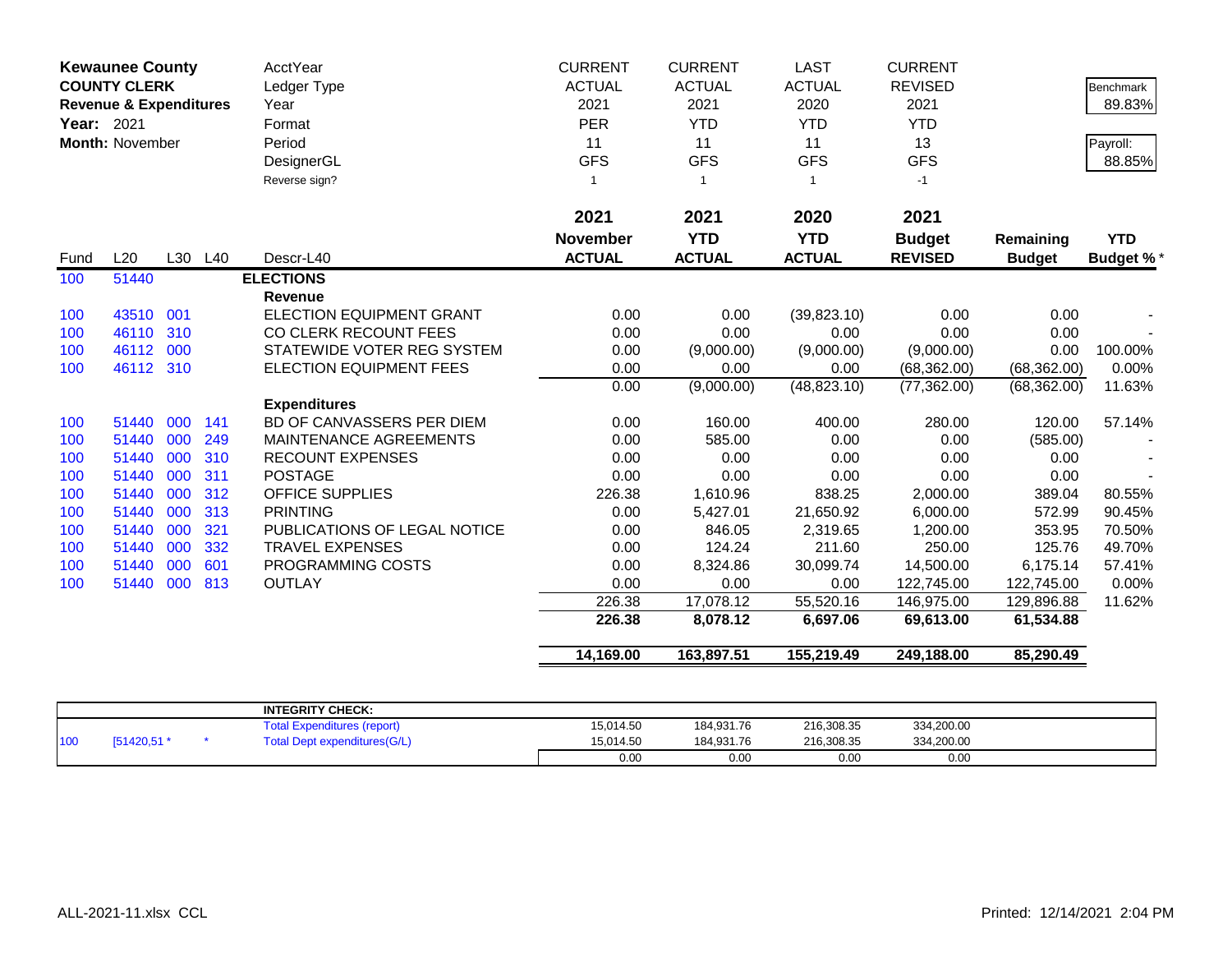| **Kewaunee County** | | | | AcctYear | CURRENT | CURRENT | LAST | CURRENT | | |
|---|---|---|---|---|---|---|---|---|---|---|
| **COUNTY CLERK** | | | | Ledger Type | ACTUAL | ACTUAL | ACTUAL | REVISED | | Benchmark |
| **Revenue & Expenditures** | | | | Year | 2021 | 2021 | 2020 | 2021 | | 89.83% |
| **Year:** 2021 | | | | Format | PER | YTD | YTD | YTD | | |
| **Month:** November | | | | Period | 11 | 11 | 11 | 13 | | Payroll: |
| | | | | DesignerGL | GFS | GFS | GFS | GFS | | 88.85% |
| | | | | Reverse sign? | 1 | 1 | 1 | -1 | | |

| Fund | L20 | L30 | L40 | Descr-L40 | **2021 November ACTUAL** | **2021 YTD ACTUAL** | **2020 YTD ACTUAL** | **2021 Budget REVISED** | **Remaining Budget** | **YTD Budget %*** |
|---|---|---|---|---|---|---|---|---|---|---|
| 100 | 51440 | | | **ELECTIONS** | | | | | | |
| | | | | **Revenue** | | | | | | |
| 100 | 43510 | 001 | | ELECTION EQUIPMENT GRANT | 0.00 | 0.00 | (39,823.10) | 0.00 | 0.00 | - |
| 100 | 46110 | 310 | | CO CLERK RECOUNT FEES | 0.00 | 0.00 | 0.00 | 0.00 | 0.00 | - |
| 100 | 46112 | 000 | | STATEWIDE VOTER REG SYSTEM | 0.00 | (9,000.00) | (9,000.00) | (9,000.00) | 0.00 | 100.00% |
| 100 | 46112 | 310 | | ELECTION EQUIPMENT FEES | 0.00 | 0.00 | 0.00 | (68,362.00) | (68,362.00) | 0.00% |
| | | | | | 0.00 | (9,000.00) | (48,823.10) | (77,362.00) | (68,362.00) | 11.63% |
| | | | | **Expenditures** | | | | | | |
| 100 | 51440 | 000 | 141 | BD OF CANVASSERS PER DIEM | 0.00 | 160.00 | 400.00 | 280.00 | 120.00 | 57.14% |
| 100 | 51440 | 000 | 249 | MAINTENANCE AGREEMENTS | 0.00 | 585.00 | 0.00 | 0.00 | (585.00) | - |
| 100 | 51440 | 000 | 310 | RECOUNT EXPENSES | 0.00 | 0.00 | 0.00 | 0.00 | 0.00 | - |
| 100 | 51440 | 000 | 311 | POSTAGE | 0.00 | 0.00 | 0.00 | 0.00 | 0.00 | - |
| 100 | 51440 | 000 | 312 | OFFICE SUPPLIES | 226.38 | 1,610.96 | 838.25 | 2,000.00 | 389.04 | 80.55% |
| 100 | 51440 | 000 | 313 | PRINTING | 0.00 | 5,427.01 | 21,650.92 | 6,000.00 | 572.99 | 90.45% |
| 100 | 51440 | 000 | 321 | PUBLICATIONS OF LEGAL NOTICE | 0.00 | 846.05 | 2,319.65 | 1,200.00 | 353.95 | 70.50% |
| 100 | 51440 | 000 | 332 | TRAVEL EXPENSES | 0.00 | 124.24 | 211.60 | 250.00 | 125.76 | 49.70% |
| 100 | 51440 | 000 | 601 | PROGRAMMING COSTS | 0.00 | 8,324.86 | 30,099.74 | 14,500.00 | 6,175.14 | 57.41% |
| 100 | 51440 | 000 | 813 | OUTLAY | 0.00 | 0.00 | 0.00 | 122,745.00 | 122,745.00 | 0.00% |
| | | | | | 226.38 | 17,078.12 | 55,520.16 | 146,975.00 | 129,896.88 | 11.62% |
| | | | | | **226.38** | **8,078.12** | **6,697.06** | **69,613.00** | **61,534.88** | |
| | | | | | **14,169.00** | **163,897.51** | **155,219.49** | **249,188.00** | **85,290.49** | |

| | | | **INTEGRITY CHECK:** | | | | |
|---|---|---|---|---|---|---|---|
| | | | Total Expenditures (report) | 15,014.50 | 184,931.76 | 216,308.35 | 334,200.00 |
| 100 | [51420,51 * | * | Total Dept expenditures(G/L) | 15,014.50 | 184,931.76 | 216,308.35 | 334,200.00 |
| | | | | 0.00 | 0.00 | 0.00 | 0.00 |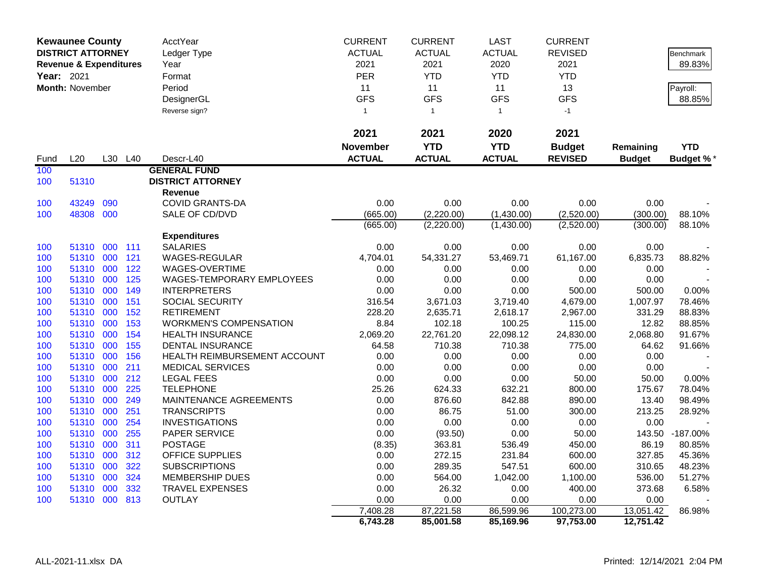**Kewaunee County**
**DISTRICT ATTORNEY**
**Revenue & Expenditures**
**Year:** 2021
**Month:** November

| | | | | AcctYear | CURRENT | CURRENT | LAST | CURRENT | | |
|---|---|---|---|---|---|---|---|---|---|---|
| | | | | Ledger Type | ACTUAL | ACTUAL | ACTUAL | REVISED | | Benchmark |
| | | | | Year | 2021 | 2021 | 2020 | 2021 | | 89.83% |
| | | | | Format | PER | YTD | YTD | YTD | | |
| | | | | Period | 11 | 11 | 11 | 13 | | Payroll: |
| | | | | DesignerGL | GFS | GFS | GFS | GFS | | 88.85% |
| | | | | Reverse sign? | 1 | 1 | 1 | -1 | | |
| | | | | | **2021** | **2021** | **2020** | **2021** | | |
| | | | | | **November** | **YTD** | **YTD** | **Budget** | **Remaining** | **YTD** |
| Fund | L20 | L30 | L40 | Descr-L40 | **ACTUAL** | **ACTUAL** | **ACTUAL** | **REVISED** | **Budget** | **Budget %*** |
| 100 | | | | **GENERAL FUND** | | | | | | |
| 100 | 51310 | | | **DISTRICT ATTORNEY** | | | | | | |
| | | | | **Revenue** | | | | | | |
| 100 | 43249 | 090 | | COVID GRANTS-DA | 0.00 | 0.00 | 0.00 | 0.00 | 0.00 | - |
| 100 | 48308 | 000 | | SALE OF CD/DVD | (665.00) | (2,220.00) | (1,430.00) | (2,520.00) | (300.00) | 88.10% |
| | | | | | (665.00) | (2,220.00) | (1,430.00) | (2,520.00) | (300.00) | 88.10% |
| | | | | **Expenditures** | | | | | | |
| 100 | 51310 | 000 | 111 | SALARIES | 0.00 | 0.00 | 0.00 | 0.00 | 0.00 | - |
| 100 | 51310 | 000 | 121 | WAGES-REGULAR | 4,704.01 | 54,331.27 | 53,469.71 | 61,167.00 | 6,835.73 | 88.82% |
| 100 | 51310 | 000 | 122 | WAGES-OVERTIME | 0.00 | 0.00 | 0.00 | 0.00 | 0.00 | - |
| 100 | 51310 | 000 | 125 | WAGES-TEMPORARY EMPLOYEES | 0.00 | 0.00 | 0.00 | 0.00 | 0.00 | - |
| 100 | 51310 | 000 | 149 | INTERPRETERS | 0.00 | 0.00 | 0.00 | 500.00 | 500.00 | 0.00% |
| 100 | 51310 | 000 | 151 | SOCIAL SECURITY | 316.54 | 3,671.03 | 3,719.40 | 4,679.00 | 1,007.97 | 78.46% |
| 100 | 51310 | 000 | 152 | RETIREMENT | 228.20 | 2,635.71 | 2,618.17 | 2,967.00 | 331.29 | 88.83% |
| 100 | 51310 | 000 | 153 | WORKMEN'S COMPENSATION | 8.84 | 102.18 | 100.25 | 115.00 | 12.82 | 88.85% |
| 100 | 51310 | 000 | 154 | HEALTH INSURANCE | 2,069.20 | 22,761.20 | 22,098.12 | 24,830.00 | 2,068.80 | 91.67% |
| 100 | 51310 | 000 | 155 | DENTAL INSURANCE | 64.58 | 710.38 | 710.38 | 775.00 | 64.62 | 91.66% |
| 100 | 51310 | 000 | 156 | HEALTH REIMBURSEMENT ACCOUNT | 0.00 | 0.00 | 0.00 | 0.00 | 0.00 | - |
| 100 | 51310 | 000 | 211 | MEDICAL SERVICES | 0.00 | 0.00 | 0.00 | 0.00 | 0.00 | - |
| 100 | 51310 | 000 | 212 | LEGAL FEES | 0.00 | 0.00 | 0.00 | 50.00 | 50.00 | 0.00% |
| 100 | 51310 | 000 | 225 | TELEPHONE | 25.26 | 624.33 | 632.21 | 800.00 | 175.67 | 78.04% |
| 100 | 51310 | 000 | 249 | MAINTENANCE AGREEMENTS | 0.00 | 876.60 | 842.88 | 890.00 | 13.40 | 98.49% |
| 100 | 51310 | 000 | 251 | TRANSCRIPTS | 0.00 | 86.75 | 51.00 | 300.00 | 213.25 | 28.92% |
| 100 | 51310 | 000 | 254 | INVESTIGATIONS | 0.00 | 0.00 | 0.00 | 0.00 | 0.00 | - |
| 100 | 51310 | 000 | 255 | PAPER SERVICE | 0.00 | (93.50) | 0.00 | 50.00 | 143.50 | -187.00% |
| 100 | 51310 | 000 | 311 | POSTAGE | (8.35) | 363.81 | 536.49 | 450.00 | 86.19 | 80.85% |
| 100 | 51310 | 000 | 312 | OFFICE SUPPLIES | 0.00 | 272.15 | 231.84 | 600.00 | 327.85 | 45.36% |
| 100 | 51310 | 000 | 322 | SUBSCRIPTIONS | 0.00 | 289.35 | 547.51 | 600.00 | 310.65 | 48.23% |
| 100 | 51310 | 000 | 324 | MEMBERSHIP DUES | 0.00 | 564.00 | 1,042.00 | 1,100.00 | 536.00 | 51.27% |
| 100 | 51310 | 000 | 332 | TRAVEL EXPENSES | 0.00 | 26.32 | 0.00 | 400.00 | 373.68 | 6.58% |
| 100 | 51310 | 000 | 813 | OUTLAY | 0.00 | 0.00 | 0.00 | 0.00 | 0.00 | - |
| | | | | | 7,408.28 | 87,221.58 | 86,599.96 | 100,273.00 | 13,051.42 | 86.98% |
| | | | | | **6,743.28** | **85,001.58** | **85,169.96** | **97,753.00** | **12,751.42** | |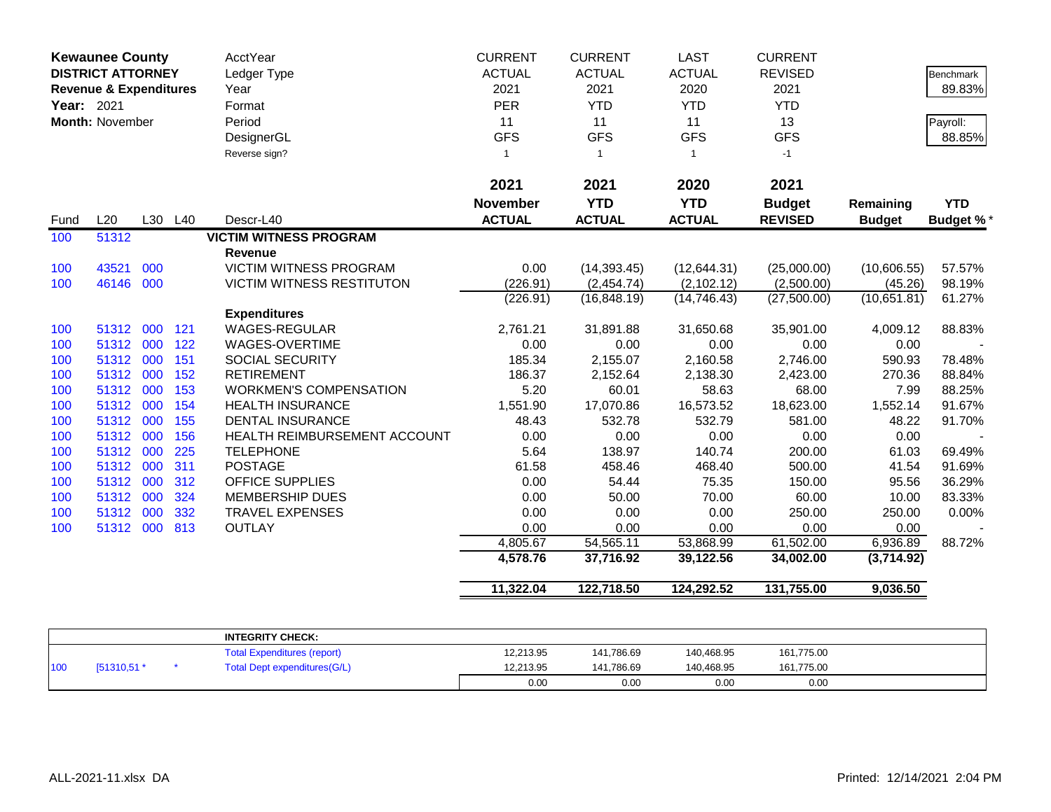**Kewaunee County**
**DISTRICT ATTORNEY**
**Revenue & Expenditures**
**Year:** 2021
**Month:** November

| | CURRENT | CURRENT | LAST | CURRENT | | |
|---|---|---|---|---|---|---|
| AcctYear | ACTUAL | ACTUAL | ACTUAL | REVISED | | Benchmark |
| Ledger Type | 2021 | 2021 | 2020 | 2021 | | 89.83% |
| Year | PER | YTD | YTD | YTD | | |
| Format | 11 | 11 | 11 | 13 | | Payroll: |
| Period | GFS | GFS | GFS | GFS | | 88.85% |
| DesignerGL | 1 | 1 | 1 | -1 | | |
| Reverse sign? | | | | | | |

| Fund | L20 | L30 | L40 | Descr-L40 | 2021 November ACTUAL | 2021 YTD ACTUAL | 2020 YTD ACTUAL | 2021 Budget REVISED | Remaining Budget | YTD Budget % * |
|---|---|---|---|---|---|---|---|---|---|---|
| 100 | 51312 | | | **VICTIM WITNESS PROGRAM** | | | | | | |
| | | | | **Revenue** | | | | | | |
| 100 | 43521 | 000 | | VICTIM WITNESS PROGRAM | 0.00 | (14,393.45) | (12,644.31) | (25,000.00) | (10,606.55) | 57.57% |
| 100 | 46146 | 000 | | VICTIM WITNESS RESTITUTON | (226.91) | (2,454.74) | (2,102.12) | (2,500.00) | (45.26) | 98.19% |
| | | | | | (226.91) | (16,848.19) | (14,746.43) | (27,500.00) | (10,651.81) | 61.27% |
| | | | | **Expenditures** | | | | | | |
| 100 | 51312 | 000 | 121 | WAGES-REGULAR | 2,761.21 | 31,891.88 | 31,650.68 | 35,901.00 | 4,009.12 | 88.83% |
| 100 | 51312 | 000 | 122 | WAGES-OVERTIME | 0.00 | 0.00 | 0.00 | 0.00 | 0.00 | - |
| 100 | 51312 | 000 | 151 | SOCIAL SECURITY | 185.34 | 2,155.07 | 2,160.58 | 2,746.00 | 590.93 | 78.48% |
| 100 | 51312 | 000 | 152 | RETIREMENT | 186.37 | 2,152.64 | 2,138.30 | 2,423.00 | 270.36 | 88.84% |
| 100 | 51312 | 000 | 153 | WORKMEN'S COMPENSATION | 5.20 | 60.01 | 58.63 | 68.00 | 7.99 | 88.25% |
| 100 | 51312 | 000 | 154 | HEALTH INSURANCE | 1,551.90 | 17,070.86 | 16,573.52 | 18,623.00 | 1,552.14 | 91.67% |
| 100 | 51312 | 000 | 155 | DENTAL INSURANCE | 48.43 | 532.78 | 532.79 | 581.00 | 48.22 | 91.70% |
| 100 | 51312 | 000 | 156 | HEALTH REIMBURSEMENT ACCOUNT | 0.00 | 0.00 | 0.00 | 0.00 | 0.00 | - |
| 100 | 51312 | 000 | 225 | TELEPHONE | 5.64 | 138.97 | 140.74 | 200.00 | 61.03 | 69.49% |
| 100 | 51312 | 000 | 311 | POSTAGE | 61.58 | 458.46 | 468.40 | 500.00 | 41.54 | 91.69% |
| 100 | 51312 | 000 | 312 | OFFICE SUPPLIES | 0.00 | 54.44 | 75.35 | 150.00 | 95.56 | 36.29% |
| 100 | 51312 | 000 | 324 | MEMBERSHIP DUES | 0.00 | 50.00 | 70.00 | 60.00 | 10.00 | 83.33% |
| 100 | 51312 | 000 | 332 | TRAVEL EXPENSES | 0.00 | 0.00 | 0.00 | 250.00 | 250.00 | 0.00% |
| 100 | 51312 | 000 | 813 | OUTLAY | 0.00 | 0.00 | 0.00 | 0.00 | 0.00 | - |
| | | | | | 4,805.67 | 54,565.11 | 53,868.99 | 61,502.00 | 6,936.89 | 88.72% |
| | | | | | **4,578.76** | **37,716.92** | **39,122.56** | **34,002.00** | **(3,714.92)** | |
| | | | | | **11,322.04** | **122,718.50** | **124,292.52** | **131,755.00** | **9,036.50** | |

| | | | | | | |
|---|---|---|---|---|---|---|
| | | | **INTEGRITY CHECK:** | | | | |
| | | | Total Expenditures (report) | 12,213.95 | 141,786.69 | 140,468.95 | 161,775.00 |
| 100 | [51310,51 * | * | Total Dept expenditures(G/L) | 12,213.95 | 141,786.69 | 140,468.95 | 161,775.00 |
| | | | | 0.00 | 0.00 | 0.00 | 0.00 |

ALL-2021-11.xlsx DA    Printed: 12/14/2021 2:04 PM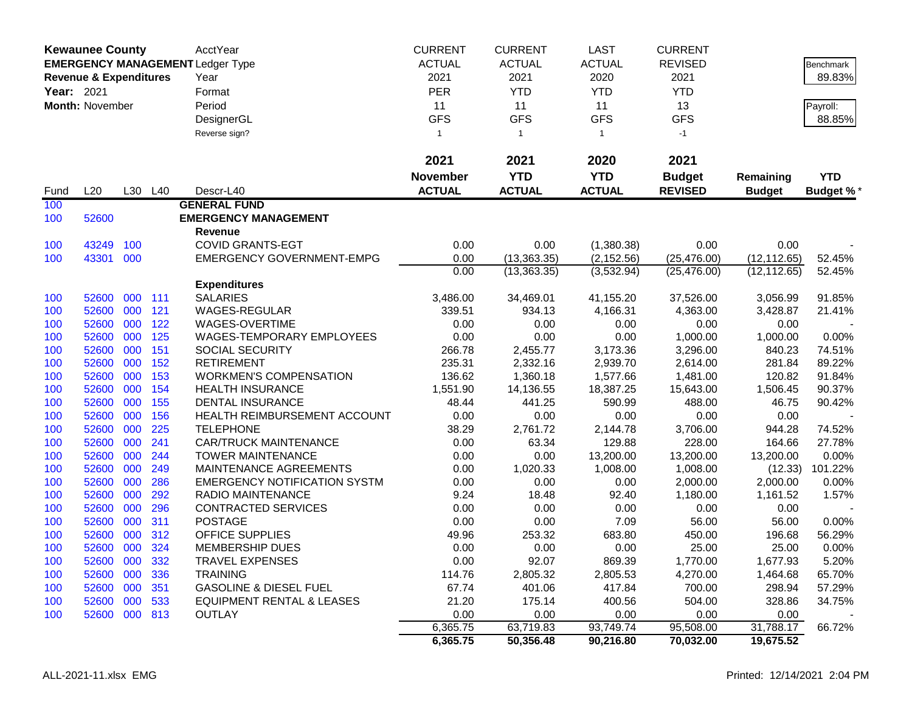**Kewaunee County**
**EMERGENCY MANAGEMENT**
**Revenue & Expenditures**
**Year:** 2021
**Month:** November

| | CURRENT | CURRENT | LAST | CURRENT | | |
|---|---|---|---|---|---|---|
| AcctYear | ACTUAL | ACTUAL | ACTUAL | REVISED | | Benchmark |
| Ledger Type | 2021 | 2021 | 2020 | 2021 | | 89.83% |
| Year | PER | YTD | YTD | YTD | | |
| Format | 11 | 11 | 11 | 13 | | Payroll: |
| Period | GFS | GFS | GFS | GFS | | 88.85% |
| DesignerGL | 1 | 1 | 1 | -1 | | |
| Reverse sign? | | | | | | |

| Fund | L20 | L30 | L40 | Descr-L40 | 2021 November ACTUAL | 2021 YTD ACTUAL | 2020 YTD ACTUAL | 2021 Budget REVISED | Remaining Budget | YTD Budget % * |
|---|---|---|---|---|---|---|---|---|---|---|
| 100 | | | | **GENERAL FUND** | | | | | | |
| 100 | 52600 | | | **EMERGENCY MANAGEMENT** | | | | | | |
| | | | | **Revenue** | | | | | | |
| 100 | 43249 | 100 | | COVID GRANTS-EGT | 0.00 | 0.00 | (1,380.38) | 0.00 | 0.00 | - |
| 100 | 43301 | 000 | | EMERGENCY GOVERNMENT-EMPG | 0.00 | (13,363.35) | (2,152.56) | (25,476.00) | (12,112.65) | 52.45% |
| | | | | | 0.00 | (13,363.35) | (3,532.94) | (25,476.00) | (12,112.65) | 52.45% |
| | | | | **Expenditures** | | | | | | |
| 100 | 52600 | 000 | 111 | SALARIES | 3,486.00 | 34,469.01 | 41,155.20 | 37,526.00 | 3,056.99 | 91.85% |
| 100 | 52600 | 000 | 121 | WAGES-REGULAR | 339.51 | 934.13 | 4,166.31 | 4,363.00 | 3,428.87 | 21.41% |
| 100 | 52600 | 000 | 122 | WAGES-OVERTIME | 0.00 | 0.00 | 0.00 | 0.00 | 0.00 | - |
| 100 | 52600 | 000 | 125 | WAGES-TEMPORARY EMPLOYEES | 0.00 | 0.00 | 0.00 | 1,000.00 | 1,000.00 | 0.00% |
| 100 | 52600 | 000 | 151 | SOCIAL SECURITY | 266.78 | 2,455.77 | 3,173.36 | 3,296.00 | 840.23 | 74.51% |
| 100 | 52600 | 000 | 152 | RETIREMENT | 235.31 | 2,332.16 | 2,939.70 | 2,614.00 | 281.84 | 89.22% |
| 100 | 52600 | 000 | 153 | WORKMEN'S COMPENSATION | 136.62 | 1,360.18 | 1,577.66 | 1,481.00 | 120.82 | 91.84% |
| 100 | 52600 | 000 | 154 | HEALTH INSURANCE | 1,551.90 | 14,136.55 | 18,387.25 | 15,643.00 | 1,506.45 | 90.37% |
| 100 | 52600 | 000 | 155 | DENTAL INSURANCE | 48.44 | 441.25 | 590.99 | 488.00 | 46.75 | 90.42% |
| 100 | 52600 | 000 | 156 | HEALTH REIMBURSEMENT ACCOUNT | 0.00 | 0.00 | 0.00 | 0.00 | 0.00 | - |
| 100 | 52600 | 000 | 225 | TELEPHONE | 38.29 | 2,761.72 | 2,144.78 | 3,706.00 | 944.28 | 74.52% |
| 100 | 52600 | 000 | 241 | CAR/TRUCK MAINTENANCE | 0.00 | 63.34 | 129.88 | 228.00 | 164.66 | 27.78% |
| 100 | 52600 | 000 | 244 | TOWER MAINTENANCE | 0.00 | 0.00 | 13,200.00 | 13,200.00 | 13,200.00 | 0.00% |
| 100 | 52600 | 000 | 249 | MAINTENANCE AGREEMENTS | 0.00 | 1,020.33 | 1,008.00 | 1,008.00 | (12.33) | 101.22% |
| 100 | 52600 | 000 | 286 | EMERGENCY NOTIFICATION SYSTM | 0.00 | 0.00 | 0.00 | 2,000.00 | 2,000.00 | 0.00% |
| 100 | 52600 | 000 | 292 | RADIO MAINTENANCE | 9.24 | 18.48 | 92.40 | 1,180.00 | 1,161.52 | 1.57% |
| 100 | 52600 | 000 | 296 | CONTRACTED SERVICES | 0.00 | 0.00 | 0.00 | 0.00 | 0.00 | - |
| 100 | 52600 | 000 | 311 | POSTAGE | 0.00 | 0.00 | 7.09 | 56.00 | 56.00 | 0.00% |
| 100 | 52600 | 000 | 312 | OFFICE SUPPLIES | 49.96 | 253.32 | 683.80 | 450.00 | 196.68 | 56.29% |
| 100 | 52600 | 000 | 324 | MEMBERSHIP DUES | 0.00 | 0.00 | 0.00 | 25.00 | 25.00 | 0.00% |
| 100 | 52600 | 000 | 332 | TRAVEL EXPENSES | 0.00 | 92.07 | 869.39 | 1,770.00 | 1,677.93 | 5.20% |
| 100 | 52600 | 000 | 336 | TRAINING | 114.76 | 2,805.32 | 2,805.53 | 4,270.00 | 1,464.68 | 65.70% |
| 100 | 52600 | 000 | 351 | GASOLINE & DIESEL FUEL | 67.74 | 401.06 | 417.84 | 700.00 | 298.94 | 57.29% |
| 100 | 52600 | 000 | 533 | EQUIPMENT RENTAL & LEASES | 21.20 | 175.14 | 400.56 | 504.00 | 328.86 | 34.75% |
| 100 | 52600 | 000 | 813 | OUTLAY | 0.00 | 0.00 | 0.00 | 0.00 | 0.00 | - |
| | | | | | 6,365.75 | 63,719.83 | 93,749.74 | 95,508.00 | 31,788.17 | 66.72% |
| | | | | | **6,365.75** | **50,356.48** | **90,216.80** | **70,032.00** | **19,675.52** | |

ALL-2021-11.xlsx EMG

Printed: 12/14/2021 2:04 PM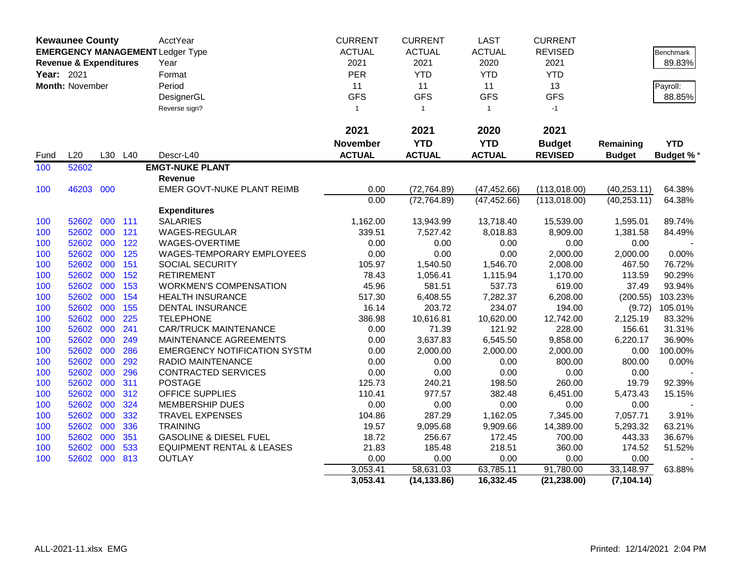**Kewaunee County**
**EMERGENCY MANAGEMENT**
**Revenue & Expenditures**
**Year:** 2021
**Month:** November

| | CURRENT | CURRENT | LAST | CURRENT | | |
|---|---|---|---|---|---|---|
| AcctYear | ACTUAL | ACTUAL | ACTUAL | REVISED | | Benchmark |
| Ledger Type | 2021 | 2021 | 2020 | 2021 | | 89.83% |
| Year | PER | YTD | YTD | YTD | | |
| Format | 11 | 11 | 11 | 13 | | Payroll: |
| Period | GFS | GFS | GFS | GFS | | 88.85% |
| DesignerGL | 1 | 1 | 1 | -1 | | |
| Reverse sign? | | | | | | |

| Fund | L20 | L30 | L40 | Descr-L40 | 2021 November ACTUAL | 2021 YTD ACTUAL | 2020 YTD ACTUAL | 2021 Budget REVISED | Remaining Budget | YTD Budget % * |
|---|---|---|---|---|---|---|---|---|---|---|
| 100 | 52602 | | | **EMGT-NUKE PLANT** | | | | | | |
| | | | | **Revenue** | | | | | | |
| 100 | 46203 | 000 | | EMER GOVT-NUKE PLANT REIMB | 0.00 | (72,764.89) | (47,452.66) | (113,018.00) | (40,253.11) | 64.38% |
| | | | | | 0.00 | (72,764.89) | (47,452.66) | (113,018.00) | (40,253.11) | 64.38% |
| | | | | **Expenditures** | | | | | | |
| 100 | 52602 | 000 | 111 | SALARIES | 1,162.00 | 13,943.99 | 13,718.40 | 15,539.00 | 1,595.01 | 89.74% |
| 100 | 52602 | 000 | 121 | WAGES-REGULAR | 339.51 | 7,527.42 | 8,018.83 | 8,909.00 | 1,381.58 | 84.49% |
| 100 | 52602 | 000 | 122 | WAGES-OVERTIME | 0.00 | 0.00 | 0.00 | 0.00 | 0.00 | - |
| 100 | 52602 | 000 | 125 | WAGES-TEMPORARY EMPLOYEES | 0.00 | 0.00 | 0.00 | 2,000.00 | 2,000.00 | 0.00% |
| 100 | 52602 | 000 | 151 | SOCIAL SECURITY | 105.97 | 1,540.50 | 1,546.70 | 2,008.00 | 467.50 | 76.72% |
| 100 | 52602 | 000 | 152 | RETIREMENT | 78.43 | 1,056.41 | 1,115.94 | 1,170.00 | 113.59 | 90.29% |
| 100 | 52602 | 000 | 153 | WORKMEN'S COMPENSATION | 45.96 | 581.51 | 537.73 | 619.00 | 37.49 | 93.94% |
| 100 | 52602 | 000 | 154 | HEALTH INSURANCE | 517.30 | 6,408.55 | 7,282.37 | 6,208.00 | (200.55) | 103.23% |
| 100 | 52602 | 000 | 155 | DENTAL INSURANCE | 16.14 | 203.72 | 234.07 | 194.00 | (9.72) | 105.01% |
| 100 | 52602 | 000 | 225 | TELEPHONE | 386.98 | 10,616.81 | 10,620.00 | 12,742.00 | 2,125.19 | 83.32% |
| 100 | 52602 | 000 | 241 | CAR/TRUCK MAINTENANCE | 0.00 | 71.39 | 121.92 | 228.00 | 156.61 | 31.31% |
| 100 | 52602 | 000 | 249 | MAINTENANCE AGREEMENTS | 0.00 | 3,637.83 | 6,545.50 | 9,858.00 | 6,220.17 | 36.90% |
| 100 | 52602 | 000 | 286 | EMERGENCY NOTIFICATION SYSTM | 0.00 | 2,000.00 | 2,000.00 | 2,000.00 | 0.00 | 100.00% |
| 100 | 52602 | 000 | 292 | RADIO MAINTENANCE | 0.00 | 0.00 | 0.00 | 800.00 | 800.00 | 0.00% |
| 100 | 52602 | 000 | 296 | CONTRACTED SERVICES | 0.00 | 0.00 | 0.00 | 0.00 | 0.00 | - |
| 100 | 52602 | 000 | 311 | POSTAGE | 125.73 | 240.21 | 198.50 | 260.00 | 19.79 | 92.39% |
| 100 | 52602 | 000 | 312 | OFFICE SUPPLIES | 110.41 | 977.57 | 382.48 | 6,451.00 | 5,473.43 | 15.15% |
| 100 | 52602 | 000 | 324 | MEMBERSHIP DUES | 0.00 | 0.00 | 0.00 | 0.00 | 0.00 | - |
| 100 | 52602 | 000 | 332 | TRAVEL EXPENSES | 104.86 | 287.29 | 1,162.05 | 7,345.00 | 7,057.71 | 3.91% |
| 100 | 52602 | 000 | 336 | TRAINING | 19.57 | 9,095.68 | 9,909.66 | 14,389.00 | 5,293.32 | 63.21% |
| 100 | 52602 | 000 | 351 | GASOLINE & DIESEL FUEL | 18.72 | 256.67 | 172.45 | 700.00 | 443.33 | 36.67% |
| 100 | 52602 | 000 | 533 | EQUIPMENT RENTAL & LEASES | 21.83 | 185.48 | 218.51 | 360.00 | 174.52 | 51.52% |
| 100 | 52602 | 000 | 813 | OUTLAY | 0.00 | 0.00 | 0.00 | 0.00 | 0.00 | - |
| | | | | | 3,053.41 | 58,631.03 | 63,785.11 | 91,780.00 | 33,148.97 | 63.88% |
| | | | | | **3,053.41** | **(14,133.86)** | **16,332.45** | **(21,238.00)** | **(7,104.14)** | |

ALL-2021-11.xlsx EMG

Printed: 12/14/2021 2:04 PM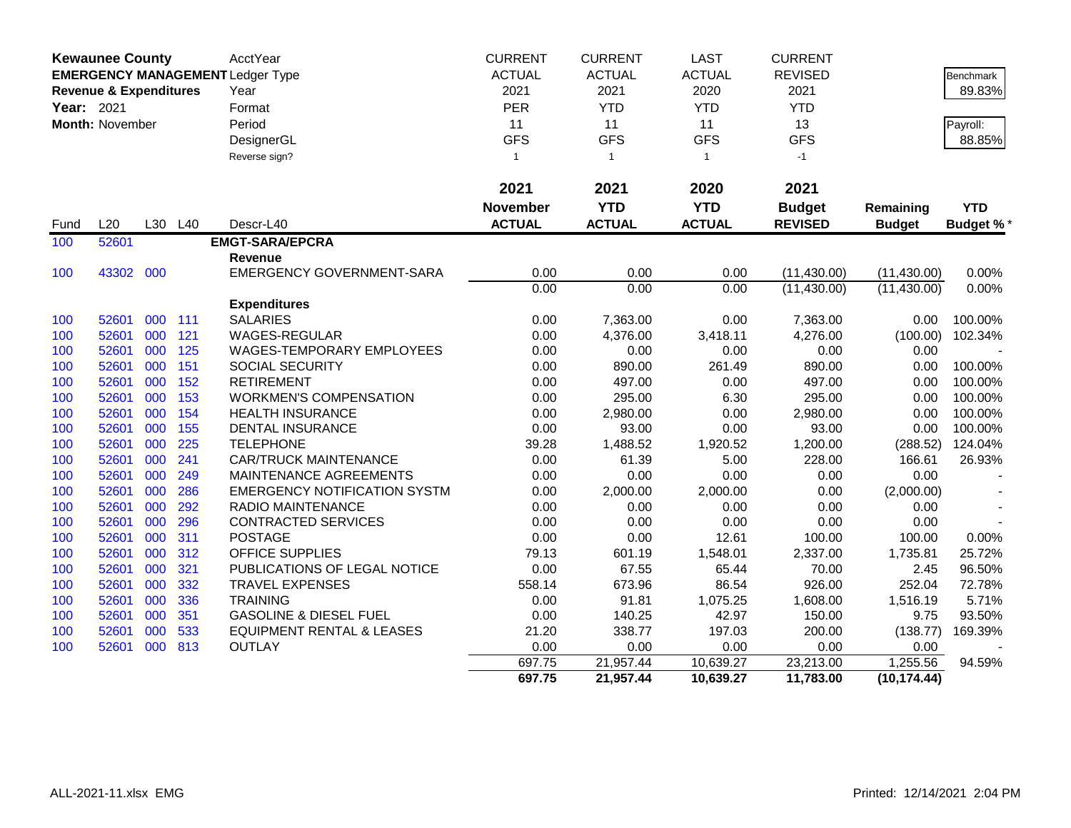**Kewaunee County**
**EMERGENCY MANAGEMENT**
**Revenue & Expenditures**
**Year:** 2021
**Month:** November

| | CURRENT | CURRENT | LAST | CURRENT | | |
|---|---|---|---|---|---|---|
| AcctYear | ACTUAL | ACTUAL | ACTUAL | REVISED | | Benchmark |
| Ledger Type | 2021 | 2021 | 2020 | 2021 | | 89.83% |
| Year | PER | YTD | YTD | YTD | | |
| Format | 11 | 11 | 11 | 13 | | Payroll: |
| Period | GFS | GFS | GFS | GFS | | 88.85% |
| DesignerGL | 1 | 1 | 1 | -1 | | |
| Reverse sign? | | | | | | |

| Fund | L20 | L30 | L40 | Descr-L40 | 2021 November ACTUAL | 2021 YTD ACTUAL | 2020 YTD ACTUAL | 2021 Budget REVISED | Remaining Budget | YTD Budget %* |
|---|---|---|---|---|---|---|---|---|---|---|
| 100 | 52601 | | | **EMGT-SARA/EPCRA** | | | | | | |
| | | | | **Revenue** | | | | | | |
| 100 | 43302 | 000 | | EMERGENCY GOVERNMENT-SARA | 0.00 | 0.00 | 0.00 | (11,430.00) | (11,430.00) | 0.00% |
| | | | | | 0.00 | 0.00 | 0.00 | (11,430.00) | (11,430.00) | 0.00% |
| | | | | **Expenditures** | | | | | | |
| 100 | 52601 | 000 | 111 | SALARIES | 0.00 | 7,363.00 | 0.00 | 7,363.00 | 0.00 | 100.00% |
| 100 | 52601 | 000 | 121 | WAGES-REGULAR | 0.00 | 4,376.00 | 3,418.11 | 4,276.00 | (100.00) | 102.34% |
| 100 | 52601 | 000 | 125 | WAGES-TEMPORARY EMPLOYEES | 0.00 | 0.00 | 0.00 | 0.00 | 0.00 | - |
| 100 | 52601 | 000 | 151 | SOCIAL SECURITY | 0.00 | 890.00 | 261.49 | 890.00 | 0.00 | 100.00% |
| 100 | 52601 | 000 | 152 | RETIREMENT | 0.00 | 497.00 | 0.00 | 497.00 | 0.00 | 100.00% |
| 100 | 52601 | 000 | 153 | WORKMEN'S COMPENSATION | 0.00 | 295.00 | 6.30 | 295.00 | 0.00 | 100.00% |
| 100 | 52601 | 000 | 154 | HEALTH INSURANCE | 0.00 | 2,980.00 | 0.00 | 2,980.00 | 0.00 | 100.00% |
| 100 | 52601 | 000 | 155 | DENTAL INSURANCE | 0.00 | 93.00 | 0.00 | 93.00 | 0.00 | 100.00% |
| 100 | 52601 | 000 | 225 | TELEPHONE | 39.28 | 1,488.52 | 1,920.52 | 1,200.00 | (288.52) | 124.04% |
| 100 | 52601 | 000 | 241 | CAR/TRUCK MAINTENANCE | 0.00 | 61.39 | 5.00 | 228.00 | 166.61 | 26.93% |
| 100 | 52601 | 000 | 249 | MAINTENANCE AGREEMENTS | 0.00 | 0.00 | 0.00 | 0.00 | 0.00 | - |
| 100 | 52601 | 000 | 286 | EMERGENCY NOTIFICATION SYSTM | 0.00 | 2,000.00 | 2,000.00 | 0.00 | (2,000.00) | - |
| 100 | 52601 | 000 | 292 | RADIO MAINTENANCE | 0.00 | 0.00 | 0.00 | 0.00 | 0.00 | - |
| 100 | 52601 | 000 | 296 | CONTRACTED SERVICES | 0.00 | 0.00 | 0.00 | 0.00 | 0.00 | - |
| 100 | 52601 | 000 | 311 | POSTAGE | 0.00 | 0.00 | 12.61 | 100.00 | 100.00 | 0.00% |
| 100 | 52601 | 000 | 312 | OFFICE SUPPLIES | 79.13 | 601.19 | 1,548.01 | 2,337.00 | 1,735.81 | 25.72% |
| 100 | 52601 | 000 | 321 | PUBLICATIONS OF LEGAL NOTICE | 0.00 | 67.55 | 65.44 | 70.00 | 2.45 | 96.50% |
| 100 | 52601 | 000 | 332 | TRAVEL EXPENSES | 558.14 | 673.96 | 86.54 | 926.00 | 252.04 | 72.78% |
| 100 | 52601 | 000 | 336 | TRAINING | 0.00 | 91.81 | 1,075.25 | 1,608.00 | 1,516.19 | 5.71% |
| 100 | 52601 | 000 | 351 | GASOLINE & DIESEL FUEL | 0.00 | 140.25 | 42.97 | 150.00 | 9.75 | 93.50% |
| 100 | 52601 | 000 | 533 | EQUIPMENT RENTAL & LEASES | 21.20 | 338.77 | 197.03 | 200.00 | (138.77) | 169.39% |
| 100 | 52601 | 000 | 813 | OUTLAY | 0.00 | 0.00 | 0.00 | 0.00 | 0.00 | - |
| | | | | | 697.75 | 21,957.44 | 10,639.27 | 23,213.00 | 1,255.56 | 94.59% |
| | | | | | **697.75** | **21,957.44** | **10,639.27** | **11,783.00** | **(10,174.44)** | |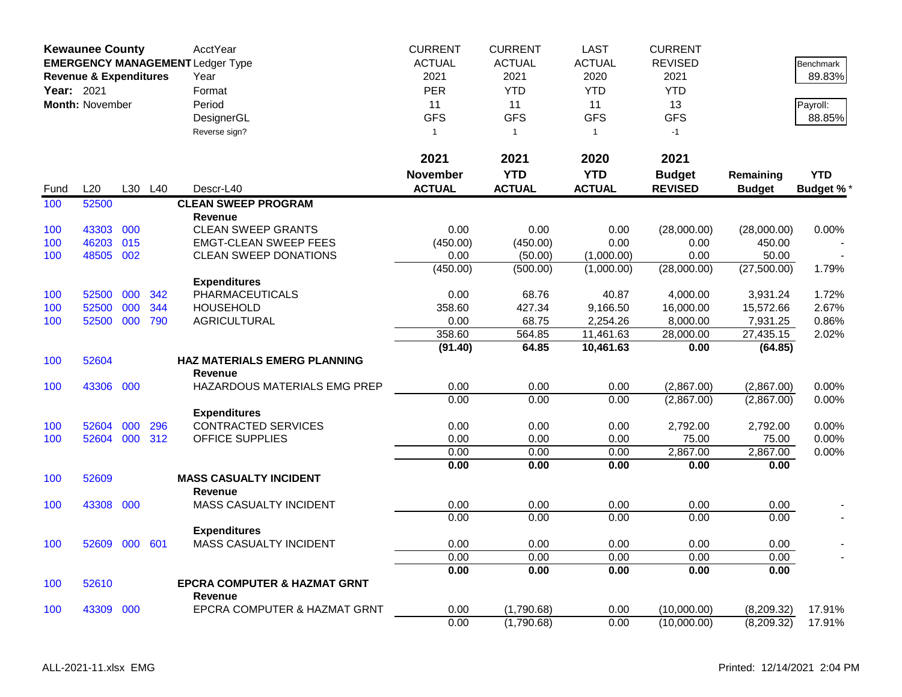**Kewaunee County**
**EMERGENCY MANAGEMENT**
**Revenue & Expenditures**
**Year:** 2021
**Month:** November

| | CURRENT | CURRENT | LAST | CURRENT | | |
|---|---|---|---|---|---|---|
| AcctYear | ACTUAL | ACTUAL | ACTUAL | REVISED | | Benchmark |
| Ledger Type | 2021 | 2021 | 2020 | 2021 | | 89.83% |
| Year | PER | YTD | YTD | YTD | | |
| Format | 11 | 11 | 11 | 13 | | Payroll: |
| Period | GFS | GFS | GFS | GFS | | 88.85% |
| DesignerGL | 1 | 1 | 1 | -1 | | |
| Reverse sign? | | | | | | |

| Fund | L20 | L30 | L40 | Descr-L40 | 2021 November ACTUAL | 2021 YTD ACTUAL | 2020 YTD ACTUAL | 2021 Budget REVISED | Remaining Budget | YTD Budget %* |
|---|---|---|---|---|---|---|---|---|---|---|
| 100 | 52500 | | | **CLEAN SWEEP PROGRAM** | | | | | | |
| | | | | **Revenue** | | | | | | |
| 100 | 43303 | 000 | | CLEAN SWEEP GRANTS | 0.00 | 0.00 | 0.00 | (28,000.00) | (28,000.00) | 0.00% |
| 100 | 46203 | 015 | | EMGT-CLEAN SWEEP FEES | (450.00) | (450.00) | 0.00 | 0.00 | 450.00 | - |
| 100 | 48505 | 002 | | CLEAN SWEEP DONATIONS | 0.00 | (50.00) | (1,000.00) | 0.00 | 50.00 | - |
| | | | | | (450.00) | (500.00) | (1,000.00) | (28,000.00) | (27,500.00) | 1.79% |
| | | | | **Expenditures** | | | | | | |
| 100 | 52500 | 000 | 342 | PHARMACEUTICALS | 0.00 | 68.76 | 40.87 | 4,000.00 | 3,931.24 | 1.72% |
| 100 | 52500 | 000 | 344 | HOUSEHOLD | 358.60 | 427.34 | 9,166.50 | 16,000.00 | 15,572.66 | 2.67% |
| 100 | 52500 | 000 | 790 | AGRICULTURAL | 0.00 | 68.75 | 2,254.26 | 8,000.00 | 7,931.25 | 0.86% |
| | | | | | 358.60 | 564.85 | 11,461.63 | 28,000.00 | 27,435.15 | 2.02% |
| | | | | | **(91.40)** | **64.85** | **10,461.63** | **0.00** | **(64.85)** | |
| 100 | 52604 | | | **HAZ MATERIALS EMERG PLANNING** | | | | | | |
| | | | | **Revenue** | | | | | | |
| 100 | 43306 | 000 | | HAZARDOUS MATERIALS EMG PREP | 0.00 | 0.00 | 0.00 | (2,867.00) | (2,867.00) | 0.00% |
| | | | | | 0.00 | 0.00 | 0.00 | (2,867.00) | (2,867.00) | 0.00% |
| | | | | **Expenditures** | | | | | | |
| 100 | 52604 | 000 | 296 | CONTRACTED SERVICES | 0.00 | 0.00 | 0.00 | 2,792.00 | 2,792.00 | 0.00% |
| 100 | 52604 | 000 | 312 | OFFICE SUPPLIES | 0.00 | 0.00 | 0.00 | 75.00 | 75.00 | 0.00% |
| | | | | | 0.00 | 0.00 | 0.00 | 2,867.00 | 2,867.00 | 0.00% |
| | | | | | **0.00** | **0.00** | **0.00** | **0.00** | **0.00** | |
| 100 | 52609 | | | **MASS CASUALTY INCIDENT** | | | | | | |
| | | | | **Revenue** | | | | | | |
| 100 | 43308 | 000 | | MASS CASUALTY INCIDENT | 0.00 | 0.00 | 0.00 | 0.00 | 0.00 | - |
| | | | | | 0.00 | 0.00 | 0.00 | 0.00 | 0.00 | - |
| | | | | **Expenditures** | | | | | | |
| 100 | 52609 | 000 | 601 | MASS CASUALTY INCIDENT | 0.00 | 0.00 | 0.00 | 0.00 | 0.00 | - |
| | | | | | 0.00 | 0.00 | 0.00 | 0.00 | 0.00 | - |
| | | | | | **0.00** | **0.00** | **0.00** | **0.00** | **0.00** | |
| 100 | 52610 | | | **EPCRA COMPUTER & HAZMAT GRNT** | | | | | | |
| | | | | **Revenue** | | | | | | |
| 100 | 43309 | 000 | | EPCRA COMPUTER & HAZMAT GRNT | 0.00 | (1,790.68) | 0.00 | (10,000.00) | (8,209.32) | 17.91% |
| | | | | | 0.00 | (1,790.68) | 0.00 | (10,000.00) | (8,209.32) | 17.91% |

ALL-2021-11.xlsx EMG Printed: 12/14/2021 2:04 PM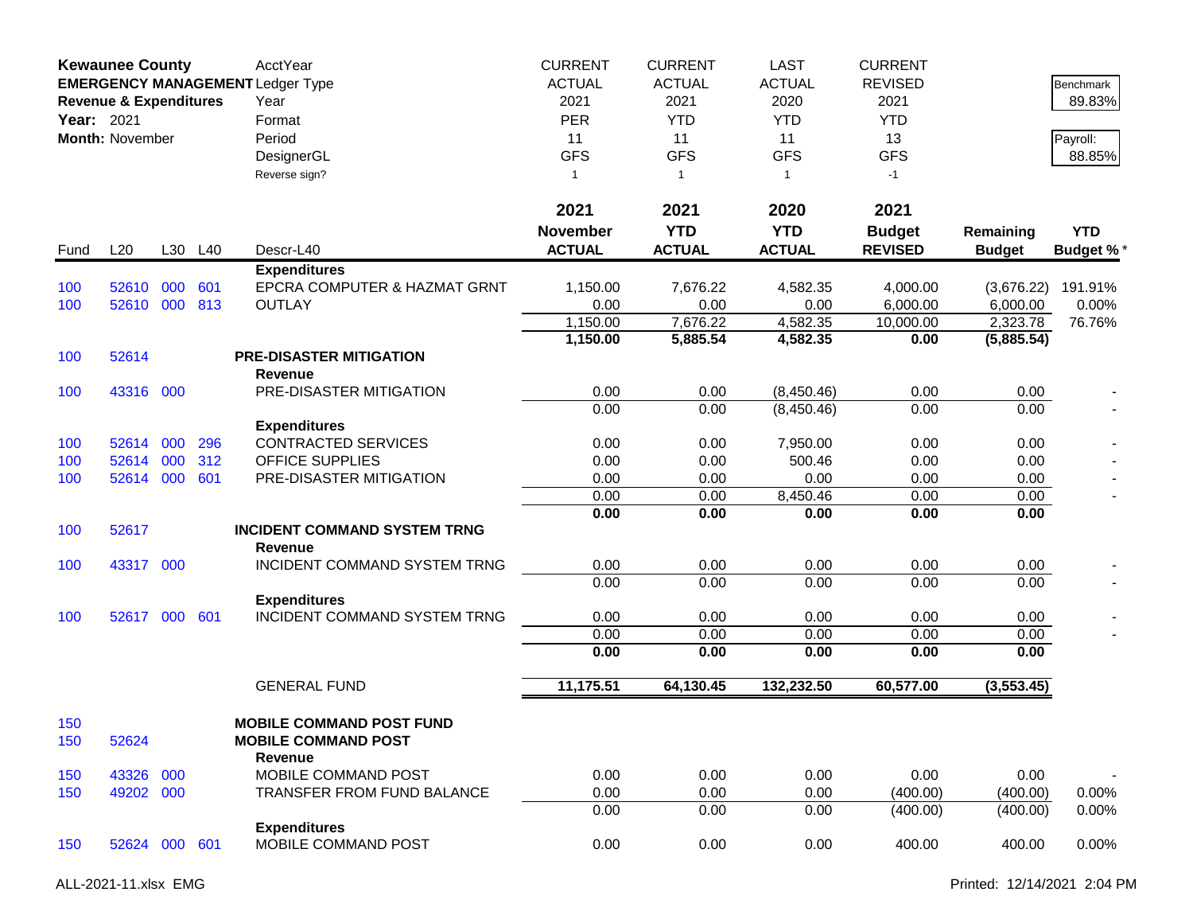**Kewaunee County**
**EMERGENCY MANAGEMENT**
**Revenue & Expenditures**
**Year:** 2021
**Month:** November

| | CURRENT | CURRENT | LAST | CURRENT | | |
|---|---|---|---|---|---|---|
| AcctYear | ACTUAL | ACTUAL | ACTUAL | REVISED | | Benchmark |
| Ledger Type | 2021 | 2021 | 2020 | 2021 | | 89.83% |
| Year | PER | YTD | YTD | YTD | | |
| Format | 11 | 11 | 11 | 13 | | Payroll: |
| Period | GFS | GFS | GFS | GFS | | 88.85% |
| DesignerGL | 1 | 1 | 1 | -1 | | |
| Reverse sign? | | | | | | |

| Fund | L20 | L30 | L40 | Descr-L40 | 2021 November ACTUAL | 2021 YTD ACTUAL | 2020 YTD ACTUAL | 2021 Budget REVISED | Remaining Budget | YTD Budget % * |
|---|---|---|---|---|---|---|---|---|---|---|
| | | | | **Expenditures** | | | | | | |
| 100 | 52610 | 000 | 601 | EPCRA COMPUTER & HAZMAT GRNT | 1,150.00 | 7,676.22 | 4,582.35 | 4,000.00 | (3,676.22) | 191.91% |
| 100 | 52610 | 000 | 813 | OUTLAY | 0.00 | 0.00 | 0.00 | 6,000.00 | 6,000.00 | 0.00% |
| | | | | | 1,150.00 | 7,676.22 | 4,582.35 | 10,000.00 | 2,323.78 | 76.76% |
| | | | | | **1,150.00** | **5,885.54** | **4,582.35** | **0.00** | **(5,885.54)** | |
| 100 | 52614 | | | **PRE-DISASTER MITIGATION** | | | | | | |
| | | | | **Revenue** | | | | | | |
| 100 | 43316 | 000 | | PRE-DISASTER MITIGATION | 0.00 | 0.00 | (8,450.46) | 0.00 | 0.00 | - |
| | | | | | 0.00 | 0.00 | (8,450.46) | 0.00 | 0.00 | - |
| | | | | **Expenditures** | | | | | | |
| 100 | 52614 | 000 | 296 | CONTRACTED SERVICES | 0.00 | 0.00 | 7,950.00 | 0.00 | 0.00 | - |
| 100 | 52614 | 000 | 312 | OFFICE SUPPLIES | 0.00 | 0.00 | 500.46 | 0.00 | 0.00 | - |
| 100 | 52614 | 000 | 601 | PRE-DISASTER MITIGATION | 0.00 | 0.00 | 0.00 | 0.00 | 0.00 | - |
| | | | | | 0.00 | 0.00 | 8,450.46 | 0.00 | 0.00 | - |
| | | | | | **0.00** | **0.00** | **0.00** | **0.00** | **0.00** | |
| 100 | 52617 | | | **INCIDENT COMMAND SYSTEM TRNG** | | | | | | |
| | | | | **Revenue** | | | | | | |
| 100 | 43317 | 000 | | INCIDENT COMMAND SYSTEM TRNG | 0.00 | 0.00 | 0.00 | 0.00 | 0.00 | - |
| | | | | | 0.00 | 0.00 | 0.00 | 0.00 | 0.00 | - |
| | | | | **Expenditures** | | | | | | |
| 100 | 52617 | 000 | 601 | INCIDENT COMMAND SYSTEM TRNG | 0.00 | 0.00 | 0.00 | 0.00 | 0.00 | - |
| | | | | | 0.00 | 0.00 | 0.00 | 0.00 | 0.00 | - |
| | | | | | **0.00** | **0.00** | **0.00** | **0.00** | **0.00** | |
| | | | | GENERAL FUND | **11,175.51** | **64,130.45** | **132,232.50** | **60,577.00** | **(3,553.45)** | |
| 150 | | | | **MOBILE COMMAND POST FUND** | | | | | | |
| 150 | 52624 | | | **MOBILE COMMAND POST** | | | | | | |
| | | | | **Revenue** | | | | | | |
| 150 | 43326 | 000 | | MOBILE COMMAND POST | 0.00 | 0.00 | 0.00 | 0.00 | 0.00 | - |
| 150 | 49202 | 000 | | TRANSFER FROM FUND BALANCE | 0.00 | 0.00 | 0.00 | (400.00) | (400.00) | 0.00% |
| | | | | | 0.00 | 0.00 | 0.00 | (400.00) | (400.00) | 0.00% |
| | | | | **Expenditures** | | | | | | |
| 150 | 52624 | 000 | 601 | MOBILE COMMAND POST | 0.00 | 0.00 | 0.00 | 400.00 | 400.00 | 0.00% |

ALL-2021-11.xlsx EMG — Printed: 12/14/2021 2:04 PM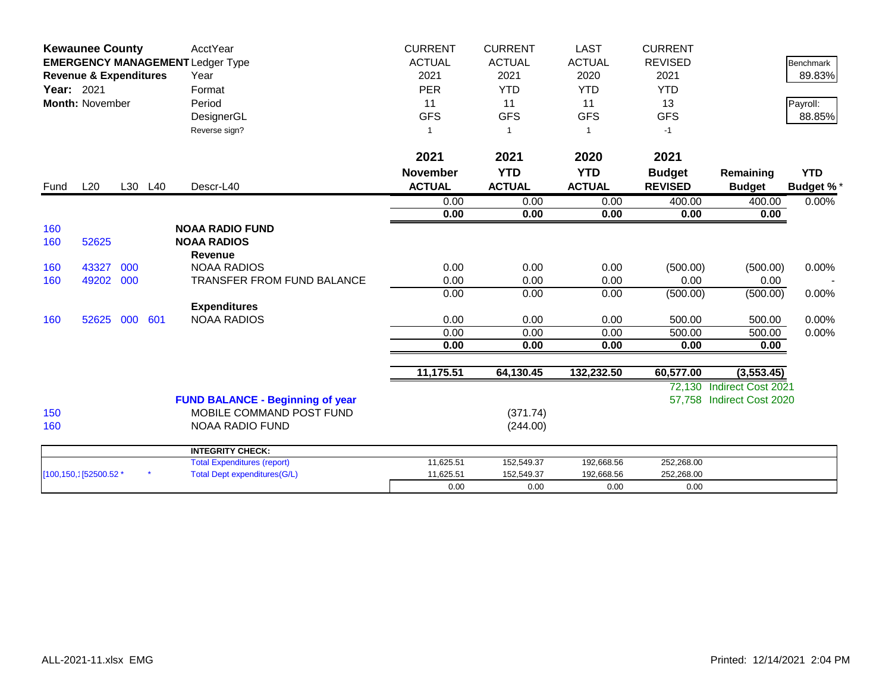| **Kewaunee County** | | | | AcctYear | CURRENT | CURRENT | LAST | CURRENT | | |
|---|---|---|---|---|---|---|---|---|---|---|
| **EMERGENCY MANAGEMENT** | | | | Ledger Type | ACTUAL | ACTUAL | ACTUAL | REVISED | | Benchmark |
| **Revenue & Expenditures** | | | | Year | 2021 | 2021 | 2020 | 2021 | | 89.83% |
| **Year:** 2021 | | | | Format | PER | YTD | YTD | YTD | | |
| **Month:** November | | | | Period | 11 | 11 | 11 | 13 | | Payroll: |
| | | | | DesignerGL | GFS | GFS | GFS | GFS | | 88.85% |
| | | | | Reverse sign? | 1 | 1 | 1 | -1 | | |
| | | | | | **2021** | **2021** | **2020** | **2021** | | |
| | | | | | **November** | **YTD** | **YTD** | **Budget** | **Remaining** | **YTD** |
| Fund | L20 | L30 | L40 | Descr-L40 | **ACTUAL** | **ACTUAL** | **ACTUAL** | **REVISED** | **Budget** | **Budget %*** |
| | | | | | 0.00 | 0.00 | 0.00 | 400.00 | 400.00 | 0.00% |
| | | | | | **0.00** | **0.00** | **0.00** | **0.00** | **0.00** | |
| 160 | | | | **NOAA RADIO FUND** | | | | | | |
| 160 | 52625 | | | **NOAA RADIOS** | | | | | | |
| | | | | **Revenue** | | | | | | |
| 160 | 43327 | 000 | | NOAA RADIOS | 0.00 | 0.00 | 0.00 | (500.00) | (500.00) | 0.00% |
| 160 | 49202 | 000 | | TRANSFER FROM FUND BALANCE | 0.00 | 0.00 | 0.00 | 0.00 | 0.00 | - |
| | | | | | 0.00 | 0.00 | 0.00 | (500.00) | (500.00) | 0.00% |
| | | | | **Expenditures** | | | | | | |
| 160 | 52625 | 000 | 601 | NOAA RADIOS | 0.00 | 0.00 | 0.00 | 500.00 | 500.00 | 0.00% |
| | | | | | 0.00 | 0.00 | 0.00 | 500.00 | 500.00 | 0.00% |
| | | | | | **0.00** | **0.00** | **0.00** | **0.00** | **0.00** | |
| | | | | | **11,175.51** | **64,130.45** | **132,232.50** | **60,577.00** | **(3,553.45)** | |
| | | | | | | | | 72,130 | Indirect Cost 2021 | |
| | | | | **FUND BALANCE - Beginning of year** | | | | 57,758 | Indirect Cost 2020 | |
| 150 | | | | MOBILE COMMAND POST FUND | | (371.74) | | | | |
| 160 | | | | NOAA RADIO FUND | | (244.00) | | | | |

| | | INTEGRITY CHECK: | | | | |
|---|---|---|---|---|---|---|
| | | Total Expenditures (report) | 11,625.51 | 152,549.37 | 192,668.56 | 252,268.00 |
| [100,150,1 [52500.52 * | * | Total Dept expenditures(G/L) | 11,625.51 | 152,549.37 | 192,668.56 | 252,268.00 |
| | | | 0.00 | 0.00 | 0.00 | 0.00 |

ALL-2021-11.xlsx EMG

Printed: 12/14/2021 2:04 PM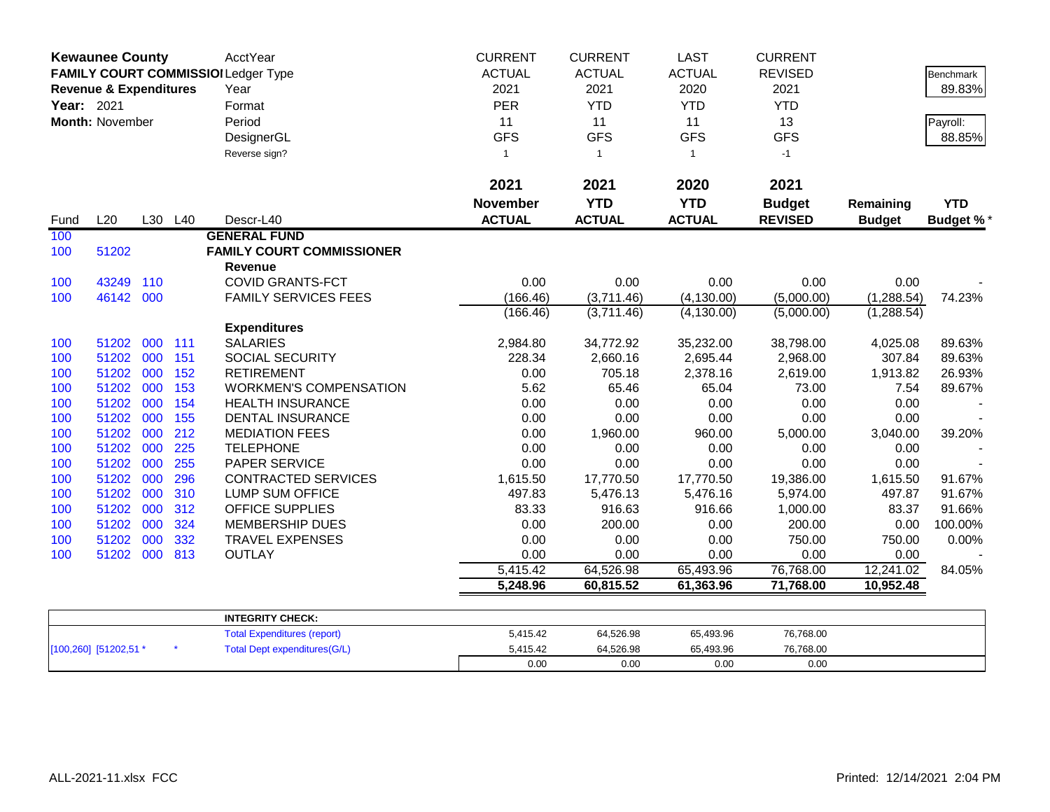**Kewaunee County**
**FAMILY COURT COMMISSIONER**
**Revenue & Expenditures**
**Year:** 2021
**Month:** November

| | CURRENT | CURRENT | LAST | CURRENT | | |
|---|---|---|---|---|---|---|
| AcctYear | | | | | | |
| Ledger Type | ACTUAL | ACTUAL | ACTUAL | REVISED | | Benchmark |
| Year | 2021 | 2021 | 2020 | 2021 | | 89.83% |
| Format | PER | YTD | YTD | YTD | | |
| Period | 11 | 11 | 11 | 13 | | Payroll: |
| DesignerGL | GFS | GFS | GFS | GFS | | 88.85% |
| Reverse sign? | 1 | 1 | 1 | -1 | | |

| Fund | L20 | L30 | L40 | Descr-L40 | 2021 November ACTUAL | 2021 YTD ACTUAL | 2020 YTD ACTUAL | 2021 Budget REVISED | Remaining Budget | YTD Budget % * |
|---|---|---|---|---|---|---|---|---|---|---|
| 100 | | | | **GENERAL FUND** | | | | | | |
| 100 | 51202 | | | **FAMILY COURT COMMISSIONER** | | | | | | |
| | | | | **Revenue** | | | | | | |
| 100 | 43249 | 110 | | COVID GRANTS-FCT | 0.00 | 0.00 | 0.00 | 0.00 | 0.00 | - |
| 100 | 46142 | 000 | | FAMILY SERVICES FEES | (166.46) | (3,711.46) | (4,130.00) | (5,000.00) | (1,288.54) | 74.23% |
| | | | | | (166.46) | (3,711.46) | (4,130.00) | (5,000.00) | (1,288.54) | |
| | | | | **Expenditures** | | | | | | |
| 100 | 51202 | 000 | 111 | SALARIES | 2,984.80 | 34,772.92 | 35,232.00 | 38,798.00 | 4,025.08 | 89.63% |
| 100 | 51202 | 000 | 151 | SOCIAL SECURITY | 228.34 | 2,660.16 | 2,695.44 | 2,968.00 | 307.84 | 89.63% |
| 100 | 51202 | 000 | 152 | RETIREMENT | 0.00 | 705.18 | 2,378.16 | 2,619.00 | 1,913.82 | 26.93% |
| 100 | 51202 | 000 | 153 | WORKMEN'S COMPENSATION | 5.62 | 65.46 | 65.04 | 73.00 | 7.54 | 89.67% |
| 100 | 51202 | 000 | 154 | HEALTH INSURANCE | 0.00 | 0.00 | 0.00 | 0.00 | 0.00 | - |
| 100 | 51202 | 000 | 155 | DENTAL INSURANCE | 0.00 | 0.00 | 0.00 | 0.00 | 0.00 | - |
| 100 | 51202 | 000 | 212 | MEDIATION FEES | 0.00 | 1,960.00 | 960.00 | 5,000.00 | 3,040.00 | 39.20% |
| 100 | 51202 | 000 | 225 | TELEPHONE | 0.00 | 0.00 | 0.00 | 0.00 | 0.00 | - |
| 100 | 51202 | 000 | 255 | PAPER SERVICE | 0.00 | 0.00 | 0.00 | 0.00 | 0.00 | - |
| 100 | 51202 | 000 | 296 | CONTRACTED SERVICES | 1,615.50 | 17,770.50 | 17,770.50 | 19,386.00 | 1,615.50 | 91.67% |
| 100 | 51202 | 000 | 310 | LUMP SUM OFFICE | 497.83 | 5,476.13 | 5,476.16 | 5,974.00 | 497.87 | 91.67% |
| 100 | 51202 | 000 | 312 | OFFICE SUPPLIES | 83.33 | 916.63 | 916.66 | 1,000.00 | 83.37 | 91.66% |
| 100 | 51202 | 000 | 324 | MEMBERSHIP DUES | 0.00 | 200.00 | 0.00 | 200.00 | 0.00 | 100.00% |
| 100 | 51202 | 000 | 332 | TRAVEL EXPENSES | 0.00 | 0.00 | 0.00 | 750.00 | 750.00 | 0.00% |
| 100 | 51202 | 000 | 813 | OUTLAY | 0.00 | 0.00 | 0.00 | 0.00 | 0.00 | - |
| | | | | | 5,415.42 | 64,526.98 | 65,493.96 | 76,768.00 | 12,241.02 | 84.05% |
| | | | | | **5,248.96** | **60,815.52** | **61,363.96** | **71,768.00** | **10,952.48** | |

| | | | | | |
|---|---|---|---|---|---|
| | **INTEGRITY CHECK:** | | | | |
| | Total Expenditures (report) | 5,415.42 | 64,526.98 | 65,493.96 | 76,768.00 |
| [100,260] [51202,51 * * | Total Dept expenditures(G/L) | 5,415.42 | 64,526.98 | 65,493.96 | 76,768.00 |
| | | 0.00 | 0.00 | 0.00 | 0.00 |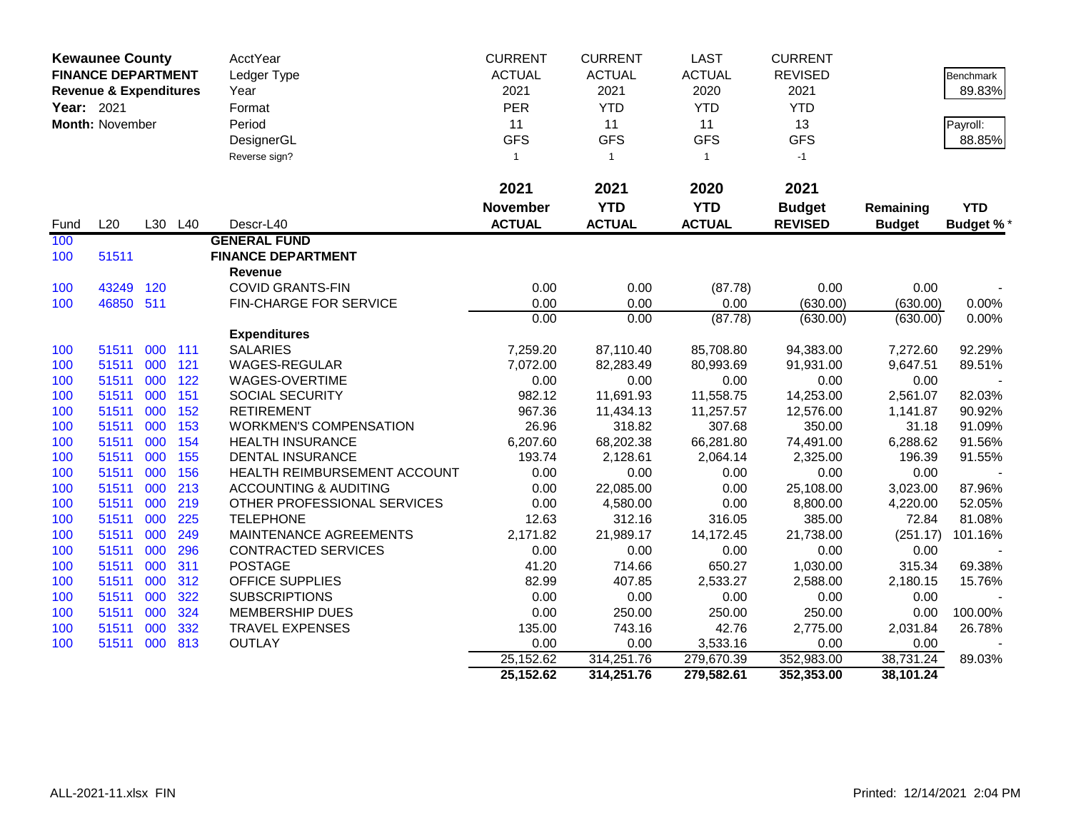**Kewaunee County**
**FINANCE DEPARTMENT**
**Revenue & Expenditures**
**Year:** 2021
**Month:** November

| | CURRENT | CURRENT | LAST | CURRENT | | |
|---|---|---|---|---|---|---|
| AcctYear | ACTUAL | ACTUAL | ACTUAL | REVISED | | Benchmark |
| Ledger Type | 2021 | 2021 | 2020 | 2021 | | 89.83% |
| Year | PER | YTD | YTD | YTD | | |
| Format | 11 | 11 | 11 | 13 | | Payroll: |
| Period | GFS | GFS | GFS | GFS | | 88.85% |
| DesignerGL | 1 | 1 | 1 | -1 | | |
| Reverse sign? | | | | | | |

| Fund | L20 | L30 | L40 | Descr-L40 | 2021 November ACTUAL | 2021 YTD ACTUAL | 2020 YTD ACTUAL | 2021 Budget REVISED | Remaining Budget | YTD Budget % * |
|---|---|---|---|---|---|---|---|---|---|---|
| 100 | | | | **GENERAL FUND** | | | | | | |
| 100 | 51511 | | | **FINANCE DEPARTMENT** | | | | | | |
| | | | | **Revenue** | | | | | | |
| 100 | 43249 | 120 | | COVID GRANTS-FIN | 0.00 | 0.00 | (87.78) | 0.00 | 0.00 | - |
| 100 | 46850 | 511 | | FIN-CHARGE FOR SERVICE | 0.00 | 0.00 | 0.00 | (630.00) | (630.00) | 0.00% |
| | | | | | 0.00 | 0.00 | (87.78) | (630.00) | (630.00) | 0.00% |
| | | | | **Expenditures** | | | | | | |
| 100 | 51511 | 000 | 111 | SALARIES | 7,259.20 | 87,110.40 | 85,708.80 | 94,383.00 | 7,272.60 | 92.29% |
| 100 | 51511 | 000 | 121 | WAGES-REGULAR | 7,072.00 | 82,283.49 | 80,993.69 | 91,931.00 | 9,647.51 | 89.51% |
| 100 | 51511 | 000 | 122 | WAGES-OVERTIME | 0.00 | 0.00 | 0.00 | 0.00 | 0.00 | - |
| 100 | 51511 | 000 | 151 | SOCIAL SECURITY | 982.12 | 11,691.93 | 11,558.75 | 14,253.00 | 2,561.07 | 82.03% |
| 100 | 51511 | 000 | 152 | RETIREMENT | 967.36 | 11,434.13 | 11,257.57 | 12,576.00 | 1,141.87 | 90.92% |
| 100 | 51511 | 000 | 153 | WORKMEN'S COMPENSATION | 26.96 | 318.82 | 307.68 | 350.00 | 31.18 | 91.09% |
| 100 | 51511 | 000 | 154 | HEALTH INSURANCE | 6,207.60 | 68,202.38 | 66,281.80 | 74,491.00 | 6,288.62 | 91.56% |
| 100 | 51511 | 000 | 155 | DENTAL INSURANCE | 193.74 | 2,128.61 | 2,064.14 | 2,325.00 | 196.39 | 91.55% |
| 100 | 51511 | 000 | 156 | HEALTH REIMBURSEMENT ACCOUNT | 0.00 | 0.00 | 0.00 | 0.00 | 0.00 | - |
| 100 | 51511 | 000 | 213 | ACCOUNTING & AUDITING | 0.00 | 22,085.00 | 0.00 | 25,108.00 | 3,023.00 | 87.96% |
| 100 | 51511 | 000 | 219 | OTHER PROFESSIONAL SERVICES | 0.00 | 4,580.00 | 0.00 | 8,800.00 | 4,220.00 | 52.05% |
| 100 | 51511 | 000 | 225 | TELEPHONE | 12.63 | 312.16 | 316.05 | 385.00 | 72.84 | 81.08% |
| 100 | 51511 | 000 | 249 | MAINTENANCE AGREEMENTS | 2,171.82 | 21,989.17 | 14,172.45 | 21,738.00 | (251.17) | 101.16% |
| 100 | 51511 | 000 | 296 | CONTRACTED SERVICES | 0.00 | 0.00 | 0.00 | 0.00 | 0.00 | - |
| 100 | 51511 | 000 | 311 | POSTAGE | 41.20 | 714.66 | 650.27 | 1,030.00 | 315.34 | 69.38% |
| 100 | 51511 | 000 | 312 | OFFICE SUPPLIES | 82.99 | 407.85 | 2,533.27 | 2,588.00 | 2,180.15 | 15.76% |
| 100 | 51511 | 000 | 322 | SUBSCRIPTIONS | 0.00 | 0.00 | 0.00 | 0.00 | 0.00 | - |
| 100 | 51511 | 000 | 324 | MEMBERSHIP DUES | 0.00 | 250.00 | 250.00 | 250.00 | 0.00 | 100.00% |
| 100 | 51511 | 000 | 332 | TRAVEL EXPENSES | 135.00 | 743.16 | 42.76 | 2,775.00 | 2,031.84 | 26.78% |
| 100 | 51511 | 000 | 813 | OUTLAY | 0.00 | 0.00 | 3,533.16 | 0.00 | 0.00 | - |
| | | | | | 25,152.62 | 314,251.76 | 279,670.39 | 352,983.00 | 38,731.24 | 89.03% |
| | | | | | **25,152.62** | **314,251.76** | **279,582.61** | **352,353.00** | **38,101.24** | |

ALL-2021-11.xlsx FIN — Printed: 12/14/2021 2:04 PM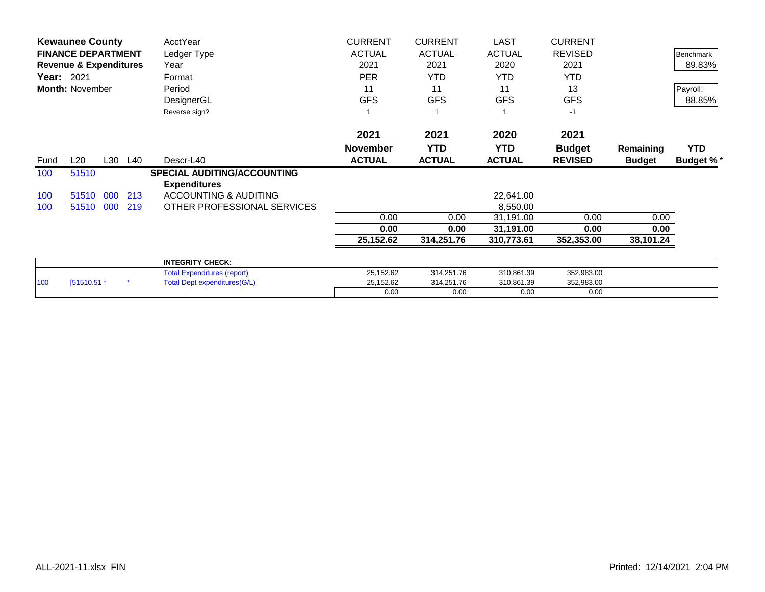| Kewaunee County | | | | AcctYear | CURRENT | CURRENT | LAST | CURRENT | | Benchmark |
|---|---|---|---|---|---|---|---|---|---|---|
| FINANCE DEPARTMENT | | | | Ledger Type | ACTUAL | ACTUAL | ACTUAL | REVISED | | 89.83% |
| Revenue & Expenditures | | | | Year | 2021 | 2021 | 2020 | 2021 | | |
| Year: 2021 | | | | Format | PER | YTD | YTD | YTD | | Payroll: |
| Month: November | | | | Period | 11 | 11 | 11 | 13 | | 88.85% |
| | | | | DesignerGL | GFS | GFS | GFS | GFS | | |
| | | | | Reverse sign? | 1 | 1 | 1 | -1 | | |

| Fund | L20 | L30 | L40 | Descr-L40 | 2021 November ACTUAL | 2021 YTD ACTUAL | 2020 YTD ACTUAL | 2021 Budget REVISED | Remaining Budget | YTD Budget % * |
|---|---|---|---|---|---|---|---|---|---|---|
| 100 | 51510 | | | **SPECIAL AUDITING/ACCOUNTING** | | | | | | |
| | | | | **Expenditures** | | | | | | |
| 100 | 51510 | 000 | 213 | ACCOUNTING & AUDITING | | | 22,641.00 | | | |
| 100 | 51510 | 000 | 219 | OTHER PROFESSIONAL SERVICES | | | 8,550.00 | | | |
| | | | | | 0.00 | 0.00 | 31,191.00 | 0.00 | 0.00 | |
| | | | | | **0.00** | **0.00** | **31,191.00** | **0.00** | **0.00** | |
| | | | | | **25,152.62** | **314,251.76** | **310,773.61** | **352,353.00** | **38,101.24** | |

| | | | **INTEGRITY CHECK:** | | | | |
|---|---|---|---|---|---|---|---|
| | | | Total Expenditures (report) | 25,152.62 | 314,251.76 | 310,861.39 | 352,983.00 |
| 100 | [51510.51 * | * | Total Dept expenditures(G/L) | 25,152.62 | 314,251.76 | 310,861.39 | 352,983.00 |
| | | | | 0.00 | 0.00 | 0.00 | 0.00 |

ALL-2021-11.xlsx FIN

Printed: 12/14/2021 2:04 PM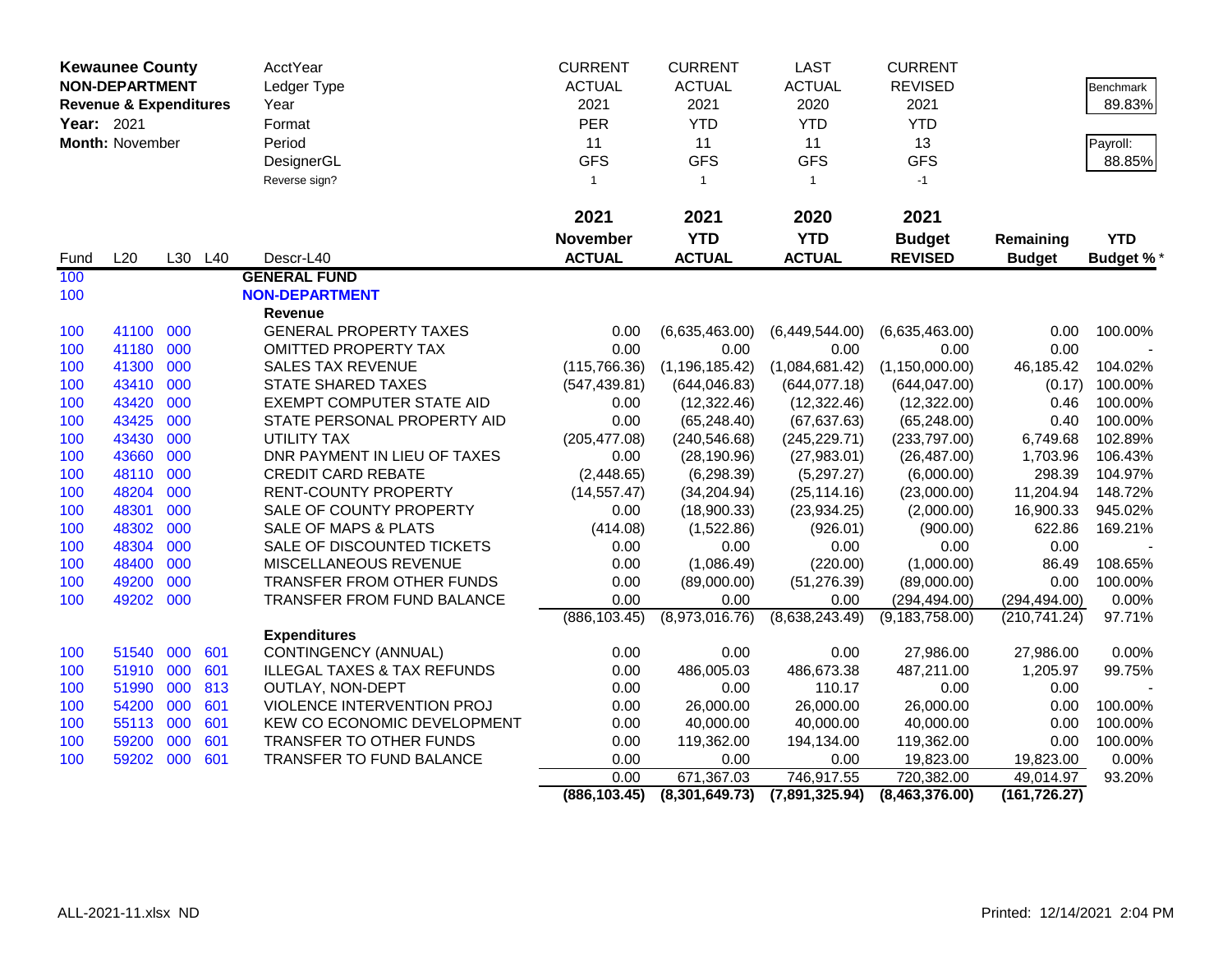**Kewaunee County**
**NON-DEPARTMENT**
**Revenue & Expenditures**
**Year:** 2021
**Month:** November

| | CURRENT | CURRENT | LAST | CURRENT | | |
|---|---|---|---|---|---|---|
| AcctYear | | | | | | |
| Ledger Type | ACTUAL | ACTUAL | ACTUAL | REVISED | | Benchmark |
| Year | 2021 | 2021 | 2020 | 2021 | | 89.83% |
| Format | PER | YTD | YTD | YTD | | |
| Period | 11 | 11 | 11 | 13 | | Payroll: |
| DesignerGL | GFS | GFS | GFS | GFS | | 88.85% |
| Reverse sign? | 1 | 1 | 1 | -1 | | |

| Fund | L20 | L30 | L40 | Descr-L40 | 2021 November ACTUAL | 2021 YTD ACTUAL | 2020 YTD ACTUAL | 2021 Budget REVISED | Remaining Budget | YTD Budget % * |
|---|---|---|---|---|---|---|---|---|---|---|
| 100 | | | | **GENERAL FUND** | | | | | | |
| 100 | | | | **NON-DEPARTMENT** | | | | | | |
| | | | | **Revenue** | | | | | | |
| 100 | 41100 | 000 | | GENERAL PROPERTY TAXES | 0.00 | (6,635,463.00) | (6,449,544.00) | (6,635,463.00) | 0.00 | 100.00% |
| 100 | 41180 | 000 | | OMITTED PROPERTY TAX | 0.00 | 0.00 | 0.00 | 0.00 | 0.00 | - |
| 100 | 41300 | 000 | | SALES TAX REVENUE | (115,766.36) | (1,196,185.42) | (1,084,681.42) | (1,150,000.00) | 46,185.42 | 104.02% |
| 100 | 43410 | 000 | | STATE SHARED TAXES | (547,439.81) | (644,046.83) | (644,077.18) | (644,047.00) | (0.17) | 100.00% |
| 100 | 43420 | 000 | | EXEMPT COMPUTER STATE AID | 0.00 | (12,322.46) | (12,322.46) | (12,322.00) | 0.46 | 100.00% |
| 100 | 43425 | 000 | | STATE PERSONAL PROPERTY AID | 0.00 | (65,248.40) | (67,637.63) | (65,248.00) | 0.40 | 100.00% |
| 100 | 43430 | 000 | | UTILITY TAX | (205,477.08) | (240,546.68) | (245,229.71) | (233,797.00) | 6,749.68 | 102.89% |
| 100 | 43660 | 000 | | DNR PAYMENT IN LIEU OF TAXES | 0.00 | (28,190.96) | (27,983.01) | (26,487.00) | 1,703.96 | 106.43% |
| 100 | 48110 | 000 | | CREDIT CARD REBATE | (2,448.65) | (6,298.39) | (5,297.27) | (6,000.00) | 298.39 | 104.97% |
| 100 | 48204 | 000 | | RENT-COUNTY PROPERTY | (14,557.47) | (34,204.94) | (25,114.16) | (23,000.00) | 11,204.94 | 148.72% |
| 100 | 48301 | 000 | | SALE OF COUNTY PROPERTY | 0.00 | (18,900.33) | (23,934.25) | (2,000.00) | 16,900.33 | 945.02% |
| 100 | 48302 | 000 | | SALE OF MAPS & PLATS | (414.08) | (1,522.86) | (926.01) | (900.00) | 622.86 | 169.21% |
| 100 | 48304 | 000 | | SALE OF DISCOUNTED TICKETS | 0.00 | 0.00 | 0.00 | 0.00 | 0.00 | - |
| 100 | 48400 | 000 | | MISCELLANEOUS REVENUE | 0.00 | (1,086.49) | (220.00) | (1,000.00) | 86.49 | 108.65% |
| 100 | 49200 | 000 | | TRANSFER FROM OTHER FUNDS | 0.00 | (89,000.00) | (51,276.39) | (89,000.00) | 0.00 | 100.00% |
| 100 | 49202 | 000 | | TRANSFER FROM FUND BALANCE | 0.00 | 0.00 | 0.00 | (294,494.00) | (294,494.00) | 0.00% |
| | | | | | (886,103.45) | (8,973,016.76) | (8,638,243.49) | (9,183,758.00) | (210,741.24) | 97.71% |
| | | | | **Expenditures** | | | | | | |
| 100 | 51540 | 000 | 601 | CONTINGENCY (ANNUAL) | 0.00 | 0.00 | 0.00 | 27,986.00 | 27,986.00 | 0.00% |
| 100 | 51910 | 000 | 601 | ILLEGAL TAXES & TAX REFUNDS | 0.00 | 486,005.03 | 486,673.38 | 487,211.00 | 1,205.97 | 99.75% |
| 100 | 51990 | 000 | 813 | OUTLAY, NON-DEPT | 0.00 | 0.00 | 110.17 | 0.00 | 0.00 | - |
| 100 | 54200 | 000 | 601 | VIOLENCE INTERVENTION PROJ | 0.00 | 26,000.00 | 26,000.00 | 26,000.00 | 0.00 | 100.00% |
| 100 | 55113 | 000 | 601 | KEW CO ECONOMIC DEVELOPMENT | 0.00 | 40,000.00 | 40,000.00 | 40,000.00 | 0.00 | 100.00% |
| 100 | 59200 | 000 | 601 | TRANSFER TO OTHER FUNDS | 0.00 | 119,362.00 | 194,134.00 | 119,362.00 | 0.00 | 100.00% |
| 100 | 59202 | 000 | 601 | TRANSFER TO FUND BALANCE | 0.00 | 0.00 | 0.00 | 19,823.00 | 19,823.00 | 0.00% |
| | | | | | 0.00 | 671,367.03 | 746,917.55 | 720,382.00 | 49,014.97 | 93.20% |
| | | | | | **(886,103.45)** | **(8,301,649.73)** | **(7,891,325.94)** | **(8,463,376.00)** | **(161,726.27)** | |

ALL-2021-11.xlsx ND

Printed: 12/14/2021 2:04 PM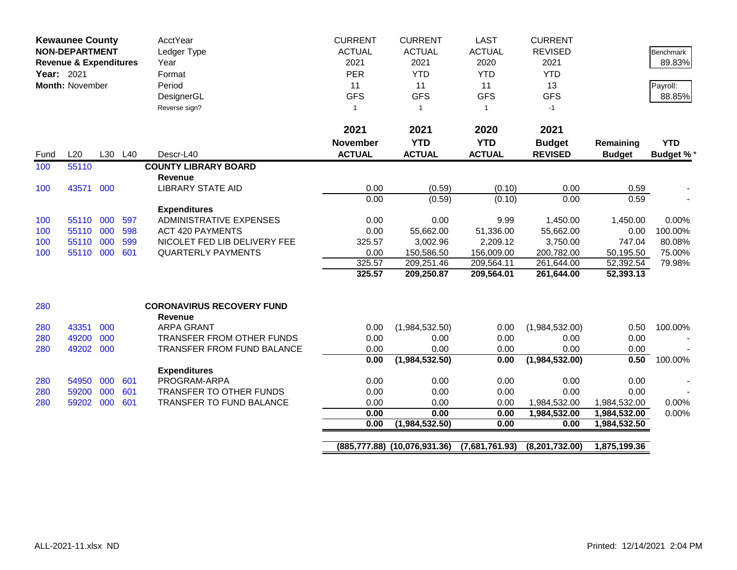| Kewaunee County | | | | AcctYear | CURRENT | CURRENT | LAST | CURRENT | | |
|---|---|---|---|---|---|---|---|---|---|---|
| NON-DEPARTMENT | | | | Ledger Type | ACTUAL | ACTUAL | ACTUAL | REVISED | | Benchmark |
| Revenue & Expenditures | | | | Year | 2021 | 2021 | 2020 | 2021 | | 89.83% |
| Year: 2021 | | | | Format | PER | YTD | YTD | YTD | | |
| Month: November | | | | Period | 11 | 11 | 11 | 13 | | Payroll: |
| | | | | DesignerGL | GFS | GFS | GFS | GFS | | 88.85% |
| | | | | Reverse sign? | 1 | 1 | 1 | -1 | | |

| Fund | L20 | L30 | L40 | Descr-L40 | 2021 November ACTUAL | 2021 YTD ACTUAL | 2020 YTD ACTUAL | 2021 Budget REVISED | Remaining Budget | YTD Budget %* |
|---|---|---|---|---|---|---|---|---|---|---|
| 100 | 55110 | | | **COUNTY LIBRARY BOARD** | | | | | | |
| | | | | **Revenue** | | | | | | |
| 100 | 43571 | 000 | | LIBRARY STATE AID | 0.00 | (0.59) | (0.10) | 0.00 | 0.59 | - |
| | | | | | 0.00 | (0.59) | (0.10) | 0.00 | 0.59 | - |
| | | | | **Expenditures** | | | | | | |
| 100 | 55110 | 000 | 597 | ADMINISTRATIVE EXPENSES | 0.00 | 0.00 | 9.99 | 1,450.00 | 1,450.00 | 0.00% |
| 100 | 55110 | 000 | 598 | ACT 420 PAYMENTS | 0.00 | 55,662.00 | 51,336.00 | 55,662.00 | 0.00 | 100.00% |
| 100 | 55110 | 000 | 599 | NICOLET FED LIB DELIVERY FEE | 325.57 | 3,002.96 | 2,209.12 | 3,750.00 | 747.04 | 80.08% |
| 100 | 55110 | 000 | 601 | QUARTERLY PAYMENTS | 0.00 | 150,586.50 | 156,009.00 | 200,782.00 | 50,195.50 | 75.00% |
| | | | | | 325.57 | 209,251.46 | 209,564.11 | 261,644.00 | 52,392.54 | 79.98% |
| | | | | | **325.57** | **209,250.87** | **209,564.01** | **261,644.00** | **52,393.13** | |
| 280 | | | | **CORONAVIRUS RECOVERY FUND** | | | | | | |
| | | | | **Revenue** | | | | | | |
| 280 | 43351 | 000 | | ARPA GRANT | 0.00 | (1,984,532.50) | 0.00 | (1,984,532.00) | 0.50 | 100.00% |
| 280 | 49200 | 000 | | TRANSFER FROM OTHER FUNDS | 0.00 | 0.00 | 0.00 | 0.00 | 0.00 | - |
| 280 | 49202 | 000 | | TRANSFER FROM FUND BALANCE | 0.00 | 0.00 | 0.00 | 0.00 | 0.00 | - |
| | | | | | **0.00** | **(1,984,532.50)** | **0.00** | **(1,984,532.00)** | **0.50** | 100.00% |
| | | | | **Expenditures** | | | | | | |
| 280 | 54950 | 000 | 601 | PROGRAM-ARPA | 0.00 | 0.00 | 0.00 | 0.00 | 0.00 | - |
| 280 | 59200 | 000 | 601 | TRANSFER TO OTHER FUNDS | 0.00 | 0.00 | 0.00 | 0.00 | 0.00 | - |
| 280 | 59202 | 000 | 601 | TRANSFER TO FUND BALANCE | 0.00 | 0.00 | 0.00 | 1,984,532.00 | 1,984,532.00 | 0.00% |
| | | | | | **0.00** | **0.00** | **0.00** | **1,984,532.00** | **1,984,532.00** | 0.00% |
| | | | | | **0.00** | **(1,984,532.50)** | **0.00** | **0.00** | **1,984,532.50** | |
| | | | | | **(885,777.88)** | **(10,076,931.36)** | **(7,681,761.93)** | **(8,201,732.00)** | **1,875,199.36** | |

ALL-2021-11.xlsx ND — Printed: 12/14/2021 2:04 PM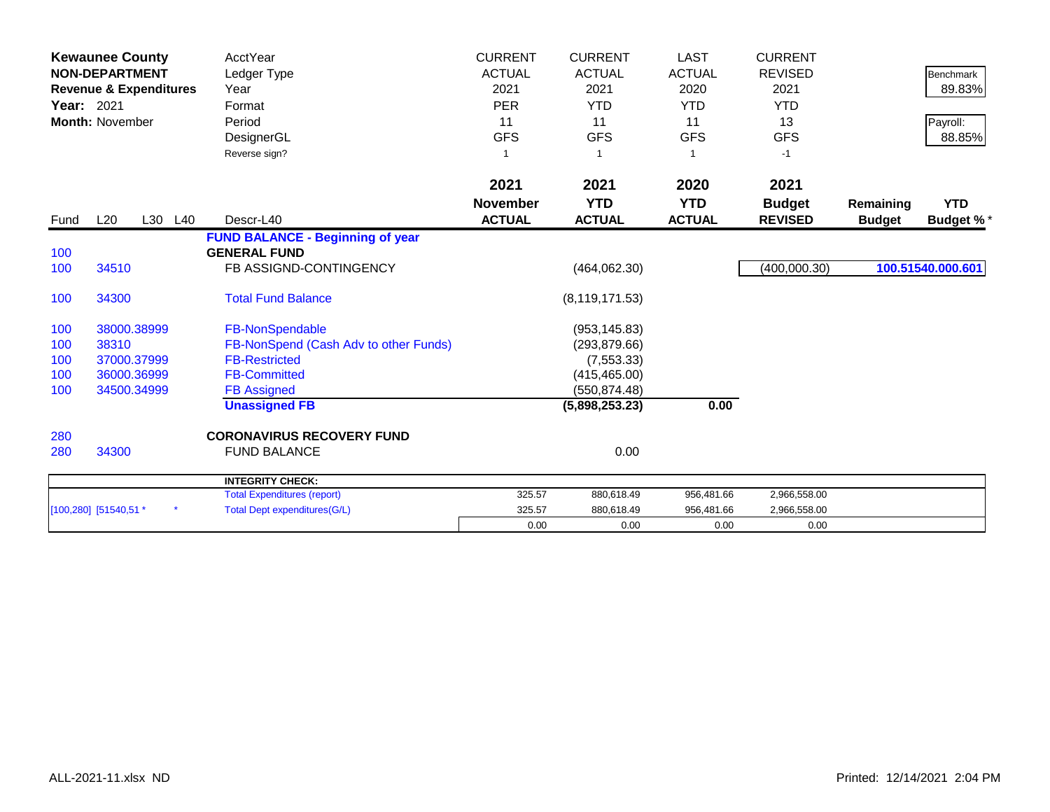**Kewaunee County**
**NON-DEPARTMENT**
**Revenue & Expenditures**
**Year:** 2021
**Month:** November

| | | | | AcctYear | CURRENT | CURRENT | LAST | CURRENT | | Benchmark |
|---|---|---|---|---|---|---|---|---|---|---|
| | | | | Ledger Type | ACTUAL | ACTUAL | ACTUAL | REVISED | | 89.83% |
| | | | | Year | 2021 | 2021 | 2020 | 2021 | | |
| | | | | Format | PER | YTD | YTD | YTD | | Payroll: |
| | | | | Period | 11 | 11 | 11 | 13 | | 88.85% |
| | | | | DesignerGL | GFS | GFS | GFS | GFS | | |
| | | | | Reverse sign? | 1 | 1 | 1 | -1 | | |
| | | | | | **2021** | **2021** | **2020** | **2021** | | |
| Fund | L20 | L30 | L40 | Descr-L40 | **November ACTUAL** | **YTD ACTUAL** | **YTD ACTUAL** | **Budget REVISED** | **Remaining Budget** | **YTD Budget %*** |
| | | | | **FUND BALANCE - Beginning of year** | | | | | | |
| 100 | | | | **GENERAL FUND** | | | | | | |
| 100 | 34510 | | | FB ASSIGND-CONTINGENCY | | (464,062.30) | | (400,000.30) | | **100.51540.000.601** |
| 100 | 34300 | | | Total Fund Balance | | (8,119,171.53) | | | | |
| 100 | 38000.38999 | | | FB-NonSpendable | | (953,145.83) | | | | |
| 100 | 38310 | | | FB-NonSpend (Cash Adv to other Funds) | | (293,879.66) | | | | |
| 100 | 37000.37999 | | | FB-Restricted | | (7,553.33) | | | | |
| 100 | 36000.36999 | | | FB-Committed | | (415,465.00) | | | | |
| 100 | 34500.34999 | | | FB Assigned | | (550,874.48) | | | | |
| | | | | **Unassigned FB** | | **(5,898,253.23)** | **0.00** | | | |
| 280 | | | | **CORONAVIRUS RECOVERY FUND** | | | | | | |
| 280 | 34300 | | | FUND BALANCE | | 0.00 | | | | |
| | | | | **INTEGRITY CHECK:** | | | | | | |
| | | | | Total Expenditures (report) | 325.57 | 880,618.49 | 956,481.66 | 2,966,558.00 | | |
| [100,280] | [51540,51 * | | * | Total Dept expenditures(G/L) | 325.57 | 880,618.49 | 956,481.66 | 2,966,558.00 | | |
| | | | | | 0.00 | 0.00 | 0.00 | 0.00 | | |

ALL-2021-11.xlsx ND

Printed: 12/14/2021 2:04 PM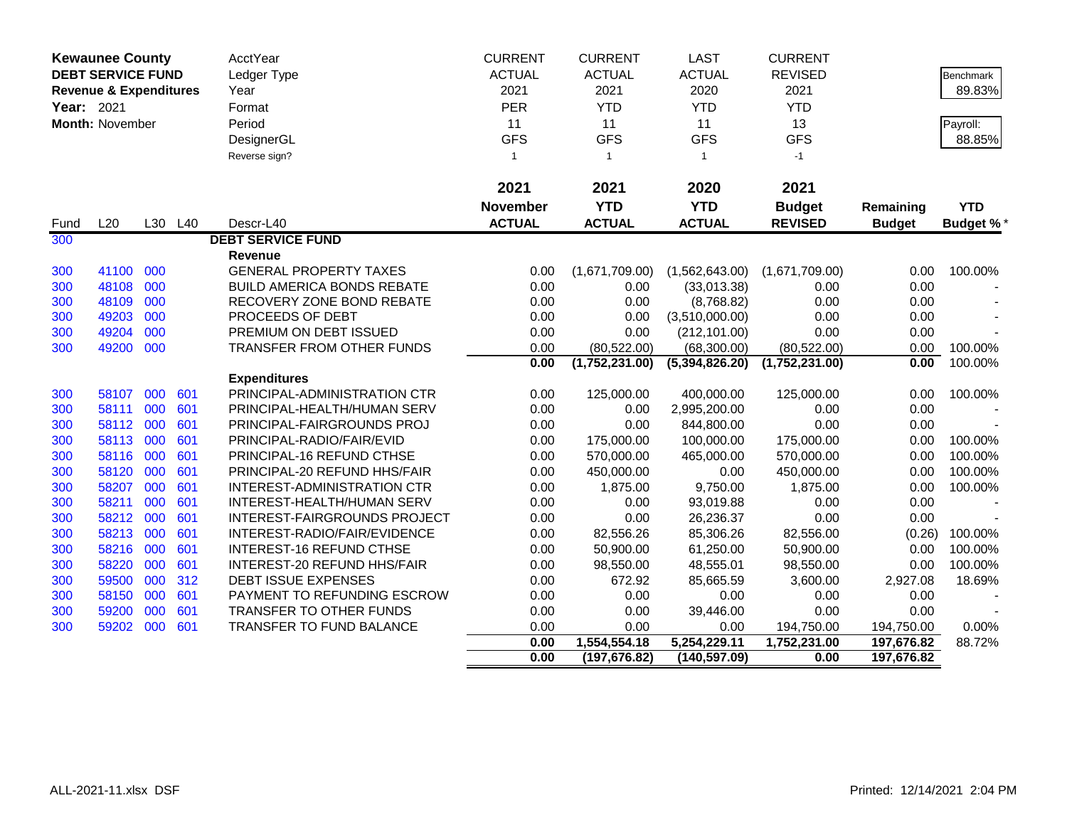**Kewaunee County**
**DEBT SERVICE FUND**
**Revenue & Expenditures**
**Year:** 2021
**Month:** November

| | CURRENT | CURRENT | LAST | CURRENT | | |
|---|---|---|---|---|---|---|
| AcctYear | ACTUAL | ACTUAL | ACTUAL | REVISED | | Benchmark |
| Ledger Type | 2021 | 2021 | 2020 | 2021 | | 89.83% |
| Year | PER | YTD | YTD | YTD | | |
| Format | 11 | 11 | 11 | 13 | | Payroll: |
| Period | GFS | GFS | GFS | GFS | | 88.85% |
| DesignerGL | 1 | 1 | 1 | -1 | | |
| Reverse sign? | | | | | | |

| Fund | L20 | L30 | L40 | Descr-L40 | 2021 November ACTUAL | 2021 YTD ACTUAL | 2020 YTD ACTUAL | 2021 Budget REVISED | Remaining Budget | YTD Budget % * |
|---|---|---|---|---|---|---|---|---|---|---|
| 300 | | | | **DEBT SERVICE FUND** | | | | | | |
| | | | | **Revenue** | | | | | | |
| 300 | 41100 | 000 | | GENERAL PROPERTY TAXES | 0.00 | (1,671,709.00) | (1,562,643.00) | (1,671,709.00) | 0.00 | 100.00% |
| 300 | 48108 | 000 | | BUILD AMERICA BONDS REBATE | 0.00 | 0.00 | (33,013.38) | 0.00 | 0.00 | - |
| 300 | 48109 | 000 | | RECOVERY ZONE BOND REBATE | 0.00 | 0.00 | (8,768.82) | 0.00 | 0.00 | - |
| 300 | 49203 | 000 | | PROCEEDS OF DEBT | 0.00 | 0.00 | (3,510,000.00) | 0.00 | 0.00 | - |
| 300 | 49204 | 000 | | PREMIUM ON DEBT ISSUED | 0.00 | 0.00 | (212,101.00) | 0.00 | 0.00 | - |
| 300 | 49200 | 000 | | TRANSFER FROM OTHER FUNDS | 0.00 | (80,522.00) | (68,300.00) | (80,522.00) | 0.00 | 100.00% |
| | | | | | **0.00** | **(1,752,231.00)** | **(5,394,826.20)** | **(1,752,231.00)** | **0.00** | 100.00% |
| | | | | **Expenditures** | | | | | | |
| 300 | 58107 | 000 | 601 | PRINCIPAL-ADMINISTRATION CTR | 0.00 | 125,000.00 | 400,000.00 | 125,000.00 | 0.00 | 100.00% |
| 300 | 58111 | 000 | 601 | PRINCIPAL-HEALTH/HUMAN SERV | 0.00 | 0.00 | 2,995,200.00 | 0.00 | 0.00 | - |
| 300 | 58112 | 000 | 601 | PRINCIPAL-FAIRGROUNDS PROJ | 0.00 | 0.00 | 844,800.00 | 0.00 | 0.00 | - |
| 300 | 58113 | 000 | 601 | PRINCIPAL-RADIO/FAIR/EVID | 0.00 | 175,000.00 | 100,000.00 | 175,000.00 | 0.00 | 100.00% |
| 300 | 58116 | 000 | 601 | PRINCIPAL-16 REFUND CTHSE | 0.00 | 570,000.00 | 465,000.00 | 570,000.00 | 0.00 | 100.00% |
| 300 | 58120 | 000 | 601 | PRINCIPAL-20 REFUND HHS/FAIR | 0.00 | 450,000.00 | 0.00 | 450,000.00 | 0.00 | 100.00% |
| 300 | 58207 | 000 | 601 | INTEREST-ADMINISTRATION CTR | 0.00 | 1,875.00 | 9,750.00 | 1,875.00 | 0.00 | 100.00% |
| 300 | 58211 | 000 | 601 | INTEREST-HEALTH/HUMAN SERV | 0.00 | 0.00 | 93,019.88 | 0.00 | 0.00 | - |
| 300 | 58212 | 000 | 601 | INTEREST-FAIRGROUNDS PROJECT | 0.00 | 0.00 | 26,236.37 | 0.00 | 0.00 | - |
| 300 | 58213 | 000 | 601 | INTEREST-RADIO/FAIR/EVIDENCE | 0.00 | 82,556.26 | 85,306.26 | 82,556.00 | (0.26) | 100.00% |
| 300 | 58216 | 000 | 601 | INTEREST-16 REFUND CTHSE | 0.00 | 50,900.00 | 61,250.00 | 50,900.00 | 0.00 | 100.00% |
| 300 | 58220 | 000 | 601 | INTEREST-20 REFUND HHS/FAIR | 0.00 | 98,550.00 | 48,555.01 | 98,550.00 | 0.00 | 100.00% |
| 300 | 59500 | 000 | 312 | DEBT ISSUE EXPENSES | 0.00 | 672.92 | 85,665.59 | 3,600.00 | 2,927.08 | 18.69% |
| 300 | 58150 | 000 | 601 | PAYMENT TO REFUNDING ESCROW | 0.00 | 0.00 | 0.00 | 0.00 | 0.00 | - |
| 300 | 59200 | 000 | 601 | TRANSFER TO OTHER FUNDS | 0.00 | 0.00 | 39,446.00 | 0.00 | 0.00 | - |
| 300 | 59202 | 000 | 601 | TRANSFER TO FUND BALANCE | 0.00 | 0.00 | 0.00 | 194,750.00 | 194,750.00 | 0.00% |
| | | | | | **0.00** | **1,554,554.18** | **5,254,229.11** | **1,752,231.00** | **197,676.82** | 88.72% |
| | | | | | **0.00** | **(197,676.82)** | **(140,597.09)** | **0.00** | **197,676.82** | |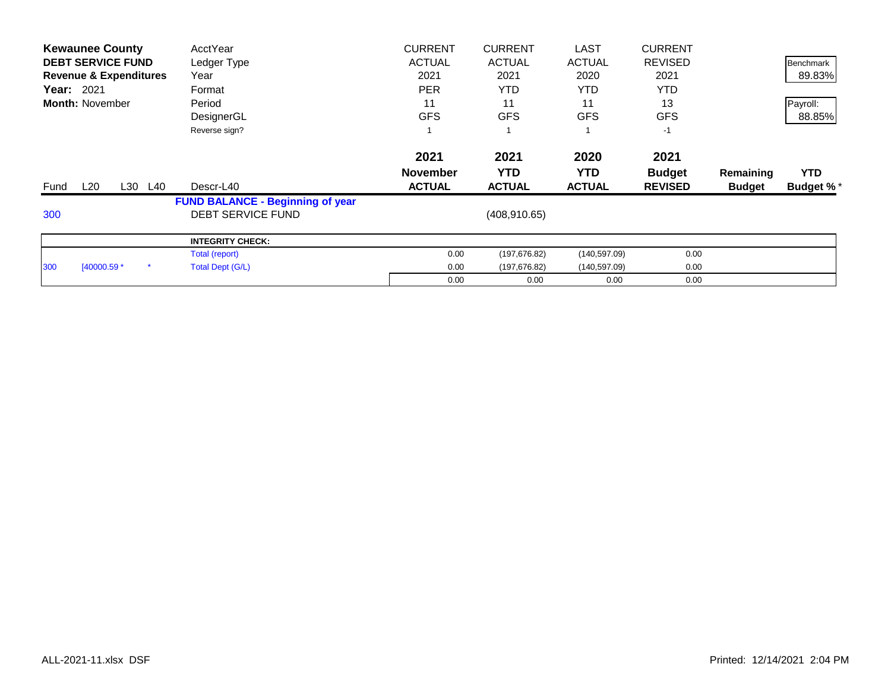**Kewaunee County**
**DEBT SERVICE FUND**
**Revenue & Expenditures**
**Year:** 2021
**Month:** November

| | | | | AcctYear | CURRENT | CURRENT | LAST | CURRENT | | Benchmark |
|---|---|---|---|---|---|---|---|---|---|---|
| | | | | Ledger Type | ACTUAL | ACTUAL | ACTUAL | REVISED | | 89.83% |
| | | | | Year | 2021 | 2021 | 2020 | 2021 | | |
| | | | | Format | PER | YTD | YTD | YTD | | Payroll: |
| | | | | Period | 11 | 11 | 11 | 13 | | 88.85% |
| | | | | DesignerGL | GFS | GFS | GFS | GFS | | |
| | | | | Reverse sign? | 1 | 1 | 1 | -1 | | |
| **Fund** | **L20** | **L30** | **L40** | **Descr-L40** | **2021 November ACTUAL** | **2021 YTD ACTUAL** | **2020 YTD ACTUAL** | **2021 Budget REVISED** | **Remaining Budget** | **YTD Budget %** * |
| | | | | **FUND BALANCE - Beginning of year** | | | | | | |
| 300 | | | | DEBT SERVICE FUND | | (408,910.65) | | | | |
| | | | | **INTEGRITY CHECK:** | | | | | | |
| | | | | Total (report) | 0.00 | (197,676.82) | (140,597.09) | 0.00 | | |
| 300 | [40000.59 * | | * | Total Dept (G/L) | 0.00 | (197,676.82) | (140,597.09) | 0.00 | | |
| | | | | | 0.00 | 0.00 | 0.00 | 0.00 | | |

ALL-2021-11.xlsx DSF

Printed: 12/14/2021 2:04 PM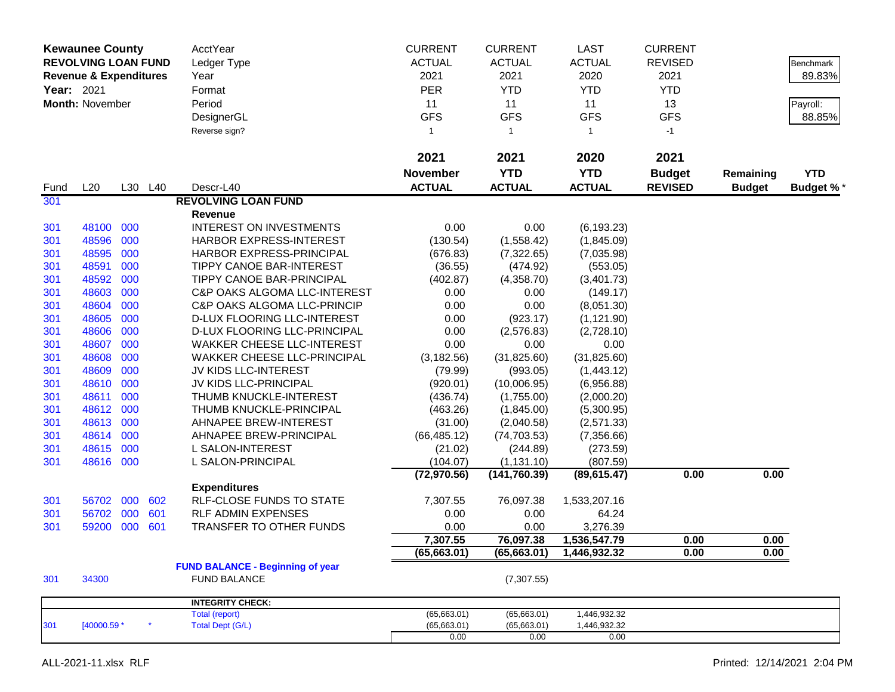| **Kewaunee County** | | | | AcctYear | CURRENT | CURRENT | LAST | CURRENT | | |
|---|---|---|---|---|---|---|---|---|---|---|
| **REVOLVING LOAN FUND** | | | | Ledger Type | ACTUAL | ACTUAL | ACTUAL | REVISED | | Benchmark |
| **Revenue & Expenditures** | | | | Year | 2021 | 2021 | 2020 | 2021 | | 89.83% |
| **Year:** 2021 | | | | Format | PER | YTD | YTD | YTD | | |
| **Month:** November | | | | Period | 11 | 11 | 11 | 13 | | Payroll: |
| | | | | DesignerGL | GFS | GFS | GFS | GFS | | 88.85% |
| | | | | Reverse sign? | 1 | 1 | 1 | -1 | | |
| | | | | | **2021** | **2021** | **2020** | **2021** | | |
| | | | | | **November** | **YTD** | **YTD** | **Budget** | **Remaining** | **YTD** |
| Fund | L20 | L30 | L40 | Descr-L40 | **ACTUAL** | **ACTUAL** | **ACTUAL** | **REVISED** | **Budget** | **Budget %*** |
| 301 | | | | **REVOLVING LOAN FUND** | | | | | | |
| | | | | **Revenue** | | | | | | |
| 301 | 48100 | 000 | | INTEREST ON INVESTMENTS | 0.00 | 0.00 | (6,193.23) | | | |
| 301 | 48596 | 000 | | HARBOR EXPRESS-INTEREST | (130.54) | (1,558.42) | (1,845.09) | | | |
| 301 | 48595 | 000 | | HARBOR EXPRESS-PRINCIPAL | (676.83) | (7,322.65) | (7,035.98) | | | |
| 301 | 48591 | 000 | | TIPPY CANOE BAR-INTEREST | (36.55) | (474.92) | (553.05) | | | |
| 301 | 48592 | 000 | | TIPPY CANOE BAR-PRINCIPAL | (402.87) | (4,358.70) | (3,401.73) | | | |
| 301 | 48603 | 000 | | C&P OAKS ALGOMA LLC-INTEREST | 0.00 | 0.00 | (149.17) | | | |
| 301 | 48604 | 000 | | C&P OAKS ALGOMA LLC-PRINCIP | 0.00 | 0.00 | (8,051.30) | | | |
| 301 | 48605 | 000 | | D-LUX FLOORING LLC-INTEREST | 0.00 | (923.17) | (1,121.90) | | | |
| 301 | 48606 | 000 | | D-LUX FLOORING LLC-PRINCIPAL | 0.00 | (2,576.83) | (2,728.10) | | | |
| 301 | 48607 | 000 | | WAKKER CHEESE LLC-INTEREST | 0.00 | 0.00 | 0.00 | | | |
| 301 | 48608 | 000 | | WAKKER CHEESE LLC-PRINCIPAL | (3,182.56) | (31,825.60) | (31,825.60) | | | |
| 301 | 48609 | 000 | | JV KIDS LLC-INTEREST | (79.99) | (993.05) | (1,443.12) | | | |
| 301 | 48610 | 000 | | JV KIDS LLC-PRINCIPAL | (920.01) | (10,006.95) | (6,956.88) | | | |
| 301 | 48611 | 000 | | THUMB KNUCKLE-INTEREST | (436.74) | (1,755.00) | (2,000.20) | | | |
| 301 | 48612 | 000 | | THUMB KNUCKLE-PRINCIPAL | (463.26) | (1,845.00) | (5,300.95) | | | |
| 301 | 48613 | 000 | | AHNAPEE BREW-INTEREST | (31.00) | (2,040.58) | (2,571.33) | | | |
| 301 | 48614 | 000 | | AHNAPEE BREW-PRINCIPAL | (66,485.12) | (74,703.53) | (7,356.66) | | | |
| 301 | 48615 | 000 | | L SALON-INTEREST | (21.02) | (244.89) | (273.59) | | | |
| 301 | 48616 | 000 | | L SALON-PRINCIPAL | (104.07) | (1,131.10) | (807.59) | | | |
| | | | | | **(72,970.56)** | **(141,760.39)** | **(89,615.47)** | **0.00** | **0.00** | |
| | | | | **Expenditures** | | | | | | |
| 301 | 56702 | 000 | 602 | RLF-CLOSE FUNDS TO STATE | 7,307.55 | 76,097.38 | 1,533,207.16 | | | |
| 301 | 56702 | 000 | 601 | RLF ADMIN EXPENSES | 0.00 | 0.00 | 64.24 | | | |
| 301 | 59200 | 000 | 601 | TRANSFER TO OTHER FUNDS | 0.00 | 0.00 | 3,276.39 | | | |
| | | | | | **7,307.55** | **76,097.38** | **1,536,547.79** | **0.00** | **0.00** | |
| | | | | | **(65,663.01)** | **(65,663.01)** | **1,446,932.32** | **0.00** | **0.00** | |
| | | | | **FUND BALANCE - Beginning of year** | | | | | | |
| 301 | 34300 | | | FUND BALANCE | | (7,307.55) | | | | |
| | | | | **INTEGRITY CHECK:** | | | | | | |
| | | | | Total (report) | (65,663.01) | (65,663.01) | 1,446,932.32 | | | |
| 301 | [40000.59 * | | * | Total Dept (G/L) | (65,663.01) | (65,663.01) | 1,446,932.32 | | | |
| | | | | | 0.00 | 0.00 | 0.00 | | | |

ALL-2021-11.xlsx RLF

Printed: 12/14/2021 2:04 PM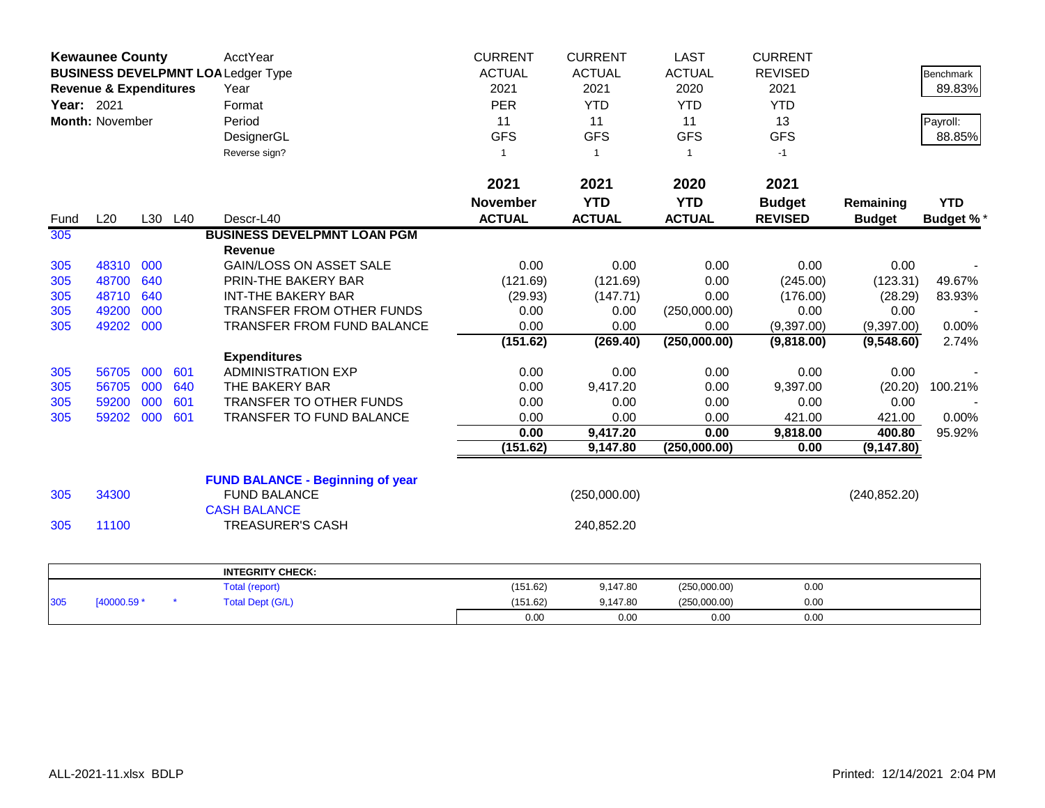| **Kewaunee County** | | | | AcctYear | CURRENT | CURRENT | LAST | CURRENT | | |
|---|---|---|---|---|---|---|---|---|---|---|
| **BUSINESS DEVELPMNT LOA** | | | | Ledger Type | ACTUAL | ACTUAL | ACTUAL | REVISED | | Benchmark |
| **Revenue & Expenditures** | | | | Year | 2021 | 2021 | 2020 | 2021 | | 89.83% |
| **Year:** 2021 | | | | Format | PER | YTD | YTD | YTD | | |
| **Month:** November | | | | Period | 11 | 11 | 11 | 13 | | Payroll: |
| | | | | DesignerGL | GFS | GFS | GFS | GFS | | 88.85% |
| | | | | Reverse sign? | 1 | 1 | 1 | -1 | | |

| Fund | L20 | L30 | L40 | Descr-L40 | **2021 November ACTUAL** | **2021 YTD ACTUAL** | **2020 YTD ACTUAL** | **2021 Budget REVISED** | **Remaining Budget** | **YTD Budget %*** |
|---|---|---|---|---|---|---|---|---|---|---|
| 305 | | | | **BUSINESS DEVELPMNT LOAN PGM** | | | | | | |
| | | | | **Revenue** | | | | | | |
| 305 | 48310 | 000 | | GAIN/LOSS ON ASSET SALE | 0.00 | 0.00 | 0.00 | 0.00 | 0.00 | - |
| 305 | 48700 | 640 | | PRIN-THE BAKERY BAR | (121.69) | (121.69) | 0.00 | (245.00) | (123.31) | 49.67% |
| 305 | 48710 | 640 | | INT-THE BAKERY BAR | (29.93) | (147.71) | 0.00 | (176.00) | (28.29) | 83.93% |
| 305 | 49200 | 000 | | TRANSFER FROM OTHER FUNDS | 0.00 | 0.00 | (250,000.00) | 0.00 | 0.00 | - |
| 305 | 49202 | 000 | | TRANSFER FROM FUND BALANCE | 0.00 | 0.00 | 0.00 | (9,397.00) | (9,397.00) | 0.00% |
| | | | | | **(151.62)** | **(269.40)** | **(250,000.00)** | **(9,818.00)** | **(9,548.60)** | 2.74% |
| | | | | **Expenditures** | | | | | | |
| 305 | 56705 | 000 | 601 | ADMINISTRATION EXP | 0.00 | 0.00 | 0.00 | 0.00 | 0.00 | - |
| 305 | 56705 | 000 | 640 | THE BAKERY BAR | 0.00 | 9,417.20 | 0.00 | 9,397.00 | (20.20) | 100.21% |
| 305 | 59200 | 000 | 601 | TRANSFER TO OTHER FUNDS | 0.00 | 0.00 | 0.00 | 0.00 | 0.00 | - |
| 305 | 59202 | 000 | 601 | TRANSFER TO FUND BALANCE | 0.00 | 0.00 | 0.00 | 421.00 | 421.00 | 0.00% |
| | | | | | **0.00** | **9,417.20** | **0.00** | **9,818.00** | **400.80** | 95.92% |
| | | | | | **(151.62)** | **9,147.80** | **(250,000.00)** | **0.00** | **(9,147.80)** | |
| | | | | **FUND BALANCE - Beginning of year** | | | | | | |
| 305 | 34300 | | | FUND BALANCE | | (250,000.00) | | | (240,852.20) | |
| | | | | CASH BALANCE | | | | | | |
| 305 | 11100 | | | TREASURER'S CASH | | 240,852.20 | | | | |

| | | | | **INTEGRITY CHECK:** | | | | |
|---|---|---|---|---|---|---|---|---|
| | | | | Total (report) | (151.62) | 9,147.80 | (250,000.00) | 0.00 |
| 305 | [40000.59 * | | * | Total Dept (G/L) | (151.62) | 9,147.80 | (250,000.00) | 0.00 |
| | | | | | 0.00 | 0.00 | 0.00 | 0.00 |

ALL-2021-11.xlsx BDLP

Printed: 12/14/2021 2:04 PM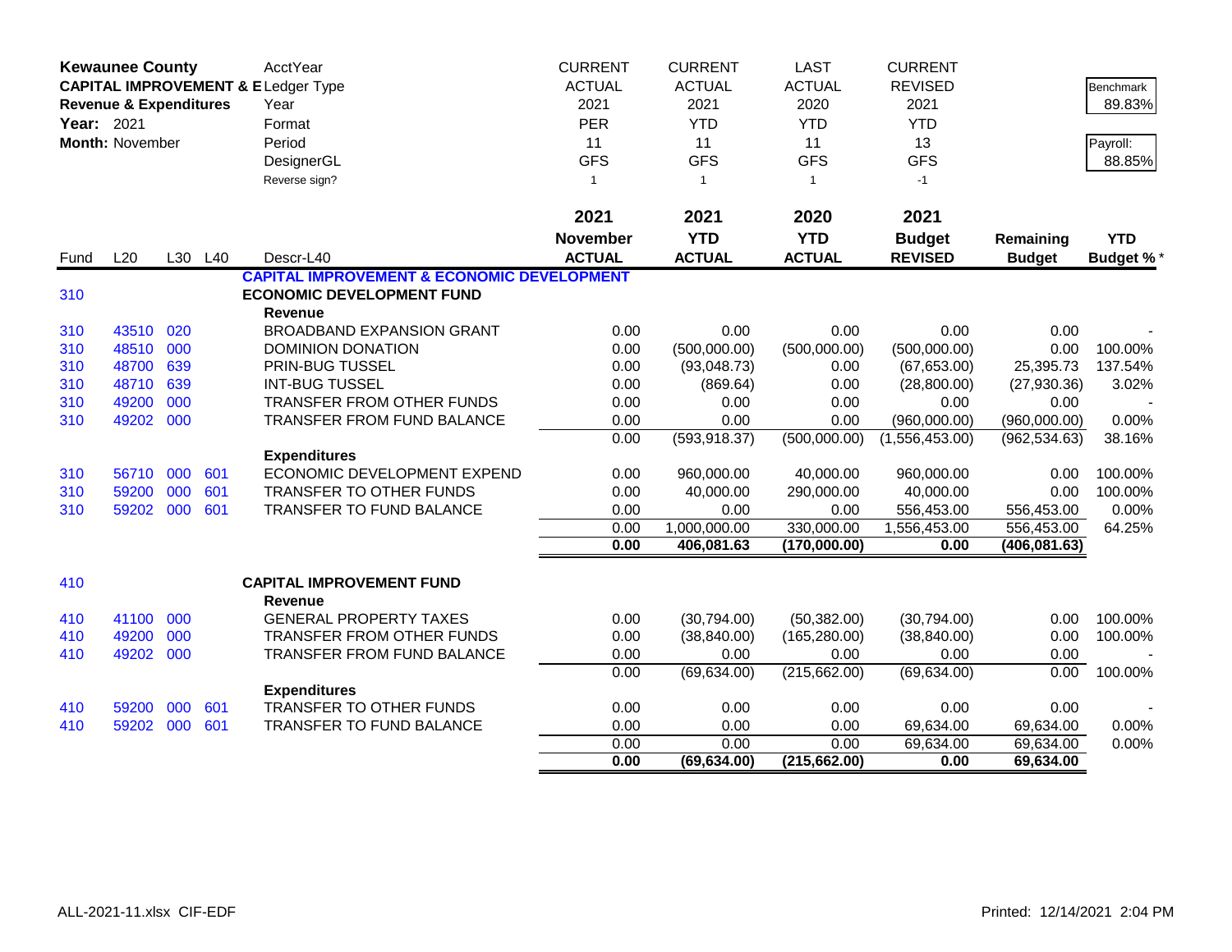**Kewaunee County**
**CAPITAL IMPROVEMENT & E**
**Revenue & Expenditures**
**Year:** 2021
**Month:** November

| | CURRENT | CURRENT | LAST | CURRENT | | |
|---|---|---|---|---|---|---|
| AcctYear | ACTUAL | ACTUAL | ACTUAL | REVISED | | Benchmark |
| Ledger Type | 2021 | 2021 | 2020 | 2021 | | 89.83% |
| Year | PER | YTD | YTD | YTD | | |
| Format | 11 | 11 | 11 | 13 | | Payroll: |
| Period | GFS | GFS | GFS | GFS | | 88.85% |
| DesignerGL | | | | | | |
| Reverse sign? | 1 | 1 | 1 | -1 | | |

| Fund | L20 | L30 | L40 | Descr-L40 | 2021 November ACTUAL | 2021 YTD ACTUAL | 2020 YTD ACTUAL | 2021 Budget REVISED | Remaining Budget | YTD Budget % * |
|---|---|---|---|---|---|---|---|---|---|---|
| | | | | **CAPITAL IMPROVEMENT & ECONOMIC DEVELOPMENT** | | | | | | |
| 310 | | | | **ECONOMIC DEVELOPMENT FUND** | | | | | | |
| | | | | **Revenue** | | | | | | |
| 310 | 43510 | 020 | | BROADBAND EXPANSION GRANT | 0.00 | 0.00 | 0.00 | 0.00 | 0.00 | - |
| 310 | 48510 | 000 | | DOMINION DONATION | 0.00 | (500,000.00) | (500,000.00) | (500,000.00) | 0.00 | 100.00% |
| 310 | 48700 | 639 | | PRIN-BUG TUSSEL | 0.00 | (93,048.73) | 0.00 | (67,653.00) | 25,395.73 | 137.54% |
| 310 | 48710 | 639 | | INT-BUG TUSSEL | 0.00 | (869.64) | 0.00 | (28,800.00) | (27,930.36) | 3.02% |
| 310 | 49200 | 000 | | TRANSFER FROM OTHER FUNDS | 0.00 | 0.00 | 0.00 | 0.00 | 0.00 | - |
| 310 | 49202 | 000 | | TRANSFER FROM FUND BALANCE | 0.00 | 0.00 | 0.00 | (960,000.00) | (960,000.00) | 0.00% |
| | | | | | 0.00 | (593,918.37) | (500,000.00) | (1,556,453.00) | (962,534.63) | 38.16% |
| | | | | **Expenditures** | | | | | | |
| 310 | 56710 | 000 | 601 | ECONOMIC DEVELOPMENT EXPEND | 0.00 | 960,000.00 | 40,000.00 | 960,000.00 | 0.00 | 100.00% |
| 310 | 59200 | 000 | 601 | TRANSFER TO OTHER FUNDS | 0.00 | 40,000.00 | 290,000.00 | 40,000.00 | 0.00 | 100.00% |
| 310 | 59202 | 000 | 601 | TRANSFER TO FUND BALANCE | 0.00 | 0.00 | 0.00 | 556,453.00 | 556,453.00 | 0.00% |
| | | | | | 0.00 | 1,000,000.00 | 330,000.00 | 1,556,453.00 | 556,453.00 | 64.25% |
| | | | | | **0.00** | **406,081.63** | **(170,000.00)** | **0.00** | **(406,081.63)** | |
| 410 | | | | **CAPITAL IMPROVEMENT FUND** | | | | | | |
| | | | | **Revenue** | | | | | | |
| 410 | 41100 | 000 | | GENERAL PROPERTY TAXES | 0.00 | (30,794.00) | (50,382.00) | (30,794.00) | 0.00 | 100.00% |
| 410 | 49200 | 000 | | TRANSFER FROM OTHER FUNDS | 0.00 | (38,840.00) | (165,280.00) | (38,840.00) | 0.00 | 100.00% |
| 410 | 49202 | 000 | | TRANSFER FROM FUND BALANCE | 0.00 | 0.00 | 0.00 | 0.00 | 0.00 | - |
| | | | | | 0.00 | (69,634.00) | (215,662.00) | (69,634.00) | 0.00 | 100.00% |
| | | | | **Expenditures** | | | | | | |
| 410 | 59200 | 000 | 601 | TRANSFER TO OTHER FUNDS | 0.00 | 0.00 | 0.00 | 0.00 | 0.00 | - |
| 410 | 59202 | 000 | 601 | TRANSFER TO FUND BALANCE | 0.00 | 0.00 | 0.00 | 69,634.00 | 69,634.00 | 0.00% |
| | | | | | 0.00 | 0.00 | 0.00 | 69,634.00 | 69,634.00 | 0.00% |
| | | | | | **0.00** | **(69,634.00)** | **(215,662.00)** | **0.00** | **69,634.00** | |

ALL-2021-11.xlsx CIF-EDF    Printed: 12/14/2021 2:04 PM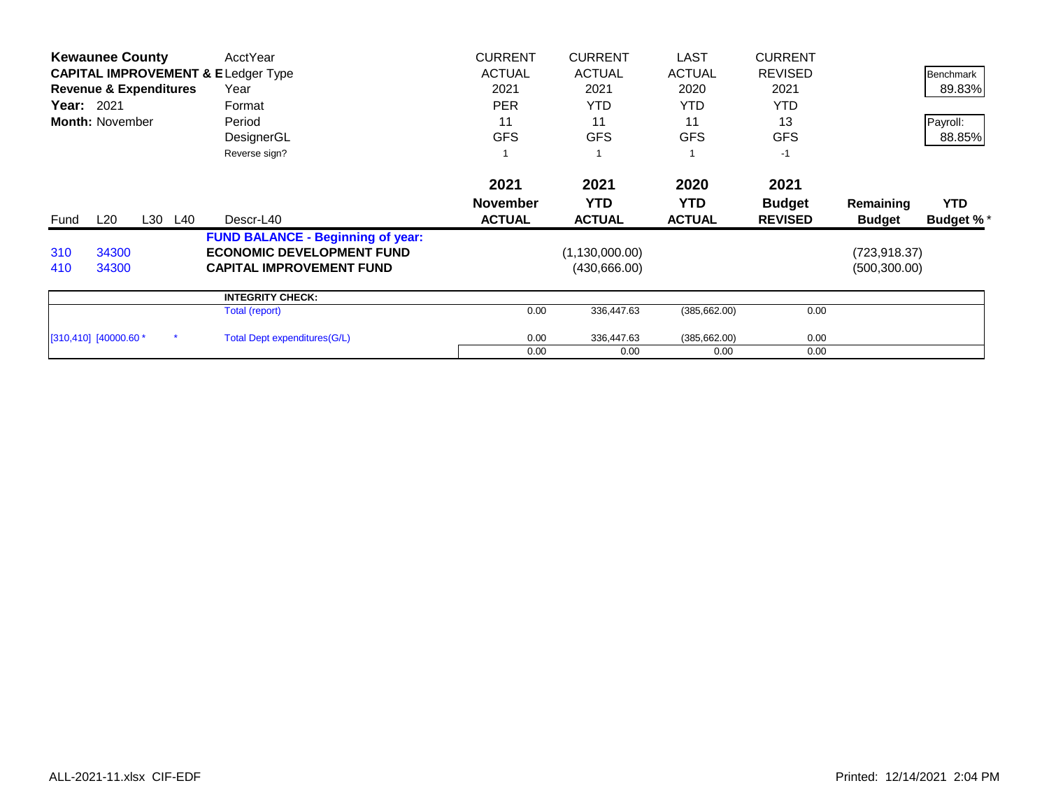| **Kewaunee County** | | | | AcctYear | CURRENT | CURRENT | LAST | CURRENT | | Benchmark |
|---|---|---|---|---|---|---|---|---|---|---|
| **CAPITAL IMPROVEMENT & E** | | | | Ledger Type | ACTUAL | ACTUAL | ACTUAL | REVISED | | 89.83% |
| **Revenue & Expenditures** | | | | Year | 2021 | 2021 | 2020 | 2021 | | |
| **Year:** 2021 | | | | Format | PER | YTD | YTD | YTD | | Payroll: |
| **Month:** November | | | | Period | 11 | 11 | 11 | 13 | | 88.85% |
| | | | | DesignerGL | GFS | GFS | GFS | GFS | | |
| | | | | Reverse sign? | 1 | 1 | 1 | -1 | | |
| | | | | | **2021** | **2021** | **2020** | **2021** | | |
| Fund | L20 | L30 | L40 | Descr-L40 | **November ACTUAL** | **YTD ACTUAL** | **YTD ACTUAL** | **Budget REVISED** | **Remaining Budget** | **YTD Budget %*** |
| | | | | **FUND BALANCE - Beginning of year:** | | | | | | |
| 310 | 34300 | | | **ECONOMIC DEVELOPMENT FUND** | | (1,130,000.00) | | | (723,918.37) | |
| 410 | 34300 | | | **CAPITAL IMPROVEMENT FUND** | | (430,666.00) | | | (500,300.00) | |

| | | | **INTEGRITY CHECK:** | | | | |
|---|---|---|---|---|---|---|---|
| | | | Total (report) | 0.00 | 336,447.63 | (385,662.00) | 0.00 |
| [310,410] | [40000.60 * | * | Total Dept expenditures(G/L) | 0.00 | 336,447.63 | (385,662.00) | 0.00 |
| | | | | 0.00 | 0.00 | 0.00 | 0.00 |

ALL-2021-11.xlsx CIF-EDF

Printed: 12/14/2021 2:04 PM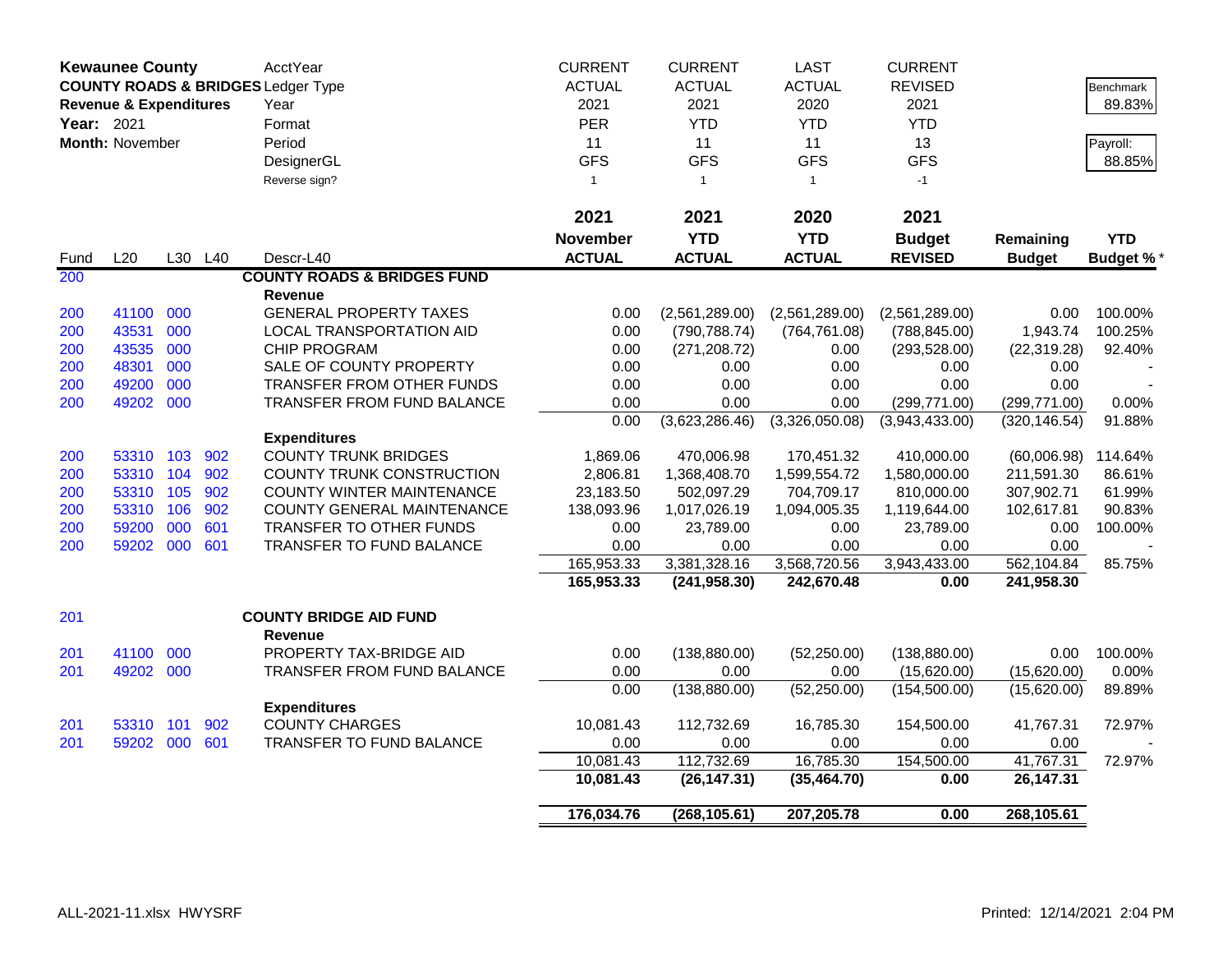**Kewaunee County**
**COUNTY ROADS & BRIDGES**
**Revenue & Expenditures**
**Year:** 2021
**Month:** November

| | | | | | | | | | | |
|---|---|---|---|---|---|---|---|---|---|---|
| | | | | AcctYear | CURRENT | CURRENT | LAST | CURRENT | | |
| | | | | Ledger Type | ACTUAL | ACTUAL | ACTUAL | REVISED | | Benchmark |
| | | | | Year | 2021 | 2021 | 2020 | 2021 | | 89.83% |
| | | | | Format | PER | YTD | YTD | YTD | | |
| | | | | Period | 11 | 11 | 11 | 13 | | Payroll: |
| | | | | DesignerGL | GFS | GFS | GFS | GFS | | 88.85% |
| | | | | Reverse sign? | 1 | 1 | 1 | -1 | | |

| Fund | L20 | L30 | L40 | Descr-L40 | 2021 November ACTUAL | 2021 YTD ACTUAL | 2020 YTD ACTUAL | 2021 Budget REVISED | Remaining Budget | YTD Budget % * |
|---|---|---|---|---|---|---|---|---|---|---|
| 200 | | | | **COUNTY ROADS & BRIDGES FUND** | | | | | | |
| | | | | **Revenue** | | | | | | |
| 200 | 41100 | 000 | | GENERAL PROPERTY TAXES | 0.00 | (2,561,289.00) | (2,561,289.00) | (2,561,289.00) | 0.00 | 100.00% |
| 200 | 43531 | 000 | | LOCAL TRANSPORTATION AID | 0.00 | (790,788.74) | (764,761.08) | (788,845.00) | 1,943.74 | 100.25% |
| 200 | 43535 | 000 | | CHIP PROGRAM | 0.00 | (271,208.72) | 0.00 | (293,528.00) | (22,319.28) | 92.40% |
| 200 | 48301 | 000 | | SALE OF COUNTY PROPERTY | 0.00 | 0.00 | 0.00 | 0.00 | 0.00 | - |
| 200 | 49200 | 000 | | TRANSFER FROM OTHER FUNDS | 0.00 | 0.00 | 0.00 | 0.00 | 0.00 | - |
| 200 | 49202 | 000 | | TRANSFER FROM FUND BALANCE | 0.00 | 0.00 | 0.00 | (299,771.00) | (299,771.00) | 0.00% |
| | | | | | 0.00 | (3,623,286.46) | (3,326,050.08) | (3,943,433.00) | (320,146.54) | 91.88% |
| | | | | **Expenditures** | | | | | | |
| 200 | 53310 | 103 | 902 | COUNTY TRUNK BRIDGES | 1,869.06 | 470,006.98 | 170,451.32 | 410,000.00 | (60,006.98) | 114.64% |
| 200 | 53310 | 104 | 902 | COUNTY TRUNK CONSTRUCTION | 2,806.81 | 1,368,408.70 | 1,599,554.72 | 1,580,000.00 | 211,591.30 | 86.61% |
| 200 | 53310 | 105 | 902 | COUNTY WINTER MAINTENANCE | 23,183.50 | 502,097.29 | 704,709.17 | 810,000.00 | 307,902.71 | 61.99% |
| 200 | 53310 | 106 | 902 | COUNTY GENERAL MAINTENANCE | 138,093.96 | 1,017,026.19 | 1,094,005.35 | 1,119,644.00 | 102,617.81 | 90.83% |
| 200 | 59200 | 000 | 601 | TRANSFER TO OTHER FUNDS | 0.00 | 23,789.00 | 0.00 | 23,789.00 | 0.00 | 100.00% |
| 200 | 59202 | 000 | 601 | TRANSFER TO FUND BALANCE | 0.00 | 0.00 | 0.00 | 0.00 | 0.00 | - |
| | | | | | 165,953.33 | 3,381,328.16 | 3,568,720.56 | 3,943,433.00 | 562,104.84 | 85.75% |
| | | | | | **165,953.33** | **(241,958.30)** | **242,670.48** | **0.00** | **241,958.30** | |
| 201 | | | | **COUNTY BRIDGE AID FUND** | | | | | | |
| | | | | **Revenue** | | | | | | |
| 201 | 41100 | 000 | | PROPERTY TAX-BRIDGE AID | 0.00 | (138,880.00) | (52,250.00) | (138,880.00) | 0.00 | 100.00% |
| 201 | 49202 | 000 | | TRANSFER FROM FUND BALANCE | 0.00 | 0.00 | 0.00 | (15,620.00) | (15,620.00) | 0.00% |
| | | | | | 0.00 | (138,880.00) | (52,250.00) | (154,500.00) | (15,620.00) | 89.89% |
| | | | | **Expenditures** | | | | | | |
| 201 | 53310 | 101 | 902 | COUNTY CHARGES | 10,081.43 | 112,732.69 | 16,785.30 | 154,500.00 | 41,767.31 | 72.97% |
| 201 | 59202 | 000 | 601 | TRANSFER TO FUND BALANCE | 0.00 | 0.00 | 0.00 | 0.00 | 0.00 | - |
| | | | | | 10,081.43 | 112,732.69 | 16,785.30 | 154,500.00 | 41,767.31 | 72.97% |
| | | | | | **10,081.43** | **(26,147.31)** | **(35,464.70)** | **0.00** | **26,147.31** | |
| | | | | | **176,034.76** | **(268,105.61)** | **207,205.78** | **0.00** | **268,105.61** | |

ALL-2021-11.xlsx HWYSRF Printed: 12/14/2021 2:04 PM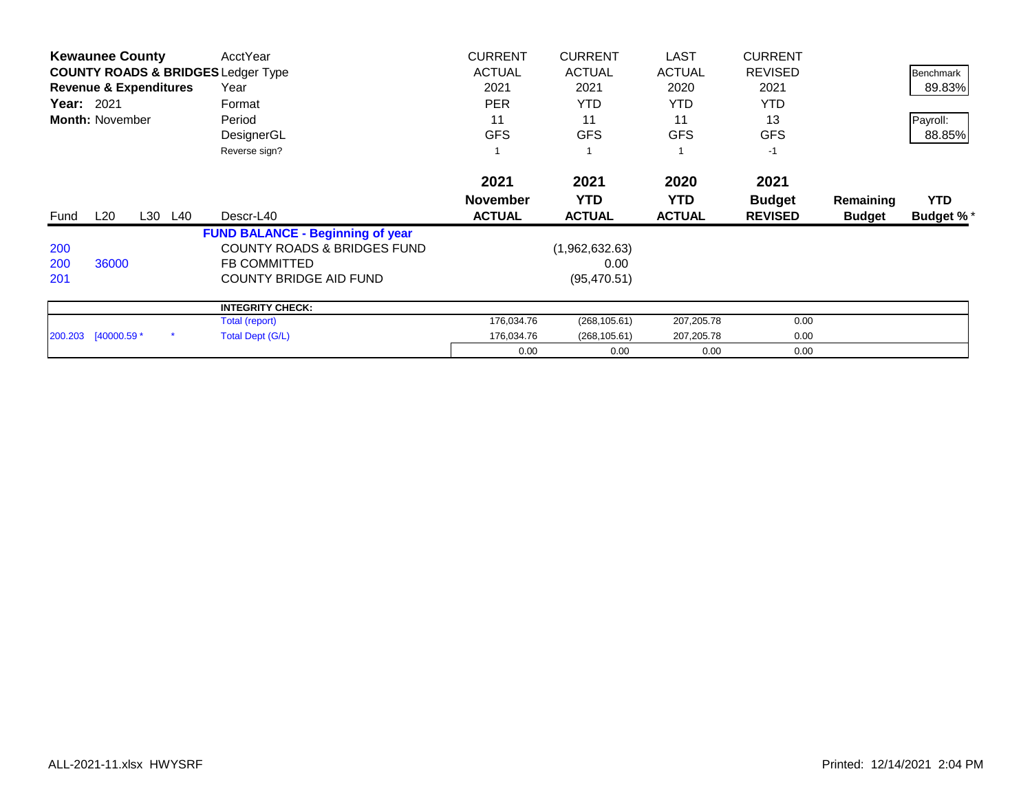**Kewaunee County**
**COUNTY ROADS & BRIDGES**
**Revenue & Expenditures**
**Year:** 2021
**Month:** November

| | CURRENT | CURRENT | LAST | CURRENT |
|---|---|---|---|---|
| AcctYear | | | | |
| Ledger Type | ACTUAL | ACTUAL | ACTUAL | REVISED |
| Year | 2021 | 2021 | 2020 | 2021 |
| Format | PER | YTD | YTD | YTD |
| Period | 11 | 11 | 11 | 13 |
| DesignerGL | GFS | GFS | GFS | GFS |
| Reverse sign? | 1 | 1 | 1 | -1 |

Benchmark: 89.83%

Payroll: 88.85%

| Fund | L20 | L30 | L40 | Descr-L40 | 2021 November ACTUAL | 2021 YTD ACTUAL | 2020 YTD ACTUAL | 2021 Budget REVISED | Remaining Budget | YTD Budget % * |
|---|---|---|---|---|---|---|---|---|---|---|
| | | | | **FUND BALANCE - Beginning of year** | | | | | | |
| 200 | | | | COUNTY ROADS & BRIDGES FUND | | (1,962,632.63) | | | | |
| 200 | 36000 | | | FB COMMITTED | | 0.00 | | | | |
| 201 | | | | COUNTY BRIDGE AID FUND | | (95,470.51) | | | | |

| | | | | | | | | |
|---|---|---|---|---|---|---|---|---|
| | | | **INTEGRITY CHECK:** | | | | | |
| | | | Total (report) | 176,034.76 | (268,105.61) | 207,205.78 | 0.00 | |
| 200.203 | [40000.59 * | * | Total Dept (G/L) | 176,034.76 | (268,105.61) | 207,205.78 | 0.00 | |
| | | | | 0.00 | 0.00 | 0.00 | 0.00 | |

ALL-2021-11.xlsx HWYSRF Printed: 12/14/2021 2:04 PM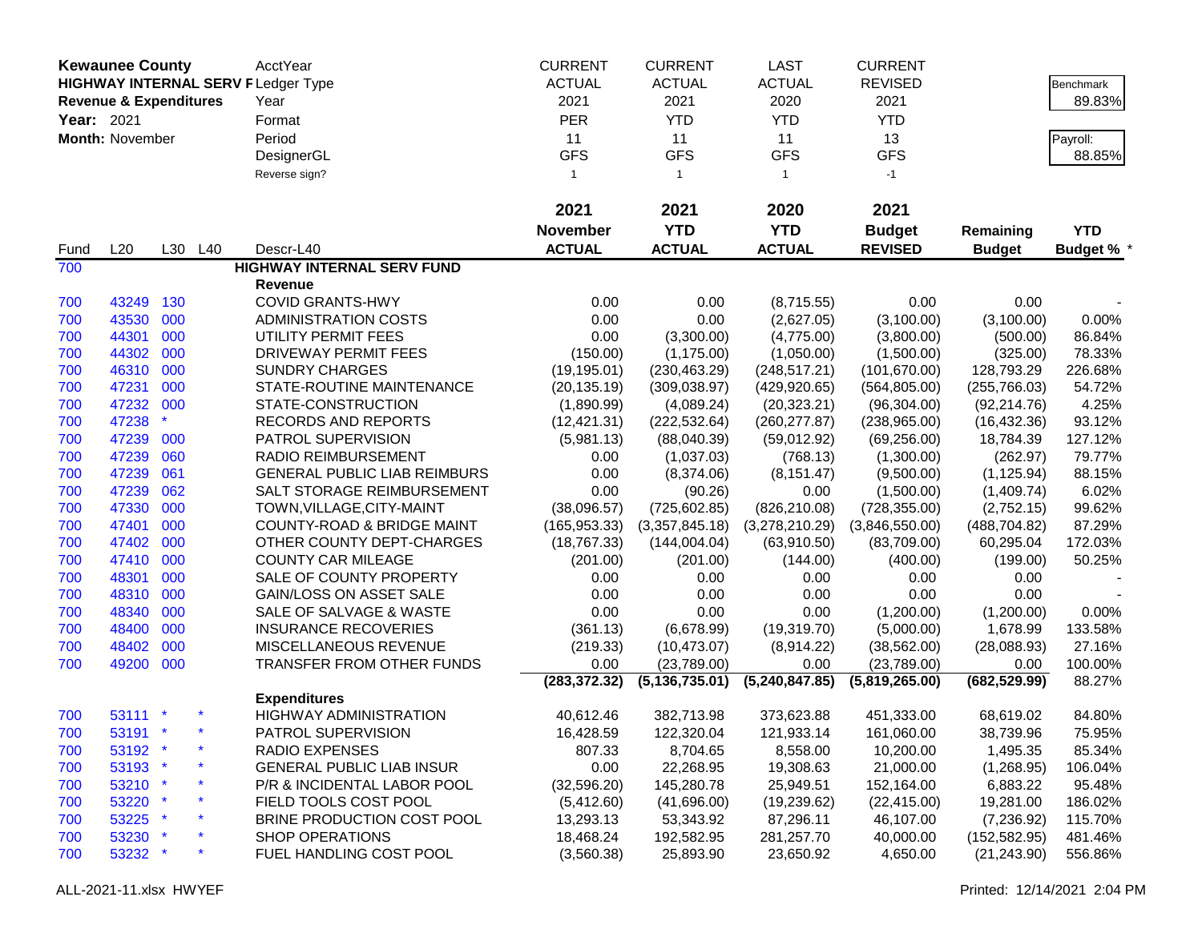| **Kewaunee County** | | | | AcctYear | CURRENT | CURRENT | LAST | CURRENT | | |
|---|---|---|---|---|---|---|---|---|---|---|
| **HIGHWAY INTERNAL SERV F** | | | | Ledger Type | ACTUAL | ACTUAL | ACTUAL | REVISED | | Benchmark |
| **Revenue & Expenditures** | | | | Year | 2021 | 2021 | 2020 | 2021 | | 89.83% |
| **Year:** 2021 | | | | Format | PER | YTD | YTD | YTD | | |
| **Month:** November | | | | Period | 11 | 11 | 11 | 13 | | Payroll: |
| | | | | DesignerGL | GFS | GFS | GFS | GFS | | 88.85% |
| | | | | Reverse sign? | 1 | 1 | 1 | -1 | | |
| | | | | | **2021** | **2021** | **2020** | **2021** | | |
| | | | | | **November** | **YTD** | **YTD** | **Budget** | **Remaining** | **YTD** |
| Fund | L20 | L30 | L40 | Descr-L40 | **ACTUAL** | **ACTUAL** | **ACTUAL** | **REVISED** | **Budget** | **Budget % *** |
| 700 | | | | **HIGHWAY INTERNAL SERV FUND** | | | | | | |
| | | | | **Revenue** | | | | | | |
| 700 | 43249 | 130 | | COVID GRANTS-HWY | 0.00 | 0.00 | (8,715.55) | 0.00 | 0.00 | - |
| 700 | 43530 | 000 | | ADMINISTRATION COSTS | 0.00 | 0.00 | (2,627.05) | (3,100.00) | (3,100.00) | 0.00% |
| 700 | 44301 | 000 | | UTILITY PERMIT FEES | 0.00 | (3,300.00) | (4,775.00) | (3,800.00) | (500.00) | 86.84% |
| 700 | 44302 | 000 | | DRIVEWAY PERMIT FEES | (150.00) | (1,175.00) | (1,050.00) | (1,500.00) | (325.00) | 78.33% |
| 700 | 46310 | 000 | | SUNDRY CHARGES | (19,195.01) | (230,463.29) | (248,517.21) | (101,670.00) | 128,793.29 | 226.68% |
| 700 | 47231 | 000 | | STATE-ROUTINE MAINTENANCE | (20,135.19) | (309,038.97) | (429,920.65) | (564,805.00) | (255,766.03) | 54.72% |
| 700 | 47232 | 000 | | STATE-CONSTRUCTION | (1,890.99) | (4,089.24) | (20,323.21) | (96,304.00) | (92,214.76) | 4.25% |
| 700 | 47238 | * | | RECORDS AND REPORTS | (12,421.31) | (222,532.64) | (260,277.87) | (238,965.00) | (16,432.36) | 93.12% |
| 700 | 47239 | 000 | | PATROL SUPERVISION | (5,981.13) | (88,040.39) | (59,012.92) | (69,256.00) | 18,784.39 | 127.12% |
| 700 | 47239 | 060 | | RADIO REIMBURSEMENT | 0.00 | (1,037.03) | (768.13) | (1,300.00) | (262.97) | 79.77% |
| 700 | 47239 | 061 | | GENERAL PUBLIC LIAB REIMBURS | 0.00 | (8,374.06) | (8,151.47) | (9,500.00) | (1,125.94) | 88.15% |
| 700 | 47239 | 062 | | SALT STORAGE REIMBURSEMENT | 0.00 | (90.26) | 0.00 | (1,500.00) | (1,409.74) | 6.02% |
| 700 | 47330 | 000 | | TOWN,VILLAGE,CITY-MAINT | (38,096.57) | (725,602.85) | (826,210.08) | (728,355.00) | (2,752.15) | 99.62% |
| 700 | 47401 | 000 | | COUNTY-ROAD & BRIDGE MAINT | (165,953.33) | (3,357,845.18) | (3,278,210.29) | (3,846,550.00) | (488,704.82) | 87.29% |
| 700 | 47402 | 000 | | OTHER COUNTY DEPT-CHARGES | (18,767.33) | (144,004.04) | (63,910.50) | (83,709.00) | 60,295.04 | 172.03% |
| 700 | 47410 | 000 | | COUNTY CAR MILEAGE | (201.00) | (201.00) | (144.00) | (400.00) | (199.00) | 50.25% |
| 700 | 48301 | 000 | | SALE OF COUNTY PROPERTY | 0.00 | 0.00 | 0.00 | 0.00 | 0.00 | - |
| 700 | 48310 | 000 | | GAIN/LOSS ON ASSET SALE | 0.00 | 0.00 | 0.00 | 0.00 | 0.00 | - |
| 700 | 48340 | 000 | | SALE OF SALVAGE & WASTE | 0.00 | 0.00 | 0.00 | (1,200.00) | (1,200.00) | 0.00% |
| 700 | 48400 | 000 | | INSURANCE RECOVERIES | (361.13) | (6,678.99) | (19,319.70) | (5,000.00) | 1,678.99 | 133.58% |
| 700 | 48402 | 000 | | MISCELLANEOUS REVENUE | (219.33) | (10,473.07) | (8,914.22) | (38,562.00) | (28,088.93) | 27.16% |
| 700 | 49200 | 000 | | TRANSFER FROM OTHER FUNDS | 0.00 | (23,789.00) | 0.00 | (23,789.00) | 0.00 | 100.00% |
| | | | | | **(283,372.32)** | **(5,136,735.01)** | **(5,240,847.85)** | **(5,819,265.00)** | **(682,529.99)** | 88.27% |
| | | | | **Expenditures** | | | | | | |
| 700 | 53111 | * | * | HIGHWAY ADMINISTRATION | 40,612.46 | 382,713.98 | 373,623.88 | 451,333.00 | 68,619.02 | 84.80% |
| 700 | 53191 | * | * | PATROL SUPERVISION | 16,428.59 | 122,320.04 | 121,933.14 | 161,060.00 | 38,739.96 | 75.95% |
| 700 | 53192 | * | * | RADIO EXPENSES | 807.33 | 8,704.65 | 8,558.00 | 10,200.00 | 1,495.35 | 85.34% |
| 700 | 53193 | * | * | GENERAL PUBLIC LIAB INSUR | 0.00 | 22,268.95 | 19,308.63 | 21,000.00 | (1,268.95) | 106.04% |
| 700 | 53210 | * | * | P/R & INCIDENTAL LABOR POOL | (32,596.20) | 145,280.78 | 25,949.51 | 152,164.00 | 6,883.22 | 95.48% |
| 700 | 53220 | * | * | FIELD TOOLS COST POOL | (5,412.60) | (41,696.00) | (19,239.62) | (22,415.00) | 19,281.00 | 186.02% |
| 700 | 53225 | * | * | BRINE PRODUCTION COST POOL | 13,293.13 | 53,343.92 | 87,296.11 | 46,107.00 | (7,236.92) | 115.70% |
| 700 | 53230 | * | * | SHOP OPERATIONS | 18,468.24 | 192,582.95 | 281,257.70 | 40,000.00 | (152,582.95) | 481.46% |
| 700 | 53232 | * | * | FUEL HANDLING COST POOL | (3,560.38) | 25,893.90 | 23,650.92 | 4,650.00 | (21,243.90) | 556.86% |

ALL-2021-11.xlsx HWYEF

Printed: 12/14/2021 2:04 PM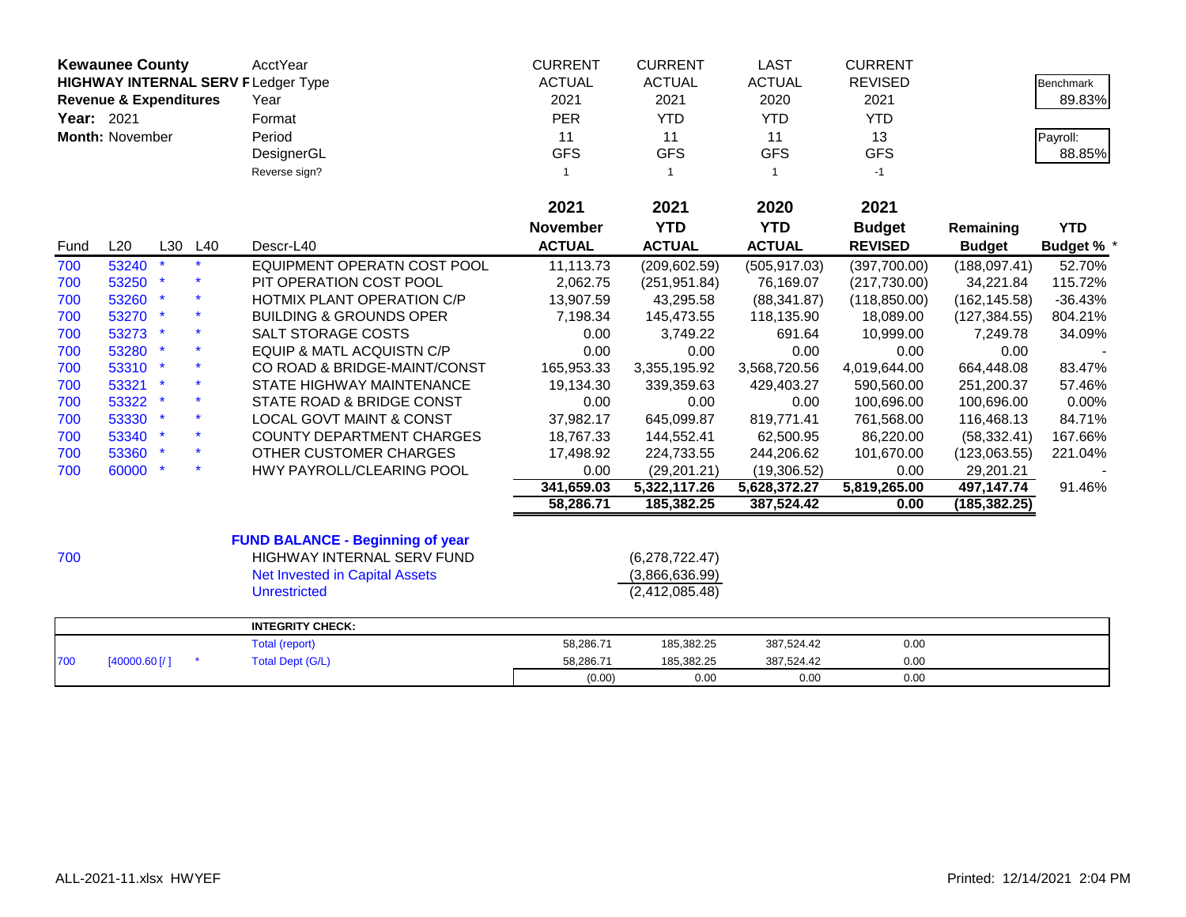**Kewaunee County**
**HIGHWAY INTERNAL SERV F**
**Revenue & Expenditures**
**Year:** 2021
**Month:** November

| | CURRENT | CURRENT | LAST | CURRENT | | |
|---|---|---|---|---|---|---|
| AcctYear | ACTUAL | ACTUAL | ACTUAL | REVISED | | Benchmark 89.83% |
| Ledger Type | 2021 | 2021 | 2020 | 2021 | | |
| Year | PER | YTD | YTD | YTD | | |
| Format | 11 | 11 | 11 | 13 | | Payroll: 88.85% |
| Period | GFS | GFS | GFS | GFS | | |
| DesignerGL | 1 | 1 | 1 | -1 | | |
| Reverse sign? | | | | | | |

| Fund | L20 | L30 | L40 | Descr-L40 | 2021 November ACTUAL | 2021 YTD ACTUAL | 2020 YTD ACTUAL | 2021 Budget REVISED | Remaining Budget | YTD Budget % * |
|---|---|---|---|---|---|---|---|---|---|---|
| 700 | 53240 | * | * | EQUIPMENT OPERATN COST POOL | 11,113.73 | (209,602.59) | (505,917.03) | (397,700.00) | (188,097.41) | 52.70% |
| 700 | 53250 | * | * | PIT OPERATION COST POOL | 2,062.75 | (251,951.84) | 76,169.07 | (217,730.00) | 34,221.84 | 115.72% |
| 700 | 53260 | * | * | HOTMIX PLANT OPERATION C/P | 13,907.59 | 43,295.58 | (88,341.87) | (118,850.00) | (162,145.58) | -36.43% |
| 700 | 53270 | * | * | BUILDING & GROUNDS OPER | 7,198.34 | 145,473.55 | 118,135.90 | 18,089.00 | (127,384.55) | 804.21% |
| 700 | 53273 | * | * | SALT STORAGE COSTS | 0.00 | 3,749.22 | 691.64 | 10,999.00 | 7,249.78 | 34.09% |
| 700 | 53280 | * | * | EQUIP & MATL ACQUISTN C/P | 0.00 | 0.00 | 0.00 | 0.00 | 0.00 | - |
| 700 | 53310 | * | * | CO ROAD & BRIDGE-MAINT/CONST | 165,953.33 | 3,355,195.92 | 3,568,720.56 | 4,019,644.00 | 664,448.08 | 83.47% |
| 700 | 53321 | * | * | STATE HIGHWAY MAINTENANCE | 19,134.30 | 339,359.63 | 429,403.27 | 590,560.00 | 251,200.37 | 57.46% |
| 700 | 53322 | * | * | STATE ROAD & BRIDGE CONST | 0.00 | 0.00 | 0.00 | 100,696.00 | 100,696.00 | 0.00% |
| 700 | 53330 | * | * | LOCAL GOVT MAINT & CONST | 37,982.17 | 645,099.87 | 819,771.41 | 761,568.00 | 116,468.13 | 84.71% |
| 700 | 53340 | * | * | COUNTY DEPARTMENT CHARGES | 18,767.33 | 144,552.41 | 62,500.95 | 86,220.00 | (58,332.41) | 167.66% |
| 700 | 53360 | * | * | OTHER CUSTOMER CHARGES | 17,498.92 | 224,733.55 | 244,206.62 | 101,670.00 | (123,063.55) | 221.04% |
| 700 | 60000 | * | * | HWY PAYROLL/CLEARING POOL | 0.00 | (29,201.21) | (19,306.52) | 0.00 | 29,201.21 | - |
| | | | | | **341,659.03** | **5,322,117.26** | **5,628,372.27** | **5,819,265.00** | **497,147.74** | 91.46% |
| | | | | | **58,286.71** | **185,382.25** | **387,524.42** | **0.00** | **(185,382.25)** | |

**FUND BALANCE - Beginning of year**

| Fund | Description | Amount |
|---|---|---|
| 700 | HIGHWAY INTERNAL SERV FUND | (6,278,722.47) |
| | Net Invested in Capital Assets | (3,866,636.99) |
| | Unrestricted | (2,412,085.48) |

| | | | **INTEGRITY CHECK:** | | | | |
|---|---|---|---|---|---|---|---|
| | | | Total (report) | 58,286.71 | 185,382.25 | 387,524.42 | 0.00 |
| 700 | [40000.60 [/ ] | * | Total Dept (G/L) | 58,286.71 | 185,382.25 | 387,524.42 | 0.00 |
| | | | | (0.00) | 0.00 | 0.00 | 0.00 |

ALL-2021-11.xlsx HWYEF

Printed: 12/14/2021 2:04 PM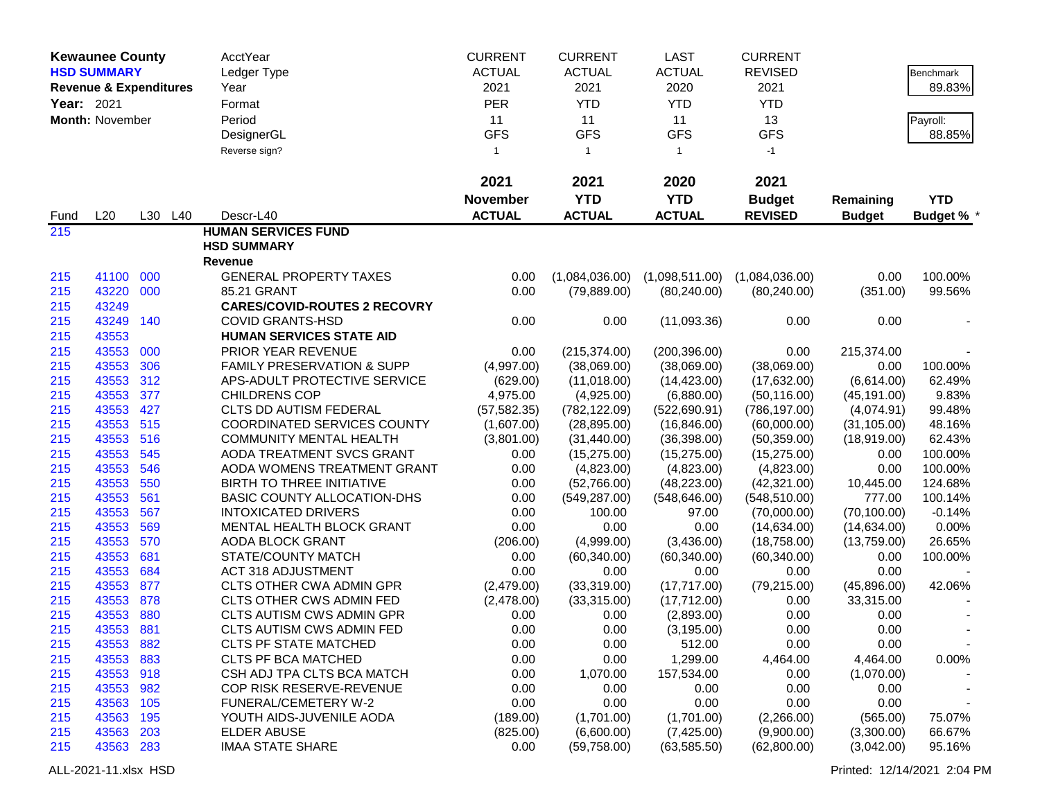**Kewaunee County**
**HSD SUMMARY**
**Revenue & Expenditures**
**Year:** 2021
**Month:** November

| | | | | | AcctYear | CURRENT | CURRENT | LAST | CURRENT | | |
|---|---|---|---|---|---|---|---|---|---|---|---|
| | | | | | Ledger Type | ACTUAL | ACTUAL | ACTUAL | REVISED | | Benchmark |
| | | | | | Year | 2021 | 2021 | 2020 | 2021 | | 89.83% |
| | | | | | Format | PER | YTD | YTD | YTD | | |
| | | | | | Period | 11 | 11 | 11 | 13 | | Payroll: |
| | | | | | DesignerGL | GFS | GFS | GFS | GFS | | 88.85% |
| | | | | | Reverse sign? | 1 | 1 | 1 | -1 | | |
| | | | | | | **2021 November ACTUAL** | **2021 YTD ACTUAL** | **2020 YTD ACTUAL** | **2021 Budget REVISED** | **Remaining Budget** | **YTD Budget % *** |
| Fund | L20 | L30 | L40 | | Descr-L40 | | | | | | |
| 215 | | | | | **HUMAN SERVICES FUND** | | | | | | |
| | | | | | **HSD SUMMARY** | | | | | | |
| | | | | | **Revenue** | | | | | | |
| 215 | 41100 | 000 | | | GENERAL PROPERTY TAXES | 0.00 | (1,084,036.00) | (1,098,511.00) | (1,084,036.00) | 0.00 | 100.00% |
| 215 | 43220 | 000 | | | 85.21 GRANT | 0.00 | (79,889.00) | (80,240.00) | (80,240.00) | (351.00) | 99.56% |
| 215 | 43249 | | | | **CARES/COVID-ROUTES 2 RECOVRY** | | | | | | |
| 215 | 43249 | 140 | | | COVID GRANTS-HSD | 0.00 | 0.00 | (11,093.36) | 0.00 | 0.00 | - |
| 215 | 43553 | | | | **HUMAN SERVICES STATE AID** | | | | | | |
| 215 | 43553 | 000 | | | PRIOR YEAR REVENUE | 0.00 | (215,374.00) | (200,396.00) | 0.00 | 215,374.00 | - |
| 215 | 43553 | 306 | | | FAMILY PRESERVATION & SUPP | (4,997.00) | (38,069.00) | (38,069.00) | (38,069.00) | 0.00 | 100.00% |
| 215 | 43553 | 312 | | | APS-ADULT PROTECTIVE SERVICE | (629.00) | (11,018.00) | (14,423.00) | (17,632.00) | (6,614.00) | 62.49% |
| 215 | 43553 | 377 | | | CHILDRENS COP | 4,975.00 | (4,925.00) | (6,880.00) | (50,116.00) | (45,191.00) | 9.83% |
| 215 | 43553 | 427 | | | CLTS DD AUTISM FEDERAL | (57,582.35) | (782,122.09) | (522,690.91) | (786,197.00) | (4,074.91) | 99.48% |
| 215 | 43553 | 515 | | | COORDINATED SERVICES COUNTY | (1,607.00) | (28,895.00) | (16,846.00) | (60,000.00) | (31,105.00) | 48.16% |
| 215 | 43553 | 516 | | | COMMUNITY MENTAL HEALTH | (3,801.00) | (31,440.00) | (36,398.00) | (50,359.00) | (18,919.00) | 62.43% |
| 215 | 43553 | 545 | | | AODA TREATMENT SVCS GRANT | 0.00 | (15,275.00) | (15,275.00) | (15,275.00) | 0.00 | 100.00% |
| 215 | 43553 | 546 | | | AODA WOMENS TREATMENT GRANT | 0.00 | (4,823.00) | (4,823.00) | (4,823.00) | 0.00 | 100.00% |
| 215 | 43553 | 550 | | | BIRTH TO THREE INITIATIVE | 0.00 | (52,766.00) | (48,223.00) | (42,321.00) | 10,445.00 | 124.68% |
| 215 | 43553 | 561 | | | BASIC COUNTY ALLOCATION-DHS | 0.00 | (549,287.00) | (548,646.00) | (548,510.00) | 777.00 | 100.14% |
| 215 | 43553 | 567 | | | INTOXICATED DRIVERS | 0.00 | 100.00 | 97.00 | (70,000.00) | (70,100.00) | -0.14% |
| 215 | 43553 | 569 | | | MENTAL HEALTH BLOCK GRANT | 0.00 | 0.00 | 0.00 | (14,634.00) | (14,634.00) | 0.00% |
| 215 | 43553 | 570 | | | AODA BLOCK GRANT | (206.00) | (4,999.00) | (3,436.00) | (18,758.00) | (13,759.00) | 26.65% |
| 215 | 43553 | 681 | | | STATE/COUNTY MATCH | 0.00 | (60,340.00) | (60,340.00) | (60,340.00) | 0.00 | 100.00% |
| 215 | 43553 | 684 | | | ACT 318 ADJUSTMENT | 0.00 | 0.00 | 0.00 | 0.00 | 0.00 | - |
| 215 | 43553 | 877 | | | CLTS OTHER CWA ADMIN GPR | (2,479.00) | (33,319.00) | (17,717.00) | (79,215.00) | (45,896.00) | 42.06% |
| 215 | 43553 | 878 | | | CLTS OTHER CWS ADMIN FED | (2,478.00) | (33,315.00) | (17,712.00) | 0.00 | 33,315.00 | - |
| 215 | 43553 | 880 | | | CLTS AUTISM CWS ADMIN GPR | 0.00 | 0.00 | (2,893.00) | 0.00 | 0.00 | - |
| 215 | 43553 | 881 | | | CLTS AUTISM CWS ADMIN FED | 0.00 | 0.00 | (3,195.00) | 0.00 | 0.00 | - |
| 215 | 43553 | 882 | | | CLTS PF STATE MATCHED | 0.00 | 0.00 | 512.00 | 0.00 | 0.00 | - |
| 215 | 43553 | 883 | | | CLTS PF BCA MATCHED | 0.00 | 0.00 | 1,299.00 | 4,464.00 | 4,464.00 | 0.00% |
| 215 | 43553 | 918 | | | CSH ADJ TPA CLTS BCA MATCH | 0.00 | 1,070.00 | 157,534.00 | 0.00 | (1,070.00) | - |
| 215 | 43553 | 982 | | | COP RISK RESERVE-REVENUE | 0.00 | 0.00 | 0.00 | 0.00 | 0.00 | - |
| 215 | 43563 | 105 | | | FUNERAL/CEMETERY W-2 | 0.00 | 0.00 | 0.00 | 0.00 | 0.00 | - |
| 215 | 43563 | 195 | | | YOUTH AIDS-JUVENILE AODA | (189.00) | (1,701.00) | (1,701.00) | (2,266.00) | (565.00) | 75.07% |
| 215 | 43563 | 203 | | | ELDER ABUSE | (825.00) | (6,600.00) | (7,425.00) | (9,900.00) | (3,300.00) | 66.67% |
| 215 | 43563 | 283 | | | IMAA STATE SHARE | 0.00 | (59,758.00) | (63,585.50) | (62,800.00) | (3,042.00) | 95.16% |

ALL-2021-11.xlsx HSD | Printed: 12/14/2021 2:04 PM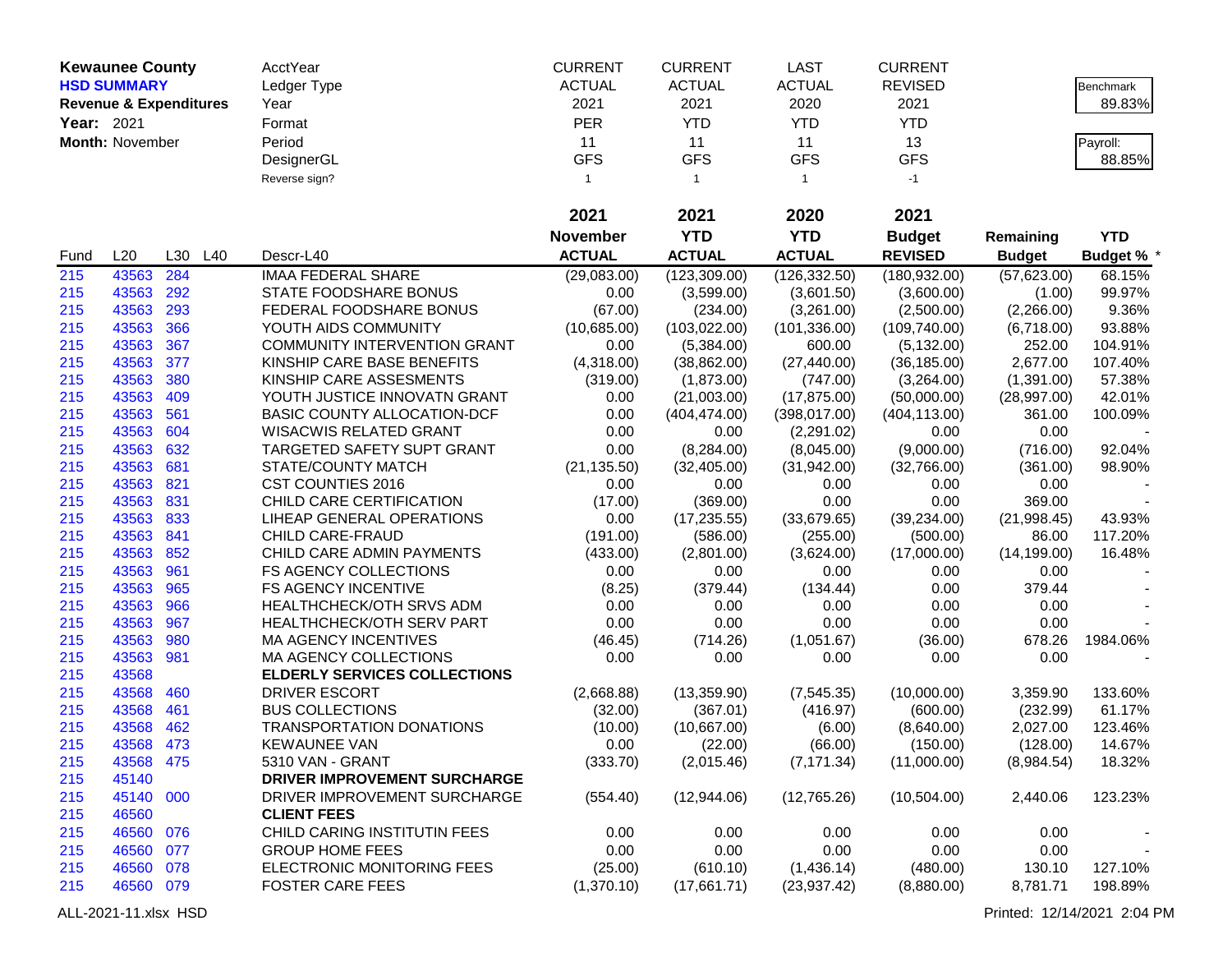**Kewaunee County**
**HSD SUMMARY**
**Revenue & Expenditures**
**Year:** 2021
**Month:** November

| AcctYear | CURRENT | CURRENT | LAST | CURRENT |
|---|---|---|---|---|
| Ledger Type | ACTUAL | ACTUAL | ACTUAL | REVISED |
| Year | 2021 | 2021 | 2020 | 2021 |
| Format | PER | YTD | YTD | YTD |
| Period | 11 | 11 | 11 | 13 |
| DesignerGL | GFS | GFS | GFS | GFS |
| Reverse sign? | 1 | 1 | 1 | -1 |

Benchmark: 89.83%

Payroll: 88.85%

| Fund | L20 | L30 | L40 | Descr-L40 | 2021 November ACTUAL | 2021 YTD ACTUAL | 2020 YTD ACTUAL | 2021 Budget REVISED | Remaining Budget | YTD Budget % * |
|---|---|---|---|---|---|---|---|---|---|---|
| 215 | 43563 | 284 | | IMAA FEDERAL SHARE | (29,083.00) | (123,309.00) | (126,332.50) | (180,932.00) | (57,623.00) | 68.15% |
| 215 | 43563 | 292 | | STATE FOODSHARE BONUS | 0.00 | (3,599.00) | (3,601.50) | (3,600.00) | (1.00) | 99.97% |
| 215 | 43563 | 293 | | FEDERAL FOODSHARE BONUS | (67.00) | (234.00) | (3,261.00) | (2,500.00) | (2,266.00) | 9.36% |
| 215 | 43563 | 366 | | YOUTH AIDS COMMUNITY | (10,685.00) | (103,022.00) | (101,336.00) | (109,740.00) | (6,718.00) | 93.88% |
| 215 | 43563 | 367 | | COMMUNITY INTERVENTION GRANT | 0.00 | (5,384.00) | 600.00 | (5,132.00) | 252.00 | 104.91% |
| 215 | 43563 | 377 | | KINSHIP CARE BASE BENEFITS | (4,318.00) | (38,862.00) | (27,440.00) | (36,185.00) | 2,677.00 | 107.40% |
| 215 | 43563 | 380 | | KINSHIP CARE ASSESMENTS | (319.00) | (1,873.00) | (747.00) | (3,264.00) | (1,391.00) | 57.38% |
| 215 | 43563 | 409 | | YOUTH JUSTICE INNOVATN GRANT | 0.00 | (21,003.00) | (17,875.00) | (50,000.00) | (28,997.00) | 42.01% |
| 215 | 43563 | 561 | | BASIC COUNTY ALLOCATION-DCF | 0.00 | (404,474.00) | (398,017.00) | (404,113.00) | 361.00 | 100.09% |
| 215 | 43563 | 604 | | WISACWIS RELATED GRANT | 0.00 | 0.00 | (2,291.02) | 0.00 | 0.00 | - |
| 215 | 43563 | 632 | | TARGETED SAFETY SUPT GRANT | 0.00 | (8,284.00) | (8,045.00) | (9,000.00) | (716.00) | 92.04% |
| 215 | 43563 | 681 | | STATE/COUNTY MATCH | (21,135.50) | (32,405.00) | (31,942.00) | (32,766.00) | (361.00) | 98.90% |
| 215 | 43563 | 821 | | CST COUNTIES 2016 | 0.00 | 0.00 | 0.00 | 0.00 | 0.00 | - |
| 215 | 43563 | 831 | | CHILD CARE CERTIFICATION | (17.00) | (369.00) | 0.00 | 0.00 | 369.00 | - |
| 215 | 43563 | 833 | | LIHEAP GENERAL OPERATIONS | 0.00 | (17,235.55) | (33,679.65) | (39,234.00) | (21,998.45) | 43.93% |
| 215 | 43563 | 841 | | CHILD CARE-FRAUD | (191.00) | (586.00) | (255.00) | (500.00) | 86.00 | 117.20% |
| 215 | 43563 | 852 | | CHILD CARE ADMIN PAYMENTS | (433.00) | (2,801.00) | (3,624.00) | (17,000.00) | (14,199.00) | 16.48% |
| 215 | 43563 | 961 | | FS AGENCY COLLECTIONS | 0.00 | 0.00 | 0.00 | 0.00 | 0.00 | - |
| 215 | 43563 | 965 | | FS AGENCY INCENTIVE | (8.25) | (379.44) | (134.44) | 0.00 | 379.44 | - |
| 215 | 43563 | 966 | | HEALTHCHECK/OTH SRVS ADM | 0.00 | 0.00 | 0.00 | 0.00 | 0.00 | - |
| 215 | 43563 | 967 | | HEALTHCHECK/OTH SERV PART | 0.00 | 0.00 | 0.00 | 0.00 | 0.00 | - |
| 215 | 43563 | 980 | | MA AGENCY INCENTIVES | (46.45) | (714.26) | (1,051.67) | (36.00) | 678.26 | 1984.06% |
| 215 | 43563 | 981 | | MA AGENCY COLLECTIONS | 0.00 | 0.00 | 0.00 | 0.00 | 0.00 | - |
| 215 | 43568 | | | **ELDERLY SERVICES COLLECTIONS** | | | | | | |
| 215 | 43568 | 460 | | DRIVER ESCORT | (2,668.88) | (13,359.90) | (7,545.35) | (10,000.00) | 3,359.90 | 133.60% |
| 215 | 43568 | 461 | | BUS COLLECTIONS | (32.00) | (367.01) | (416.97) | (600.00) | (232.99) | 61.17% |
| 215 | 43568 | 462 | | TRANSPORTATION DONATIONS | (10.00) | (10,667.00) | (6.00) | (8,640.00) | 2,027.00 | 123.46% |
| 215 | 43568 | 473 | | KEWAUNEE VAN | 0.00 | (22.00) | (66.00) | (150.00) | (128.00) | 14.67% |
| 215 | 43568 | 475 | | 5310 VAN - GRANT | (333.70) | (2,015.46) | (7,171.34) | (11,000.00) | (8,984.54) | 18.32% |
| 215 | 45140 | | | **DRIVER IMPROVEMENT SURCHARGE** | | | | | | |
| 215 | 45140 | 000 | | DRIVER IMPROVEMENT SURCHARGE | (554.40) | (12,944.06) | (12,765.26) | (10,504.00) | 2,440.06 | 123.23% |
| 215 | 46560 | | | **CLIENT FEES** | | | | | | |
| 215 | 46560 | 076 | | CHILD CARING INSTITUTIN FEES | 0.00 | 0.00 | 0.00 | 0.00 | 0.00 | - |
| 215 | 46560 | 077 | | GROUP HOME FEES | 0.00 | 0.00 | 0.00 | 0.00 | 0.00 | - |
| 215 | 46560 | 078 | | ELECTRONIC MONITORING FEES | (25.00) | (610.10) | (1,436.14) | (480.00) | 130.10 | 127.10% |
| 215 | 46560 | 079 | | FOSTER CARE FEES | (1,370.10) | (17,661.71) | (23,937.42) | (8,880.00) | 8,781.71 | 198.89% |

ALL-2021-11.xlsx HSD

Printed: 12/14/2021 2:04 PM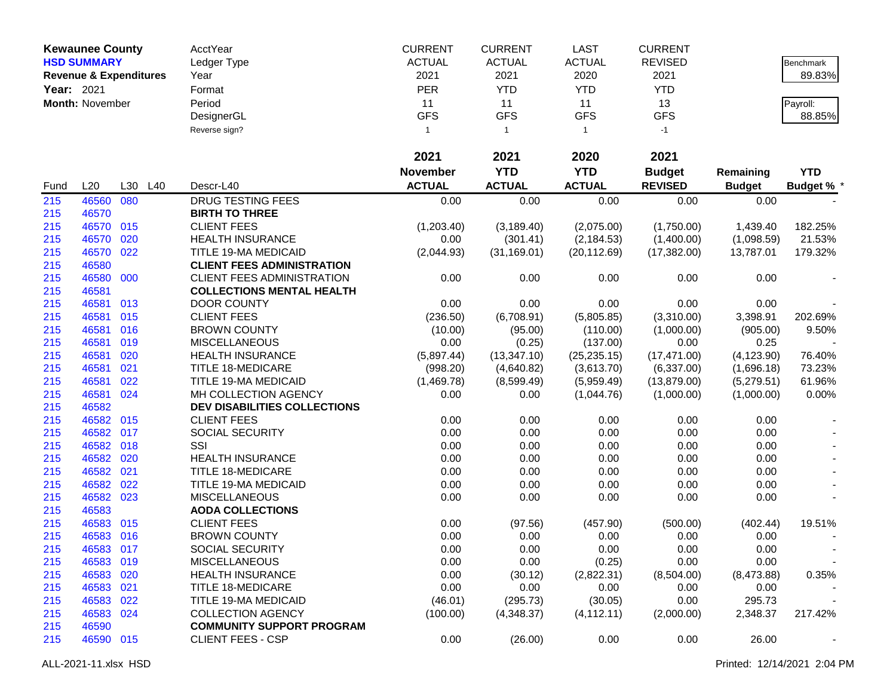**Kewaunee County**
**HSD SUMMARY**
**Revenue & Expenditures**
**Year:** 2021
**Month:** November

| | CURRENT | CURRENT | LAST | CURRENT | | |
|---|---|---|---|---|---|---|
| AcctYear | ACTUAL | ACTUAL | ACTUAL | REVISED | | Benchmark |
| Ledger Type | 2021 | 2021 | 2020 | 2021 | | 89.83% |
| Year | PER | YTD | YTD | YTD | | |
| Format | 11 | 11 | 11 | 13 | | Payroll: |
| Period | GFS | GFS | GFS | GFS | | 88.85% |
| DesignerGL | 1 | 1 | 1 | -1 | | |
| Reverse sign? | | | | | | |

| Fund | L20 | L30 | L40 | Descr-L40 | 2021 November ACTUAL | 2021 YTD ACTUAL | 2020 YTD ACTUAL | 2021 Budget REVISED | Remaining Budget | YTD Budget % * |
|---|---|---|---|---|---|---|---|---|---|---|
| 215 | 46560 | 080 | | DRUG TESTING FEES | 0.00 | 0.00 | 0.00 | 0.00 | 0.00 | - |
| 215 | 46570 | | | **BIRTH TO THREE** | | | | | | |
| 215 | 46570 | 015 | | CLIENT FEES | (1,203.40) | (3,189.40) | (2,075.00) | (1,750.00) | 1,439.40 | 182.25% |
| 215 | 46570 | 020 | | HEALTH INSURANCE | 0.00 | (301.41) | (2,184.53) | (1,400.00) | (1,098.59) | 21.53% |
| 215 | 46570 | 022 | | TITLE 19-MA MEDICAID | (2,044.93) | (31,169.01) | (20,112.69) | (17,382.00) | 13,787.01 | 179.32% |
| 215 | 46580 | | | **CLIENT FEES ADMINISTRATION** | | | | | | |
| 215 | 46580 | 000 | | CLIENT FEES ADMINISTRATION | 0.00 | 0.00 | 0.00 | 0.00 | 0.00 | - |
| 215 | 46581 | | | **COLLECTIONS MENTAL HEALTH** | | | | | | |
| 215 | 46581 | 013 | | DOOR COUNTY | 0.00 | 0.00 | 0.00 | 0.00 | 0.00 | - |
| 215 | 46581 | 015 | | CLIENT FEES | (236.50) | (6,708.91) | (5,805.85) | (3,310.00) | 3,398.91 | 202.69% |
| 215 | 46581 | 016 | | BROWN COUNTY | (10.00) | (95.00) | (110.00) | (1,000.00) | (905.00) | 9.50% |
| 215 | 46581 | 019 | | MISCELLANEOUS | 0.00 | (0.25) | (137.00) | 0.00 | 0.25 | - |
| 215 | 46581 | 020 | | HEALTH INSURANCE | (5,897.44) | (13,347.10) | (25,235.15) | (17,471.00) | (4,123.90) | 76.40% |
| 215 | 46581 | 021 | | TITLE 18-MEDICARE | (998.20) | (4,640.82) | (3,613.70) | (6,337.00) | (1,696.18) | 73.23% |
| 215 | 46581 | 022 | | TITLE 19-MA MEDICAID | (1,469.78) | (8,599.49) | (5,959.49) | (13,879.00) | (5,279.51) | 61.96% |
| 215 | 46581 | 024 | | MH COLLECTION AGENCY | 0.00 | 0.00 | (1,044.76) | (1,000.00) | (1,000.00) | 0.00% |
| 215 | 46582 | | | **DEV DISABILITIES COLLECTIONS** | | | | | | |
| 215 | 46582 | 015 | | CLIENT FEES | 0.00 | 0.00 | 0.00 | 0.00 | 0.00 | - |
| 215 | 46582 | 017 | | SOCIAL SECURITY | 0.00 | 0.00 | 0.00 | 0.00 | 0.00 | - |
| 215 | 46582 | 018 | | SSI | 0.00 | 0.00 | 0.00 | 0.00 | 0.00 | - |
| 215 | 46582 | 020 | | HEALTH INSURANCE | 0.00 | 0.00 | 0.00 | 0.00 | 0.00 | - |
| 215 | 46582 | 021 | | TITLE 18-MEDICARE | 0.00 | 0.00 | 0.00 | 0.00 | 0.00 | - |
| 215 | 46582 | 022 | | TITLE 19-MA MEDICAID | 0.00 | 0.00 | 0.00 | 0.00 | 0.00 | - |
| 215 | 46582 | 023 | | MISCELLANEOUS | 0.00 | 0.00 | 0.00 | 0.00 | 0.00 | - |
| 215 | 46583 | | | **AODA COLLECTIONS** | | | | | | |
| 215 | 46583 | 015 | | CLIENT FEES | 0.00 | (97.56) | (457.90) | (500.00) | (402.44) | 19.51% |
| 215 | 46583 | 016 | | BROWN COUNTY | 0.00 | 0.00 | 0.00 | 0.00 | 0.00 | - |
| 215 | 46583 | 017 | | SOCIAL SECURITY | 0.00 | 0.00 | 0.00 | 0.00 | 0.00 | - |
| 215 | 46583 | 019 | | MISCELLANEOUS | 0.00 | 0.00 | (0.25) | 0.00 | 0.00 | - |
| 215 | 46583 | 020 | | HEALTH INSURANCE | 0.00 | (30.12) | (2,822.31) | (8,504.00) | (8,473.88) | 0.35% |
| 215 | 46583 | 021 | | TITLE 18-MEDICARE | 0.00 | 0.00 | 0.00 | 0.00 | 0.00 | - |
| 215 | 46583 | 022 | | TITLE 19-MA MEDICAID | (46.01) | (295.73) | (30.05) | 0.00 | 295.73 | - |
| 215 | 46583 | 024 | | COLLECTION AGENCY | (100.00) | (4,348.37) | (4,112.11) | (2,000.00) | 2,348.37 | 217.42% |
| 215 | 46590 | | | **COMMUNITY SUPPORT PROGRAM** | | | | | | |
| 215 | 46590 | 015 | | CLIENT FEES - CSP | 0.00 | (26.00) | 0.00 | 0.00 | 26.00 | - |

ALL-2021-11.xlsx HSD Printed: 12/14/2021 2:04 PM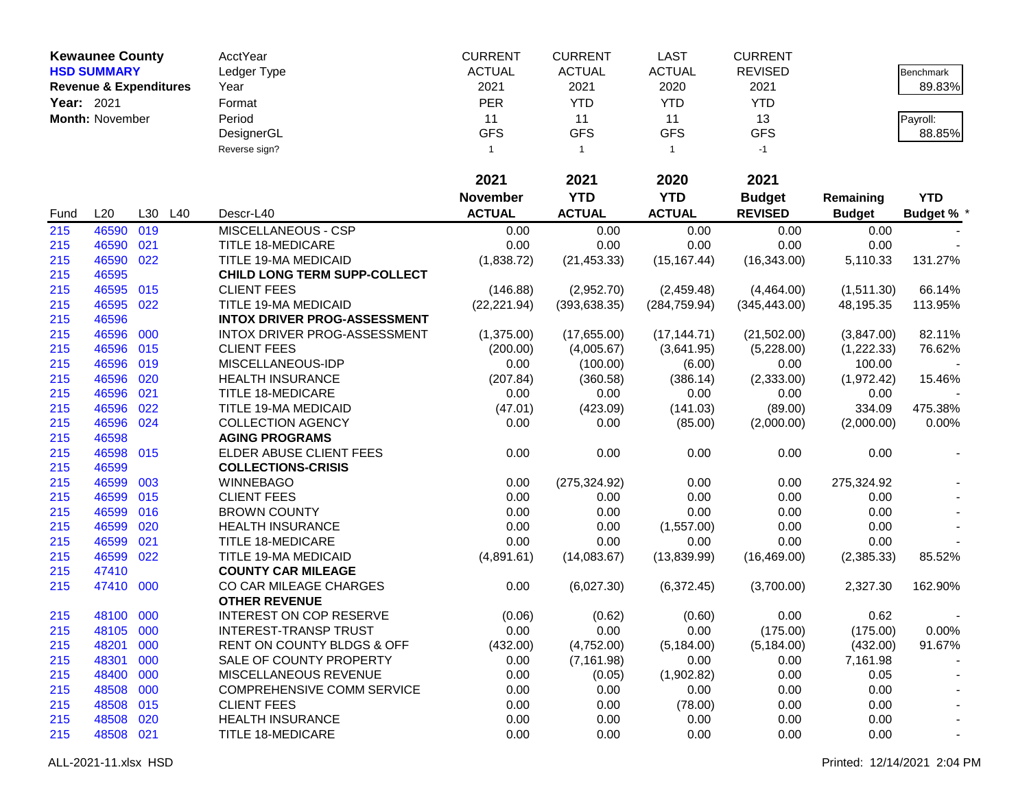| **Kewaunee County** | | | | AcctYear | CURRENT | CURRENT | LAST | CURRENT | | |
|---|---|---|---|---|---|---|---|---|---|---|
| **HSD SUMMARY** | | | | Ledger Type | ACTUAL | ACTUAL | ACTUAL | REVISED | | Benchmark |
| **Revenue & Expenditures** | | | | Year | 2021 | 2021 | 2020 | 2021 | | 89.83% |
| **Year:** 2021 | | | | Format | PER | YTD | YTD | YTD | | |
| **Month:** November | | | | Period | 11 | 11 | 11 | 13 | | Payroll: |
| | | | | DesignerGL | GFS | GFS | GFS | GFS | | 88.85% |
| | | | | Reverse sign? | 1 | 1 | 1 | -1 | | |

| Fund | L20 | L30 | L40 | Descr-L40 | 2021 November ACTUAL | 2021 YTD ACTUAL | 2020 YTD ACTUAL | 2021 Budget REVISED | Remaining Budget | YTD Budget % * |
|---|---|---|---|---|---|---|---|---|---|---|
| 215 | 46590 | 019 | | MISCELLANEOUS - CSP | 0.00 | 0.00 | 0.00 | 0.00 | 0.00 | - |
| 215 | 46590 | 021 | | TITLE 18-MEDICARE | 0.00 | 0.00 | 0.00 | 0.00 | 0.00 | - |
| 215 | 46590 | 022 | | TITLE 19-MA MEDICAID | (1,838.72) | (21,453.33) | (15,167.44) | (16,343.00) | 5,110.33 | 131.27% |
| 215 | 46595 | | | **CHILD LONG TERM SUPP-COLLECT** | | | | | | |
| 215 | 46595 | 015 | | CLIENT FEES | (146.88) | (2,952.70) | (2,459.48) | (4,464.00) | (1,511.30) | 66.14% |
| 215 | 46595 | 022 | | TITLE 19-MA MEDICAID | (22,221.94) | (393,638.35) | (284,759.94) | (345,443.00) | 48,195.35 | 113.95% |
| 215 | 46596 | | | **INTOX DRIVER PROG-ASSESSMENT** | | | | | | |
| 215 | 46596 | 000 | | INTOX DRIVER PROG-ASSESSMENT | (1,375.00) | (17,655.00) | (17,144.71) | (21,502.00) | (3,847.00) | 82.11% |
| 215 | 46596 | 015 | | CLIENT FEES | (200.00) | (4,005.67) | (3,641.95) | (5,228.00) | (1,222.33) | 76.62% |
| 215 | 46596 | 019 | | MISCELLANEOUS-IDP | 0.00 | (100.00) | (6.00) | 0.00 | 100.00 | - |
| 215 | 46596 | 020 | | HEALTH INSURANCE | (207.84) | (360.58) | (386.14) | (2,333.00) | (1,972.42) | 15.46% |
| 215 | 46596 | 021 | | TITLE 18-MEDICARE | 0.00 | 0.00 | 0.00 | 0.00 | 0.00 | - |
| 215 | 46596 | 022 | | TITLE 19-MA MEDICAID | (47.01) | (423.09) | (141.03) | (89.00) | 334.09 | 475.38% |
| 215 | 46596 | 024 | | COLLECTION AGENCY | 0.00 | 0.00 | (85.00) | (2,000.00) | (2,000.00) | 0.00% |
| 215 | 46598 | | | **AGING PROGRAMS** | | | | | | |
| 215 | 46598 | 015 | | ELDER ABUSE CLIENT FEES | 0.00 | 0.00 | 0.00 | 0.00 | 0.00 | - |
| 215 | 46599 | | | **COLLECTIONS-CRISIS** | | | | | | |
| 215 | 46599 | 003 | | WINNEBAGO | 0.00 | (275,324.92) | 0.00 | 0.00 | 275,324.92 | - |
| 215 | 46599 | 015 | | CLIENT FEES | 0.00 | 0.00 | 0.00 | 0.00 | 0.00 | - |
| 215 | 46599 | 016 | | BROWN COUNTY | 0.00 | 0.00 | 0.00 | 0.00 | 0.00 | - |
| 215 | 46599 | 020 | | HEALTH INSURANCE | 0.00 | 0.00 | (1,557.00) | 0.00 | 0.00 | - |
| 215 | 46599 | 021 | | TITLE 18-MEDICARE | 0.00 | 0.00 | 0.00 | 0.00 | 0.00 | - |
| 215 | 46599 | 022 | | TITLE 19-MA MEDICAID | (4,891.61) | (14,083.67) | (13,839.99) | (16,469.00) | (2,385.33) | 85.52% |
| 215 | 47410 | | | **COUNTY CAR MILEAGE** | | | | | | |
| 215 | 47410 | 000 | | CO CAR MILEAGE CHARGES | 0.00 | (6,027.30) | (6,372.45) | (3,700.00) | 2,327.30 | 162.90% |
| | | | | **OTHER REVENUE** | | | | | | |
| 215 | 48100 | 000 | | INTEREST ON COP RESERVE | (0.06) | (0.62) | (0.60) | 0.00 | 0.62 | - |
| 215 | 48105 | 000 | | INTEREST-TRANSP TRUST | 0.00 | 0.00 | 0.00 | (175.00) | (175.00) | 0.00% |
| 215 | 48201 | 000 | | RENT ON COUNTY BLDGS & OFF | (432.00) | (4,752.00) | (5,184.00) | (5,184.00) | (432.00) | 91.67% |
| 215 | 48301 | 000 | | SALE OF COUNTY PROPERTY | 0.00 | (7,161.98) | 0.00 | 0.00 | 7,161.98 | - |
| 215 | 48400 | 000 | | MISCELLANEOUS REVENUE | 0.00 | (0.05) | (1,902.82) | 0.00 | 0.05 | - |
| 215 | 48508 | 000 | | COMPREHENSIVE COMM SERVICE | 0.00 | 0.00 | 0.00 | 0.00 | 0.00 | - |
| 215 | 48508 | 015 | | CLIENT FEES | 0.00 | 0.00 | (78.00) | 0.00 | 0.00 | - |
| 215 | 48508 | 020 | | HEALTH INSURANCE | 0.00 | 0.00 | 0.00 | 0.00 | 0.00 | - |
| 215 | 48508 | 021 | | TITLE 18-MEDICARE | 0.00 | 0.00 | 0.00 | 0.00 | 0.00 | - |

ALL-2021-11.xlsx HSD

Printed: 12/14/2021 2:04 PM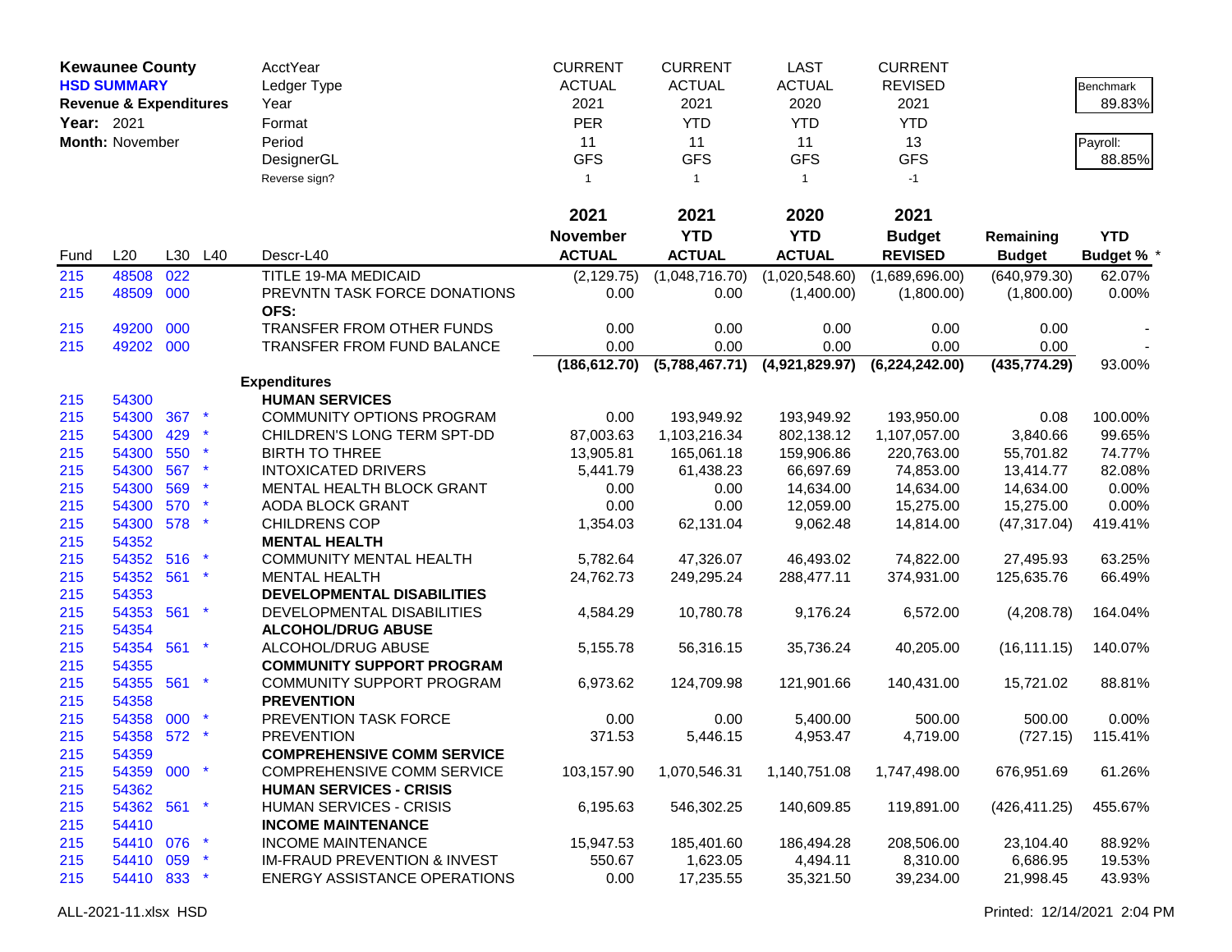**Kewaunee County**
**HSD SUMMARY**
**Revenue & Expenditures**
**Year:** 2021
**Month:** November

| | CURRENT | CURRENT | LAST | CURRENT | | |
|---|---|---|---|---|---|---|
| AcctYear | | | | | | Benchmark |
| Ledger Type | ACTUAL | ACTUAL | ACTUAL | REVISED | | 89.83% |
| Year | 2021 | 2021 | 2020 | 2021 | | |
| Format | PER | YTD | YTD | YTD | | Payroll: |
| Period | 11 | 11 | 11 | 13 | | 88.85% |
| DesignerGL | GFS | GFS | GFS | GFS | | |
| Reverse sign? | 1 | 1 | 1 | -1 | | |

| Fund | L20 | L30 | L40 | Descr-L40 | 2021 November ACTUAL | 2021 YTD ACTUAL | 2020 YTD ACTUAL | 2021 Budget REVISED | Remaining Budget | YTD Budget % * |
|---|---|---|---|---|---|---|---|---|---|---|
| 215 | 48508 | 022 | | TITLE 19-MA MEDICAID | (2,129.75) | (1,048,716.70) | (1,020,548.60) | (1,689,696.00) | (640,979.30) | 62.07% |
| 215 | 48509 | 000 | | PREVNTN TASK FORCE DONATIONS | 0.00 | 0.00 | (1,400.00) | (1,800.00) | (1,800.00) | 0.00% |
| | | | | OFS: | | | | | | |
| 215 | 49200 | 000 | | TRANSFER FROM OTHER FUNDS | 0.00 | 0.00 | 0.00 | 0.00 | 0.00 | - |
| 215 | 49202 | 000 | | TRANSFER FROM FUND BALANCE | 0.00 | 0.00 | 0.00 | 0.00 | 0.00 | - |
| | | | | | **(186,612.70)** | **(5,788,467.71)** | **(4,921,829.97)** | **(6,224,242.00)** | **(435,774.29)** | 93.00% |
| | | | | **Expenditures** | | | | | | |
| 215 | 54300 | | | **HUMAN SERVICES** | | | | | | |
| 215 | 54300 | 367 | * | COMMUNITY OPTIONS PROGRAM | 0.00 | 193,949.92 | 193,949.92 | 193,950.00 | 0.08 | 100.00% |
| 215 | 54300 | 429 | * | CHILDREN'S LONG TERM SPT-DD | 87,003.63 | 1,103,216.34 | 802,138.12 | 1,107,057.00 | 3,840.66 | 99.65% |
| 215 | 54300 | 550 | * | BIRTH TO THREE | 13,905.81 | 165,061.18 | 159,906.86 | 220,763.00 | 55,701.82 | 74.77% |
| 215 | 54300 | 567 | * | INTOXICATED DRIVERS | 5,441.79 | 61,438.23 | 66,697.69 | 74,853.00 | 13,414.77 | 82.08% |
| 215 | 54300 | 569 | * | MENTAL HEALTH BLOCK GRANT | 0.00 | 0.00 | 14,634.00 | 14,634.00 | 14,634.00 | 0.00% |
| 215 | 54300 | 570 | * | AODA BLOCK GRANT | 0.00 | 0.00 | 12,059.00 | 15,275.00 | 15,275.00 | 0.00% |
| 215 | 54300 | 578 | * | CHILDRENS COP | 1,354.03 | 62,131.04 | 9,062.48 | 14,814.00 | (47,317.04) | 419.41% |
| 215 | 54352 | | | **MENTAL HEALTH** | | | | | | |
| 215 | 54352 | 516 | * | COMMUNITY MENTAL HEALTH | 5,782.64 | 47,326.07 | 46,493.02 | 74,822.00 | 27,495.93 | 63.25% |
| 215 | 54352 | 561 | * | MENTAL HEALTH | 24,762.73 | 249,295.24 | 288,477.11 | 374,931.00 | 125,635.76 | 66.49% |
| 215 | 54353 | | | **DEVELOPMENTAL DISABILITIES** | | | | | | |
| 215 | 54353 | 561 | * | DEVELOPMENTAL DISABILITIES | 4,584.29 | 10,780.78 | 9,176.24 | 6,572.00 | (4,208.78) | 164.04% |
| 215 | 54354 | | | **ALCOHOL/DRUG ABUSE** | | | | | | |
| 215 | 54354 | 561 | * | ALCOHOL/DRUG ABUSE | 5,155.78 | 56,316.15 | 35,736.24 | 40,205.00 | (16,111.15) | 140.07% |
| 215 | 54355 | | | **COMMUNITY SUPPORT PROGRAM** | | | | | | |
| 215 | 54355 | 561 | * | COMMUNITY SUPPORT PROGRAM | 6,973.62 | 124,709.98 | 121,901.66 | 140,431.00 | 15,721.02 | 88.81% |
| 215 | 54358 | | | **PREVENTION** | | | | | | |
| 215 | 54358 | 000 | * | PREVENTION TASK FORCE | 0.00 | 0.00 | 5,400.00 | 500.00 | 500.00 | 0.00% |
| 215 | 54358 | 572 | * | PREVENTION | 371.53 | 5,446.15 | 4,953.47 | 4,719.00 | (727.15) | 115.41% |
| 215 | 54359 | | | **COMPREHENSIVE COMM SERVICE** | | | | | | |
| 215 | 54359 | 000 | * | COMPREHENSIVE COMM SERVICE | 103,157.90 | 1,070,546.31 | 1,140,751.08 | 1,747,498.00 | 676,951.69 | 61.26% |
| 215 | 54362 | | | **HUMAN SERVICES - CRISIS** | | | | | | |
| 215 | 54362 | 561 | * | HUMAN SERVICES - CRISIS | 6,195.63 | 546,302.25 | 140,609.85 | 119,891.00 | (426,411.25) | 455.67% |
| 215 | 54410 | | | **INCOME MAINTENANCE** | | | | | | |
| 215 | 54410 | 076 | * | INCOME MAINTENANCE | 15,947.53 | 185,401.60 | 186,494.28 | 208,506.00 | 23,104.40 | 88.92% |
| 215 | 54410 | 059 | * | IM-FRAUD PREVENTION & INVEST | 550.67 | 1,623.05 | 4,494.11 | 8,310.00 | 6,686.95 | 19.53% |
| 215 | 54410 | 833 | * | ENERGY ASSISTANCE OPERATIONS | 0.00 | 17,235.55 | 35,321.50 | 39,234.00 | 21,998.45 | 43.93% |

ALL-2021-11.xlsx HSD

Printed: 12/14/2021 2:04 PM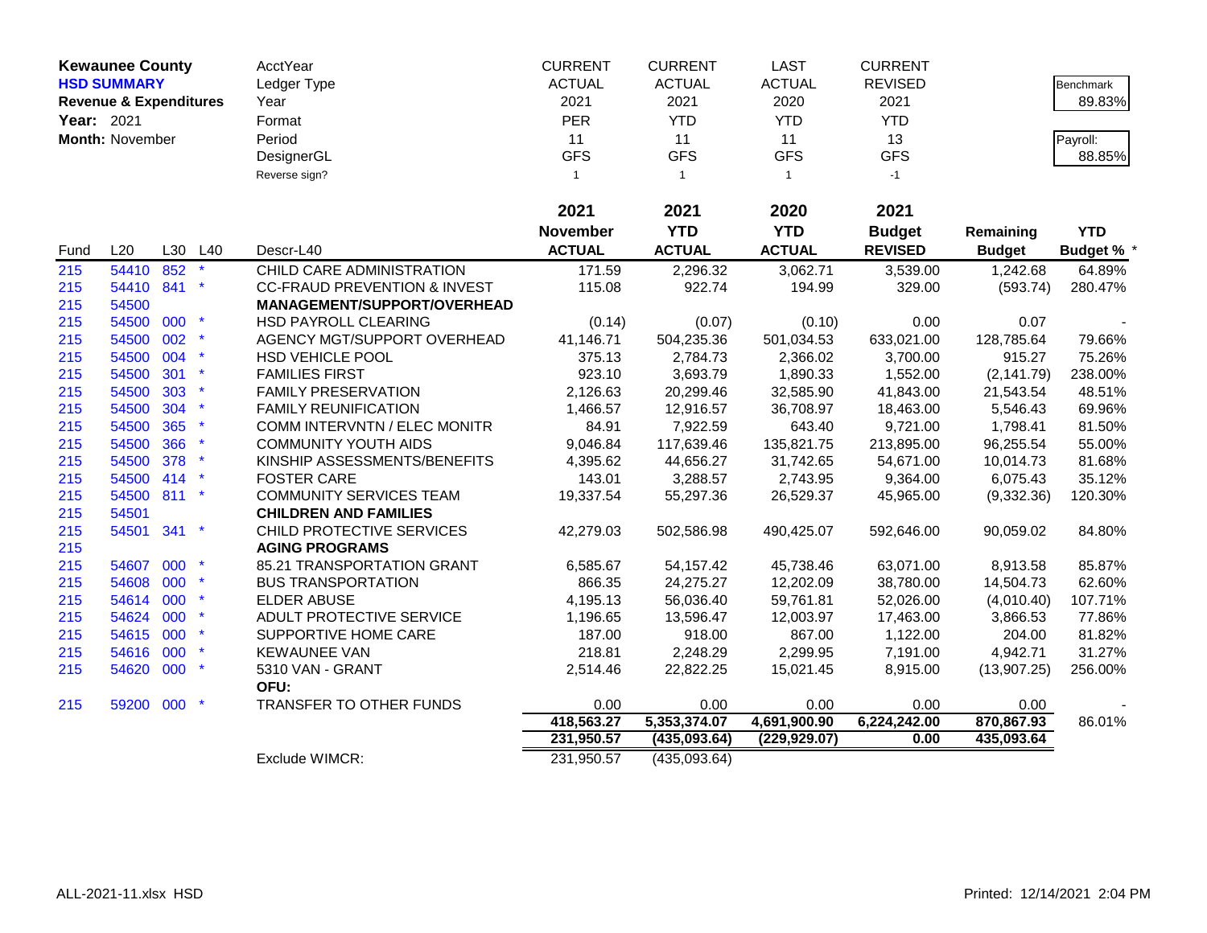**Kewaunee County**
**HSD SUMMARY**
**Revenue & Expenditures**
**Year:** 2021
**Month:** November

| AcctYear | CURRENT | CURRENT | LAST | CURRENT | | |
|---|---|---|---|---|---|---|
| Ledger Type | ACTUAL | ACTUAL | ACTUAL | REVISED | | Benchmark 89.83% |
| Year | 2021 | 2021 | 2020 | 2021 | | |
| Format | PER | YTD | YTD | YTD | | |
| Period | 11 | 11 | 11 | 13 | | Payroll: 88.85% |
| DesignerGL | GFS | GFS | GFS | GFS | | |
| Reverse sign? | 1 | 1 | 1 | -1 | | |

| Fund | L20 | L30 | L40 | Descr-L40 | 2021 November ACTUAL | 2021 YTD ACTUAL | 2020 YTD ACTUAL | 2021 Budget REVISED | Remaining Budget | YTD Budget % * |
|---|---|---|---|---|---|---|---|---|---|---|
| 215 | 54410 | 852 | * | CHILD CARE ADMINISTRATION | 171.59 | 2,296.32 | 3,062.71 | 3,539.00 | 1,242.68 | 64.89% |
| 215 | 54410 | 841 | * | CC-FRAUD PREVENTION & INVEST | 115.08 | 922.74 | 194.99 | 329.00 | (593.74) | 280.47% |
| 215 | 54500 | | | **MANAGEMENT/SUPPORT/OVERHEAD** | | | | | | |
| 215 | 54500 | 000 | * | HSD PAYROLL CLEARING | (0.14) | (0.07) | (0.10) | 0.00 | 0.07 | - |
| 215 | 54500 | 002 | * | AGENCY MGT/SUPPORT OVERHEAD | 41,146.71 | 504,235.36 | 501,034.53 | 633,021.00 | 128,785.64 | 79.66% |
| 215 | 54500 | 004 | * | HSD VEHICLE POOL | 375.13 | 2,784.73 | 2,366.02 | 3,700.00 | 915.27 | 75.26% |
| 215 | 54500 | 301 | * | FAMILIES FIRST | 923.10 | 3,693.79 | 1,890.33 | 1,552.00 | (2,141.79) | 238.00% |
| 215 | 54500 | 303 | * | FAMILY PRESERVATION | 2,126.63 | 20,299.46 | 32,585.90 | 41,843.00 | 21,543.54 | 48.51% |
| 215 | 54500 | 304 | * | FAMILY REUNIFICATION | 1,466.57 | 12,916.57 | 36,708.97 | 18,463.00 | 5,546.43 | 69.96% |
| 215 | 54500 | 365 | * | COMM INTERVNTN / ELEC MONITR | 84.91 | 7,922.59 | 643.40 | 9,721.00 | 1,798.41 | 81.50% |
| 215 | 54500 | 366 | * | COMMUNITY YOUTH AIDS | 9,046.84 | 117,639.46 | 135,821.75 | 213,895.00 | 96,255.54 | 55.00% |
| 215 | 54500 | 378 | * | KINSHIP ASSESSMENTS/BENEFITS | 4,395.62 | 44,656.27 | 31,742.65 | 54,671.00 | 10,014.73 | 81.68% |
| 215 | 54500 | 414 | * | FOSTER CARE | 143.01 | 3,288.57 | 2,743.95 | 9,364.00 | 6,075.43 | 35.12% |
| 215 | 54500 | 811 | * | COMMUNITY SERVICES TEAM | 19,337.54 | 55,297.36 | 26,529.37 | 45,965.00 | (9,332.36) | 120.30% |
| 215 | 54501 | | | **CHILDREN AND FAMILIES** | | | | | | |
| 215 | 54501 | 341 | * | CHILD PROTECTIVE SERVICES | 42,279.03 | 502,586.98 | 490,425.07 | 592,646.00 | 90,059.02 | 84.80% |
| 215 | | | | **AGING PROGRAMS** | | | | | | |
| 215 | 54607 | 000 | * | 85.21 TRANSPORTATION GRANT | 6,585.67 | 54,157.42 | 45,738.46 | 63,071.00 | 8,913.58 | 85.87% |
| 215 | 54608 | 000 | * | BUS TRANSPORTATION | 866.35 | 24,275.27 | 12,202.09 | 38,780.00 | 14,504.73 | 62.60% |
| 215 | 54614 | 000 | * | ELDER ABUSE | 4,195.13 | 56,036.40 | 59,761.81 | 52,026.00 | (4,010.40) | 107.71% |
| 215 | 54624 | 000 | * | ADULT PROTECTIVE SERVICE | 1,196.65 | 13,596.47 | 12,003.97 | 17,463.00 | 3,866.53 | 77.86% |
| 215 | 54615 | 000 | * | SUPPORTIVE HOME CARE | 187.00 | 918.00 | 867.00 | 1,122.00 | 204.00 | 81.82% |
| 215 | 54616 | 000 | * | KEWAUNEE VAN | 218.81 | 2,248.29 | 2,299.95 | 7,191.00 | 4,942.71 | 31.27% |
| 215 | 54620 | 000 | * | 5310 VAN - GRANT | 2,514.46 | 22,822.25 | 15,021.45 | 8,915.00 | (13,907.25) | 256.00% |
| | | | | **OFU:** | | | | | | |
| 215 | 59200 | 000 | * | TRANSFER TO OTHER FUNDS | 0.00 | 0.00 | 0.00 | 0.00 | 0.00 | - |
| | | | | | **418,563.27** | **5,353,374.07** | **4,691,900.90** | **6,224,242.00** | **870,867.93** | 86.01% |
| | | | | | **231,950.57** | **(435,093.64)** | **(229,929.07)** | **0.00** | **435,093.64** | |
| | | | | Exclude WIMCR: | 231,950.57 | (435,093.64) | | | | |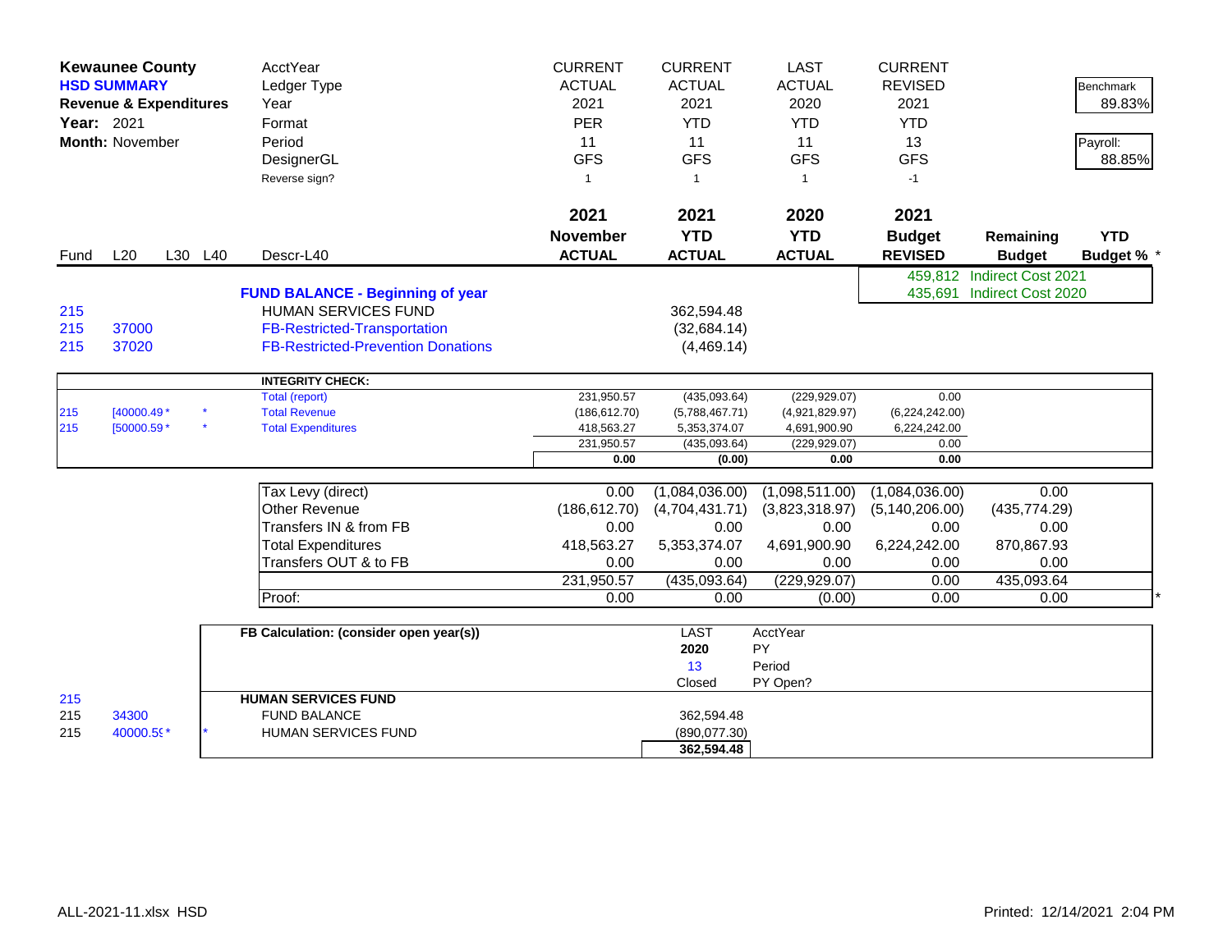**Kewaunee County**
**HSD SUMMARY**
**Revenue & Expenditures**
**Year:** 2021
**Month:** November

| | | | | AcctYear | CURRENT | CURRENT | LAST | CURRENT | | |
|---|---|---|---|---|---|---|---|---|---|---|
| | | | | Ledger Type | ACTUAL | ACTUAL | ACTUAL | REVISED | | Benchmark |
| | | | | Year | 2021 | 2021 | 2020 | 2021 | | 89.83% |
| | | | | Format | PER | YTD | YTD | YTD | | |
| | | | | Period | 11 | 11 | 11 | 13 | | Payroll: |
| | | | | DesignerGL | GFS | GFS | GFS | GFS | | 88.85% |
| | | | | Reverse sign? | 1 | 1 | 1 | -1 | | |
| | | | | | **2021** | **2021** | **2020** | **2021** | | |
| | | | | | **November** | **YTD** | **YTD** | **Budget** | **Remaining** | **YTD** |
| Fund | L20 | L30 | L40 | Descr-L40 | **ACTUAL** | **ACTUAL** | **ACTUAL** | **REVISED** | **Budget** | **Budget % \*** |
| | | | | | | | | 459,812 | Indirect Cost 2021 | |
| | | | | **FUND BALANCE - Beginning of year** | | | | 435,691 | Indirect Cost 2020 | |
| 215 | | | | HUMAN SERVICES FUND | | 362,594.48 | | | | |
| 215 | 37000 | | | FB-Restricted-Transportation | | (32,684.14) | | | | |
| 215 | 37020 | | | FB-Restricted-Prevention Donations | | (4,469.14) | | | | |

| | | | **INTEGRITY CHECK:** | | | | |
|---|---|---|---|---|---|---|---|
| | | | Total (report) | 231,950.57 | (435,093.64) | (229,929.07) | 0.00 |
| 215 | [40000.49 * | * | Total Revenue | (186,612.70) | (5,788,467.71) | (4,921,829.97) | (6,224,242.00) |
| 215 | [50000.59 * | * | Total Expenditures | 418,563.27 | 5,353,374.07 | 4,691,900.90 | 6,224,242.00 |
| | | | | 231,950.57 | (435,093.64) | (229,929.07) | 0.00 |
| | | | | **0.00** | **(0.00)** | **0.00** | **0.00** |

| | November ACTUAL | YTD ACTUAL | 2020 YTD ACTUAL | Budget REVISED | Remaining Budget |
|---|---|---|---|---|---|
| Tax Levy (direct) | 0.00 | (1,084,036.00) | (1,098,511.00) | (1,084,036.00) | 0.00 |
| Other Revenue | (186,612.70) | (4,704,431.71) | (3,823,318.97) | (5,140,206.00) | (435,774.29) |
| Transfers IN & from FB | 0.00 | 0.00 | 0.00 | 0.00 | 0.00 |
| Total Expenditures | 418,563.27 | 5,353,374.07 | 4,691,900.90 | 6,224,242.00 | 870,867.93 |
| Transfers OUT & to FB | 0.00 | 0.00 | 0.00 | 0.00 | 0.00 |
| | 231,950.57 | (435,093.64) | (229,929.07) | 0.00 | 435,093.64 |
| Proof: | 0.00 | 0.00 | (0.00) | 0.00 | 0.00 |

| | | | **FB Calculation: (consider open year(s))** | LAST | AcctYear |
|---|---|---|---|---|---|
| | | | | **2020** | PY |
| | | | | 13 | Period |
| | | | | Closed | PY Open? |
| 215 | | | **HUMAN SERVICES FUND** | | |
| 215 | 34300 | | FUND BALANCE | 362,594.48 | |
| 215 | 40000.5( * | * | HUMAN SERVICES FUND | (890,077.30) | |
| | | | | **362,594.48** | |

ALL-2021-11.xlsx HSD

Printed: 12/14/2021 2:04 PM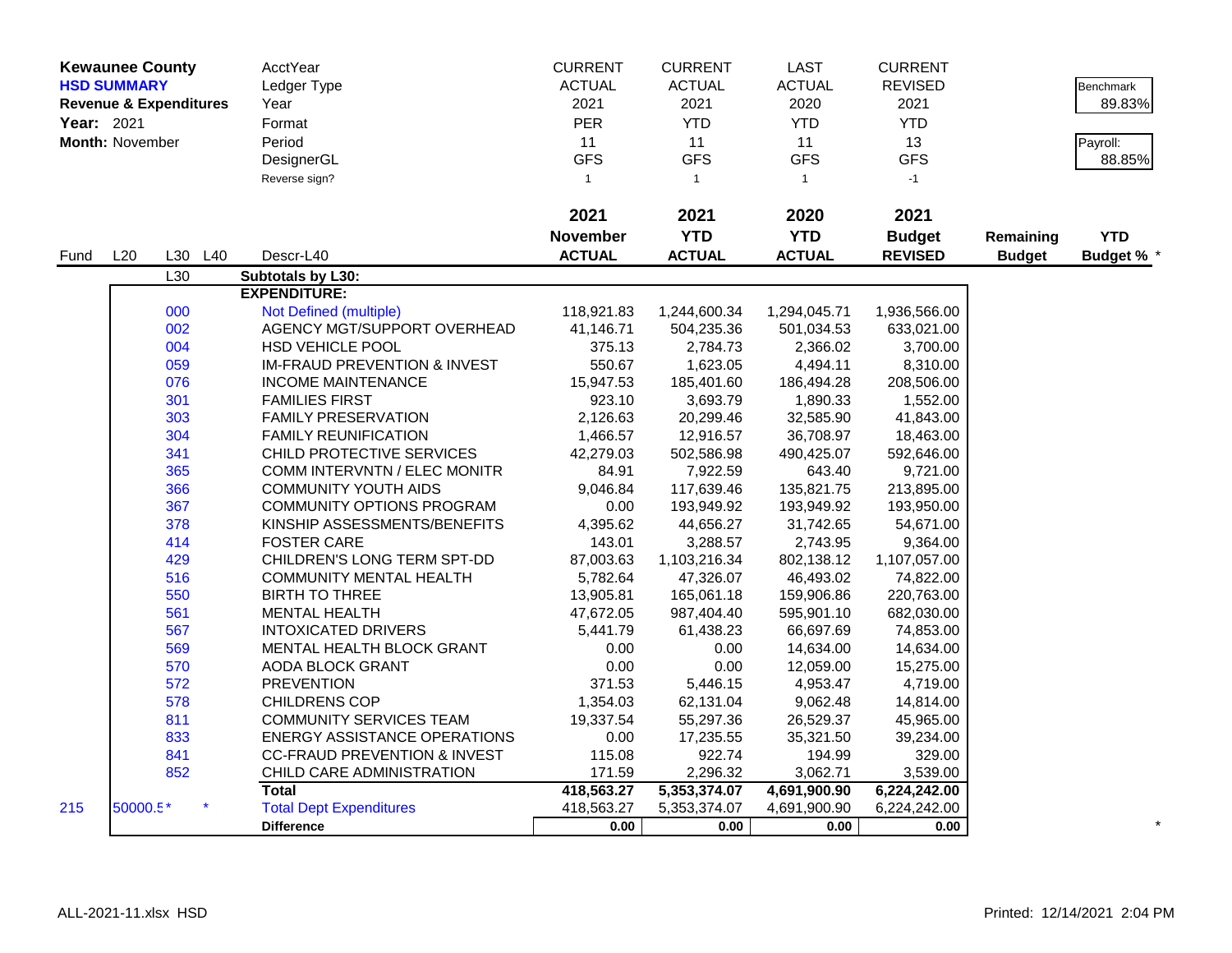**Kewaunee County**
**HSD SUMMARY**
**Revenue & Expenditures**
**Year:** 2021
**Month:** November

| | CURRENT | CURRENT | LAST | CURRENT | | |
|---|---|---|---|---|---|---|
| AcctYear | CURRENT | CURRENT | LAST | CURRENT | | |
| Ledger Type | ACTUAL | ACTUAL | ACTUAL | REVISED | | Benchmark |
| Year | 2021 | 2021 | 2020 | 2021 | | 89.83% |
| Format | PER | YTD | YTD | YTD | | |
| Period | 11 | 11 | 11 | 13 | | Payroll: |
| DesignerGL | GFS | GFS | GFS | GFS | | 88.85% |
| Reverse sign? | 1 | 1 | 1 | -1 | | |

| Fund | L20 | L30 | L40 | Descr-L40 | 2021 November ACTUAL | 2021 YTD ACTUAL | 2020 YTD ACTUAL | 2021 Budget REVISED | Remaining Budget | YTD Budget % * |
|---|---|---|---|---|---|---|---|---|---|---|
| | | L30 | | **Subtotals by L30:** | | | | | | |
| | | | | **EXPENDITURE:** | | | | | | |
| | | 000 | | Not Defined (multiple) | 118,921.83 | 1,244,600.34 | 1,294,045.71 | 1,936,566.00 | | |
| | | 002 | | AGENCY MGT/SUPPORT OVERHEAD | 41,146.71 | 504,235.36 | 501,034.53 | 633,021.00 | | |
| | | 004 | | HSD VEHICLE POOL | 375.13 | 2,784.73 | 2,366.02 | 3,700.00 | | |
| | | 059 | | IM-FRAUD PREVENTION & INVEST | 550.67 | 1,623.05 | 4,494.11 | 8,310.00 | | |
| | | 076 | | INCOME MAINTENANCE | 15,947.53 | 185,401.60 | 186,494.28 | 208,506.00 | | |
| | | 301 | | FAMILIES FIRST | 923.10 | 3,693.79 | 1,890.33 | 1,552.00 | | |
| | | 303 | | FAMILY PRESERVATION | 2,126.63 | 20,299.46 | 32,585.90 | 41,843.00 | | |
| | | 304 | | FAMILY REUNIFICATION | 1,466.57 | 12,916.57 | 36,708.97 | 18,463.00 | | |
| | | 341 | | CHILD PROTECTIVE SERVICES | 42,279.03 | 502,586.98 | 490,425.07 | 592,646.00 | | |
| | | 365 | | COMM INTERVNTN / ELEC MONITR | 84.91 | 7,922.59 | 643.40 | 9,721.00 | | |
| | | 366 | | COMMUNITY YOUTH AIDS | 9,046.84 | 117,639.46 | 135,821.75 | 213,895.00 | | |
| | | 367 | | COMMUNITY OPTIONS PROGRAM | 0.00 | 193,949.92 | 193,949.92 | 193,950.00 | | |
| | | 378 | | KINSHIP ASSESSMENTS/BENEFITS | 4,395.62 | 44,656.27 | 31,742.65 | 54,671.00 | | |
| | | 414 | | FOSTER CARE | 143.01 | 3,288.57 | 2,743.95 | 9,364.00 | | |
| | | 429 | | CHILDREN'S LONG TERM SPT-DD | 87,003.63 | 1,103,216.34 | 802,138.12 | 1,107,057.00 | | |
| | | 516 | | COMMUNITY MENTAL HEALTH | 5,782.64 | 47,326.07 | 46,493.02 | 74,822.00 | | |
| | | 550 | | BIRTH TO THREE | 13,905.81 | 165,061.18 | 159,906.86 | 220,763.00 | | |
| | | 561 | | MENTAL HEALTH | 47,672.05 | 987,404.40 | 595,901.10 | 682,030.00 | | |
| | | 567 | | INTOXICATED DRIVERS | 5,441.79 | 61,438.23 | 66,697.69 | 74,853.00 | | |
| | | 569 | | MENTAL HEALTH BLOCK GRANT | 0.00 | 0.00 | 14,634.00 | 14,634.00 | | |
| | | 570 | | AODA BLOCK GRANT | 0.00 | 0.00 | 12,059.00 | 15,275.00 | | |
| | | 572 | | PREVENTION | 371.53 | 5,446.15 | 4,953.47 | 4,719.00 | | |
| | | 578 | | CHILDRENS COP | 1,354.03 | 62,131.04 | 9,062.48 | 14,814.00 | | |
| | | 811 | | COMMUNITY SERVICES TEAM | 19,337.54 | 55,297.36 | 26,529.37 | 45,965.00 | | |
| | | 833 | | ENERGY ASSISTANCE OPERATIONS | 0.00 | 17,235.55 | 35,321.50 | 39,234.00 | | |
| | | 841 | | CC-FRAUD PREVENTION & INVEST | 115.08 | 922.74 | 194.99 | 329.00 | | |
| | | 852 | | CHILD CARE ADMINISTRATION | 171.59 | 2,296.32 | 3,062.71 | 3,539.00 | | |
| | | | | **Total** | **418,563.27** | **5,353,374.07** | **4,691,900.90** | **6,224,242.00** | | |
| 215 | 50000.5* | | * | Total Dept Expenditures | 418,563.27 | 5,353,374.07 | 4,691,900.90 | 6,224,242.00 | | |
| | | | | **Difference** | **0.00** | **0.00** | **0.00** | **0.00** | | * |

ALL-2021-11.xlsx HSD

Printed: 12/14/2021 2:04 PM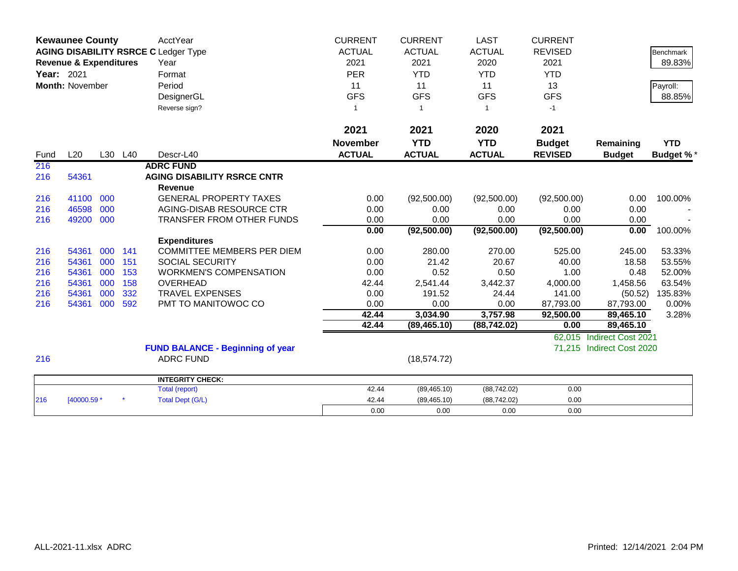| **Kewaunee County** | | | | AcctYear | CURRENT | CURRENT | LAST | CURRENT | | |
|---|---|---|---|---|---|---|---|---|---|---|
| **AGING DISABILITY RSRCE C** | | | | Ledger Type | ACTUAL | ACTUAL | ACTUAL | REVISED | | Benchmark |
| **Revenue & Expenditures** | | | | Year | 2021 | 2021 | 2020 | 2021 | | 89.83% |
| **Year:** 2021 | | | | Format | PER | YTD | YTD | YTD | | |
| **Month:** November | | | | Period | 11 | 11 | 11 | 13 | | Payroll: |
| | | | | DesignerGL | GFS | GFS | GFS | GFS | | 88.85% |
| | | | | Reverse sign? | 1 | 1 | 1 | -1 | | |
| | | | | | **2021** | **2021** | **2020** | **2021** | | |
| | | | | | **November** | **YTD** | **YTD** | **Budget** | **Remaining** | **YTD** |
| Fund | L20 | L30 | L40 | Descr-L40 | **ACTUAL** | **ACTUAL** | **ACTUAL** | **REVISED** | **Budget** | **Budget %*** |
| 216 | | | | **ADRC FUND** | | | | | | |
| 216 | 54361 | | | **AGING DISABILITY RSRCE CNTR** | | | | | | |
| | | | | **Revenue** | | | | | | |
| 216 | 41100 | 000 | | GENERAL PROPERTY TAXES | 0.00 | (92,500.00) | (92,500.00) | (92,500.00) | 0.00 | 100.00% |
| 216 | 46598 | 000 | | AGING-DISAB RESOURCE CTR | 0.00 | 0.00 | 0.00 | 0.00 | 0.00 | - |
| 216 | 49200 | 000 | | TRANSFER FROM OTHER FUNDS | 0.00 | 0.00 | 0.00 | 0.00 | 0.00 | - |
| | | | | | **0.00** | **(92,500.00)** | **(92,500.00)** | **(92,500.00)** | **0.00** | 100.00% |
| | | | | **Expenditures** | | | | | | |
| 216 | 54361 | 000 | 141 | COMMITTEE MEMBERS PER DIEM | 0.00 | 280.00 | 270.00 | 525.00 | 245.00 | 53.33% |
| 216 | 54361 | 000 | 151 | SOCIAL SECURITY | 0.00 | 21.42 | 20.67 | 40.00 | 18.58 | 53.55% |
| 216 | 54361 | 000 | 153 | WORKMEN'S COMPENSATION | 0.00 | 0.52 | 0.50 | 1.00 | 0.48 | 52.00% |
| 216 | 54361 | 000 | 158 | OVERHEAD | 42.44 | 2,541.44 | 3,442.37 | 4,000.00 | 1,458.56 | 63.54% |
| 216 | 54361 | 000 | 332 | TRAVEL EXPENSES | 0.00 | 191.52 | 24.44 | 141.00 | (50.52) | 135.83% |
| 216 | 54361 | 000 | 592 | PMT TO MANITOWOC CO | 0.00 | 0.00 | 0.00 | 87,793.00 | 87,793.00 | 0.00% |
| | | | | | **42.44** | **3,034.90** | **3,757.98** | **92,500.00** | **89,465.10** | 3.28% |
| | | | | | **42.44** | **(89,465.10)** | **(88,742.02)** | **0.00** | **89,465.10** | |
| | | | | | | | | 62,015 | Indirect Cost 2021 | |
| | | | | **FUND BALANCE - Beginning of year** | | | | 71,215 | Indirect Cost 2020 | |
| 216 | | | | ADRC FUND | | (18,574.72) | | | | |

| | | | | | | | | |
|---|---|---|---|---|---|---|---|---|
| | | | **INTEGRITY CHECK:** | | | | | |
| | | | Total (report) | 42.44 | (89,465.10) | (88,742.02) | 0.00 | |
| 216 | [40000.59 * | * | Total Dept (G/L) | 42.44 | (89,465.10) | (88,742.02) | 0.00 | |
| | | | | 0.00 | 0.00 | 0.00 | 0.00 | |

ALL-2021-11.xlsx ADRC

Printed: 12/14/2021 2:04 PM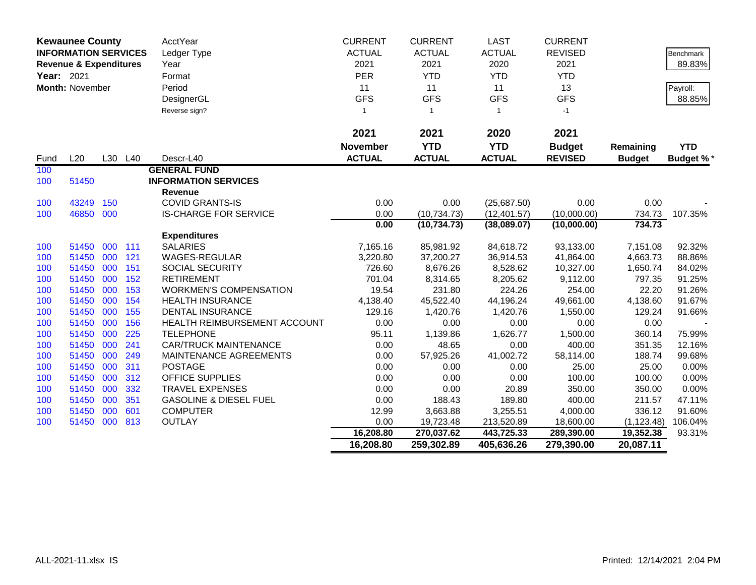**Kewaunee County**
**INFORMATION SERVICES**
**Revenue & Expenditures**
**Year:** 2021
**Month:** November

| | CURRENT | CURRENT | LAST | CURRENT | | |
|---|---|---|---|---|---|---|
| AcctYear | ACTUAL | ACTUAL | ACTUAL | REVISED | | Benchmark |
| Ledger Type | 2021 | 2021 | 2020 | 2021 | | 89.83% |
| Year | PER | YTD | YTD | YTD | | |
| Format | 11 | 11 | 11 | 13 | | Payroll: |
| Period | GFS | GFS | GFS | GFS | | 88.85% |
| DesignerGL | 1 | 1 | 1 | -1 | | |
| Reverse sign? | | | | | | |

| Fund | L20 | L30 | L40 | Descr-L40 | 2021 November ACTUAL | 2021 YTD ACTUAL | 2020 YTD ACTUAL | 2021 Budget REVISED | Remaining Budget | YTD Budget % * |
|---|---|---|---|---|---|---|---|---|---|---|
| 100 | | | | **GENERAL FUND** | | | | | | |
| 100 | 51450 | | | **INFORMATION SERVICES** | | | | | | |
| | | | | **Revenue** | | | | | | |
| 100 | 43249 | 150 | | COVID GRANTS-IS | 0.00 | 0.00 | (25,687.50) | 0.00 | 0.00 | - |
| 100 | 46850 | 000 | | IS-CHARGE FOR SERVICE | 0.00 | (10,734.73) | (12,401.57) | (10,000.00) | 734.73 | 107.35% |
| | | | | | **0.00** | **(10,734.73)** | **(38,089.07)** | **(10,000.00)** | **734.73** | |
| | | | | **Expenditures** | | | | | | |
| 100 | 51450 | 000 | 111 | SALARIES | 7,165.16 | 85,981.92 | 84,618.72 | 93,133.00 | 7,151.08 | 92.32% |
| 100 | 51450 | 000 | 121 | WAGES-REGULAR | 3,220.80 | 37,200.27 | 36,914.53 | 41,864.00 | 4,663.73 | 88.86% |
| 100 | 51450 | 000 | 151 | SOCIAL SECURITY | 726.60 | 8,676.26 | 8,528.62 | 10,327.00 | 1,650.74 | 84.02% |
| 100 | 51450 | 000 | 152 | RETIREMENT | 701.04 | 8,314.65 | 8,205.62 | 9,112.00 | 797.35 | 91.25% |
| 100 | 51450 | 000 | 153 | WORKMEN'S COMPENSATION | 19.54 | 231.80 | 224.26 | 254.00 | 22.20 | 91.26% |
| 100 | 51450 | 000 | 154 | HEALTH INSURANCE | 4,138.40 | 45,522.40 | 44,196.24 | 49,661.00 | 4,138.60 | 91.67% |
| 100 | 51450 | 000 | 155 | DENTAL INSURANCE | 129.16 | 1,420.76 | 1,420.76 | 1,550.00 | 129.24 | 91.66% |
| 100 | 51450 | 000 | 156 | HEALTH REIMBURSEMENT ACCOUNT | 0.00 | 0.00 | 0.00 | 0.00 | 0.00 | - |
| 100 | 51450 | 000 | 225 | TELEPHONE | 95.11 | 1,139.86 | 1,626.77 | 1,500.00 | 360.14 | 75.99% |
| 100 | 51450 | 000 | 241 | CAR/TRUCK MAINTENANCE | 0.00 | 48.65 | 0.00 | 400.00 | 351.35 | 12.16% |
| 100 | 51450 | 000 | 249 | MAINTENANCE AGREEMENTS | 0.00 | 57,925.26 | 41,002.72 | 58,114.00 | 188.74 | 99.68% |
| 100 | 51450 | 000 | 311 | POSTAGE | 0.00 | 0.00 | 0.00 | 25.00 | 25.00 | 0.00% |
| 100 | 51450 | 000 | 312 | OFFICE SUPPLIES | 0.00 | 0.00 | 0.00 | 100.00 | 100.00 | 0.00% |
| 100 | 51450 | 000 | 332 | TRAVEL EXPENSES | 0.00 | 0.00 | 20.89 | 350.00 | 350.00 | 0.00% |
| 100 | 51450 | 000 | 351 | GASOLINE & DIESEL FUEL | 0.00 | 188.43 | 189.80 | 400.00 | 211.57 | 47.11% |
| 100 | 51450 | 000 | 601 | COMPUTER | 12.99 | 3,663.88 | 3,255.51 | 4,000.00 | 336.12 | 91.60% |
| 100 | 51450 | 000 | 813 | OUTLAY | 0.00 | 19,723.48 | 213,520.89 | 18,600.00 | (1,123.48) | 106.04% |
| | | | | | **16,208.80** | **270,037.62** | **443,725.33** | **289,390.00** | **19,352.38** | 93.31% |
| | | | | | **16,208.80** | **259,302.89** | **405,636.26** | **279,390.00** | **20,087.11** | |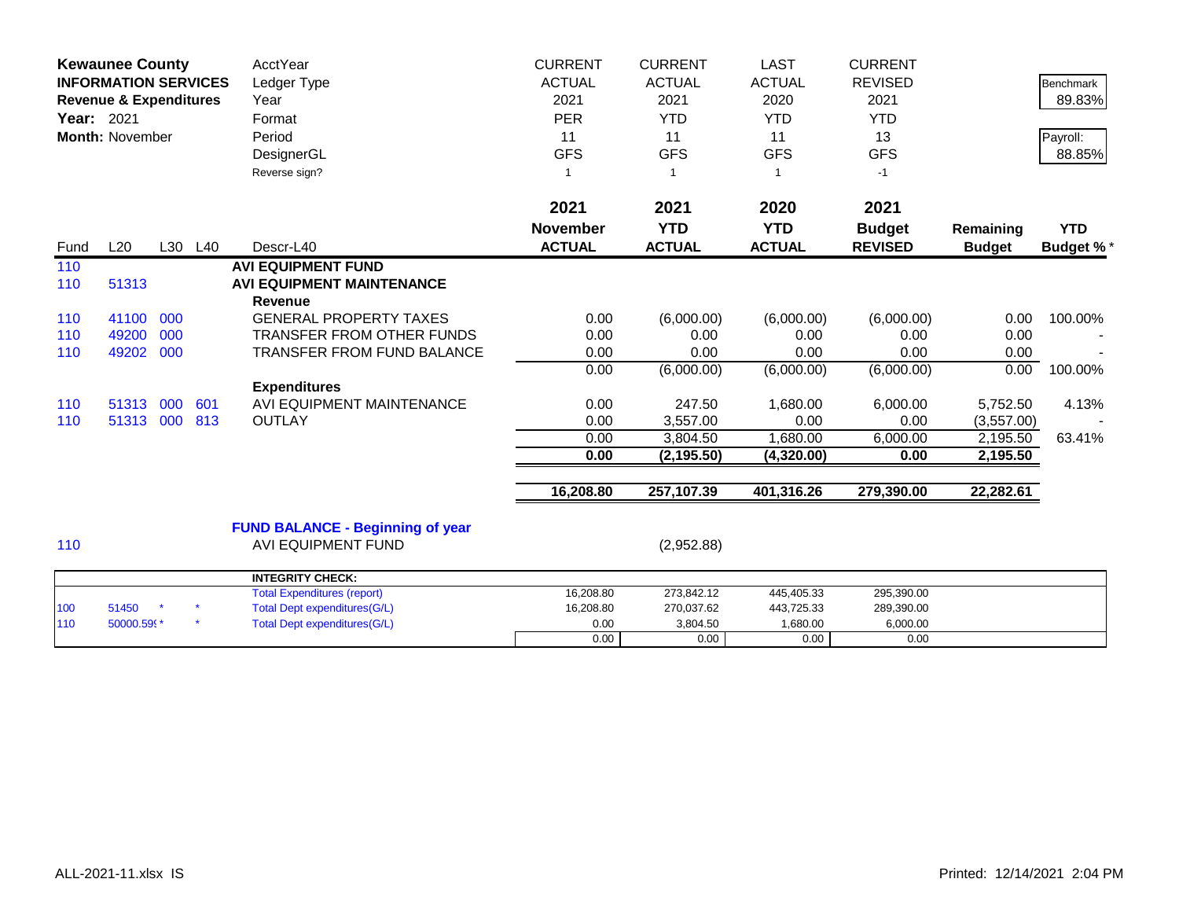**Kewaunee County**
**INFORMATION SERVICES**
**Revenue & Expenditures**
**Year:** 2021
**Month:** November

| | CURRENT | CURRENT | LAST | CURRENT | | |
|---|---|---|---|---|---|---|
| AcctYear | ACTUAL | ACTUAL | ACTUAL | REVISED | | Benchmark |
| Ledger Type | 2021 | 2021 | 2020 | 2021 | | 89.83% |
| Year | PER | YTD | YTD | YTD | | |
| Format | 11 | 11 | 11 | 13 | | Payroll: |
| Period | GFS | GFS | GFS | GFS | | 88.85% |
| DesignerGL | | | | | | |
| Reverse sign? | 1 | 1 | 1 | -1 | | |

| Fund | L20 | L30 | L40 | Descr-L40 | 2021 November ACTUAL | 2021 YTD ACTUAL | 2020 YTD ACTUAL | 2021 Budget REVISED | Remaining Budget | YTD Budget % * |
|---|---|---|---|---|---|---|---|---|---|---|
| 110 | | | | **AVI EQUIPMENT FUND** | | | | | | |
| 110 | 51313 | | | **AVI EQUIPMENT MAINTENANCE** | | | | | | |
| | | | | **Revenue** | | | | | | |
| 110 | 41100 | 000 | | GENERAL PROPERTY TAXES | 0.00 | (6,000.00) | (6,000.00) | (6,000.00) | 0.00 | 100.00% |
| 110 | 49200 | 000 | | TRANSFER FROM OTHER FUNDS | 0.00 | 0.00 | 0.00 | 0.00 | 0.00 | - |
| 110 | 49202 | 000 | | TRANSFER FROM FUND BALANCE | 0.00 | 0.00 | 0.00 | 0.00 | 0.00 | - |
| | | | | | 0.00 | (6,000.00) | (6,000.00) | (6,000.00) | 0.00 | 100.00% |
| | | | | **Expenditures** | | | | | | |
| 110 | 51313 | 000 | 601 | AVI EQUIPMENT MAINTENANCE | 0.00 | 247.50 | 1,680.00 | 6,000.00 | 5,752.50 | 4.13% |
| 110 | 51313 | 000 | 813 | OUTLAY | 0.00 | 3,557.00 | 0.00 | 0.00 | (3,557.00) | - |
| | | | | | 0.00 | 3,804.50 | 1,680.00 | 6,000.00 | 2,195.50 | 63.41% |
| | | | | | **0.00** | **(2,195.50)** | **(4,320.00)** | **0.00** | **2,195.50** | |
| | | | | | **16,208.80** | **257,107.39** | **401,316.26** | **279,390.00** | **22,282.61** | |

**FUND BALANCE - Beginning of year**

| Fund | | Description | YTD ACTUAL |
|---|---|---|---|
| 110 | | AVI EQUIPMENT FUND | (2,952.88) |

| | | | | INTEGRITY CHECK: | | | | |
|---|---|---|---|---|---|---|---|---|
| | | | | Total Expenditures (report) | 16,208.80 | 273,842.12 | 445,405.33 | 295,390.00 |
| 100 | 51450 | * | * | Total Dept expenditures(G/L) | 16,208.80 | 270,037.62 | 443,725.33 | 289,390.00 |
| 110 | 50000.59 | * | * | Total Dept expenditures(G/L) | 0.00 | 3,804.50 | 1,680.00 | 6,000.00 |
| | | | | | 0.00 | 0.00 | 0.00 | 0.00 |

ALL-2021-11.xlsx IS

Printed: 12/14/2021 2:04 PM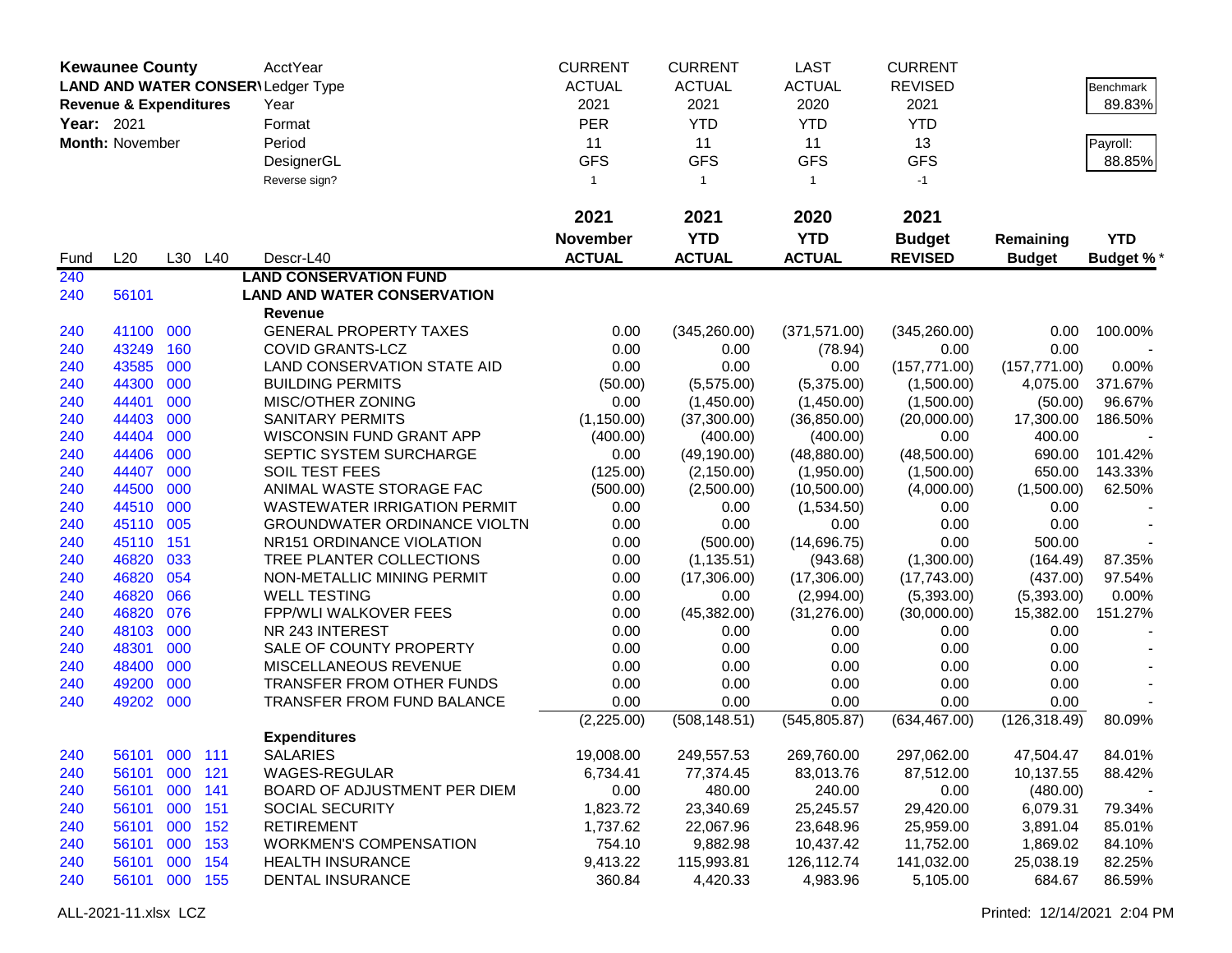**Kewaunee County**
**LAND AND WATER CONSERV**
**Revenue & Expenditures**
**Year:** 2021
**Month:** November

| | | | | AcctYear | CURRENT | CURRENT | LAST | CURRENT | | Benchmark |
|---|---|---|---|---|---|---|---|---|---|---|
| | | | | Ledger Type | ACTUAL | ACTUAL | ACTUAL | REVISED | | 89.83% |
| | | | | Year | 2021 | 2021 | 2020 | 2021 | | |
| | | | | Format | PER | YTD | YTD | YTD | | Payroll: |
| | | | | Period | 11 | 11 | 11 | 13 | | 88.85% |
| | | | | DesignerGL | GFS | GFS | GFS | GFS | | |
| | | | | Reverse sign? | 1 | 1 | 1 | -1 | | |
| | | | | | **2021** | **2021** | **2020** | **2021** | | |
| **Fund** | **L20** | **L30** | **L40** | **Descr-L40** | **November ACTUAL** | **YTD ACTUAL** | **YTD ACTUAL** | **Budget REVISED** | **Remaining Budget** | **YTD Budget %*** |
| 240 | | | | **LAND CONSERVATION FUND** | | | | | | |
| 240 | 56101 | | | **LAND AND WATER CONSERVATION** | | | | | | |
| | | | | **Revenue** | | | | | | |
| 240 | 41100 | 000 | | GENERAL PROPERTY TAXES | 0.00 | (345,260.00) | (371,571.00) | (345,260.00) | 0.00 | 100.00% |
| 240 | 43249 | 160 | | COVID GRANTS-LCZ | 0.00 | 0.00 | (78.94) | 0.00 | 0.00 | - |
| 240 | 43585 | 000 | | LAND CONSERVATION STATE AID | 0.00 | 0.00 | 0.00 | (157,771.00) | (157,771.00) | 0.00% |
| 240 | 44300 | 000 | | BUILDING PERMITS | (50.00) | (5,575.00) | (5,375.00) | (1,500.00) | 4,075.00 | 371.67% |
| 240 | 44401 | 000 | | MISC/OTHER ZONING | 0.00 | (1,450.00) | (1,450.00) | (1,500.00) | (50.00) | 96.67% |
| 240 | 44403 | 000 | | SANITARY PERMITS | (1,150.00) | (37,300.00) | (36,850.00) | (20,000.00) | 17,300.00 | 186.50% |
| 240 | 44404 | 000 | | WISCONSIN FUND GRANT APP | (400.00) | (400.00) | (400.00) | 0.00 | 400.00 | - |
| 240 | 44406 | 000 | | SEPTIC SYSTEM SURCHARGE | 0.00 | (49,190.00) | (48,880.00) | (48,500.00) | 690.00 | 101.42% |
| 240 | 44407 | 000 | | SOIL TEST FEES | (125.00) | (2,150.00) | (1,950.00) | (1,500.00) | 650.00 | 143.33% |
| 240 | 44500 | 000 | | ANIMAL WASTE STORAGE FAC | (500.00) | (2,500.00) | (10,500.00) | (4,000.00) | (1,500.00) | 62.50% |
| 240 | 44510 | 000 | | WASTEWATER IRRIGATION PERMIT | 0.00 | 0.00 | (1,534.50) | 0.00 | 0.00 | - |
| 240 | 45110 | 005 | | GROUNDWATER ORDINANCE VIOLTN | 0.00 | 0.00 | 0.00 | 0.00 | 0.00 | - |
| 240 | 45110 | 151 | | NR151 ORDINANCE VIOLATION | 0.00 | (500.00) | (14,696.75) | 0.00 | 500.00 | - |
| 240 | 46820 | 033 | | TREE PLANTER COLLECTIONS | 0.00 | (1,135.51) | (943.68) | (1,300.00) | (164.49) | 87.35% |
| 240 | 46820 | 054 | | NON-METALLIC MINING PERMIT | 0.00 | (17,306.00) | (17,306.00) | (17,743.00) | (437.00) | 97.54% |
| 240 | 46820 | 066 | | WELL TESTING | 0.00 | 0.00 | (2,994.00) | (5,393.00) | (5,393.00) | 0.00% |
| 240 | 46820 | 076 | | FPP/WLI WALKOVER FEES | 0.00 | (45,382.00) | (31,276.00) | (30,000.00) | 15,382.00 | 151.27% |
| 240 | 48103 | 000 | | NR 243 INTEREST | 0.00 | 0.00 | 0.00 | 0.00 | 0.00 | - |
| 240 | 48301 | 000 | | SALE OF COUNTY PROPERTY | 0.00 | 0.00 | 0.00 | 0.00 | 0.00 | - |
| 240 | 48400 | 000 | | MISCELLANEOUS REVENUE | 0.00 | 0.00 | 0.00 | 0.00 | 0.00 | - |
| 240 | 49200 | 000 | | TRANSFER FROM OTHER FUNDS | 0.00 | 0.00 | 0.00 | 0.00 | 0.00 | - |
| 240 | 49202 | 000 | | TRANSFER FROM FUND BALANCE | 0.00 | 0.00 | 0.00 | 0.00 | 0.00 | - |
| | | | | | (2,225.00) | (508,148.51) | (545,805.87) | (634,467.00) | (126,318.49) | 80.09% |
| | | | | **Expenditures** | | | | | | |
| 240 | 56101 | 000 | 111 | SALARIES | 19,008.00 | 249,557.53 | 269,760.00 | 297,062.00 | 47,504.47 | 84.01% |
| 240 | 56101 | 000 | 121 | WAGES-REGULAR | 6,734.41 | 77,374.45 | 83,013.76 | 87,512.00 | 10,137.55 | 88.42% |
| 240 | 56101 | 000 | 141 | BOARD OF ADJUSTMENT PER DIEM | 0.00 | 480.00 | 240.00 | 0.00 | (480.00) | - |
| 240 | 56101 | 000 | 151 | SOCIAL SECURITY | 1,823.72 | 23,340.69 | 25,245.57 | 29,420.00 | 6,079.31 | 79.34% |
| 240 | 56101 | 000 | 152 | RETIREMENT | 1,737.62 | 22,067.96 | 23,648.96 | 25,959.00 | 3,891.04 | 85.01% |
| 240 | 56101 | 000 | 153 | WORKMEN'S COMPENSATION | 754.10 | 9,882.98 | 10,437.42 | 11,752.00 | 1,869.02 | 84.10% |
| 240 | 56101 | 000 | 154 | HEALTH INSURANCE | 9,413.22 | 115,993.81 | 126,112.74 | 141,032.00 | 25,038.19 | 82.25% |
| 240 | 56101 | 000 | 155 | DENTAL INSURANCE | 360.84 | 4,420.33 | 4,983.96 | 5,105.00 | 684.67 | 86.59% |

ALL-2021-11.xlsx LCZ

Printed: 12/14/2021 2:04 PM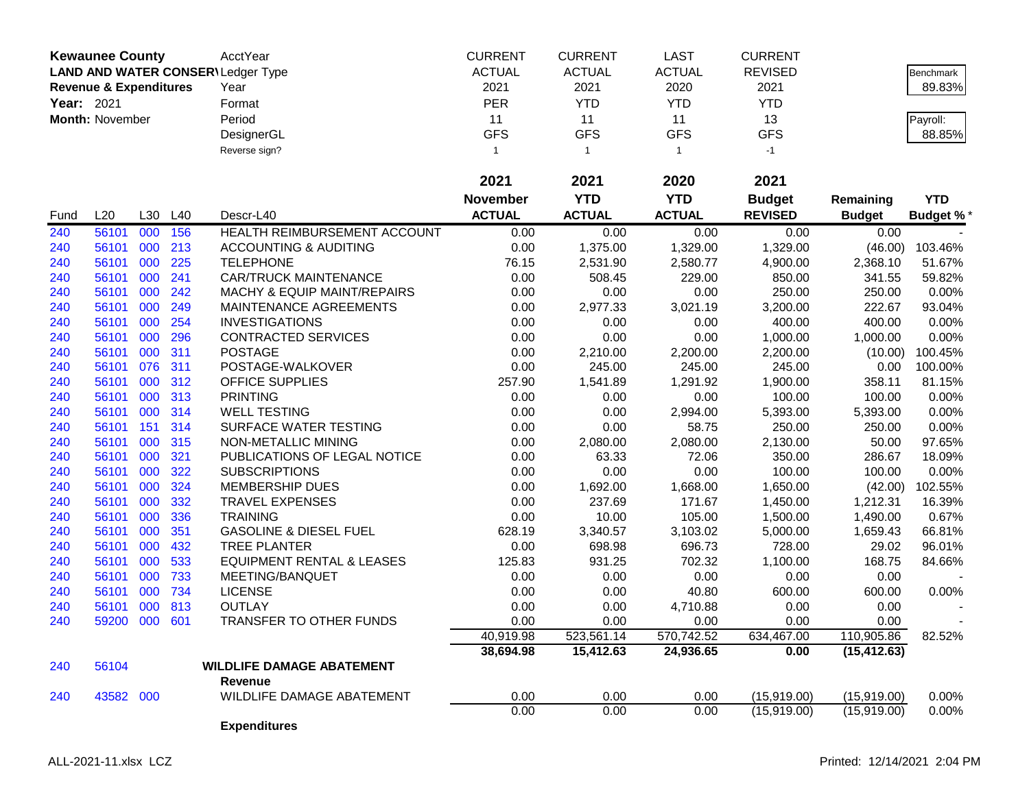| **Kewaunee County** | | | | AcctYear | CURRENT | CURRENT | LAST | CURRENT | | |
|---|---|---|---|---|---|---|---|---|---|---|
| **LAND AND WATER CONSER\** | | | | Ledger Type | ACTUAL | ACTUAL | ACTUAL | REVISED | | Benchmark |
| **Revenue & Expenditures** | | | | Year | 2021 | 2021 | 2020 | 2021 | | 89.83% |
| **Year:** 2021 | | | | Format | PER | YTD | YTD | YTD | | |
| **Month:** November | | | | Period | 11 | 11 | 11 | 13 | | Payroll: |
| | | | | DesignerGL | GFS | GFS | GFS | GFS | | 88.85% |
| | | | | Reverse sign? | 1 | 1 | 1 | -1 | | |
| | | | | | **2021** | **2021** | **2020** | **2021** | | |
| | | | | | **November** | **YTD** | **YTD** | **Budget** | **Remaining** | **YTD** |
| Fund | L20 | L30 | L40 | Descr-L40 | **ACTUAL** | **ACTUAL** | **ACTUAL** | **REVISED** | **Budget** | **Budget %** * |
| 240 | 56101 | 000 | 156 | HEALTH REIMBURSEMENT ACCOUNT | 0.00 | 0.00 | 0.00 | 0.00 | 0.00 | - |
| 240 | 56101 | 000 | 213 | ACCOUNTING & AUDITING | 0.00 | 1,375.00 | 1,329.00 | 1,329.00 | (46.00) | 103.46% |
| 240 | 56101 | 000 | 225 | TELEPHONE | 76.15 | 2,531.90 | 2,580.77 | 4,900.00 | 2,368.10 | 51.67% |
| 240 | 56101 | 000 | 241 | CAR/TRUCK MAINTENANCE | 0.00 | 508.45 | 229.00 | 850.00 | 341.55 | 59.82% |
| 240 | 56101 | 000 | 242 | MACHY & EQUIP MAINT/REPAIRS | 0.00 | 0.00 | 0.00 | 250.00 | 250.00 | 0.00% |
| 240 | 56101 | 000 | 249 | MAINTENANCE AGREEMENTS | 0.00 | 2,977.33 | 3,021.19 | 3,200.00 | 222.67 | 93.04% |
| 240 | 56101 | 000 | 254 | INVESTIGATIONS | 0.00 | 0.00 | 0.00 | 400.00 | 400.00 | 0.00% |
| 240 | 56101 | 000 | 296 | CONTRACTED SERVICES | 0.00 | 0.00 | 0.00 | 1,000.00 | 1,000.00 | 0.00% |
| 240 | 56101 | 000 | 311 | POSTAGE | 0.00 | 2,210.00 | 2,200.00 | 2,200.00 | (10.00) | 100.45% |
| 240 | 56101 | 076 | 311 | POSTAGE-WALKOVER | 0.00 | 245.00 | 245.00 | 245.00 | 0.00 | 100.00% |
| 240 | 56101 | 000 | 312 | OFFICE SUPPLIES | 257.90 | 1,541.89 | 1,291.92 | 1,900.00 | 358.11 | 81.15% |
| 240 | 56101 | 000 | 313 | PRINTING | 0.00 | 0.00 | 0.00 | 100.00 | 100.00 | 0.00% |
| 240 | 56101 | 000 | 314 | WELL TESTING | 0.00 | 0.00 | 2,994.00 | 5,393.00 | 5,393.00 | 0.00% |
| 240 | 56101 | 151 | 314 | SURFACE WATER TESTING | 0.00 | 0.00 | 58.75 | 250.00 | 250.00 | 0.00% |
| 240 | 56101 | 000 | 315 | NON-METALLIC MINING | 0.00 | 2,080.00 | 2,080.00 | 2,130.00 | 50.00 | 97.65% |
| 240 | 56101 | 000 | 321 | PUBLICATIONS OF LEGAL NOTICE | 0.00 | 63.33 | 72.06 | 350.00 | 286.67 | 18.09% |
| 240 | 56101 | 000 | 322 | SUBSCRIPTIONS | 0.00 | 0.00 | 0.00 | 100.00 | 100.00 | 0.00% |
| 240 | 56101 | 000 | 324 | MEMBERSHIP DUES | 0.00 | 1,692.00 | 1,668.00 | 1,650.00 | (42.00) | 102.55% |
| 240 | 56101 | 000 | 332 | TRAVEL EXPENSES | 0.00 | 237.69 | 171.67 | 1,450.00 | 1,212.31 | 16.39% |
| 240 | 56101 | 000 | 336 | TRAINING | 0.00 | 10.00 | 105.00 | 1,500.00 | 1,490.00 | 0.67% |
| 240 | 56101 | 000 | 351 | GASOLINE & DIESEL FUEL | 628.19 | 3,340.57 | 3,103.02 | 5,000.00 | 1,659.43 | 66.81% |
| 240 | 56101 | 000 | 432 | TREE PLANTER | 0.00 | 698.98 | 696.73 | 728.00 | 29.02 | 96.01% |
| 240 | 56101 | 000 | 533 | EQUIPMENT RENTAL & LEASES | 125.83 | 931.25 | 702.32 | 1,100.00 | 168.75 | 84.66% |
| 240 | 56101 | 000 | 733 | MEETING/BANQUET | 0.00 | 0.00 | 0.00 | 0.00 | 0.00 | - |
| 240 | 56101 | 000 | 734 | LICENSE | 0.00 | 0.00 | 40.80 | 600.00 | 600.00 | 0.00% |
| 240 | 56101 | 000 | 813 | OUTLAY | 0.00 | 0.00 | 4,710.88 | 0.00 | 0.00 | - |
| 240 | 59200 | 000 | 601 | TRANSFER TO OTHER FUNDS | 0.00 | 0.00 | 0.00 | 0.00 | 0.00 | - |
| | | | | | 40,919.98 | 523,561.14 | 570,742.52 | 634,467.00 | 110,905.86 | 82.52% |
| | | | | | **38,694.98** | **15,412.63** | **24,936.65** | **0.00** | **(15,412.63)** | |
| 240 | 56104 | | | **WILDLIFE DAMAGE ABATEMENT** | | | | | | |
| | | | | **Revenue** | | | | | | |
| 240 | 43582 | 000 | | WILDLIFE DAMAGE ABATEMENT | 0.00 | 0.00 | 0.00 | (15,919.00) | (15,919.00) | 0.00% |
| | | | | | 0.00 | 0.00 | 0.00 | (15,919.00) | (15,919.00) | 0.00% |
| | | | | **Expenditures** | | | | | | |

ALL-2021-11.xlsx LCZ

Printed: 12/14/2021 2:04 PM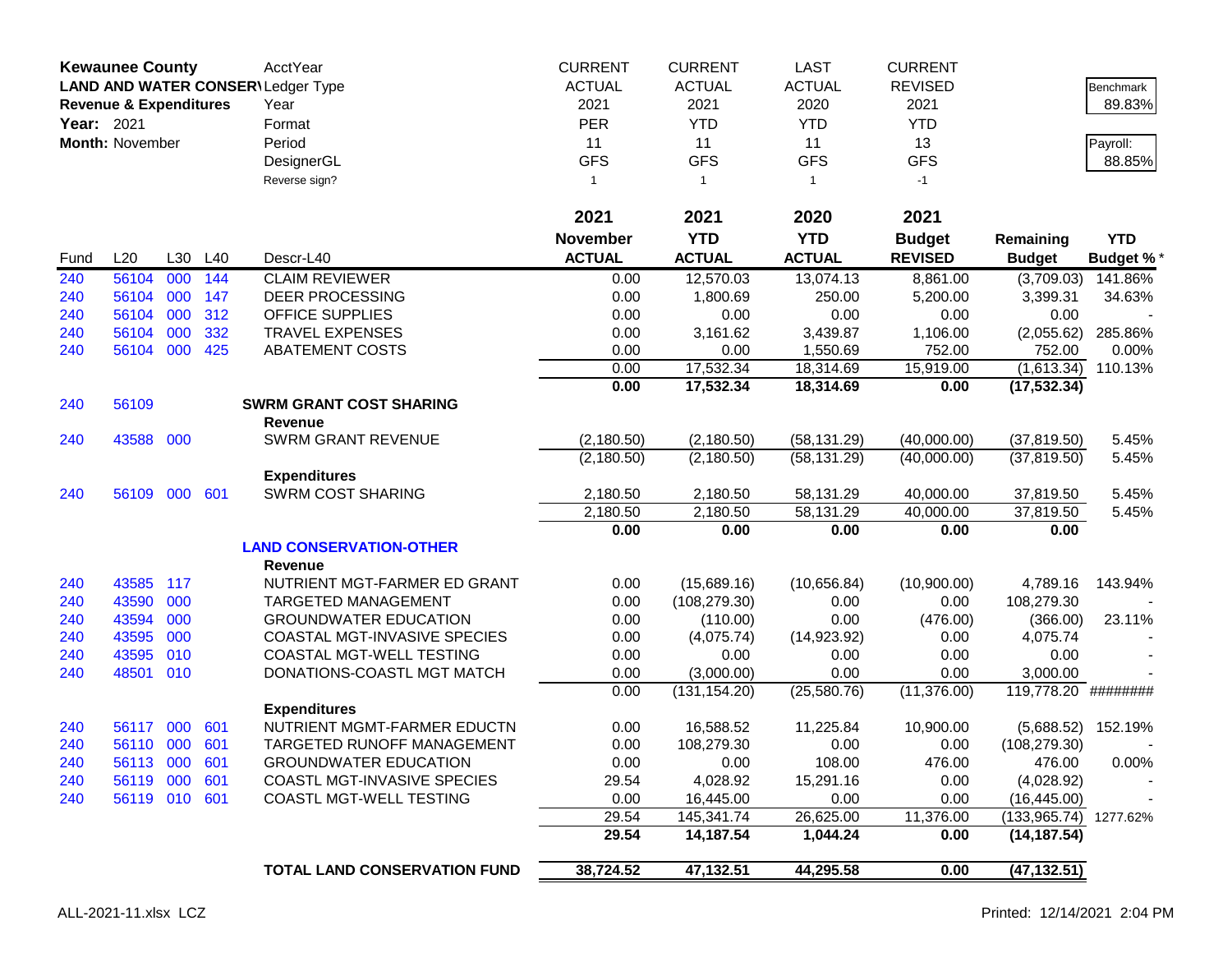**Kewaunee County**
**LAND AND WATER CONSERVATION**
**Revenue & Expenditures**
**Year:** 2021
**Month:** November

| | | | | AcctYear | CURRENT | CURRENT | LAST | CURRENT | | |
|---|---|---|---|---|---|---|---|---|---|---|
| | | | | Ledger Type | ACTUAL | ACTUAL | ACTUAL | REVISED | | Benchmark |
| | | | | Year | 2021 | 2021 | 2020 | 2021 | | 89.83% |
| | | | | Format | PER | YTD | YTD | YTD | | |
| | | | | Period | 11 | 11 | 11 | 13 | | Payroll: |
| | | | | DesignerGL | GFS | GFS | GFS | GFS | | 88.85% |
| | | | | Reverse sign? | 1 | 1 | 1 | -1 | | |
| | | | | | **2021** | **2021** | **2020** | **2021** | | |
| | | | | | **November** | **YTD** | **YTD** | **Budget** | **Remaining** | **YTD** |
| Fund | L20 | L30 | L40 | Descr-L40 | **ACTUAL** | **ACTUAL** | **ACTUAL** | **REVISED** | **Budget** | **Budget %*** |
| 240 | 56104 | 000 | 144 | CLAIM REVIEWER | 0.00 | 12,570.03 | 13,074.13 | 8,861.00 | (3,709.03) | 141.86% |
| 240 | 56104 | 000 | 147 | DEER PROCESSING | 0.00 | 1,800.69 | 250.00 | 5,200.00 | 3,399.31 | 34.63% |
| 240 | 56104 | 000 | 312 | OFFICE SUPPLIES | 0.00 | 0.00 | 0.00 | 0.00 | 0.00 | - |
| 240 | 56104 | 000 | 332 | TRAVEL EXPENSES | 0.00 | 3,161.62 | 3,439.87 | 1,106.00 | (2,055.62) | 285.86% |
| 240 | 56104 | 000 | 425 | ABATEMENT COSTS | 0.00 | 0.00 | 1,550.69 | 752.00 | 752.00 | 0.00% |
| | | | | | 0.00 | 17,532.34 | 18,314.69 | 15,919.00 | (1,613.34) | 110.13% |
| | | | | | **0.00** | **17,532.34** | **18,314.69** | **0.00** | **(17,532.34)** | |
| 240 | 56109 | | | **SWRM GRANT COST SHARING** | | | | | | |
| | | | | **Revenue** | | | | | | |
| 240 | 43588 | 000 | | SWRM GRANT REVENUE | (2,180.50) | (2,180.50) | (58,131.29) | (40,000.00) | (37,819.50) | 5.45% |
| | | | | | (2,180.50) | (2,180.50) | (58,131.29) | (40,000.00) | (37,819.50) | 5.45% |
| | | | | **Expenditures** | | | | | | |
| 240 | 56109 | 000 | 601 | SWRM COST SHARING | 2,180.50 | 2,180.50 | 58,131.29 | 40,000.00 | 37,819.50 | 5.45% |
| | | | | | 2,180.50 | 2,180.50 | 58,131.29 | 40,000.00 | 37,819.50 | 5.45% |
| | | | | | **0.00** | **0.00** | **0.00** | **0.00** | **0.00** | |
| | | | | **LAND CONSERVATION-OTHER** | | | | | | |
| | | | | **Revenue** | | | | | | |
| 240 | 43585 | 117 | | NUTRIENT MGT-FARMER ED GRANT | 0.00 | (15,689.16) | (10,656.84) | (10,900.00) | 4,789.16 | 143.94% |
| 240 | 43590 | 000 | | TARGETED MANAGEMENT | 0.00 | (108,279.30) | 0.00 | 0.00 | 108,279.30 | - |
| 240 | 43594 | 000 | | GROUNDWATER EDUCATION | 0.00 | (110.00) | 0.00 | (476.00) | (366.00) | 23.11% |
| 240 | 43595 | 000 | | COASTAL MGT-INVASIVE SPECIES | 0.00 | (4,075.74) | (14,923.92) | 0.00 | 4,075.74 | - |
| 240 | 43595 | 010 | | COASTAL MGT-WELL TESTING | 0.00 | 0.00 | 0.00 | 0.00 | 0.00 | - |
| 240 | 48501 | 010 | | DONATIONS-COASTL MGT MATCH | 0.00 | (3,000.00) | 0.00 | 0.00 | 3,000.00 | - |
| | | | | | 0.00 | (131,154.20) | (25,580.76) | (11,376.00) | 119,778.20 | ######## |
| | | | | **Expenditures** | | | | | | |
| 240 | 56117 | 000 | 601 | NUTRIENT MGMT-FARMER EDUCTN | 0.00 | 16,588.52 | 11,225.84 | 10,900.00 | (5,688.52) | 152.19% |
| 240 | 56110 | 000 | 601 | TARGETED RUNOFF MANAGEMENT | 0.00 | 108,279.30 | 0.00 | 0.00 | (108,279.30) | - |
| 240 | 56113 | 000 | 601 | GROUNDWATER EDUCATION | 0.00 | 0.00 | 108.00 | 476.00 | 476.00 | 0.00% |
| 240 | 56119 | 000 | 601 | COASTL MGT-INVASIVE SPECIES | 29.54 | 4,028.92 | 15,291.16 | 0.00 | (4,028.92) | - |
| 240 | 56119 | 010 | 601 | COASTL MGT-WELL TESTING | 0.00 | 16,445.00 | 0.00 | 0.00 | (16,445.00) | - |
| | | | | | 29.54 | 145,341.74 | 26,625.00 | 11,376.00 | (133,965.74) | 1277.62% |
| | | | | | **29.54** | **14,187.54** | **1,044.24** | **0.00** | **(14,187.54)** | |
| | | | | **TOTAL LAND CONSERVATION FUND** | **38,724.52** | **47,132.51** | **44,295.58** | **0.00** | **(47,132.51)** | |

ALL-2021-11.xlsx LCZ

Printed: 12/14/2021 2:04 PM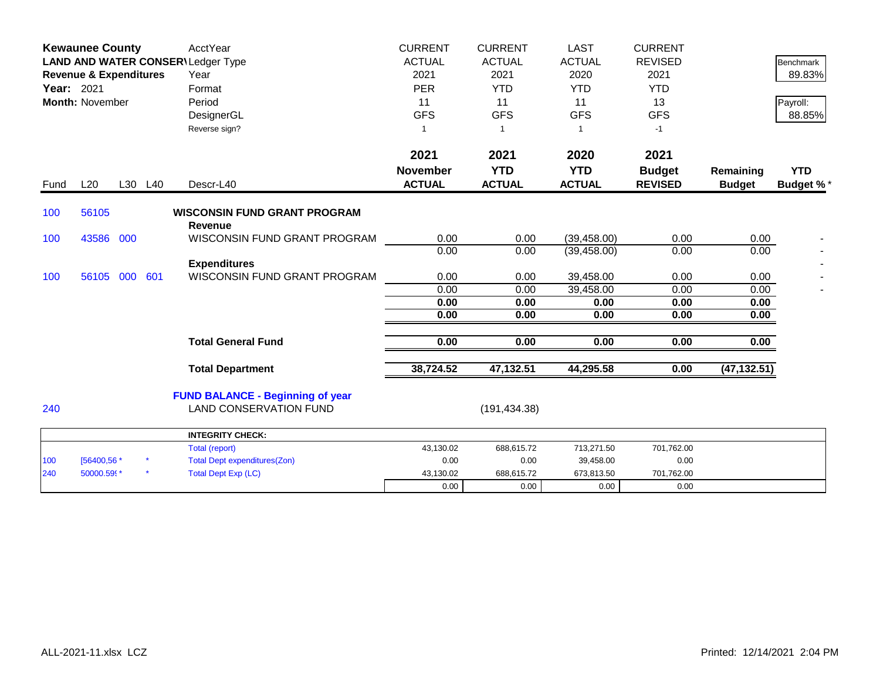| **Kewaunee County** | | | | AcctYear | CURRENT | CURRENT | LAST | CURRENT | | |
|---|---|---|---|---|---|---|---|---|---|---|
| **LAND AND WATER CONSERV** | | | | Ledger Type | ACTUAL | ACTUAL | ACTUAL | REVISED | | Benchmark |
| **Revenue & Expenditures** | | | | Year | 2021 | 2021 | 2020 | 2021 | | 89.83% |
| **Year:** 2021 | | | | Format | PER | YTD | YTD | YTD | | |
| **Month:** November | | | | Period | 11 | 11 | 11 | 13 | | Payroll: |
| | | | | DesignerGL | GFS | GFS | GFS | GFS | | 88.85% |
| | | | | Reverse sign? | 1 | 1 | 1 | -1 | | |

| Fund | L20 | L30 | L40 | Descr-L40 | 2021 November ACTUAL | 2021 YTD ACTUAL | 2020 YTD ACTUAL | 2021 Budget REVISED | Remaining Budget | YTD Budget % * |
|---|---|---|---|---|---|---|---|---|---|---|
| 100 | 56105 | | | **WISCONSIN FUND GRANT PROGRAM** | | | | | | |
| | | | | **Revenue** | | | | | | |
| 100 | 43586 | 000 | | WISCONSIN FUND GRANT PROGRAM | 0.00 | 0.00 | (39,458.00) | 0.00 | 0.00 | - |
| | | | | | 0.00 | 0.00 | (39,458.00) | 0.00 | 0.00 | - |
| | | | | **Expenditures** | | | | | | - |
| 100 | 56105 | 000 | 601 | WISCONSIN FUND GRANT PROGRAM | 0.00 | 0.00 | 39,458.00 | 0.00 | 0.00 | - |
| | | | | | 0.00 | 0.00 | 39,458.00 | 0.00 | 0.00 | - |
| | | | | | **0.00** | **0.00** | **0.00** | **0.00** | **0.00** | |
| | | | | | **0.00** | **0.00** | **0.00** | **0.00** | **0.00** | |
| | | | | **Total General Fund** | **0.00** | **0.00** | **0.00** | **0.00** | **0.00** | |
| | | | | **Total Department** | **38,724.52** | **47,132.51** | **44,295.58** | **0.00** | **(47,132.51)** | |

**FUND BALANCE - Beginning of year**

| Fund | Description | 2021 YTD ACTUAL |
|---|---|---|
| 240 | LAND CONSERVATION FUND | (191,434.38) |

| | | | INTEGRITY CHECK: | | | | |
|---|---|---|---|---|---|---|---|
| | | | Total (report) | 43,130.02 | 688,615.72 | 713,271.50 | 701,762.00 |
| 100 | [56400,56 * | * | Total Dept expenditures(Zon) | 0.00 | 0.00 | 39,458.00 | 0.00 |
| 240 | 50000.59( * | * | Total Dept Exp (LC) | 43,130.02 | 688,615.72 | 673,813.50 | 701,762.00 |
| | | | | 0.00 | 0.00 | 0.00 | 0.00 |

ALL-2021-11.xlsx LCZ

Printed: 12/14/2021 2:04 PM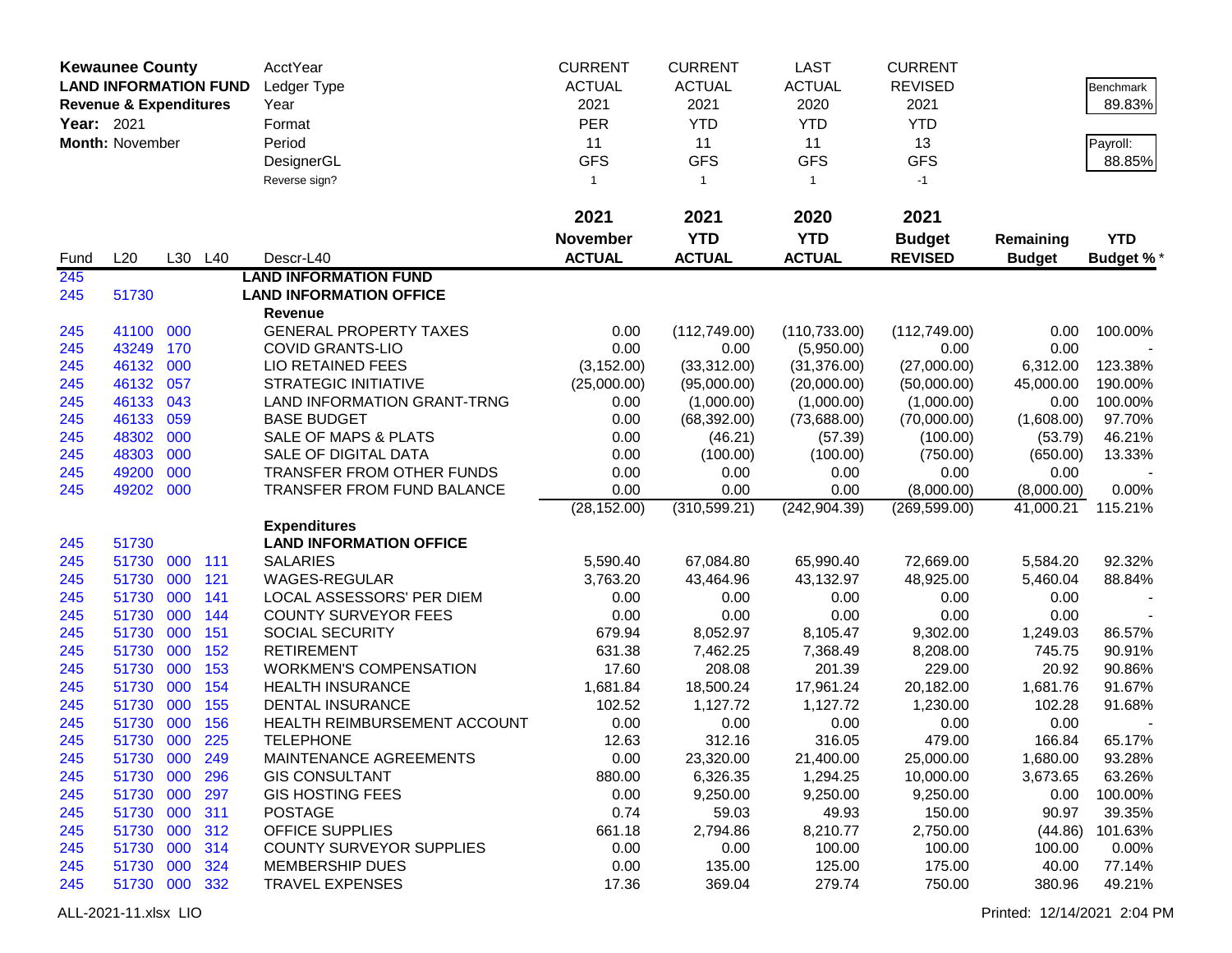**Kewaunee County**
**LAND INFORMATION FUND**
**Revenue & Expenditures**
**Year:** 2021
**Month:** November

| | CURRENT | CURRENT | LAST | CURRENT |
|---|---|---|---|---|
| AcctYear | | | | |
| Ledger Type | ACTUAL | ACTUAL | ACTUAL | REVISED |
| Year | 2021 | 2021 | 2020 | 2021 |
| Format | PER | YTD | YTD | YTD |
| Period | 11 | 11 | 11 | 13 |
| DesignerGL | GFS | GFS | GFS | GFS |
| Reverse sign? | 1 | 1 | 1 | -1 |

Benchmark: 89.83%
Payroll: 88.85%

| Fund | L20 | L30 | L40 | Descr-L40 | 2021 November ACTUAL | 2021 YTD ACTUAL | 2020 YTD ACTUAL | 2021 Budget REVISED | Remaining Budget | YTD Budget % * |
|---|---|---|---|---|---|---|---|---|---|---|
| 245 | | | | **LAND INFORMATION FUND** | | | | | | |
| 245 | 51730 | | | **LAND INFORMATION OFFICE** | | | | | | |
| | | | | **Revenue** | | | | | | |
| 245 | 41100 | 000 | | GENERAL PROPERTY TAXES | 0.00 | (112,749.00) | (110,733.00) | (112,749.00) | 0.00 | 100.00% |
| 245 | 43249 | 170 | | COVID GRANTS-LIO | 0.00 | 0.00 | (5,950.00) | 0.00 | 0.00 | - |
| 245 | 46132 | 000 | | LIO RETAINED FEES | (3,152.00) | (33,312.00) | (31,376.00) | (27,000.00) | 6,312.00 | 123.38% |
| 245 | 46132 | 057 | | STRATEGIC INITIATIVE | (25,000.00) | (95,000.00) | (20,000.00) | (50,000.00) | 45,000.00 | 190.00% |
| 245 | 46133 | 043 | | LAND INFORMATION GRANT-TRNG | 0.00 | (1,000.00) | (1,000.00) | (1,000.00) | 0.00 | 100.00% |
| 245 | 46133 | 059 | | BASE BUDGET | 0.00 | (68,392.00) | (73,688.00) | (70,000.00) | (1,608.00) | 97.70% |
| 245 | 48302 | 000 | | SALE OF MAPS & PLATS | 0.00 | (46.21) | (57.39) | (100.00) | (53.79) | 46.21% |
| 245 | 48303 | 000 | | SALE OF DIGITAL DATA | 0.00 | (100.00) | (100.00) | (750.00) | (650.00) | 13.33% |
| 245 | 49200 | 000 | | TRANSFER FROM OTHER FUNDS | 0.00 | 0.00 | 0.00 | 0.00 | 0.00 | - |
| 245 | 49202 | 000 | | TRANSFER FROM FUND BALANCE | 0.00 | 0.00 | 0.00 | (8,000.00) | (8,000.00) | 0.00% |
| | | | | | (28,152.00) | (310,599.21) | (242,904.39) | (269,599.00) | 41,000.21 | 115.21% |
| | | | | **Expenditures** | | | | | | |
| 245 | 51730 | | | **LAND INFORMATION OFFICE** | | | | | | |
| 245 | 51730 | 000 | 111 | SALARIES | 5,590.40 | 67,084.80 | 65,990.40 | 72,669.00 | 5,584.20 | 92.32% |
| 245 | 51730 | 000 | 121 | WAGES-REGULAR | 3,763.20 | 43,464.96 | 43,132.97 | 48,925.00 | 5,460.04 | 88.84% |
| 245 | 51730 | 000 | 141 | LOCAL ASSESSORS' PER DIEM | 0.00 | 0.00 | 0.00 | 0.00 | 0.00 | - |
| 245 | 51730 | 000 | 144 | COUNTY SURVEYOR FEES | 0.00 | 0.00 | 0.00 | 0.00 | 0.00 | - |
| 245 | 51730 | 000 | 151 | SOCIAL SECURITY | 679.94 | 8,052.97 | 8,105.47 | 9,302.00 | 1,249.03 | 86.57% |
| 245 | 51730 | 000 | 152 | RETIREMENT | 631.38 | 7,462.25 | 7,368.49 | 8,208.00 | 745.75 | 90.91% |
| 245 | 51730 | 000 | 153 | WORKMEN'S COMPENSATION | 17.60 | 208.08 | 201.39 | 229.00 | 20.92 | 90.86% |
| 245 | 51730 | 000 | 154 | HEALTH INSURANCE | 1,681.84 | 18,500.24 | 17,961.24 | 20,182.00 | 1,681.76 | 91.67% |
| 245 | 51730 | 000 | 155 | DENTAL INSURANCE | 102.52 | 1,127.72 | 1,127.72 | 1,230.00 | 102.28 | 91.68% |
| 245 | 51730 | 000 | 156 | HEALTH REIMBURSEMENT ACCOUNT | 0.00 | 0.00 | 0.00 | 0.00 | 0.00 | - |
| 245 | 51730 | 000 | 225 | TELEPHONE | 12.63 | 312.16 | 316.05 | 479.00 | 166.84 | 65.17% |
| 245 | 51730 | 000 | 249 | MAINTENANCE AGREEMENTS | 0.00 | 23,320.00 | 21,400.00 | 25,000.00 | 1,680.00 | 93.28% |
| 245 | 51730 | 000 | 296 | GIS CONSULTANT | 880.00 | 6,326.35 | 1,294.25 | 10,000.00 | 3,673.65 | 63.26% |
| 245 | 51730 | 000 | 297 | GIS HOSTING FEES | 0.00 | 9,250.00 | 9,250.00 | 9,250.00 | 0.00 | 100.00% |
| 245 | 51730 | 000 | 311 | POSTAGE | 0.74 | 59.03 | 49.93 | 150.00 | 90.97 | 39.35% |
| 245 | 51730 | 000 | 312 | OFFICE SUPPLIES | 661.18 | 2,794.86 | 8,210.77 | 2,750.00 | (44.86) | 101.63% |
| 245 | 51730 | 000 | 314 | COUNTY SURVEYOR SUPPLIES | 0.00 | 0.00 | 100.00 | 100.00 | 100.00 | 0.00% |
| 245 | 51730 | 000 | 324 | MEMBERSHIP DUES | 0.00 | 135.00 | 125.00 | 175.00 | 40.00 | 77.14% |
| 245 | 51730 | 000 | 332 | TRAVEL EXPENSES | 17.36 | 369.04 | 279.74 | 750.00 | 380.96 | 49.21% |

ALL-2021-11.xlsx LIO

Printed: 12/14/2021 2:04 PM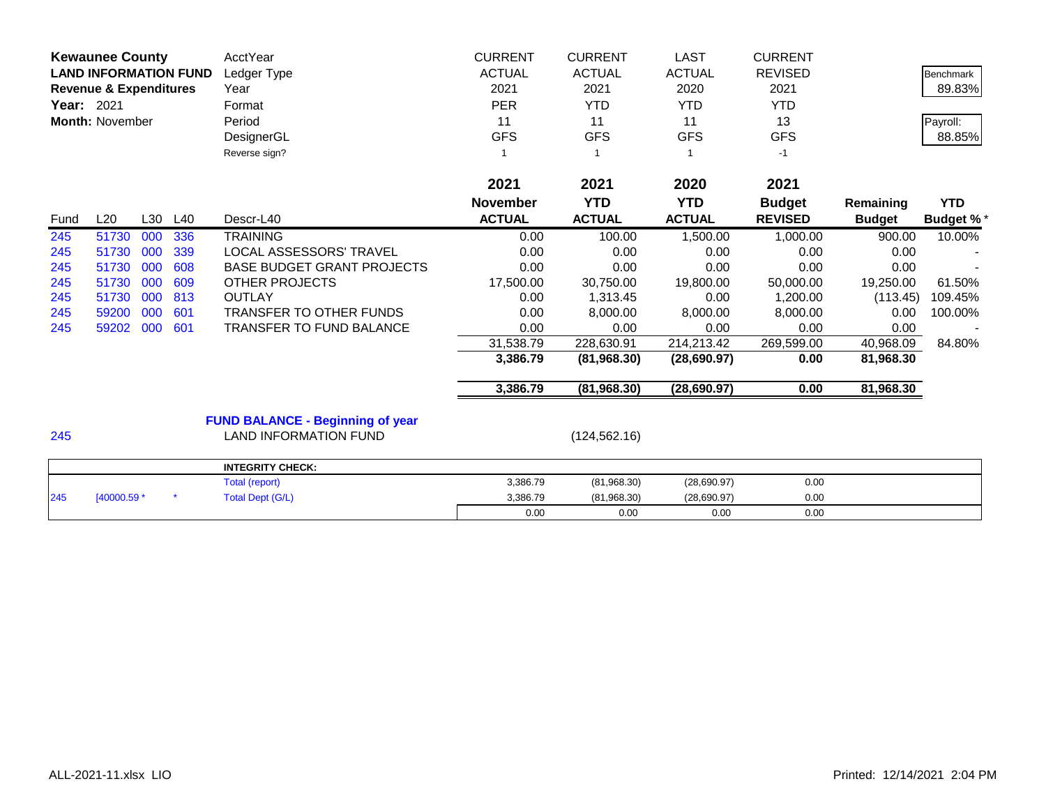**Kewaunee County**
**LAND INFORMATION FUND**
**Revenue & Expenditures**
**Year:** 2021
**Month:** November

| | CURRENT | CURRENT | LAST | CURRENT |
|---|---|---|---|---|
| AcctYear | ACTUAL | ACTUAL | ACTUAL | REVISED |
| Ledger Type | 2021 | 2021 | 2020 | 2021 |
| Year | PER | YTD | YTD | YTD |
| Format | 11 | 11 | 11 | 13 |
| Period | GFS | GFS | GFS | GFS |
| DesignerGL | 1 | 1 | 1 | -1 |

Benchmark: 89.83%
Payroll: 88.85%

| Fund | L20 | L30 | L40 | Descr-L40 | 2021 November ACTUAL | 2021 YTD ACTUAL | 2020 YTD ACTUAL | 2021 Budget REVISED | Remaining Budget | YTD Budget % * |
|---|---|---|---|---|---|---|---|---|---|---|
| 245 | 51730 | 000 | 336 | TRAINING | 0.00 | 100.00 | 1,500.00 | 1,000.00 | 900.00 | 10.00% |
| 245 | 51730 | 000 | 339 | LOCAL ASSESSORS' TRAVEL | 0.00 | 0.00 | 0.00 | 0.00 | 0.00 | - |
| 245 | 51730 | 000 | 608 | BASE BUDGET GRANT PROJECTS | 0.00 | 0.00 | 0.00 | 0.00 | 0.00 | - |
| 245 | 51730 | 000 | 609 | OTHER PROJECTS | 17,500.00 | 30,750.00 | 19,800.00 | 50,000.00 | 19,250.00 | 61.50% |
| 245 | 51730 | 000 | 813 | OUTLAY | 0.00 | 1,313.45 | 0.00 | 1,200.00 | (113.45) | 109.45% |
| 245 | 59200 | 000 | 601 | TRANSFER TO OTHER FUNDS | 0.00 | 8,000.00 | 8,000.00 | 8,000.00 | 0.00 | 100.00% |
| 245 | 59202 | 000 | 601 | TRANSFER TO FUND BALANCE | 0.00 | 0.00 | 0.00 | 0.00 | 0.00 | - |
| | | | | | 31,538.79 | 228,630.91 | 214,213.42 | 269,599.00 | 40,968.09 | 84.80% |
| | | | | | **3,386.79** | **(81,968.30)** | **(28,690.97)** | **0.00** | **81,968.30** | |
| | | | | | **3,386.79** | **(81,968.30)** | **(28,690.97)** | **0.00** | **81,968.30** | |

**FUND BALANCE - Beginning of year**

| Fund | Description | YTD ACTUAL |
|---|---|---|
| 245 | LAND INFORMATION FUND | (124,562.16) |

| | | | INTEGRITY CHECK: | | | | |
|---|---|---|---|---|---|---|---|
| | | | Total (report) | 3,386.79 | (81,968.30) | (28,690.97) | 0.00 |
| 245 | [40000.59 * | * | Total Dept (G/L) | 3,386.79 | (81,968.30) | (28,690.97) | 0.00 |
| | | | | 0.00 | 0.00 | 0.00 | 0.00 |

ALL-2021-11.xlsx LIO
Printed: 12/14/2021 2:04 PM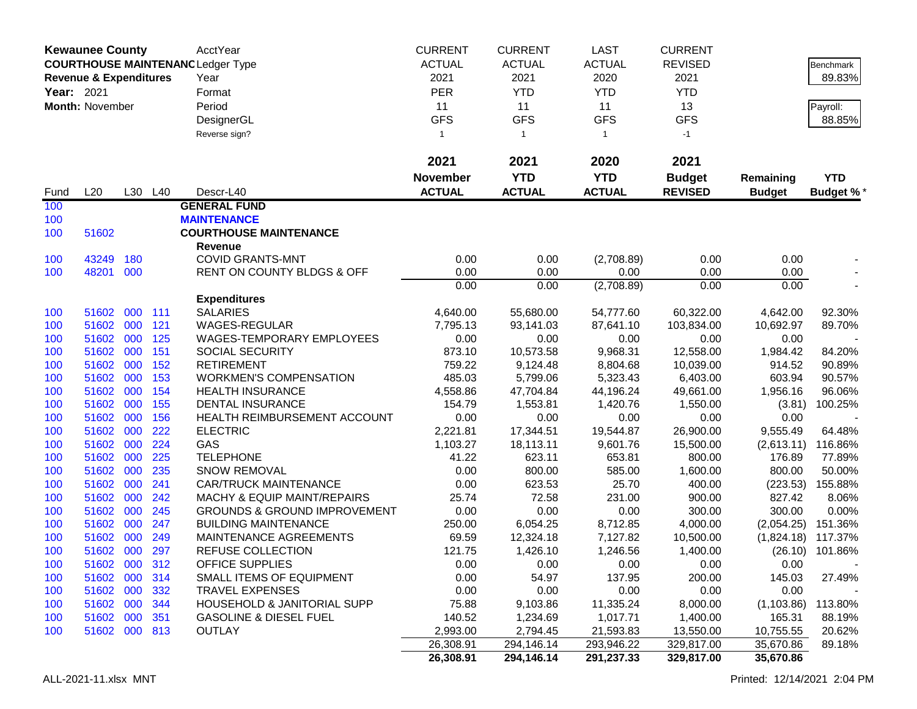**Kewaunee County**
**COURTHOUSE MAINTENANCE**
**Revenue & Expenditures**
**Year:** 2021
**Month:** November

| | | | | AcctYear | CURRENT | CURRENT | LAST | CURRENT | | |
|---|---|---|---|---|---|---|---|---|---|---|
| | | | | Ledger Type | ACTUAL | ACTUAL | ACTUAL | REVISED | | Benchmark |
| | | | | Year | 2021 | 2021 | 2020 | 2021 | | 89.83% |
| | | | | Format | PER | YTD | YTD | YTD | | |
| | | | | Period | 11 | 11 | 11 | 13 | | Payroll: |
| | | | | DesignerGL | GFS | GFS | GFS | GFS | | 88.85% |
| | | | | Reverse sign? | 1 | 1 | 1 | -1 | | |
| | | | | | **2021** | **2021** | **2020** | **2021** | | |
| | | | | | **November** | **YTD** | **YTD** | **Budget** | **Remaining** | **YTD** |
| Fund | L20 | L30 | L40 | Descr-L40 | **ACTUAL** | **ACTUAL** | **ACTUAL** | **REVISED** | **Budget** | **Budget %*** |
| 100 | | | | **GENERAL FUND** | | | | | | |
| 100 | | | | **MAINTENANCE** | | | | | | |
| 100 | 51602 | | | **COURTHOUSE MAINTENANCE** | | | | | | |
| | | | | **Revenue** | | | | | | |
| 100 | 43249 | 180 | | COVID GRANTS-MNT | 0.00 | 0.00 | (2,708.89) | 0.00 | 0.00 | - |
| 100 | 48201 | 000 | | RENT ON COUNTY BLDGS & OFF | 0.00 | 0.00 | 0.00 | 0.00 | 0.00 | - |
| | | | | | 0.00 | 0.00 | (2,708.89) | 0.00 | 0.00 | - |
| | | | | **Expenditures** | | | | | | |
| 100 | 51602 | 000 | 111 | SALARIES | 4,640.00 | 55,680.00 | 54,777.60 | 60,322.00 | 4,642.00 | 92.30% |
| 100 | 51602 | 000 | 121 | WAGES-REGULAR | 7,795.13 | 93,141.03 | 87,641.10 | 103,834.00 | 10,692.97 | 89.70% |
| 100 | 51602 | 000 | 125 | WAGES-TEMPORARY EMPLOYEES | 0.00 | 0.00 | 0.00 | 0.00 | 0.00 | - |
| 100 | 51602 | 000 | 151 | SOCIAL SECURITY | 873.10 | 10,573.58 | 9,968.31 | 12,558.00 | 1,984.42 | 84.20% |
| 100 | 51602 | 000 | 152 | RETIREMENT | 759.22 | 9,124.48 | 8,804.68 | 10,039.00 | 914.52 | 90.89% |
| 100 | 51602 | 000 | 153 | WORKMEN'S COMPENSATION | 485.03 | 5,799.06 | 5,323.43 | 6,403.00 | 603.94 | 90.57% |
| 100 | 51602 | 000 | 154 | HEALTH INSURANCE | 4,558.86 | 47,704.84 | 44,196.24 | 49,661.00 | 1,956.16 | 96.06% |
| 100 | 51602 | 000 | 155 | DENTAL INSURANCE | 154.79 | 1,553.81 | 1,420.76 | 1,550.00 | (3.81) | 100.25% |
| 100 | 51602 | 000 | 156 | HEALTH REIMBURSEMENT ACCOUNT | 0.00 | 0.00 | 0.00 | 0.00 | 0.00 | - |
| 100 | 51602 | 000 | 222 | ELECTRIC | 2,221.81 | 17,344.51 | 19,544.87 | 26,900.00 | 9,555.49 | 64.48% |
| 100 | 51602 | 000 | 224 | GAS | 1,103.27 | 18,113.11 | 9,601.76 | 15,500.00 | (2,613.11) | 116.86% |
| 100 | 51602 | 000 | 225 | TELEPHONE | 41.22 | 623.11 | 653.81 | 800.00 | 176.89 | 77.89% |
| 100 | 51602 | 000 | 235 | SNOW REMOVAL | 0.00 | 800.00 | 585.00 | 1,600.00 | 800.00 | 50.00% |
| 100 | 51602 | 000 | 241 | CAR/TRUCK MAINTENANCE | 0.00 | 623.53 | 25.70 | 400.00 | (223.53) | 155.88% |
| 100 | 51602 | 000 | 242 | MACHY & EQUIP MAINT/REPAIRS | 25.74 | 72.58 | 231.00 | 900.00 | 827.42 | 8.06% |
| 100 | 51602 | 000 | 245 | GROUNDS & GROUND IMPROVEMENT | 0.00 | 0.00 | 0.00 | 300.00 | 300.00 | 0.00% |
| 100 | 51602 | 000 | 247 | BUILDING MAINTENANCE | 250.00 | 6,054.25 | 8,712.85 | 4,000.00 | (2,054.25) | 151.36% |
| 100 | 51602 | 000 | 249 | MAINTENANCE AGREEMENTS | 69.59 | 12,324.18 | 7,127.82 | 10,500.00 | (1,824.18) | 117.37% |
| 100 | 51602 | 000 | 297 | REFUSE COLLECTION | 121.75 | 1,426.10 | 1,246.56 | 1,400.00 | (26.10) | 101.86% |
| 100 | 51602 | 000 | 312 | OFFICE SUPPLIES | 0.00 | 0.00 | 0.00 | 0.00 | 0.00 | - |
| 100 | 51602 | 000 | 314 | SMALL ITEMS OF EQUIPMENT | 0.00 | 54.97 | 137.95 | 200.00 | 145.03 | 27.49% |
| 100 | 51602 | 000 | 332 | TRAVEL EXPENSES | 0.00 | 0.00 | 0.00 | 0.00 | 0.00 | - |
| 100 | 51602 | 000 | 344 | HOUSEHOLD & JANITORIAL SUPP | 75.88 | 9,103.86 | 11,335.24 | 8,000.00 | (1,103.86) | 113.80% |
| 100 | 51602 | 000 | 351 | GASOLINE & DIESEL FUEL | 140.52 | 1,234.69 | 1,017.71 | 1,400.00 | 165.31 | 88.19% |
| 100 | 51602 | 000 | 813 | OUTLAY | 2,993.00 | 2,794.45 | 21,593.83 | 13,550.00 | 10,755.55 | 20.62% |
| | | | | | 26,308.91 | 294,146.14 | 293,946.22 | 329,817.00 | 35,670.86 | 89.18% |
| | | | | | **26,308.91** | **294,146.14** | **291,237.33** | **329,817.00** | **35,670.86** | |

ALL-2021-11.xlsx MNT Printed: 12/14/2021 2:04 PM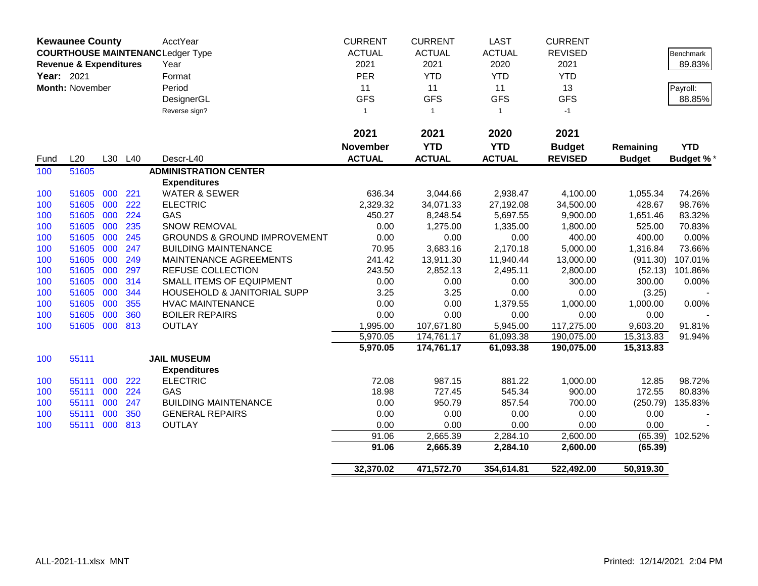**Kewaunee County**
**COURTHOUSE MAINTENANCE**
**Revenue & Expenditures**
**Year:** 2021
**Month:** November

| | | | | AcctYear | CURRENT | CURRENT | LAST | CURRENT | | |
|---|---|---|---|---|---|---|---|---|---|---|
| | | | | Ledger Type | ACTUAL | ACTUAL | ACTUAL | REVISED | | Benchmark |
| | | | | Year | 2021 | 2021 | 2020 | 2021 | | 89.83% |
| | | | | Format | PER | YTD | YTD | YTD | | |
| | | | | Period | 11 | 11 | 11 | 13 | | Payroll: |
| | | | | DesignerGL | GFS | GFS | GFS | GFS | | 88.85% |
| | | | | Reverse sign? | 1 | 1 | 1 | -1 | | |

| Fund | L20 | L30 | L40 | Descr-L40 | 2021 November ACTUAL | 2021 YTD ACTUAL | 2020 YTD ACTUAL | 2021 Budget REVISED | Remaining Budget | YTD Budget % * |
|---|---|---|---|---|---|---|---|---|---|---|
| 100 | 51605 | | | **ADMINISTRATION CENTER** | | | | | | |
| | | | | **Expenditures** | | | | | | |
| 100 | 51605 | 000 | 221 | WATER & SEWER | 636.34 | 3,044.66 | 2,938.47 | 4,100.00 | 1,055.34 | 74.26% |
| 100 | 51605 | 000 | 222 | ELECTRIC | 2,329.32 | 34,071.33 | 27,192.08 | 34,500.00 | 428.67 | 98.76% |
| 100 | 51605 | 000 | 224 | GAS | 450.27 | 8,248.54 | 5,697.55 | 9,900.00 | 1,651.46 | 83.32% |
| 100 | 51605 | 000 | 235 | SNOW REMOVAL | 0.00 | 1,275.00 | 1,335.00 | 1,800.00 | 525.00 | 70.83% |
| 100 | 51605 | 000 | 245 | GROUNDS & GROUND IMPROVEMENT | 0.00 | 0.00 | 0.00 | 400.00 | 400.00 | 0.00% |
| 100 | 51605 | 000 | 247 | BUILDING MAINTENANCE | 70.95 | 3,683.16 | 2,170.18 | 5,000.00 | 1,316.84 | 73.66% |
| 100 | 51605 | 000 | 249 | MAINTENANCE AGREEMENTS | 241.42 | 13,911.30 | 11,940.44 | 13,000.00 | (911.30) | 107.01% |
| 100 | 51605 | 000 | 297 | REFUSE COLLECTION | 243.50 | 2,852.13 | 2,495.11 | 2,800.00 | (52.13) | 101.86% |
| 100 | 51605 | 000 | 314 | SMALL ITEMS OF EQUIPMENT | 0.00 | 0.00 | 0.00 | 300.00 | 300.00 | 0.00% |
| 100 | 51605 | 000 | 344 | HOUSEHOLD & JANITORIAL SUPP | 3.25 | 3.25 | 0.00 | 0.00 | (3.25) | - |
| 100 | 51605 | 000 | 355 | HVAC MAINTENANCE | 0.00 | 0.00 | 1,379.55 | 1,000.00 | 1,000.00 | 0.00% |
| 100 | 51605 | 000 | 360 | BOILER REPAIRS | 0.00 | 0.00 | 0.00 | 0.00 | 0.00 | - |
| 100 | 51605 | 000 | 813 | OUTLAY | 1,995.00 | 107,671.80 | 5,945.00 | 117,275.00 | 9,603.20 | 91.81% |
| | | | | | 5,970.05 | 174,761.17 | 61,093.38 | 190,075.00 | 15,313.83 | 91.94% |
| | | | | | **5,970.05** | **174,761.17** | **61,093.38** | **190,075.00** | **15,313.83** | |
| 100 | 55111 | | | **JAIL MUSEUM** | | | | | | |
| | | | | **Expenditures** | | | | | | |
| 100 | 55111 | 000 | 222 | ELECTRIC | 72.08 | 987.15 | 881.22 | 1,000.00 | 12.85 | 98.72% |
| 100 | 55111 | 000 | 224 | GAS | 18.98 | 727.45 | 545.34 | 900.00 | 172.55 | 80.83% |
| 100 | 55111 | 000 | 247 | BUILDING MAINTENANCE | 0.00 | 950.79 | 857.54 | 700.00 | (250.79) | 135.83% |
| 100 | 55111 | 000 | 350 | GENERAL REPAIRS | 0.00 | 0.00 | 0.00 | 0.00 | 0.00 | - |
| 100 | 55111 | 000 | 813 | OUTLAY | 0.00 | 0.00 | 0.00 | 0.00 | 0.00 | - |
| | | | | | 91.06 | 2,665.39 | 2,284.10 | 2,600.00 | (65.39) | 102.52% |
| | | | | | **91.06** | **2,665.39** | **2,284.10** | **2,600.00** | **(65.39)** | |
| | | | | | **32,370.02** | **471,572.70** | **354,614.81** | **522,492.00** | **50,919.30** | |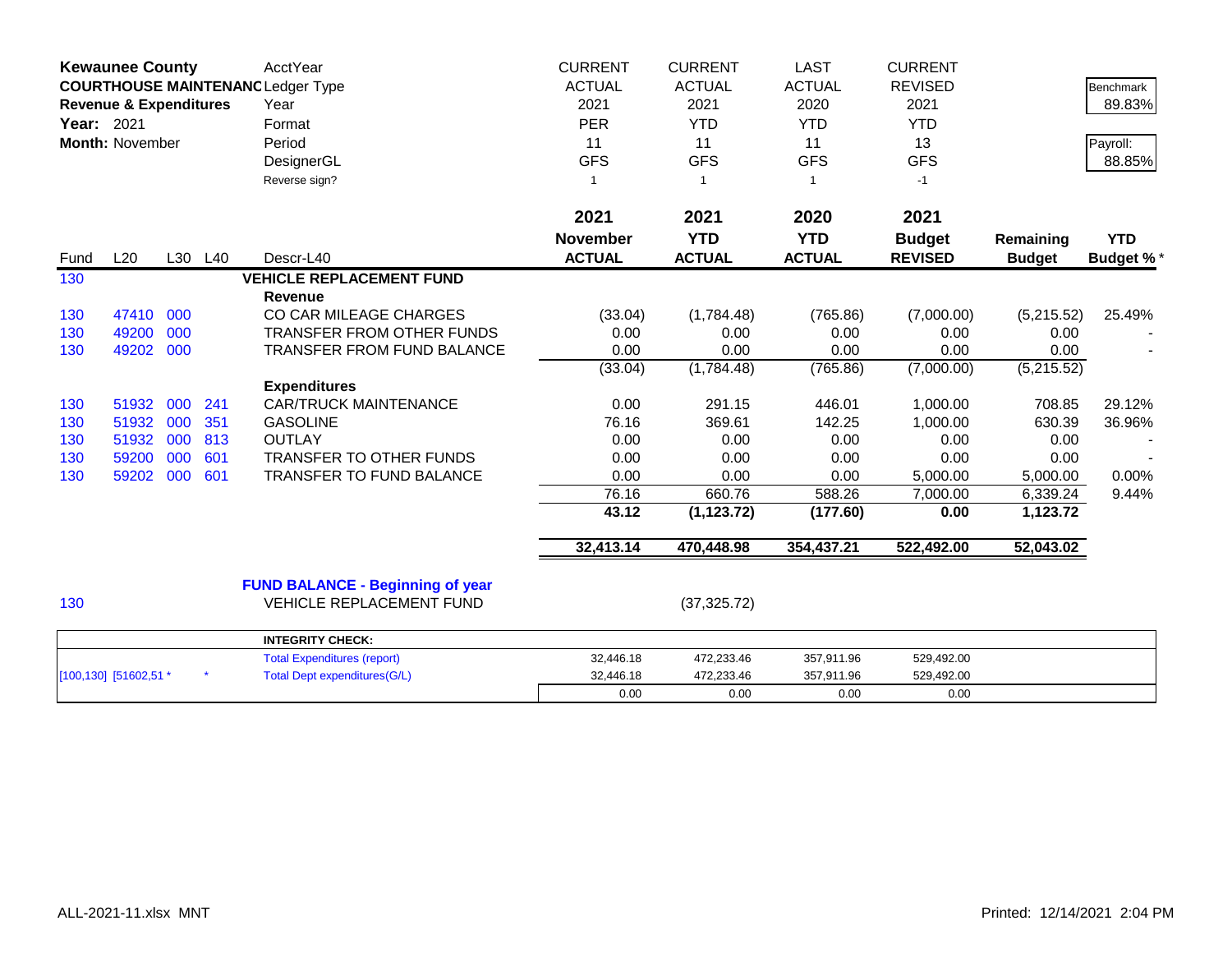| **Kewaunee County** | | | | AcctYear | CURRENT | CURRENT | LAST | CURRENT | | |
|---|---|---|---|---|---|---|---|---|---|---|
| **COURTHOUSE MAINTENANC** | | | | Ledger Type | ACTUAL | ACTUAL | ACTUAL | REVISED | | Benchmark |
| **Revenue & Expenditures** | | | | Year | 2021 | 2021 | 2020 | 2021 | | 89.83% |
| **Year:** 2021 | | | | Format | PER | YTD | YTD | YTD | | |
| **Month:** November | | | | Period | 11 | 11 | 11 | 13 | | Payroll: |
| | | | | DesignerGL | GFS | GFS | GFS | GFS | | 88.85% |
| | | | | Reverse sign? | 1 | 1 | 1 | -1 | | |
| | | | | | **2021 November ACTUAL** | **2021 YTD ACTUAL** | **2020 YTD ACTUAL** | **2021 Budget REVISED** | **Remaining Budget** | **YTD Budget %*** |
| Fund | L20 | L30 | L40 | Descr-L40 | | | | | | |
| 130 | | | | **VEHICLE REPLACEMENT FUND** | | | | | | |
| | | | | **Revenue** | | | | | | |
| 130 | 47410 | 000 | | CO CAR MILEAGE CHARGES | (33.04) | (1,784.48) | (765.86) | (7,000.00) | (5,215.52) | 25.49% |
| 130 | 49200 | 000 | | TRANSFER FROM OTHER FUNDS | 0.00 | 0.00 | 0.00 | 0.00 | 0.00 | - |
| 130 | 49202 | 000 | | TRANSFER FROM FUND BALANCE | 0.00 | 0.00 | 0.00 | 0.00 | 0.00 | - |
| | | | | | (33.04) | (1,784.48) | (765.86) | (7,000.00) | (5,215.52) | |
| | | | | **Expenditures** | | | | | | |
| 130 | 51932 | 000 | 241 | CAR/TRUCK MAINTENANCE | 0.00 | 291.15 | 446.01 | 1,000.00 | 708.85 | 29.12% |
| 130 | 51932 | 000 | 351 | GASOLINE | 76.16 | 369.61 | 142.25 | 1,000.00 | 630.39 | 36.96% |
| 130 | 51932 | 000 | 813 | OUTLAY | 0.00 | 0.00 | 0.00 | 0.00 | 0.00 | - |
| 130 | 59200 | 000 | 601 | TRANSFER TO OTHER FUNDS | 0.00 | 0.00 | 0.00 | 0.00 | 0.00 | - |
| 130 | 59202 | 000 | 601 | TRANSFER TO FUND BALANCE | 0.00 | 0.00 | 0.00 | 5,000.00 | 5,000.00 | 0.00% |
| | | | | | 76.16 | 660.76 | 588.26 | 7,000.00 | 6,339.24 | 9.44% |
| | | | | | **43.12** | **(1,123.72)** | **(177.60)** | **0.00** | **1,123.72** | |
| | | | | | **32,413.14** | **470,448.98** | **354,437.21** | **522,492.00** | **52,043.02** | |

**FUND BALANCE - Beginning of year**

| Fund | | Amount |
|---|---|---|
| 130 | VEHICLE REPLACEMENT FUND | (37,325.72) |

| | **INTEGRITY CHECK:** | | | | |
|---|---|---|---|---|---|
| | Total Expenditures (report) | 32,446.18 | 472,233.46 | 357,911.96 | 529,492.00 |
| [100,130] [51602,51 * * | Total Dept expenditures(G/L) | 32,446.18 | 472,233.46 | 357,911.96 | 529,492.00 |
| | | 0.00 | 0.00 | 0.00 | 0.00 |

ALL-2021-11.xlsx MNT

Printed: 12/14/2021 2:04 PM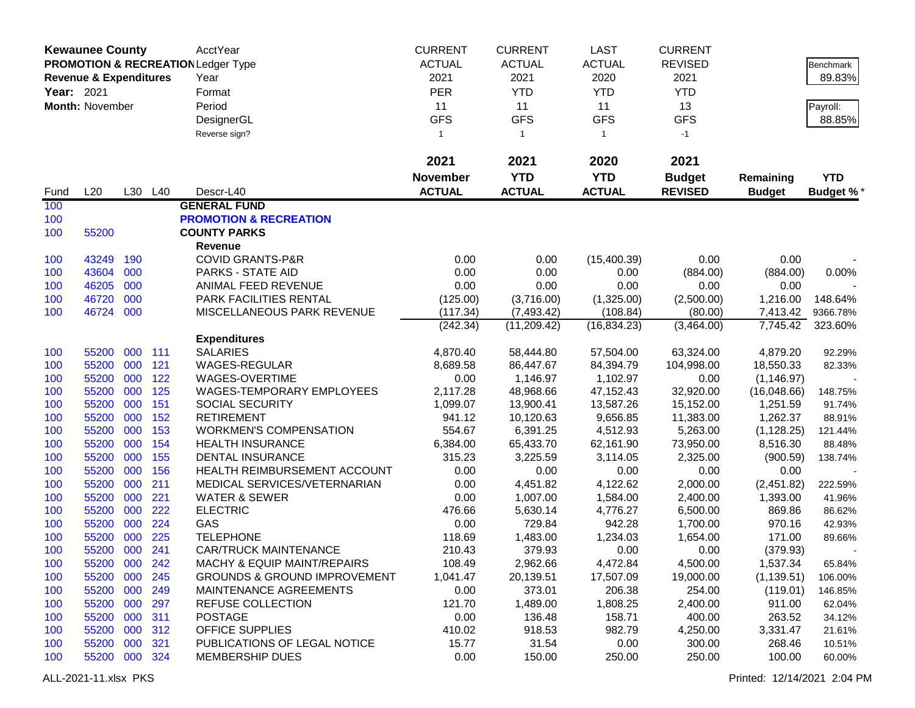| **Kewaunee County** | | | | AcctYear | CURRENT | CURRENT | LAST | CURRENT | | |
|---|---|---|---|---|---|---|---|---|---|---|
| **PROMOTION & RECREATION** | | | | Ledger Type | ACTUAL | ACTUAL | ACTUAL | REVISED | | Benchmark |
| **Revenue & Expenditures** | | | | Year | 2021 | 2021 | 2020 | 2021 | | 89.83% |
| **Year:** 2021 | | | | Format | PER | YTD | YTD | YTD | | |
| **Month:** November | | | | Period | 11 | 11 | 11 | 13 | | Payroll: |
| | | | | DesignerGL | GFS | GFS | GFS | GFS | | 88.85% |
| | | | | Reverse sign? | 1 | 1 | 1 | -1 | | |
| | | | | | **2021** | **2021** | **2020** | **2021** | | |
| | | | | | **November** | **YTD** | **YTD** | **Budget** | **Remaining** | **YTD** |
| Fund | L20 | L30 | L40 | Descr-L40 | **ACTUAL** | **ACTUAL** | **ACTUAL** | **REVISED** | **Budget** | **Budget %** * |
| 100 | | | | **GENERAL FUND** | | | | | | |
| 100 | | | | **PROMOTION & RECREATION** | | | | | | |
| 100 | 55200 | | | **COUNTY PARKS** | | | | | | |
| | | | | **Revenue** | | | | | | |
| 100 | 43249 | 190 | | COVID GRANTS-P&R | 0.00 | 0.00 | (15,400.39) | 0.00 | 0.00 | - |
| 100 | 43604 | 000 | | PARKS - STATE AID | 0.00 | 0.00 | 0.00 | (884.00) | (884.00) | 0.00% |
| 100 | 46205 | 000 | | ANIMAL FEED REVENUE | 0.00 | 0.00 | 0.00 | 0.00 | 0.00 | - |
| 100 | 46720 | 000 | | PARK FACILITIES RENTAL | (125.00) | (3,716.00) | (1,325.00) | (2,500.00) | 1,216.00 | 148.64% |
| 100 | 46724 | 000 | | MISCELLANEOUS PARK REVENUE | (117.34) | (7,493.42) | (108.84) | (80.00) | 7,413.42 | 9366.78% |
| | | | | | (242.34) | (11,209.42) | (16,834.23) | (3,464.00) | 7,745.42 | 323.60% |
| | | | | **Expenditures** | | | | | | |
| 100 | 55200 | 000 | 111 | SALARIES | 4,870.40 | 58,444.80 | 57,504.00 | 63,324.00 | 4,879.20 | 92.29% |
| 100 | 55200 | 000 | 121 | WAGES-REGULAR | 8,689.58 | 86,447.67 | 84,394.79 | 104,998.00 | 18,550.33 | 82.33% |
| 100 | 55200 | 000 | 122 | WAGES-OVERTIME | 0.00 | 1,146.97 | 1,102.97 | 0.00 | (1,146.97) | - |
| 100 | 55200 | 000 | 125 | WAGES-TEMPORARY EMPLOYEES | 2,117.28 | 48,968.66 | 47,152.43 | 32,920.00 | (16,048.66) | 148.75% |
| 100 | 55200 | 000 | 151 | SOCIAL SECURITY | 1,099.07 | 13,900.41 | 13,587.26 | 15,152.00 | 1,251.59 | 91.74% |
| 100 | 55200 | 000 | 152 | RETIREMENT | 941.12 | 10,120.63 | 9,656.85 | 11,383.00 | 1,262.37 | 88.91% |
| 100 | 55200 | 000 | 153 | WORKMEN'S COMPENSATION | 554.67 | 6,391.25 | 4,512.93 | 5,263.00 | (1,128.25) | 121.44% |
| 100 | 55200 | 000 | 154 | HEALTH INSURANCE | 6,384.00 | 65,433.70 | 62,161.90 | 73,950.00 | 8,516.30 | 88.48% |
| 100 | 55200 | 000 | 155 | DENTAL INSURANCE | 315.23 | 3,225.59 | 3,114.05 | 2,325.00 | (900.59) | 138.74% |
| 100 | 55200 | 000 | 156 | HEALTH REIMBURSEMENT ACCOUNT | 0.00 | 0.00 | 0.00 | 0.00 | 0.00 | - |
| 100 | 55200 | 000 | 211 | MEDICAL SERVICES/VETERNARIAN | 0.00 | 4,451.82 | 4,122.62 | 2,000.00 | (2,451.82) | 222.59% |
| 100 | 55200 | 000 | 221 | WATER & SEWER | 0.00 | 1,007.00 | 1,584.00 | 2,400.00 | 1,393.00 | 41.96% |
| 100 | 55200 | 000 | 222 | ELECTRIC | 476.66 | 5,630.14 | 4,776.27 | 6,500.00 | 869.86 | 86.62% |
| 100 | 55200 | 000 | 224 | GAS | 0.00 | 729.84 | 942.28 | 1,700.00 | 970.16 | 42.93% |
| 100 | 55200 | 000 | 225 | TELEPHONE | 118.69 | 1,483.00 | 1,234.03 | 1,654.00 | 171.00 | 89.66% |
| 100 | 55200 | 000 | 241 | CAR/TRUCK MAINTENANCE | 210.43 | 379.93 | 0.00 | 0.00 | (379.93) | - |
| 100 | 55200 | 000 | 242 | MACHY & EQUIP MAINT/REPAIRS | 108.49 | 2,962.66 | 4,472.84 | 4,500.00 | 1,537.34 | 65.84% |
| 100 | 55200 | 000 | 245 | GROUNDS & GROUND IMPROVEMENT | 1,041.47 | 20,139.51 | 17,507.09 | 19,000.00 | (1,139.51) | 106.00% |
| 100 | 55200 | 000 | 249 | MAINTENANCE AGREEMENTS | 0.00 | 373.01 | 206.38 | 254.00 | (119.01) | 146.85% |
| 100 | 55200 | 000 | 297 | REFUSE COLLECTION | 121.70 | 1,489.00 | 1,808.25 | 2,400.00 | 911.00 | 62.04% |
| 100 | 55200 | 000 | 311 | POSTAGE | 0.00 | 136.48 | 158.71 | 400.00 | 263.52 | 34.12% |
| 100 | 55200 | 000 | 312 | OFFICE SUPPLIES | 410.02 | 918.53 | 982.79 | 4,250.00 | 3,331.47 | 21.61% |
| 100 | 55200 | 000 | 321 | PUBLICATIONS OF LEGAL NOTICE | 15.77 | 31.54 | 0.00 | 300.00 | 268.46 | 10.51% |
| 100 | 55200 | 000 | 324 | MEMBERSHIP DUES | 0.00 | 150.00 | 250.00 | 250.00 | 100.00 | 60.00% |

ALL-2021-11.xlsx PKS

Printed: 12/14/2021 2:04 PM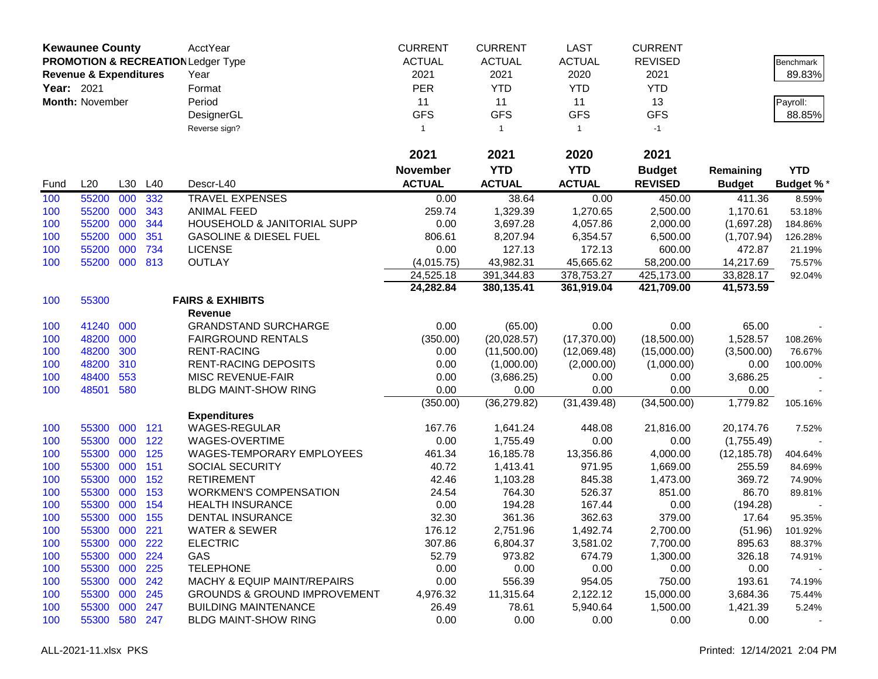**Kewaunee County**
**PROMOTION & RECREATION**
**Revenue & Expenditures**
**Year:** 2021
**Month:** November

| | CURRENT | CURRENT | LAST | CURRENT | | |
|---|---|---|---|---|---|---|
| AcctYear | ACTUAL | ACTUAL | ACTUAL | REVISED | | Benchmark |
| Ledger Type | 2021 | 2021 | 2020 | 2021 | | 89.83% |
| Year | PER | YTD | YTD | YTD | | |
| Format | 11 | 11 | 11 | 13 | | Payroll: |
| Period | GFS | GFS | GFS | GFS | | 88.85% |
| DesignerGL | 1 | 1 | 1 | -1 | | |
| Reverse sign? | | | | | | |

| Fund | L20 | L30 | L40 | Descr-L40 | 2021 November ACTUAL | 2021 YTD ACTUAL | 2020 YTD ACTUAL | 2021 Budget REVISED | Remaining Budget | YTD Budget % * |
|---|---|---|---|---|---|---|---|---|---|---|
| 100 | 55200 | 000 | 332 | TRAVEL EXPENSES | 0.00 | 38.64 | 0.00 | 450.00 | 411.36 | 8.59% |
| 100 | 55200 | 000 | 343 | ANIMAL FEED | 259.74 | 1,329.39 | 1,270.65 | 2,500.00 | 1,170.61 | 53.18% |
| 100 | 55200 | 000 | 344 | HOUSEHOLD & JANITORIAL SUPP | 0.00 | 3,697.28 | 4,057.86 | 2,000.00 | (1,697.28) | 184.86% |
| 100 | 55200 | 000 | 351 | GASOLINE & DIESEL FUEL | 806.61 | 8,207.94 | 6,354.57 | 6,500.00 | (1,707.94) | 126.28% |
| 100 | 55200 | 000 | 734 | LICENSE | 0.00 | 127.13 | 172.13 | 600.00 | 472.87 | 21.19% |
| 100 | 55200 | 000 | 813 | OUTLAY | (4,015.75) | 43,982.31 | 45,665.62 | 58,200.00 | 14,217.69 | 75.57% |
| | | | | | 24,525.18 | 391,344.83 | 378,753.27 | 425,173.00 | 33,828.17 | 92.04% |
| | | | | | **24,282.84** | **380,135.41** | **361,919.04** | **421,709.00** | **41,573.59** | |
| 100 | 55300 | | | **FAIRS & EXHIBITS** | | | | | | |
| | | | | **Revenue** | | | | | | |
| 100 | 41240 | 000 | | GRANDSTAND SURCHARGE | 0.00 | (65.00) | 0.00 | 0.00 | 65.00 | - |
| 100 | 48200 | 000 | | FAIRGROUND RENTALS | (350.00) | (20,028.57) | (17,370.00) | (18,500.00) | 1,528.57 | 108.26% |
| 100 | 48200 | 300 | | RENT-RACING | 0.00 | (11,500.00) | (12,069.48) | (15,000.00) | (3,500.00) | 76.67% |
| 100 | 48200 | 310 | | RENT-RACING DEPOSITS | 0.00 | (1,000.00) | (2,000.00) | (1,000.00) | 0.00 | 100.00% |
| 100 | 48400 | 553 | | MISC REVENUE-FAIR | 0.00 | (3,686.25) | 0.00 | 0.00 | 3,686.25 | - |
| 100 | 48501 | 580 | | BLDG MAINT-SHOW RING | 0.00 | 0.00 | 0.00 | 0.00 | 0.00 | - |
| | | | | | (350.00) | (36,279.82) | (31,439.48) | (34,500.00) | 1,779.82 | 105.16% |
| | | | | **Expenditures** | | | | | | |
| 100 | 55300 | 000 | 121 | WAGES-REGULAR | 167.76 | 1,641.24 | 448.08 | 21,816.00 | 20,174.76 | 7.52% |
| 100 | 55300 | 000 | 122 | WAGES-OVERTIME | 0.00 | 1,755.49 | 0.00 | 0.00 | (1,755.49) | - |
| 100 | 55300 | 000 | 125 | WAGES-TEMPORARY EMPLOYEES | 461.34 | 16,185.78 | 13,356.86 | 4,000.00 | (12,185.78) | 404.64% |
| 100 | 55300 | 000 | 151 | SOCIAL SECURITY | 40.72 | 1,413.41 | 971.95 | 1,669.00 | 255.59 | 84.69% |
| 100 | 55300 | 000 | 152 | RETIREMENT | 42.46 | 1,103.28 | 845.38 | 1,473.00 | 369.72 | 74.90% |
| 100 | 55300 | 000 | 153 | WORKMEN'S COMPENSATION | 24.54 | 764.30 | 526.37 | 851.00 | 86.70 | 89.81% |
| 100 | 55300 | 000 | 154 | HEALTH INSURANCE | 0.00 | 194.28 | 167.44 | 0.00 | (194.28) | - |
| 100 | 55300 | 000 | 155 | DENTAL INSURANCE | 32.30 | 361.36 | 362.63 | 379.00 | 17.64 | 95.35% |
| 100 | 55300 | 000 | 221 | WATER & SEWER | 176.12 | 2,751.96 | 1,492.74 | 2,700.00 | (51.96) | 101.92% |
| 100 | 55300 | 000 | 222 | ELECTRIC | 307.86 | 6,804.37 | 3,581.02 | 7,700.00 | 895.63 | 88.37% |
| 100 | 55300 | 000 | 224 | GAS | 52.79 | 973.82 | 674.79 | 1,300.00 | 326.18 | 74.91% |
| 100 | 55300 | 000 | 225 | TELEPHONE | 0.00 | 0.00 | 0.00 | 0.00 | 0.00 | - |
| 100 | 55300 | 000 | 242 | MACHY & EQUIP MAINT/REPAIRS | 0.00 | 556.39 | 954.05 | 750.00 | 193.61 | 74.19% |
| 100 | 55300 | 000 | 245 | GROUNDS & GROUND IMPROVEMENT | 4,976.32 | 11,315.64 | 2,122.12 | 15,000.00 | 3,684.36 | 75.44% |
| 100 | 55300 | 000 | 247 | BUILDING MAINTENANCE | 26.49 | 78.61 | 5,940.64 | 1,500.00 | 1,421.39 | 5.24% |
| 100 | 55300 | 580 | 247 | BLDG MAINT-SHOW RING | 0.00 | 0.00 | 0.00 | 0.00 | 0.00 | - |

ALL-2021-11.xlsx PKS    Printed: 12/14/2021 2:04 PM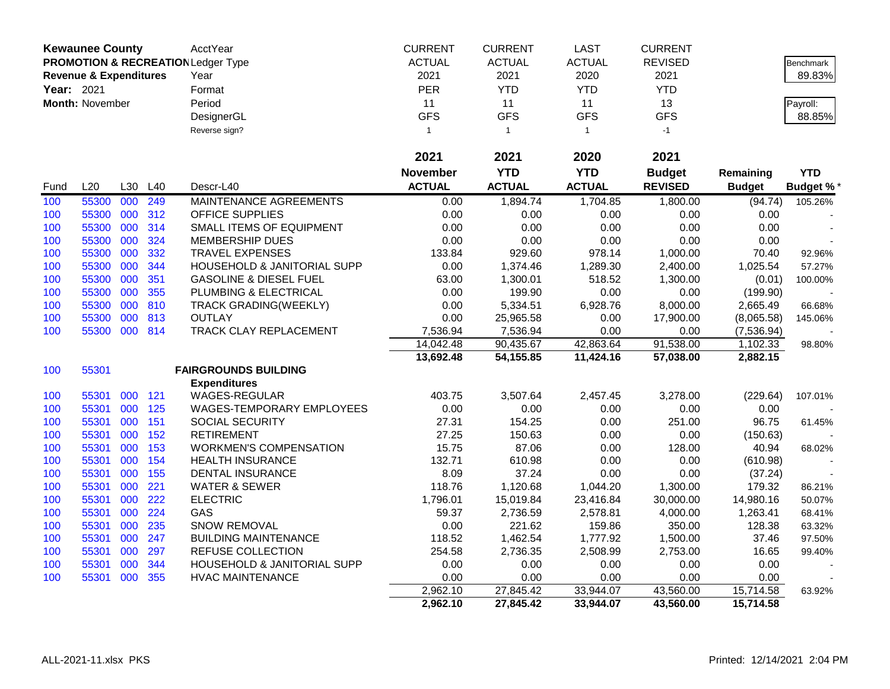**Kewaunee County**
**PROMOTION & RECREATION**
**Revenue & Expenditures**
**Year:** 2021
**Month:** November

| AcctYear | CURRENT | CURRENT | LAST | CURRENT |
|---|---|---|---|---|
| Ledger Type | ACTUAL | ACTUAL | ACTUAL | REVISED |
| Year | 2021 | 2021 | 2020 | 2021 |
| Format | PER | YTD | YTD | YTD |
| Period | 11 | 11 | 11 | 13 |
| DesignerGL | GFS | GFS | GFS | GFS |
| Reverse sign? | 1 | 1 | 1 | -1 |

Benchmark: 89.83%
Payroll: 88.85%

| Fund | L20 | L30 | L40 | Descr-L40 | 2021 November ACTUAL | 2021 YTD ACTUAL | 2020 YTD ACTUAL | 2021 Budget REVISED | Remaining Budget | YTD Budget % * |
|---|---|---|---|---|---|---|---|---|---|---|
| 100 | 55300 | 000 | 249 | MAINTENANCE AGREEMENTS | 0.00 | 1,894.74 | 1,704.85 | 1,800.00 | (94.74) | 105.26% |
| 100 | 55300 | 000 | 312 | OFFICE SUPPLIES | 0.00 | 0.00 | 0.00 | 0.00 | 0.00 | - |
| 100 | 55300 | 000 | 314 | SMALL ITEMS OF EQUIPMENT | 0.00 | 0.00 | 0.00 | 0.00 | 0.00 | - |
| 100 | 55300 | 000 | 324 | MEMBERSHIP DUES | 0.00 | 0.00 | 0.00 | 0.00 | 0.00 | - |
| 100 | 55300 | 000 | 332 | TRAVEL EXPENSES | 133.84 | 929.60 | 978.14 | 1,000.00 | 70.40 | 92.96% |
| 100 | 55300 | 000 | 344 | HOUSEHOLD & JANITORIAL SUPP | 0.00 | 1,374.46 | 1,289.30 | 2,400.00 | 1,025.54 | 57.27% |
| 100 | 55300 | 000 | 351 | GASOLINE & DIESEL FUEL | 63.00 | 1,300.01 | 518.52 | 1,300.00 | (0.01) | 100.00% |
| 100 | 55300 | 000 | 355 | PLUMBING & ELECTRICAL | 0.00 | 199.90 | 0.00 | 0.00 | (199.90) | - |
| 100 | 55300 | 000 | 810 | TRACK GRADING(WEEKLY) | 0.00 | 5,334.51 | 6,928.76 | 8,000.00 | 2,665.49 | 66.68% |
| 100 | 55300 | 000 | 813 | OUTLAY | 0.00 | 25,965.58 | 0.00 | 17,900.00 | (8,065.58) | 145.06% |
| 100 | 55300 | 000 | 814 | TRACK CLAY REPLACEMENT | 7,536.94 | 7,536.94 | 0.00 | 0.00 | (7,536.94) | - |
| | | | | | 14,042.48 | 90,435.67 | 42,863.64 | 91,538.00 | 1,102.33 | 98.80% |
| | | | | | **13,692.48** | **54,155.85** | **11,424.16** | **57,038.00** | **2,882.15** | |
| 100 | 55301 | | | **FAIRGROUNDS BUILDING** | | | | | | |
| | | | | **Expenditures** | | | | | | |
| 100 | 55301 | 000 | 121 | WAGES-REGULAR | 403.75 | 3,507.64 | 2,457.45 | 3,278.00 | (229.64) | 107.01% |
| 100 | 55301 | 000 | 125 | WAGES-TEMPORARY EMPLOYEES | 0.00 | 0.00 | 0.00 | 0.00 | 0.00 | - |
| 100 | 55301 | 000 | 151 | SOCIAL SECURITY | 27.31 | 154.25 | 0.00 | 251.00 | 96.75 | 61.45% |
| 100 | 55301 | 000 | 152 | RETIREMENT | 27.25 | 150.63 | 0.00 | 0.00 | (150.63) | - |
| 100 | 55301 | 000 | 153 | WORKMEN'S COMPENSATION | 15.75 | 87.06 | 0.00 | 128.00 | 40.94 | 68.02% |
| 100 | 55301 | 000 | 154 | HEALTH INSURANCE | 132.71 | 610.98 | 0.00 | 0.00 | (610.98) | - |
| 100 | 55301 | 000 | 155 | DENTAL INSURANCE | 8.09 | 37.24 | 0.00 | 0.00 | (37.24) | - |
| 100 | 55301 | 000 | 221 | WATER & SEWER | 118.76 | 1,120.68 | 1,044.20 | 1,300.00 | 179.32 | 86.21% |
| 100 | 55301 | 000 | 222 | ELECTRIC | 1,796.01 | 15,019.84 | 23,416.84 | 30,000.00 | 14,980.16 | 50.07% |
| 100 | 55301 | 000 | 224 | GAS | 59.37 | 2,736.59 | 2,578.81 | 4,000.00 | 1,263.41 | 68.41% |
| 100 | 55301 | 000 | 235 | SNOW REMOVAL | 0.00 | 221.62 | 159.86 | 350.00 | 128.38 | 63.32% |
| 100 | 55301 | 000 | 247 | BUILDING MAINTENANCE | 118.52 | 1,462.54 | 1,777.92 | 1,500.00 | 37.46 | 97.50% |
| 100 | 55301 | 000 | 297 | REFUSE COLLECTION | 254.58 | 2,736.35 | 2,508.99 | 2,753.00 | 16.65 | 99.40% |
| 100 | 55301 | 000 | 344 | HOUSEHOLD & JANITORIAL SUPP | 0.00 | 0.00 | 0.00 | 0.00 | 0.00 | - |
| 100 | 55301 | 000 | 355 | HVAC MAINTENANCE | 0.00 | 0.00 | 0.00 | 0.00 | 0.00 | - |
| | | | | | 2,962.10 | 27,845.42 | 33,944.07 | 43,560.00 | 15,714.58 | 63.92% |
| | | | | | **2,962.10** | **27,845.42** | **33,944.07** | **43,560.00** | **15,714.58** | |

ALL-2021-11.xlsx PKS

Printed: 12/14/2021 2:04 PM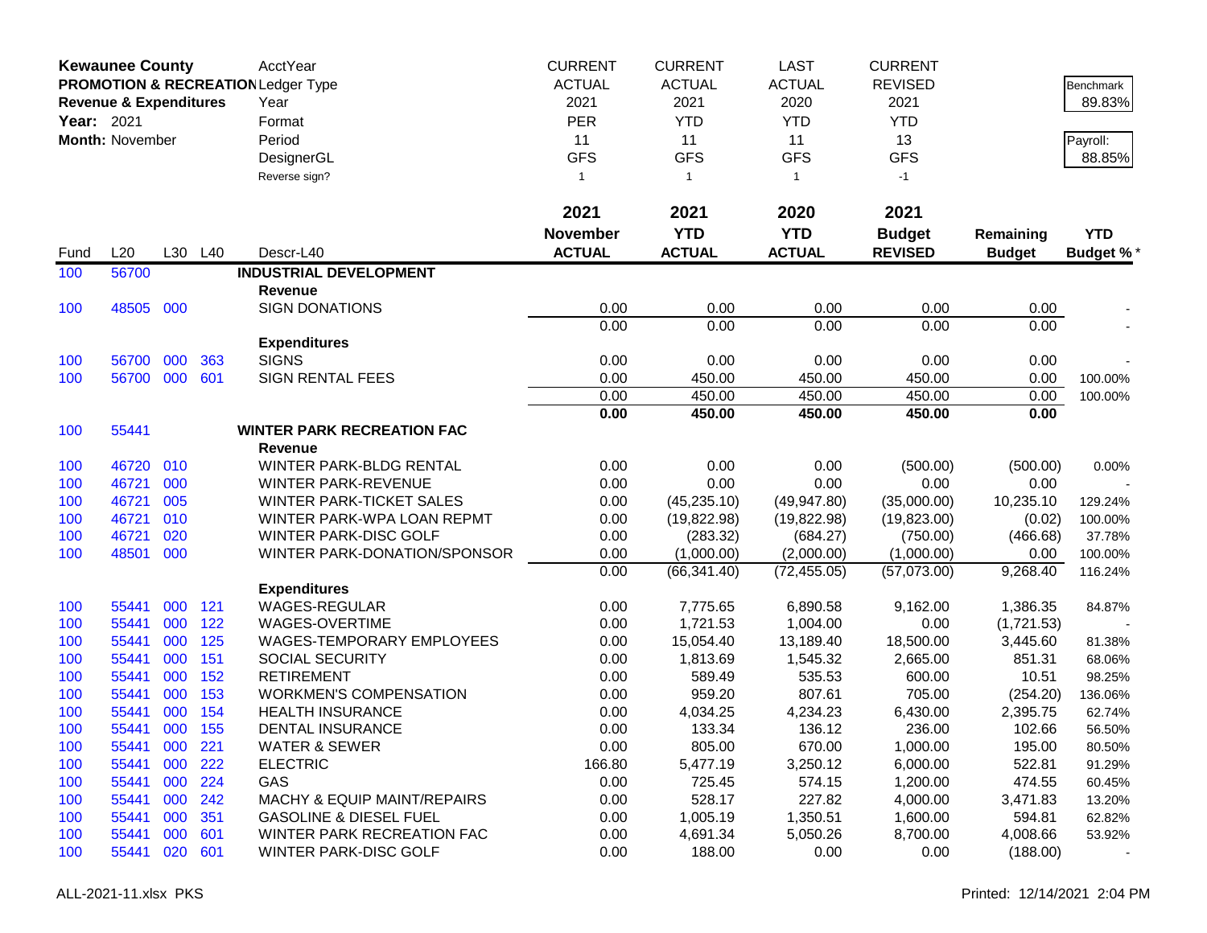| **Kewaunee County** | | | | AcctYear | CURRENT | CURRENT | LAST | CURRENT | | |
|---|---|---|---|---|---|---|---|---|---|---|
| **PROMOTION & RECREATION** | | | | Ledger Type | ACTUAL | ACTUAL | ACTUAL | REVISED | | Benchmark |
| **Revenue & Expenditures** | | | | Year | 2021 | 2021 | 2020 | 2021 | | 89.83% |
| **Year:** 2021 | | | | Format | PER | YTD | YTD | YTD | | |
| **Month:** November | | | | Period | 11 | 11 | 11 | 13 | | Payroll: |
| | | | | DesignerGL | GFS | GFS | GFS | GFS | | 88.85% |
| | | | | Reverse sign? | 1 | 1 | 1 | -1 | | |
| | | | | | **2021** | **2021** | **2020** | **2021** | | |
| | | | | | **November** | **YTD** | **YTD** | **Budget** | **Remaining** | **YTD** |
| Fund | L20 | L30 | L40 | Descr-L40 | **ACTUAL** | **ACTUAL** | **ACTUAL** | **REVISED** | **Budget** | **Budget %*** |
| 100 | 56700 | | | **INDUSTRIAL DEVELOPMENT** | | | | | | |
| | | | | **Revenue** | | | | | | |
| 100 | 48505 | 000 | | SIGN DONATIONS | 0.00 | 0.00 | 0.00 | 0.00 | 0.00 | - |
| | | | | | 0.00 | 0.00 | 0.00 | 0.00 | 0.00 | - |
| | | | | **Expenditures** | | | | | | |
| 100 | 56700 | 000 | 363 | SIGNS | 0.00 | 0.00 | 0.00 | 0.00 | 0.00 | - |
| 100 | 56700 | 000 | 601 | SIGN RENTAL FEES | 0.00 | 450.00 | 450.00 | 450.00 | 0.00 | 100.00% |
| | | | | | 0.00 | 450.00 | 450.00 | 450.00 | 0.00 | 100.00% |
| | | | | | **0.00** | **450.00** | **450.00** | **450.00** | **0.00** | |
| 100 | 55441 | | | **WINTER PARK RECREATION FAC** | | | | | | |
| | | | | **Revenue** | | | | | | |
| 100 | 46720 | 010 | | WINTER PARK-BLDG RENTAL | 0.00 | 0.00 | 0.00 | (500.00) | (500.00) | 0.00% |
| 100 | 46721 | 000 | | WINTER PARK-REVENUE | 0.00 | 0.00 | 0.00 | 0.00 | 0.00 | - |
| 100 | 46721 | 005 | | WINTER PARK-TICKET SALES | 0.00 | (45,235.10) | (49,947.80) | (35,000.00) | 10,235.10 | 129.24% |
| 100 | 46721 | 010 | | WINTER PARK-WPA LOAN REPMT | 0.00 | (19,822.98) | (19,822.98) | (19,823.00) | (0.02) | 100.00% |
| 100 | 46721 | 020 | | WINTER PARK-DISC GOLF | 0.00 | (283.32) | (684.27) | (750.00) | (466.68) | 37.78% |
| 100 | 48501 | 000 | | WINTER PARK-DONATION/SPONSOR | 0.00 | (1,000.00) | (2,000.00) | (1,000.00) | 0.00 | 100.00% |
| | | | | | 0.00 | (66,341.40) | (72,455.05) | (57,073.00) | 9,268.40 | 116.24% |
| | | | | **Expenditures** | | | | | | |
| 100 | 55441 | 000 | 121 | WAGES-REGULAR | 0.00 | 7,775.65 | 6,890.58 | 9,162.00 | 1,386.35 | 84.87% |
| 100 | 55441 | 000 | 122 | WAGES-OVERTIME | 0.00 | 1,721.53 | 1,004.00 | 0.00 | (1,721.53) | - |
| 100 | 55441 | 000 | 125 | WAGES-TEMPORARY EMPLOYEES | 0.00 | 15,054.40 | 13,189.40 | 18,500.00 | 3,445.60 | 81.38% |
| 100 | 55441 | 000 | 151 | SOCIAL SECURITY | 0.00 | 1,813.69 | 1,545.32 | 2,665.00 | 851.31 | 68.06% |
| 100 | 55441 | 000 | 152 | RETIREMENT | 0.00 | 589.49 | 535.53 | 600.00 | 10.51 | 98.25% |
| 100 | 55441 | 000 | 153 | WORKMEN'S COMPENSATION | 0.00 | 959.20 | 807.61 | 705.00 | (254.20) | 136.06% |
| 100 | 55441 | 000 | 154 | HEALTH INSURANCE | 0.00 | 4,034.25 | 4,234.23 | 6,430.00 | 2,395.75 | 62.74% |
| 100 | 55441 | 000 | 155 | DENTAL INSURANCE | 0.00 | 133.34 | 136.12 | 236.00 | 102.66 | 56.50% |
| 100 | 55441 | 000 | 221 | WATER & SEWER | 0.00 | 805.00 | 670.00 | 1,000.00 | 195.00 | 80.50% |
| 100 | 55441 | 000 | 222 | ELECTRIC | 166.80 | 5,477.19 | 3,250.12 | 6,000.00 | 522.81 | 91.29% |
| 100 | 55441 | 000 | 224 | GAS | 0.00 | 725.45 | 574.15 | 1,200.00 | 474.55 | 60.45% |
| 100 | 55441 | 000 | 242 | MACHY & EQUIP MAINT/REPAIRS | 0.00 | 528.17 | 227.82 | 4,000.00 | 3,471.83 | 13.20% |
| 100 | 55441 | 000 | 351 | GASOLINE & DIESEL FUEL | 0.00 | 1,005.19 | 1,350.51 | 1,600.00 | 594.81 | 62.82% |
| 100 | 55441 | 000 | 601 | WINTER PARK RECREATION FAC | 0.00 | 4,691.34 | 5,050.26 | 8,700.00 | 4,008.66 | 53.92% |
| 100 | 55441 | 020 | 601 | WINTER PARK-DISC GOLF | 0.00 | 188.00 | 0.00 | 0.00 | (188.00) | - |

ALL-2021-11.xlsx PKS

Printed: 12/14/2021 2:04 PM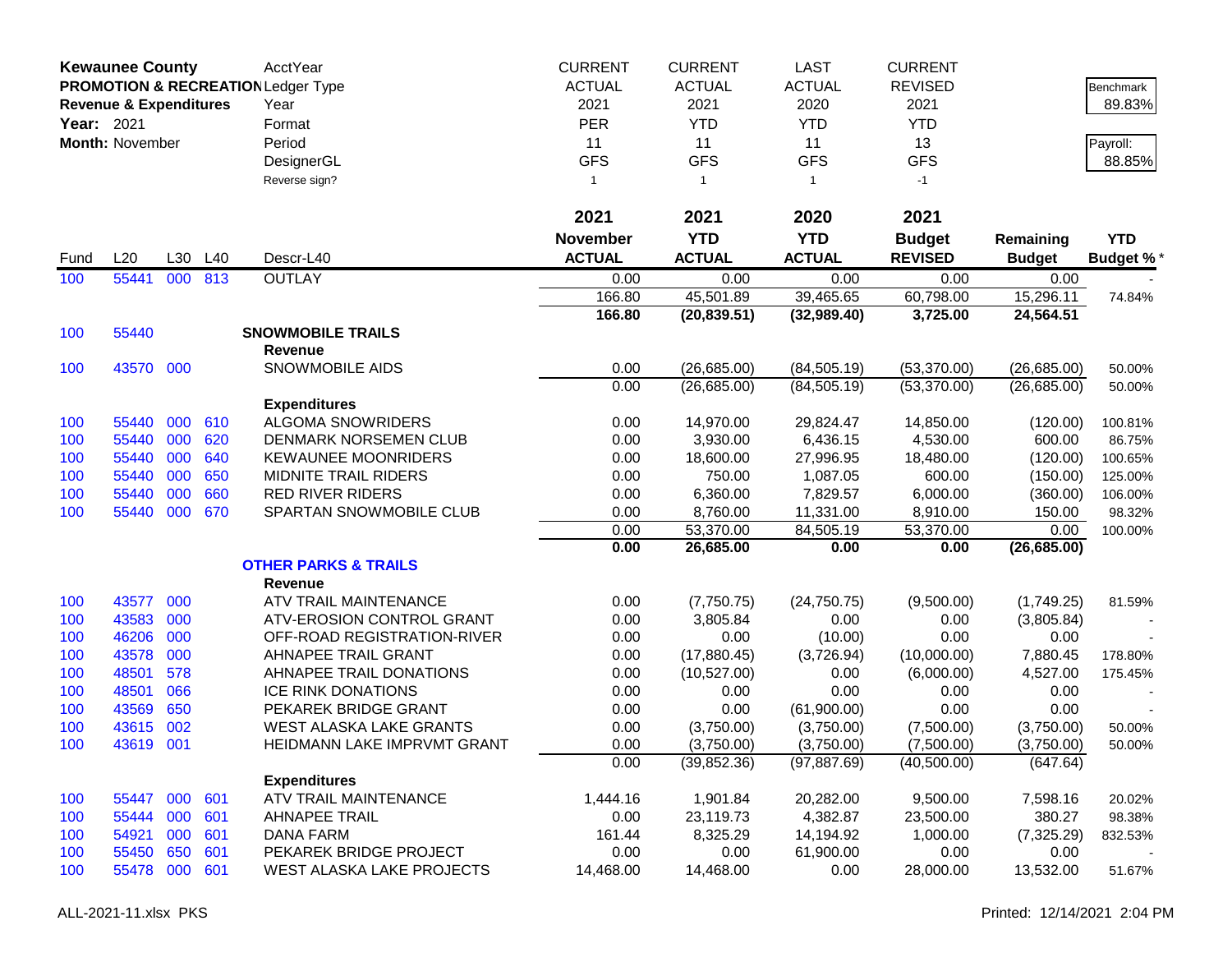**Kewaunee County**
**PROMOTION & RECREATION**
**Revenue & Expenditures**
**Year:** 2021
**Month:** November

| | | | | | CURRENT | CURRENT | LAST | CURRENT | | |
|---|---|---|---|---|---|---|---|---|---|---|
| | | | | AcctYear | ACTUAL | ACTUAL | ACTUAL | REVISED | | Benchmark |
| | | | | Ledger Type | 2021 | 2021 | 2020 | 2021 | | 89.83% |
| | | | | Year | PER | YTD | YTD | YTD | | |
| | | | | Format | 11 | 11 | 11 | 13 | | Payroll: |
| | | | | Period | GFS | GFS | GFS | GFS | | 88.85% |
| | | | | DesignerGL | 1 | 1 | 1 | -1 | | |
| | | | | Reverse sign? | | | | | | |

| Fund | L20 | L30 | L40 | Descr-L40 | 2021 November ACTUAL | 2021 YTD ACTUAL | 2020 YTD ACTUAL | 2021 Budget REVISED | Remaining Budget | YTD Budget % * |
|---|---|---|---|---|---|---|---|---|---|---|
| 100 | 55441 | 000 | 813 | OUTLAY | 0.00 | 0.00 | 0.00 | 0.00 | 0.00 | - |
| | | | | | 166.80 | 45,501.89 | 39,465.65 | 60,798.00 | 15,296.11 | 74.84% |
| | | | | | **166.80** | **(20,839.51)** | **(32,989.40)** | **3,725.00** | **24,564.51** | |
| 100 | 55440 | | | **SNOWMOBILE TRAILS** | | | | | | |
| | | | | **Revenue** | | | | | | |
| 100 | 43570 | 000 | | SNOWMOBILE AIDS | 0.00 | (26,685.00) | (84,505.19) | (53,370.00) | (26,685.00) | 50.00% |
| | | | | | 0.00 | (26,685.00) | (84,505.19) | (53,370.00) | (26,685.00) | 50.00% |
| | | | | **Expenditures** | | | | | | |
| 100 | 55440 | 000 | 610 | ALGOMA SNOWRIDERS | 0.00 | 14,970.00 | 29,824.47 | 14,850.00 | (120.00) | 100.81% |
| 100 | 55440 | 000 | 620 | DENMARK NORSEMEN CLUB | 0.00 | 3,930.00 | 6,436.15 | 4,530.00 | 600.00 | 86.75% |
| 100 | 55440 | 000 | 640 | KEWAUNEE MOONRIDERS | 0.00 | 18,600.00 | 27,996.95 | 18,480.00 | (120.00) | 100.65% |
| 100 | 55440 | 000 | 650 | MIDNITE TRAIL RIDERS | 0.00 | 750.00 | 1,087.05 | 600.00 | (150.00) | 125.00% |
| 100 | 55440 | 000 | 660 | RED RIVER RIDERS | 0.00 | 6,360.00 | 7,829.57 | 6,000.00 | (360.00) | 106.00% |
| 100 | 55440 | 000 | 670 | SPARTAN SNOWMOBILE CLUB | 0.00 | 8,760.00 | 11,331.00 | 8,910.00 | 150.00 | 98.32% |
| | | | | | 0.00 | 53,370.00 | 84,505.19 | 53,370.00 | 0.00 | 100.00% |
| | | | | | **0.00** | **26,685.00** | **0.00** | **0.00** | **(26,685.00)** | |
| | | | | **OTHER PARKS & TRAILS** | | | | | | |
| | | | | **Revenue** | | | | | | |
| 100 | 43577 | 000 | | ATV TRAIL MAINTENANCE | 0.00 | (7,750.75) | (24,750.75) | (9,500.00) | (1,749.25) | 81.59% |
| 100 | 43583 | 000 | | ATV-EROSION CONTROL GRANT | 0.00 | 3,805.84 | 0.00 | 0.00 | (3,805.84) | - |
| 100 | 46206 | 000 | | OFF-ROAD REGISTRATION-RIVER | 0.00 | 0.00 | (10.00) | 0.00 | 0.00 | - |
| 100 | 43578 | 000 | | AHNAPEE TRAIL GRANT | 0.00 | (17,880.45) | (3,726.94) | (10,000.00) | 7,880.45 | 178.80% |
| 100 | 48501 | 578 | | AHNAPEE TRAIL DONATIONS | 0.00 | (10,527.00) | 0.00 | (6,000.00) | 4,527.00 | 175.45% |
| 100 | 48501 | 066 | | ICE RINK DONATIONS | 0.00 | 0.00 | 0.00 | 0.00 | 0.00 | - |
| 100 | 43569 | 650 | | PEKAREK BRIDGE GRANT | 0.00 | 0.00 | (61,900.00) | 0.00 | 0.00 | - |
| 100 | 43615 | 002 | | WEST ALASKA LAKE GRANTS | 0.00 | (3,750.00) | (3,750.00) | (7,500.00) | (3,750.00) | 50.00% |
| 100 | 43619 | 001 | | HEIDMANN LAKE IMPRVMT GRANT | 0.00 | (3,750.00) | (3,750.00) | (7,500.00) | (3,750.00) | 50.00% |
| | | | | | 0.00 | (39,852.36) | (97,887.69) | (40,500.00) | (647.64) | |
| | | | | **Expenditures** | | | | | | |
| 100 | 55447 | 000 | 601 | ATV TRAIL MAINTENANCE | 1,444.16 | 1,901.84 | 20,282.00 | 9,500.00 | 7,598.16 | 20.02% |
| 100 | 55444 | 000 | 601 | AHNAPEE TRAIL | 0.00 | 23,119.73 | 4,382.87 | 23,500.00 | 380.27 | 98.38% |
| 100 | 54921 | 000 | 601 | DANA FARM | 161.44 | 8,325.29 | 14,194.92 | 1,000.00 | (7,325.29) | 832.53% |
| 100 | 55450 | 650 | 601 | PEKAREK BRIDGE PROJECT | 0.00 | 0.00 | 61,900.00 | 0.00 | 0.00 | - |
| 100 | 55478 | 000 | 601 | WEST ALASKA LAKE PROJECTS | 14,468.00 | 14,468.00 | 0.00 | 28,000.00 | 13,532.00 | 51.67% |

ALL-2021-11.xlsx PKS — Printed: 12/14/2021 2:04 PM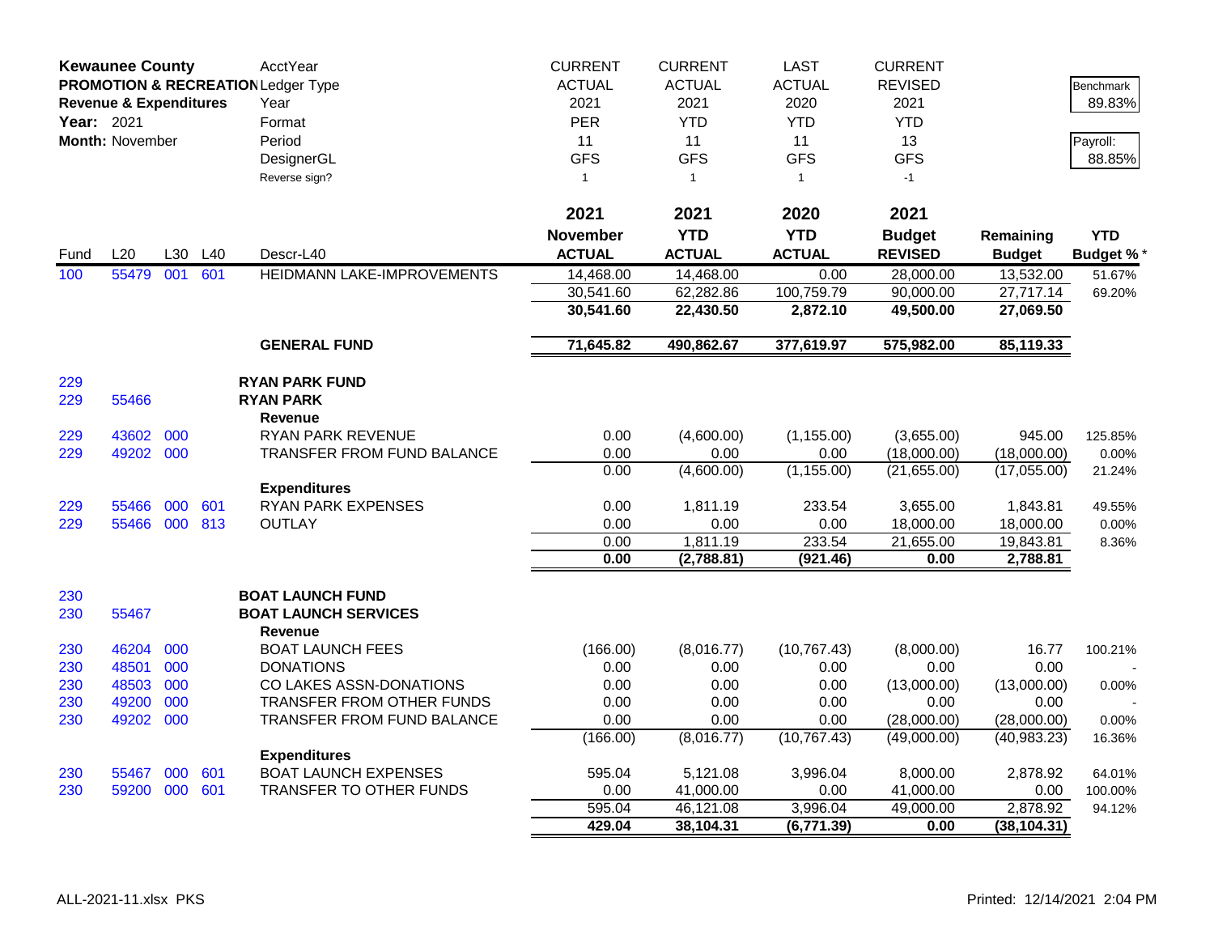| **Kewaunee County** | | | | AcctYear | CURRENT | CURRENT | LAST | CURRENT | | |
|---|---|---|---|---|---|---|---|---|---|---|
| **PROMOTION & RECREATION** | | | | Ledger Type | ACTUAL | ACTUAL | ACTUAL | REVISED | | Benchmark |
| **Revenue & Expenditures** | | | | Year | 2021 | 2021 | 2020 | 2021 | | 89.83% |
| **Year:** 2021 | | | | Format | PER | YTD | YTD | YTD | | |
| **Month:** November | | | | Period | 11 | 11 | 11 | 13 | | Payroll: |
| | | | | DesignerGL | GFS | GFS | GFS | GFS | | 88.85% |
| | | | | Reverse sign? | 1 | 1 | 1 | -1 | | |

| Fund | L20 | L30 | L40 | Descr-L40 | 2021 November ACTUAL | 2021 YTD ACTUAL | 2020 YTD ACTUAL | 2021 Budget REVISED | Remaining Budget | YTD Budget % * |
|---|---|---|---|---|---|---|---|---|---|---|
| 100 | 55479 | 001 | 601 | HEIDMANN LAKE-IMPROVEMENTS | 14,468.00 | 14,468.00 | 0.00 | 28,000.00 | 13,532.00 | 51.67% |
| | | | | | 30,541.60 | 62,282.86 | 100,759.79 | 90,000.00 | 27,717.14 | 69.20% |
| | | | | | **30,541.60** | **22,430.50** | **2,872.10** | **49,500.00** | **27,069.50** | |
| | | | | **GENERAL FUND** | **71,645.82** | **490,862.67** | **377,619.97** | **575,982.00** | **85,119.33** | |
| 229 | | | | **RYAN PARK FUND** | | | | | | |
| 229 | 55466 | | | **RYAN PARK** | | | | | | |
| | | | | **Revenue** | | | | | | |
| 229 | 43602 | 000 | | RYAN PARK REVENUE | 0.00 | (4,600.00) | (1,155.00) | (3,655.00) | 945.00 | 125.85% |
| 229 | 49202 | 000 | | TRANSFER FROM FUND BALANCE | 0.00 | 0.00 | 0.00 | (18,000.00) | (18,000.00) | 0.00% |
| | | | | | 0.00 | (4,600.00) | (1,155.00) | (21,655.00) | (17,055.00) | 21.24% |
| | | | | **Expenditures** | | | | | | |
| 229 | 55466 | 000 | 601 | RYAN PARK EXPENSES | 0.00 | 1,811.19 | 233.54 | 3,655.00 | 1,843.81 | 49.55% |
| 229 | 55466 | 000 | 813 | OUTLAY | 0.00 | 0.00 | 0.00 | 18,000.00 | 18,000.00 | 0.00% |
| | | | | | 0.00 | 1,811.19 | 233.54 | 21,655.00 | 19,843.81 | 8.36% |
| | | | | | **0.00** | **(2,788.81)** | **(921.46)** | **0.00** | **2,788.81** | |
| 230 | | | | **BOAT LAUNCH FUND** | | | | | | |
| 230 | 55467 | | | **BOAT LAUNCH SERVICES** | | | | | | |
| | | | | **Revenue** | | | | | | |
| 230 | 46204 | 000 | | BOAT LAUNCH FEES | (166.00) | (8,016.77) | (10,767.43) | (8,000.00) | 16.77 | 100.21% |
| 230 | 48501 | 000 | | DONATIONS | 0.00 | 0.00 | 0.00 | 0.00 | 0.00 | - |
| 230 | 48503 | 000 | | CO LAKES ASSN-DONATIONS | 0.00 | 0.00 | 0.00 | (13,000.00) | (13,000.00) | 0.00% |
| 230 | 49200 | 000 | | TRANSFER FROM OTHER FUNDS | 0.00 | 0.00 | 0.00 | 0.00 | 0.00 | - |
| 230 | 49202 | 000 | | TRANSFER FROM FUND BALANCE | 0.00 | 0.00 | 0.00 | (28,000.00) | (28,000.00) | 0.00% |
| | | | | | (166.00) | (8,016.77) | (10,767.43) | (49,000.00) | (40,983.23) | 16.36% |
| | | | | **Expenditures** | | | | | | |
| 230 | 55467 | 000 | 601 | BOAT LAUNCH EXPENSES | 595.04 | 5,121.08 | 3,996.04 | 8,000.00 | 2,878.92 | 64.01% |
| 230 | 59200 | 000 | 601 | TRANSFER TO OTHER FUNDS | 0.00 | 41,000.00 | 0.00 | 41,000.00 | 0.00 | 100.00% |
| | | | | | 595.04 | 46,121.08 | 3,996.04 | 49,000.00 | 2,878.92 | 94.12% |
| | | | | | **429.04** | **38,104.31** | **(6,771.39)** | **0.00** | **(38,104.31)** | |

ALL-2021-11.xlsx PKS

Printed: 12/14/2021 2:04 PM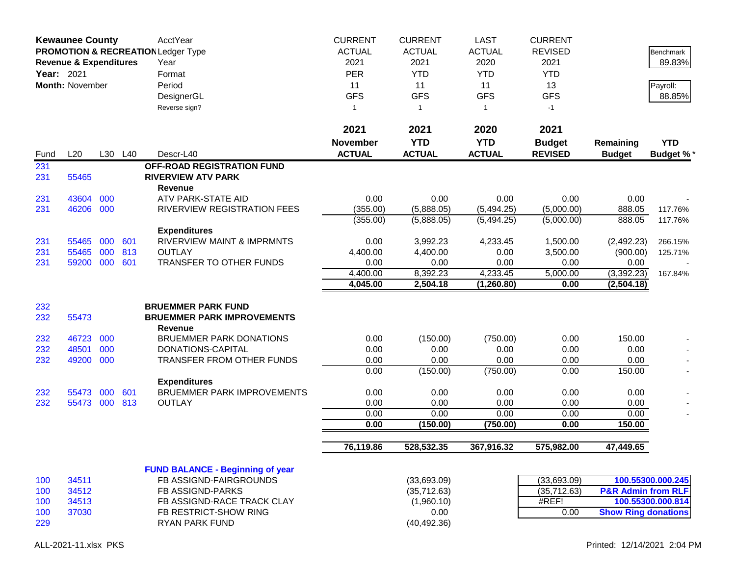**Kewaunee County**
**PROMOTION & RECREATION**
**Revenue & Expenditures**
**Year:** 2021
**Month:** November

| | | | | AcctYear | CURRENT | CURRENT | LAST | CURRENT | | |
|---|---|---|---|---|---|---|---|---|---|---|
| | | | | Ledger Type | ACTUAL | ACTUAL | ACTUAL | REVISED | | Benchmark |
| | | | | Year | 2021 | 2021 | 2020 | 2021 | | 89.83% |
| | | | | Format | PER | YTD | YTD | YTD | | |
| | | | | Period | 11 | 11 | 11 | 13 | | Payroll: |
| | | | | DesignerGL | GFS | GFS | GFS | GFS | | 88.85% |
| | | | | Reverse sign? | 1 | 1 | 1 | -1 | | |
| | | | | | **2021 November ACTUAL** | **2021 YTD ACTUAL** | **2020 YTD ACTUAL** | **2021 Budget REVISED** | **Remaining Budget** | **YTD Budget %*** |
| Fund | L20 | L30 | L40 | Descr-L40 | | | | | | |
| 231 | | | | **OFF-ROAD REGISTRATION FUND** | | | | | | |
| 231 | 55465 | | | **RIVERVIEW ATV PARK** | | | | | | |
| | | | | **Revenue** | | | | | | |
| 231 | 43604 | 000 | | ATV PARK-STATE AID | 0.00 | 0.00 | 0.00 | 0.00 | 0.00 | - |
| 231 | 46206 | 000 | | RIVERVIEW REGISTRATION FEES | (355.00) | (5,888.05) | (5,494.25) | (5,000.00) | 888.05 | 117.76% |
| | | | | | (355.00) | (5,888.05) | (5,494.25) | (5,000.00) | 888.05 | 117.76% |
| | | | | **Expenditures** | | | | | | |
| 231 | 55465 | 000 | 601 | RIVERVIEW MAINT & IMPRMNTS | 0.00 | 3,992.23 | 4,233.45 | 1,500.00 | (2,492.23) | 266.15% |
| 231 | 55465 | 000 | 813 | OUTLAY | 4,400.00 | 4,400.00 | 0.00 | 3,500.00 | (900.00) | 125.71% |
| 231 | 59200 | 000 | 601 | TRANSFER TO OTHER FUNDS | 0.00 | 0.00 | 0.00 | 0.00 | 0.00 | - |
| | | | | | 4,400.00 | 8,392.23 | 4,233.45 | 5,000.00 | (3,392.23) | 167.84% |
| | | | | | **4,045.00** | **2,504.18** | **(1,260.80)** | **0.00** | **(2,504.18)** | |
| 232 | | | | **BRUEMMER PARK FUND** | | | | | | |
| 232 | 55473 | | | **BRUEMMER PARK IMPROVEMENTS** | | | | | | |
| | | | | **Revenue** | | | | | | |
| 232 | 46723 | 000 | | BRUEMMER PARK DONATIONS | 0.00 | (150.00) | (750.00) | 0.00 | 150.00 | - |
| 232 | 48501 | 000 | | DONATIONS-CAPITAL | 0.00 | 0.00 | 0.00 | 0.00 | 0.00 | - |
| 232 | 49200 | 000 | | TRANSFER FROM OTHER FUNDS | 0.00 | 0.00 | 0.00 | 0.00 | 0.00 | - |
| | | | | | 0.00 | (150.00) | (750.00) | 0.00 | 150.00 | - |
| | | | | **Expenditures** | | | | | | |
| 232 | 55473 | 000 | 601 | BRUEMMER PARK IMPROVEMENTS | 0.00 | 0.00 | 0.00 | 0.00 | 0.00 | - |
| 232 | 55473 | 000 | 813 | OUTLAY | 0.00 | 0.00 | 0.00 | 0.00 | 0.00 | - |
| | | | | | 0.00 | 0.00 | 0.00 | 0.00 | 0.00 | - |
| | | | | | **0.00** | **(150.00)** | **(750.00)** | **0.00** | **150.00** | |
| | | | | | **76,119.86** | **528,532.35** | **367,916.32** | **575,982.00** | **47,449.65** | |
| | | | | **FUND BALANCE - Beginning of year** | | | | | | |
| 100 | 34511 | | | FB ASSIGND-FAIRGROUNDS | | (33,693.09) | | (33,693.09) | **100.55300.000.245** | |
| 100 | 34512 | | | FB ASSIGND-PARKS | | (35,712.63) | | (35,712.63) | **P&R Admin from RLF** | |
| 100 | 34513 | | | FB ASSIGND-RACE TRACK CLAY | | (1,960.10) | | #REF! | **100.55300.000.814** | |
| 100 | 37030 | | | FB RESTRICT-SHOW RING | | 0.00 | | 0.00 | **Show Ring donations** | |
| 229 | | | | RYAN PARK FUND | | (40,492.36) | | | | |

ALL-2021-11.xlsx PKS

Printed: 12/14/2021 2:04 PM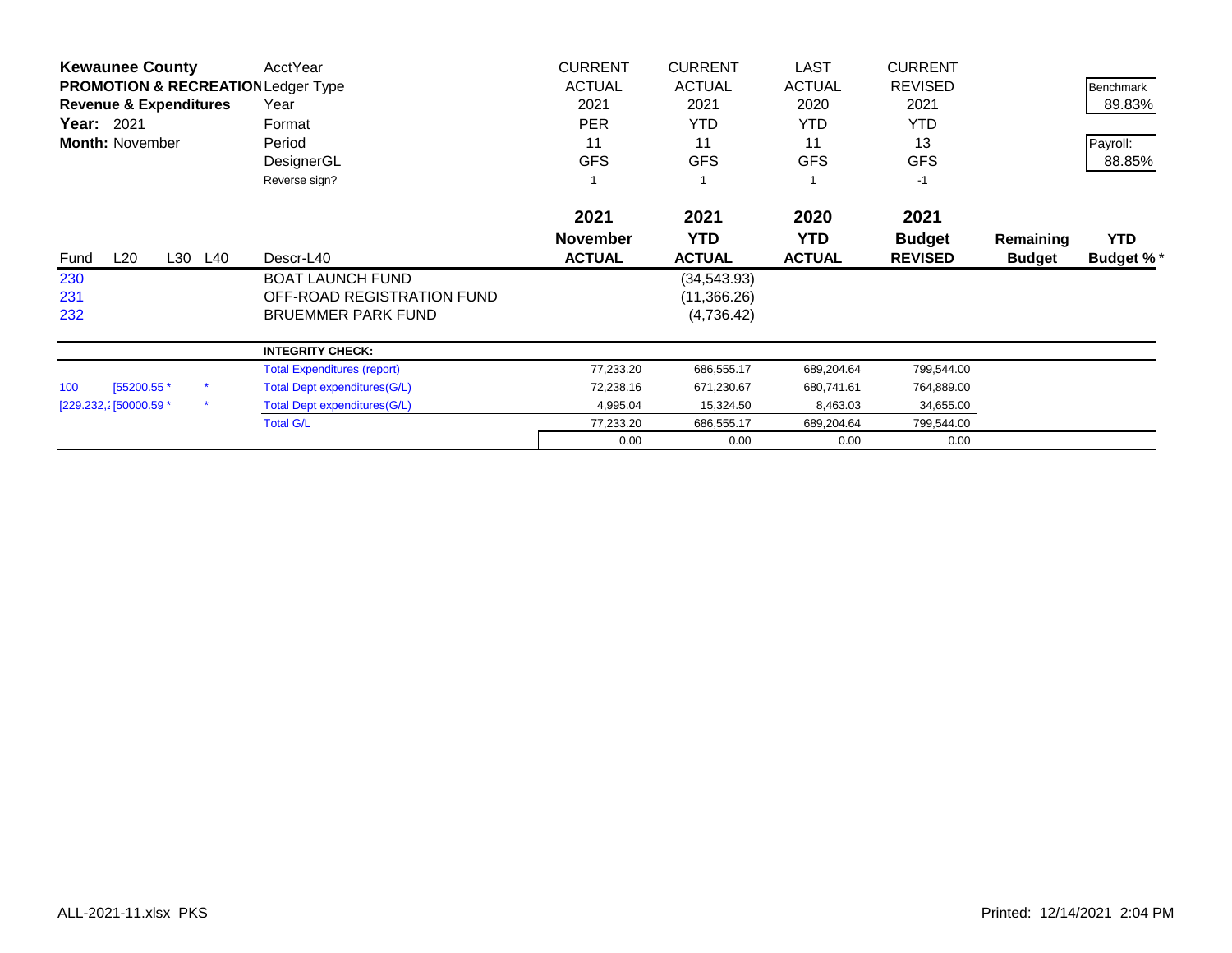**Kewaunee County**
**PROMOTION & RECREATION**
**Revenue & Expenditures**
**Year:** 2021
**Month:** November

| | | | | | CURRENT | CURRENT | LAST | CURRENT | | |
|---|---|---|---|---|---|---|---|---|---|---|
| | | | | AcctYear | ACTUAL | ACTUAL | ACTUAL | REVISED | | Benchmark |
| | | | | Ledger Type | 2021 | 2021 | 2020 | 2021 | | 89.83% |
| | | | | Year | PER | YTD | YTD | YTD | | |
| | | | | Format | 11 | 11 | 11 | 13 | | Payroll: |
| | | | | Period | GFS | GFS | GFS | GFS | | 88.85% |
| | | | | DesignerGL | 1 | 1 | 1 | -1 | | |
| | | | | Reverse sign? | | | | | | |
| | | | | | **2021** | **2021** | **2020** | **2021** | | |
| | | | | | **November** | **YTD** | **YTD** | **Budget** | **Remaining** | **YTD** |
| Fund | L20 | L30 | L40 | Descr-L40 | **ACTUAL** | **ACTUAL** | **ACTUAL** | **REVISED** | **Budget** | **Budget %*** |
| 230 | | | | BOAT LAUNCH FUND | | (34,543.93) | | | | |
| 231 | | | | OFF-ROAD REGISTRATION FUND | | (11,366.26) | | | | |
| 232 | | | | BRUEMMER PARK FUND | | (4,736.42) | | | | |

| | | | Descr | | | | |
|---|---|---|---|---|---|---|---|
| | | | **INTEGRITY CHECK:** | | | | |
| | | | Total Expenditures (report) | 77,233.20 | 686,555.17 | 689,204.64 | 799,544.00 |
| 100 | [55200.55 * | * | Total Dept expenditures(G/L) | 72,238.16 | 671,230.67 | 680,741.61 | 764,889.00 |
| [229.232,2 | [50000.59 * | * | Total Dept expenditures(G/L) | 4,995.04 | 15,324.50 | 8,463.03 | 34,655.00 |
| | | | Total G/L | 77,233.20 | 686,555.17 | 689,204.64 | 799,544.00 |
| | | | | 0.00 | 0.00 | 0.00 | 0.00 |

ALL-2021-11.xlsx PKS

Printed: 12/14/2021 2:04 PM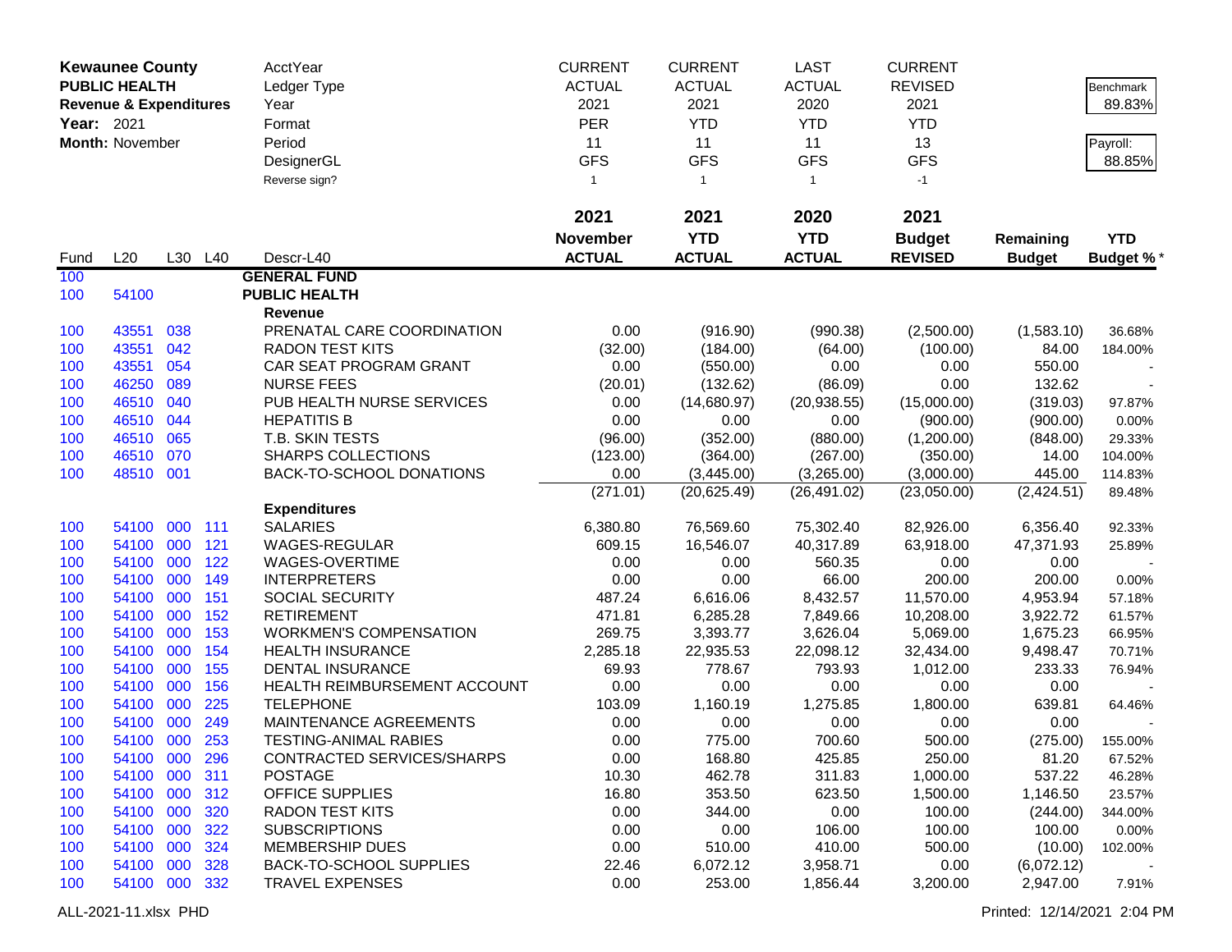**Kewaunee County**
**PUBLIC HEALTH**
**Revenue & Expenditures**
**Year:** 2021
**Month:** November

| | CURRENT | CURRENT | LAST | CURRENT | | |
|---|---|---|---|---|---|---|
| AcctYear | CURRENT | CURRENT | LAST | CURRENT | | |
| Ledger Type | ACTUAL | ACTUAL | ACTUAL | REVISED | | Benchmark |
| Year | 2021 | 2021 | 2020 | 2021 | | 89.83% |
| Format | PER | YTD | YTD | YTD | | |
| Period | 11 | 11 | 11 | 13 | | Payroll: |
| DesignerGL | GFS | GFS | GFS | GFS | | 88.85% |
| Reverse sign? | 1 | 1 | 1 | -1 | | |

| Fund | L20 | L30 | L40 | Descr-L40 | 2021 November ACTUAL | 2021 YTD ACTUAL | 2020 YTD ACTUAL | 2021 Budget REVISED | Remaining Budget | YTD Budget %* |
|---|---|---|---|---|---|---|---|---|---|---|
| 100 | | | | **GENERAL FUND** | | | | | | |
| 100 | 54100 | | | **PUBLIC HEALTH** | | | | | | |
| | | | | **Revenue** | | | | | | |
| 100 | 43551 | 038 | | PRENATAL CARE COORDINATION | 0.00 | (916.90) | (990.38) | (2,500.00) | (1,583.10) | 36.68% |
| 100 | 43551 | 042 | | RADON TEST KITS | (32.00) | (184.00) | (64.00) | (100.00) | 84.00 | 184.00% |
| 100 | 43551 | 054 | | CAR SEAT PROGRAM GRANT | 0.00 | (550.00) | 0.00 | 0.00 | 550.00 | - |
| 100 | 46250 | 089 | | NURSE FEES | (20.01) | (132.62) | (86.09) | 0.00 | 132.62 | - |
| 100 | 46510 | 040 | | PUB HEALTH NURSE SERVICES | 0.00 | (14,680.97) | (20,938.55) | (15,000.00) | (319.03) | 97.87% |
| 100 | 46510 | 044 | | HEPATITIS B | 0.00 | 0.00 | 0.00 | (900.00) | (900.00) | 0.00% |
| 100 | 46510 | 065 | | T.B. SKIN TESTS | (96.00) | (352.00) | (880.00) | (1,200.00) | (848.00) | 29.33% |
| 100 | 46510 | 070 | | SHARPS COLLECTIONS | (123.00) | (364.00) | (267.00) | (350.00) | 14.00 | 104.00% |
| 100 | 48510 | 001 | | BACK-TO-SCHOOL DONATIONS | 0.00 | (3,445.00) | (3,265.00) | (3,000.00) | 445.00 | 114.83% |
| | | | | | (271.01) | (20,625.49) | (26,491.02) | (23,050.00) | (2,424.51) | 89.48% |
| | | | | **Expenditures** | | | | | | |
| 100 | 54100 | 000 | 111 | SALARIES | 6,380.80 | 76,569.60 | 75,302.40 | 82,926.00 | 6,356.40 | 92.33% |
| 100 | 54100 | 000 | 121 | WAGES-REGULAR | 609.15 | 16,546.07 | 40,317.89 | 63,918.00 | 47,371.93 | 25.89% |
| 100 | 54100 | 000 | 122 | WAGES-OVERTIME | 0.00 | 0.00 | 560.35 | 0.00 | 0.00 | - |
| 100 | 54100 | 000 | 149 | INTERPRETERS | 0.00 | 0.00 | 66.00 | 200.00 | 200.00 | 0.00% |
| 100 | 54100 | 000 | 151 | SOCIAL SECURITY | 487.24 | 6,616.06 | 8,432.57 | 11,570.00 | 4,953.94 | 57.18% |
| 100 | 54100 | 000 | 152 | RETIREMENT | 471.81 | 6,285.28 | 7,849.66 | 10,208.00 | 3,922.72 | 61.57% |
| 100 | 54100 | 000 | 153 | WORKMEN'S COMPENSATION | 269.75 | 3,393.77 | 3,626.04 | 5,069.00 | 1,675.23 | 66.95% |
| 100 | 54100 | 000 | 154 | HEALTH INSURANCE | 2,285.18 | 22,935.53 | 22,098.12 | 32,434.00 | 9,498.47 | 70.71% |
| 100 | 54100 | 000 | 155 | DENTAL INSURANCE | 69.93 | 778.67 | 793.93 | 1,012.00 | 233.33 | 76.94% |
| 100 | 54100 | 000 | 156 | HEALTH REIMBURSEMENT ACCOUNT | 0.00 | 0.00 | 0.00 | 0.00 | 0.00 | - |
| 100 | 54100 | 000 | 225 | TELEPHONE | 103.09 | 1,160.19 | 1,275.85 | 1,800.00 | 639.81 | 64.46% |
| 100 | 54100 | 000 | 249 | MAINTENANCE AGREEMENTS | 0.00 | 0.00 | 0.00 | 0.00 | 0.00 | - |
| 100 | 54100 | 000 | 253 | TESTING-ANIMAL RABIES | 0.00 | 775.00 | 700.60 | 500.00 | (275.00) | 155.00% |
| 100 | 54100 | 000 | 296 | CONTRACTED SERVICES/SHARPS | 0.00 | 168.80 | 425.85 | 250.00 | 81.20 | 67.52% |
| 100 | 54100 | 000 | 311 | POSTAGE | 10.30 | 462.78 | 311.83 | 1,000.00 | 537.22 | 46.28% |
| 100 | 54100 | 000 | 312 | OFFICE SUPPLIES | 16.80 | 353.50 | 623.50 | 1,500.00 | 1,146.50 | 23.57% |
| 100 | 54100 | 000 | 320 | RADON TEST KITS | 0.00 | 344.00 | 0.00 | 100.00 | (244.00) | 344.00% |
| 100 | 54100 | 000 | 322 | SUBSCRIPTIONS | 0.00 | 0.00 | 106.00 | 100.00 | 100.00 | 0.00% |
| 100 | 54100 | 000 | 324 | MEMBERSHIP DUES | 0.00 | 510.00 | 410.00 | 500.00 | (10.00) | 102.00% |
| 100 | 54100 | 000 | 328 | BACK-TO-SCHOOL SUPPLIES | 22.46 | 6,072.12 | 3,958.71 | 0.00 | (6,072.12) | - |
| 100 | 54100 | 000 | 332 | TRAVEL EXPENSES | 0.00 | 253.00 | 1,856.44 | 3,200.00 | 2,947.00 | 7.91% |

ALL-2021-11.xlsx PHD — Printed: 12/14/2021 2:04 PM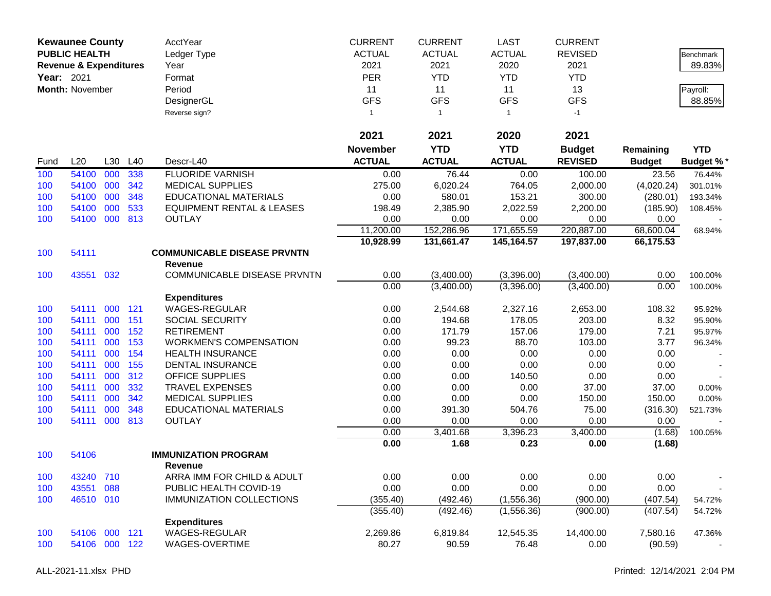**Kewaunee County**
**PUBLIC HEALTH**
**Revenue & Expenditures**
**Year:** 2021
**Month:** November

| | |
|---|---|
| Benchmark | 89.83% |
| Payroll: | 88.85% |

| | | | | AcctYear | CURRENT | CURRENT | LAST | CURRENT | | |
|---|---|---|---|---|---|---|---|---|---|---|
| | | | | Ledger Type | ACTUAL | ACTUAL | ACTUAL | REVISED | | |
| | | | | Year | 2021 | 2021 | 2020 | 2021 | | |
| | | | | Format | PER | YTD | YTD | YTD | | |
| | | | | Period | 11 | 11 | 11 | 13 | | |
| | | | | DesignerGL | GFS | GFS | GFS | GFS | | |
| | | | | Reverse sign? | 1 | 1 | 1 | -1 | | |
| | | | | | **2021** | **2021** | **2020** | **2021** | | |
| Fund | L20 | L30 | L40 | Descr-L40 | **November ACTUAL** | **YTD ACTUAL** | **YTD ACTUAL** | **Budget REVISED** | **Remaining Budget** | **YTD Budget %*** |
| 100 | 54100 | 000 | 338 | FLUORIDE VARNISH | 0.00 | 76.44 | 0.00 | 100.00 | 23.56 | 76.44% |
| 100 | 54100 | 000 | 342 | MEDICAL SUPPLIES | 275.00 | 6,020.24 | 764.05 | 2,000.00 | (4,020.24) | 301.01% |
| 100 | 54100 | 000 | 348 | EDUCATIONAL MATERIALS | 0.00 | 580.01 | 153.21 | 300.00 | (280.01) | 193.34% |
| 100 | 54100 | 000 | 533 | EQUIPMENT RENTAL & LEASES | 198.49 | 2,385.90 | 2,022.59 | 2,200.00 | (185.90) | 108.45% |
| 100 | 54100 | 000 | 813 | OUTLAY | 0.00 | 0.00 | 0.00 | 0.00 | 0.00 | - |
| | | | | | 11,200.00 | 152,286.96 | 171,655.59 | 220,887.00 | 68,600.04 | 68.94% |
| | | | | | **10,928.99** | **131,661.47** | **145,164.57** | **197,837.00** | **66,175.53** | |
| 100 | 54111 | | | **COMMUNICABLE DISEASE PRVNTN** | | | | | | |
| | | | | **Revenue** | | | | | | |
| 100 | 43551 | 032 | | COMMUNICABLE DISEASE PRVNTN | 0.00 | (3,400.00) | (3,396.00) | (3,400.00) | 0.00 | 100.00% |
| | | | | | 0.00 | (3,400.00) | (3,396.00) | (3,400.00) | 0.00 | 100.00% |
| | | | | **Expenditures** | | | | | | |
| 100 | 54111 | 000 | 121 | WAGES-REGULAR | 0.00 | 2,544.68 | 2,327.16 | 2,653.00 | 108.32 | 95.92% |
| 100 | 54111 | 000 | 151 | SOCIAL SECURITY | 0.00 | 194.68 | 178.05 | 203.00 | 8.32 | 95.90% |
| 100 | 54111 | 000 | 152 | RETIREMENT | 0.00 | 171.79 | 157.06 | 179.00 | 7.21 | 95.97% |
| 100 | 54111 | 000 | 153 | WORKMEN'S COMPENSATION | 0.00 | 99.23 | 88.70 | 103.00 | 3.77 | 96.34% |
| 100 | 54111 | 000 | 154 | HEALTH INSURANCE | 0.00 | 0.00 | 0.00 | 0.00 | 0.00 | - |
| 100 | 54111 | 000 | 155 | DENTAL INSURANCE | 0.00 | 0.00 | 0.00 | 0.00 | 0.00 | - |
| 100 | 54111 | 000 | 312 | OFFICE SUPPLIES | 0.00 | 0.00 | 140.50 | 0.00 | 0.00 | - |
| 100 | 54111 | 000 | 332 | TRAVEL EXPENSES | 0.00 | 0.00 | 0.00 | 37.00 | 37.00 | 0.00% |
| 100 | 54111 | 000 | 342 | MEDICAL SUPPLIES | 0.00 | 0.00 | 0.00 | 150.00 | 150.00 | 0.00% |
| 100 | 54111 | 000 | 348 | EDUCATIONAL MATERIALS | 0.00 | 391.30 | 504.76 | 75.00 | (316.30) | 521.73% |
| 100 | 54111 | 000 | 813 | OUTLAY | 0.00 | 0.00 | 0.00 | 0.00 | 0.00 | - |
| | | | | | 0.00 | 3,401.68 | 3,396.23 | 3,400.00 | (1.68) | 100.05% |
| | | | | | **0.00** | **1.68** | **0.23** | **0.00** | **(1.68)** | |
| 100 | 54106 | | | **IMMUNIZATION PROGRAM** | | | | | | |
| | | | | **Revenue** | | | | | | |
| 100 | 43240 | 710 | | ARRA IMM FOR CHILD & ADULT | 0.00 | 0.00 | 0.00 | 0.00 | 0.00 | - |
| 100 | 43551 | 088 | | PUBLIC HEALTH COVID-19 | 0.00 | 0.00 | 0.00 | 0.00 | 0.00 | - |
| 100 | 46510 | 010 | | IMMUNIZATION COLLECTIONS | (355.40) | (492.46) | (1,556.36) | (900.00) | (407.54) | 54.72% |
| | | | | | (355.40) | (492.46) | (1,556.36) | (900.00) | (407.54) | 54.72% |
| | | | | **Expenditures** | | | | | | |
| 100 | 54106 | 000 | 121 | WAGES-REGULAR | 2,269.86 | 6,819.84 | 12,545.35 | 14,400.00 | 7,580.16 | 47.36% |
| 100 | 54106 | 000 | 122 | WAGES-OVERTIME | 80.27 | 90.59 | 76.48 | 0.00 | (90.59) | - |

ALL-2021-11.xlsx PHD

Printed: 12/14/2021 2:04 PM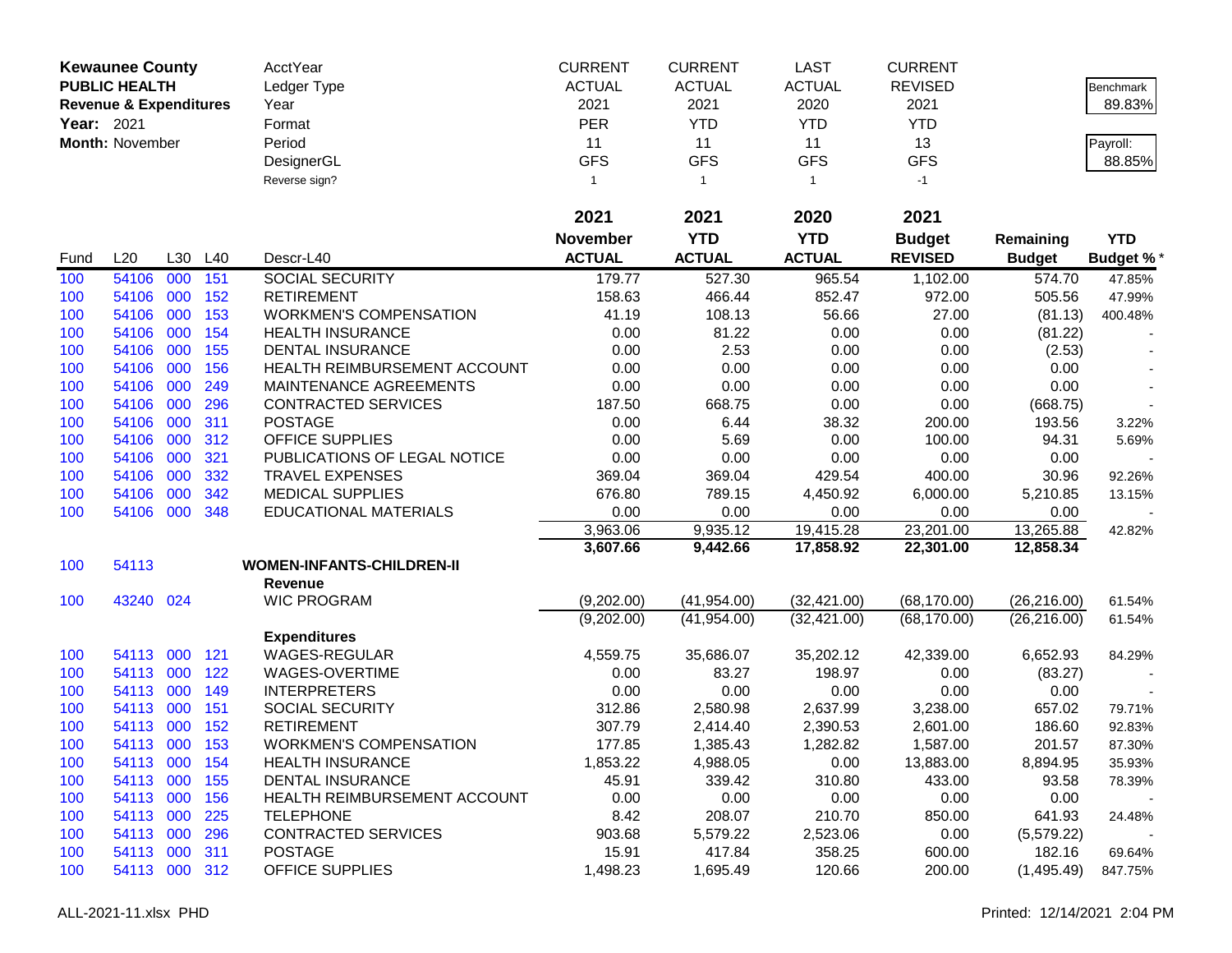| **Kewaunee County** | | | | AcctYear | CURRENT | CURRENT | LAST | CURRENT | | |
|---|---|---|---|---|---|---|---|---|---|---|
| **PUBLIC HEALTH** | | | | Ledger Type | ACTUAL | ACTUAL | ACTUAL | REVISED | | Benchmark |
| **Revenue & Expenditures** | | | | Year | 2021 | 2021 | 2020 | 2021 | | 89.83% |
| **Year:** 2021 | | | | Format | PER | YTD | YTD | YTD | | |
| **Month:** November | | | | Period | 11 | 11 | 11 | 13 | | Payroll: |
| | | | | DesignerGL | GFS | GFS | GFS | GFS | | 88.85% |
| | | | | Reverse sign? | 1 | 1 | 1 | -1 | | |

| Fund | L20 | L30 | L40 | Descr-L40 | 2021 November ACTUAL | 2021 YTD ACTUAL | 2020 YTD ACTUAL | 2021 Budget REVISED | Remaining Budget | YTD Budget % * |
|---|---|---|---|---|---|---|---|---|---|---|
| 100 | 54106 | 000 | 151 | SOCIAL SECURITY | 179.77 | 527.30 | 965.54 | 1,102.00 | 574.70 | 47.85% |
| 100 | 54106 | 000 | 152 | RETIREMENT | 158.63 | 466.44 | 852.47 | 972.00 | 505.56 | 47.99% |
| 100 | 54106 | 000 | 153 | WORKMEN'S COMPENSATION | 41.19 | 108.13 | 56.66 | 27.00 | (81.13) | 400.48% |
| 100 | 54106 | 000 | 154 | HEALTH INSURANCE | 0.00 | 81.22 | 0.00 | 0.00 | (81.22) | - |
| 100 | 54106 | 000 | 155 | DENTAL INSURANCE | 0.00 | 2.53 | 0.00 | 0.00 | (2.53) | - |
| 100 | 54106 | 000 | 156 | HEALTH REIMBURSEMENT ACCOUNT | 0.00 | 0.00 | 0.00 | 0.00 | 0.00 | - |
| 100 | 54106 | 000 | 249 | MAINTENANCE AGREEMENTS | 0.00 | 0.00 | 0.00 | 0.00 | 0.00 | - |
| 100 | 54106 | 000 | 296 | CONTRACTED SERVICES | 187.50 | 668.75 | 0.00 | 0.00 | (668.75) | - |
| 100 | 54106 | 000 | 311 | POSTAGE | 0.00 | 6.44 | 38.32 | 200.00 | 193.56 | 3.22% |
| 100 | 54106 | 000 | 312 | OFFICE SUPPLIES | 0.00 | 5.69 | 0.00 | 100.00 | 94.31 | 5.69% |
| 100 | 54106 | 000 | 321 | PUBLICATIONS OF LEGAL NOTICE | 0.00 | 0.00 | 0.00 | 0.00 | 0.00 | - |
| 100 | 54106 | 000 | 332 | TRAVEL EXPENSES | 369.04 | 369.04 | 429.54 | 400.00 | 30.96 | 92.26% |
| 100 | 54106 | 000 | 342 | MEDICAL SUPPLIES | 676.80 | 789.15 | 4,450.92 | 6,000.00 | 5,210.85 | 13.15% |
| 100 | 54106 | 000 | 348 | EDUCATIONAL MATERIALS | 0.00 | 0.00 | 0.00 | 0.00 | 0.00 | - |
| | | | | | 3,963.06 | 9,935.12 | 19,415.28 | 23,201.00 | 13,265.88 | 42.82% |
| | | | | | **3,607.66** | **9,442.66** | **17,858.92** | **22,301.00** | **12,858.34** | |
| 100 | 54113 | | | **WOMEN-INFANTS-CHILDREN-II** | | | | | | |
| | | | | **Revenue** | | | | | | |
| 100 | 43240 | 024 | | WIC PROGRAM | (9,202.00) | (41,954.00) | (32,421.00) | (68,170.00) | (26,216.00) | 61.54% |
| | | | | | (9,202.00) | (41,954.00) | (32,421.00) | (68,170.00) | (26,216.00) | 61.54% |
| | | | | **Expenditures** | | | | | | |
| 100 | 54113 | 000 | 121 | WAGES-REGULAR | 4,559.75 | 35,686.07 | 35,202.12 | 42,339.00 | 6,652.93 | 84.29% |
| 100 | 54113 | 000 | 122 | WAGES-OVERTIME | 0.00 | 83.27 | 198.97 | 0.00 | (83.27) | - |
| 100 | 54113 | 000 | 149 | INTERPRETERS | 0.00 | 0.00 | 0.00 | 0.00 | 0.00 | - |
| 100 | 54113 | 000 | 151 | SOCIAL SECURITY | 312.86 | 2,580.98 | 2,637.99 | 3,238.00 | 657.02 | 79.71% |
| 100 | 54113 | 000 | 152 | RETIREMENT | 307.79 | 2,414.40 | 2,390.53 | 2,601.00 | 186.60 | 92.83% |
| 100 | 54113 | 000 | 153 | WORKMEN'S COMPENSATION | 177.85 | 1,385.43 | 1,282.82 | 1,587.00 | 201.57 | 87.30% |
| 100 | 54113 | 000 | 154 | HEALTH INSURANCE | 1,853.22 | 4,988.05 | 0.00 | 13,883.00 | 8,894.95 | 35.93% |
| 100 | 54113 | 000 | 155 | DENTAL INSURANCE | 45.91 | 339.42 | 310.80 | 433.00 | 93.58 | 78.39% |
| 100 | 54113 | 000 | 156 | HEALTH REIMBURSEMENT ACCOUNT | 0.00 | 0.00 | 0.00 | 0.00 | 0.00 | - |
| 100 | 54113 | 000 | 225 | TELEPHONE | 8.42 | 208.07 | 210.70 | 850.00 | 641.93 | 24.48% |
| 100 | 54113 | 000 | 296 | CONTRACTED SERVICES | 903.68 | 5,579.22 | 2,523.06 | 0.00 | (5,579.22) | - |
| 100 | 54113 | 000 | 311 | POSTAGE | 15.91 | 417.84 | 358.25 | 600.00 | 182.16 | 69.64% |
| 100 | 54113 | 000 | 312 | OFFICE SUPPLIES | 1,498.23 | 1,695.49 | 120.66 | 200.00 | (1,495.49) | 847.75% |

ALL-2021-11.xlsx PHD Printed: 12/14/2021 2:04 PM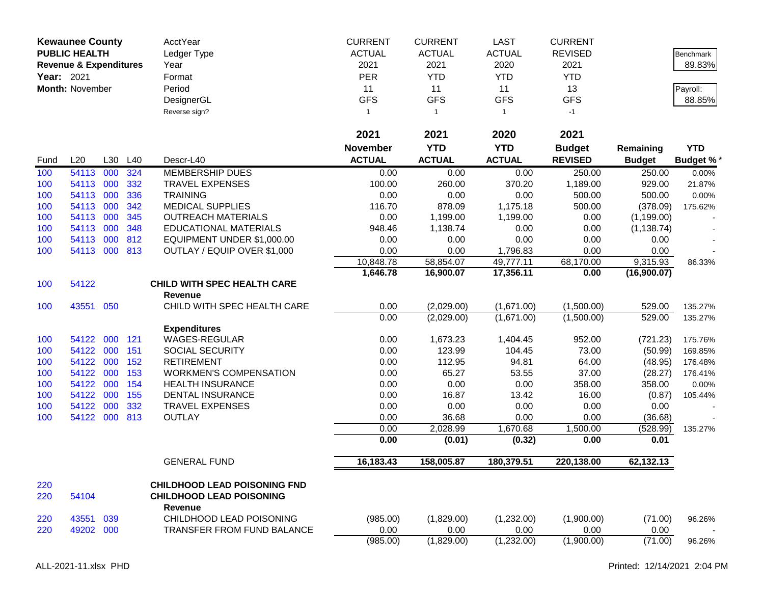**Kewaunee County**
**PUBLIC HEALTH**
**Revenue & Expenditures**
**Year:** 2021
**Month:** November

| | CURRENT | CURRENT | LAST | CURRENT | | |
|---|---|---|---|---|---|---|
| AcctYear | CURRENT | CURRENT | LAST | CURRENT | | |
| Ledger Type | ACTUAL | ACTUAL | ACTUAL | REVISED | | Benchmark |
| Year | 2021 | 2021 | 2020 | 2021 | | 89.83% |
| Format | PER | YTD | YTD | YTD | | |
| Period | 11 | 11 | 11 | 13 | | Payroll: |
| DesignerGL | GFS | GFS | GFS | GFS | | 88.85% |
| Reverse sign? | 1 | 1 | 1 | -1 | | |

| Fund | L20 | L30 | L40 | Descr-L40 | 2021 November ACTUAL | 2021 YTD ACTUAL | 2020 YTD ACTUAL | 2021 Budget REVISED | Remaining Budget | YTD Budget %* |
|---|---|---|---|---|---|---|---|---|---|---|
| 100 | 54113 | 000 | 324 | MEMBERSHIP DUES | 0.00 | 0.00 | 0.00 | 250.00 | 250.00 | 0.00% |
| 100 | 54113 | 000 | 332 | TRAVEL EXPENSES | 100.00 | 260.00 | 370.20 | 1,189.00 | 929.00 | 21.87% |
| 100 | 54113 | 000 | 336 | TRAINING | 0.00 | 0.00 | 0.00 | 500.00 | 500.00 | 0.00% |
| 100 | 54113 | 000 | 342 | MEDICAL SUPPLIES | 116.70 | 878.09 | 1,175.18 | 500.00 | (378.09) | 175.62% |
| 100 | 54113 | 000 | 345 | OUTREACH MATERIALS | 0.00 | 1,199.00 | 1,199.00 | 0.00 | (1,199.00) | - |
| 100 | 54113 | 000 | 348 | EDUCATIONAL MATERIALS | 948.46 | 1,138.74 | 0.00 | 0.00 | (1,138.74) | - |
| 100 | 54113 | 000 | 812 | EQUIPMENT UNDER $1,000.00 | 0.00 | 0.00 | 0.00 | 0.00 | 0.00 | - |
| 100 | 54113 | 000 | 813 | OUTLAY / EQUIP OVER $1,000 | 0.00 | 0.00 | 1,796.83 | 0.00 | 0.00 | - |
| | | | | | 10,848.78 | 58,854.07 | 49,777.11 | 68,170.00 | 9,315.93 | 86.33% |
| | | | | | **1,646.78** | **16,900.07** | **17,356.11** | **0.00** | **(16,900.07)** | |
| 100 | 54122 | | | **CHILD WITH SPEC HEALTH CARE** | | | | | | |
| | | | | **Revenue** | | | | | | |
| 100 | 43551 | 050 | | CHILD WITH SPEC HEALTH CARE | 0.00 | (2,029.00) | (1,671.00) | (1,500.00) | 529.00 | 135.27% |
| | | | | | 0.00 | (2,029.00) | (1,671.00) | (1,500.00) | 529.00 | 135.27% |
| | | | | **Expenditures** | | | | | | |
| 100 | 54122 | 000 | 121 | WAGES-REGULAR | 0.00 | 1,673.23 | 1,404.45 | 952.00 | (721.23) | 175.76% |
| 100 | 54122 | 000 | 151 | SOCIAL SECURITY | 0.00 | 123.99 | 104.45 | 73.00 | (50.99) | 169.85% |
| 100 | 54122 | 000 | 152 | RETIREMENT | 0.00 | 112.95 | 94.81 | 64.00 | (48.95) | 176.48% |
| 100 | 54122 | 000 | 153 | WORKMEN'S COMPENSATION | 0.00 | 65.27 | 53.55 | 37.00 | (28.27) | 176.41% |
| 100 | 54122 | 000 | 154 | HEALTH INSURANCE | 0.00 | 0.00 | 0.00 | 358.00 | 358.00 | 0.00% |
| 100 | 54122 | 000 | 155 | DENTAL INSURANCE | 0.00 | 16.87 | 13.42 | 16.00 | (0.87) | 105.44% |
| 100 | 54122 | 000 | 332 | TRAVEL EXPENSES | 0.00 | 0.00 | 0.00 | 0.00 | 0.00 | - |
| 100 | 54122 | 000 | 813 | OUTLAY | 0.00 | 36.68 | 0.00 | 0.00 | (36.68) | - |
| | | | | | 0.00 | 2,028.99 | 1,670.68 | 1,500.00 | (528.99) | 135.27% |
| | | | | | **0.00** | **(0.01)** | **(0.32)** | **0.00** | **0.01** | |
| | | | | GENERAL FUND | **16,183.43** | **158,005.87** | **180,379.51** | **220,138.00** | **62,132.13** | |
| 220 | | | | **CHILDHOOD LEAD POISONING FND** | | | | | | |
| 220 | 54104 | | | **CHILDHOOD LEAD POISONING** | | | | | | |
| | | | | **Revenue** | | | | | | |
| 220 | 43551 | 039 | | CHILDHOOD LEAD POISONING | (985.00) | (1,829.00) | (1,232.00) | (1,900.00) | (71.00) | 96.26% |
| 220 | 49202 | 000 | | TRANSFER FROM FUND BALANCE | 0.00 | 0.00 | 0.00 | 0.00 | 0.00 | - |
| | | | | | (985.00) | (1,829.00) | (1,232.00) | (1,900.00) | (71.00) | 96.26% |

ALL-2021-11.xlsx PHD

Printed: 12/14/2021 2:04 PM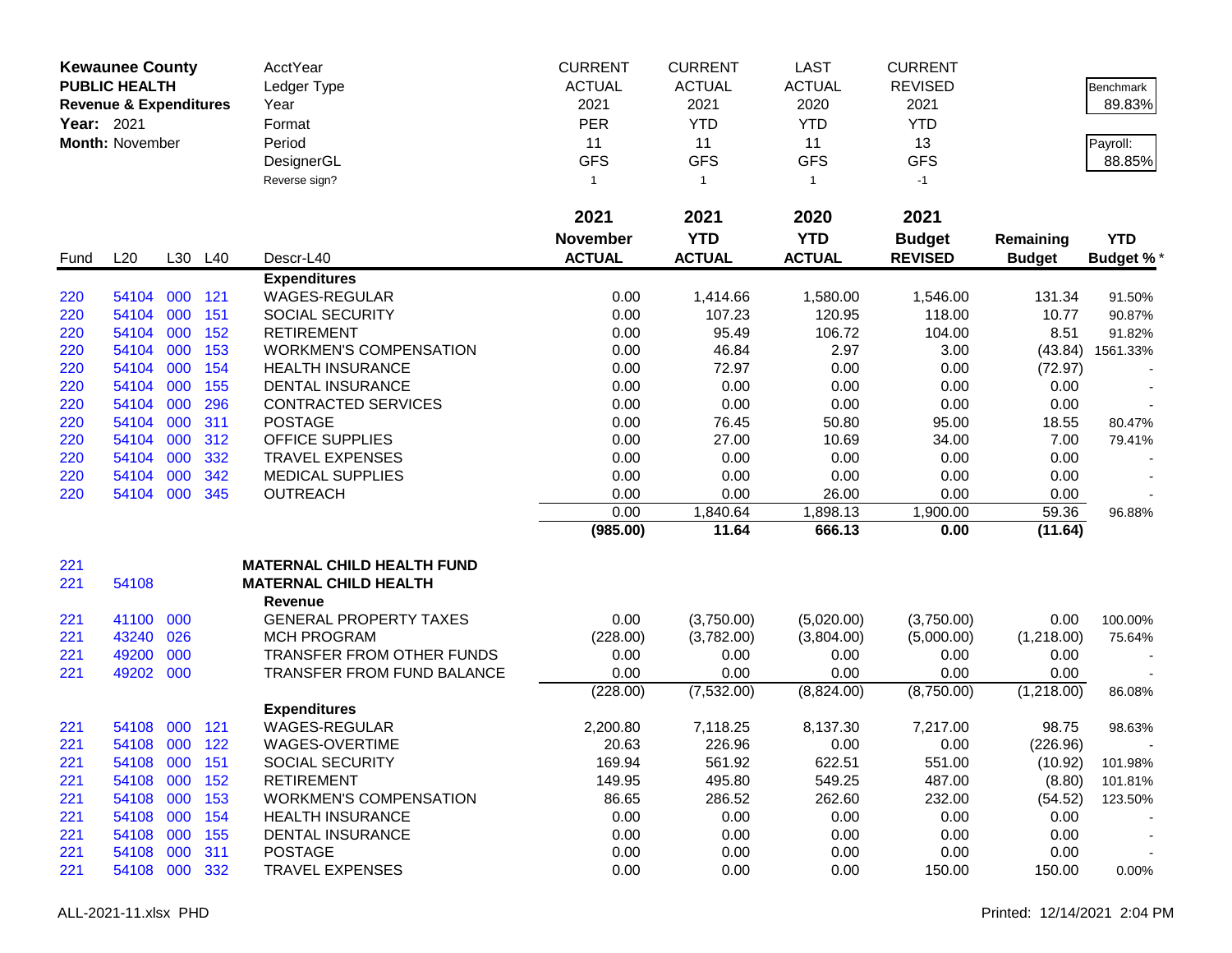**Kewaunee County**
**PUBLIC HEALTH**
**Revenue & Expenditures**
**Year:** 2021
**Month:** November

| | CURRENT | CURRENT | LAST | CURRENT | | |
|---|---|---|---|---|---|---|
| AcctYear | ACTUAL | ACTUAL | ACTUAL | REVISED | | Benchmark |
| Ledger Type | 2021 | 2021 | 2020 | 2021 | | 89.83% |
| Year | PER | YTD | YTD | YTD | | |
| Format | 11 | 11 | 11 | 13 | | Payroll: |
| Period | GFS | GFS | GFS | GFS | | 88.85% |
| DesignerGL | 1 | 1 | 1 | -1 | | |
| Reverse sign? | | | | | | |

| Fund | L20 | L30 | L40 | Descr-L40 | 2021 November ACTUAL | 2021 YTD ACTUAL | 2020 YTD ACTUAL | 2021 Budget REVISED | Remaining Budget | YTD Budget %* |
|---|---|---|---|---|---|---|---|---|---|---|
| | | | | **Expenditures** | | | | | | |
| 220 | 54104 | 000 | 121 | WAGES-REGULAR | 0.00 | 1,414.66 | 1,580.00 | 1,546.00 | 131.34 | 91.50% |
| 220 | 54104 | 000 | 151 | SOCIAL SECURITY | 0.00 | 107.23 | 120.95 | 118.00 | 10.77 | 90.87% |
| 220 | 54104 | 000 | 152 | RETIREMENT | 0.00 | 95.49 | 106.72 | 104.00 | 8.51 | 91.82% |
| 220 | 54104 | 000 | 153 | WORKMEN'S COMPENSATION | 0.00 | 46.84 | 2.97 | 3.00 | (43.84) | 1561.33% |
| 220 | 54104 | 000 | 154 | HEALTH INSURANCE | 0.00 | 72.97 | 0.00 | 0.00 | (72.97) | - |
| 220 | 54104 | 000 | 155 | DENTAL INSURANCE | 0.00 | 0.00 | 0.00 | 0.00 | 0.00 | - |
| 220 | 54104 | 000 | 296 | CONTRACTED SERVICES | 0.00 | 0.00 | 0.00 | 0.00 | 0.00 | - |
| 220 | 54104 | 000 | 311 | POSTAGE | 0.00 | 76.45 | 50.80 | 95.00 | 18.55 | 80.47% |
| 220 | 54104 | 000 | 312 | OFFICE SUPPLIES | 0.00 | 27.00 | 10.69 | 34.00 | 7.00 | 79.41% |
| 220 | 54104 | 000 | 332 | TRAVEL EXPENSES | 0.00 | 0.00 | 0.00 | 0.00 | 0.00 | - |
| 220 | 54104 | 000 | 342 | MEDICAL SUPPLIES | 0.00 | 0.00 | 0.00 | 0.00 | 0.00 | - |
| 220 | 54104 | 000 | 345 | OUTREACH | 0.00 | 0.00 | 26.00 | 0.00 | 0.00 | - |
| | | | | | 0.00 | 1,840.64 | 1,898.13 | 1,900.00 | 59.36 | 96.88% |
| | | | | | **(985.00)** | **11.64** | **666.13** | **0.00** | **(11.64)** | |
| 221 | | | | **MATERNAL CHILD HEALTH FUND** | | | | | | |
| 221 | 54108 | | | **MATERNAL CHILD HEALTH** | | | | | | |
| | | | | **Revenue** | | | | | | |
| 221 | 41100 | 000 | | GENERAL PROPERTY TAXES | 0.00 | (3,750.00) | (5,020.00) | (3,750.00) | 0.00 | 100.00% |
| 221 | 43240 | 026 | | MCH PROGRAM | (228.00) | (3,782.00) | (3,804.00) | (5,000.00) | (1,218.00) | 75.64% |
| 221 | 49200 | 000 | | TRANSFER FROM OTHER FUNDS | 0.00 | 0.00 | 0.00 | 0.00 | 0.00 | - |
| 221 | 49202 | 000 | | TRANSFER FROM FUND BALANCE | 0.00 | 0.00 | 0.00 | 0.00 | 0.00 | - |
| | | | | | (228.00) | (7,532.00) | (8,824.00) | (8,750.00) | (1,218.00) | 86.08% |
| | | | | **Expenditures** | | | | | | |
| 221 | 54108 | 000 | 121 | WAGES-REGULAR | 2,200.80 | 7,118.25 | 8,137.30 | 7,217.00 | 98.75 | 98.63% |
| 221 | 54108 | 000 | 122 | WAGES-OVERTIME | 20.63 | 226.96 | 0.00 | 0.00 | (226.96) | - |
| 221 | 54108 | 000 | 151 | SOCIAL SECURITY | 169.94 | 561.92 | 622.51 | 551.00 | (10.92) | 101.98% |
| 221 | 54108 | 000 | 152 | RETIREMENT | 149.95 | 495.80 | 549.25 | 487.00 | (8.80) | 101.81% |
| 221 | 54108 | 000 | 153 | WORKMEN'S COMPENSATION | 86.65 | 286.52 | 262.60 | 232.00 | (54.52) | 123.50% |
| 221 | 54108 | 000 | 154 | HEALTH INSURANCE | 0.00 | 0.00 | 0.00 | 0.00 | 0.00 | - |
| 221 | 54108 | 000 | 155 | DENTAL INSURANCE | 0.00 | 0.00 | 0.00 | 0.00 | 0.00 | - |
| 221 | 54108 | 000 | 311 | POSTAGE | 0.00 | 0.00 | 0.00 | 0.00 | 0.00 | - |
| 221 | 54108 | 000 | 332 | TRAVEL EXPENSES | 0.00 | 0.00 | 0.00 | 150.00 | 150.00 | 0.00% |

ALL-2021-11.xlsx PHD

Printed: 12/14/2021 2:04 PM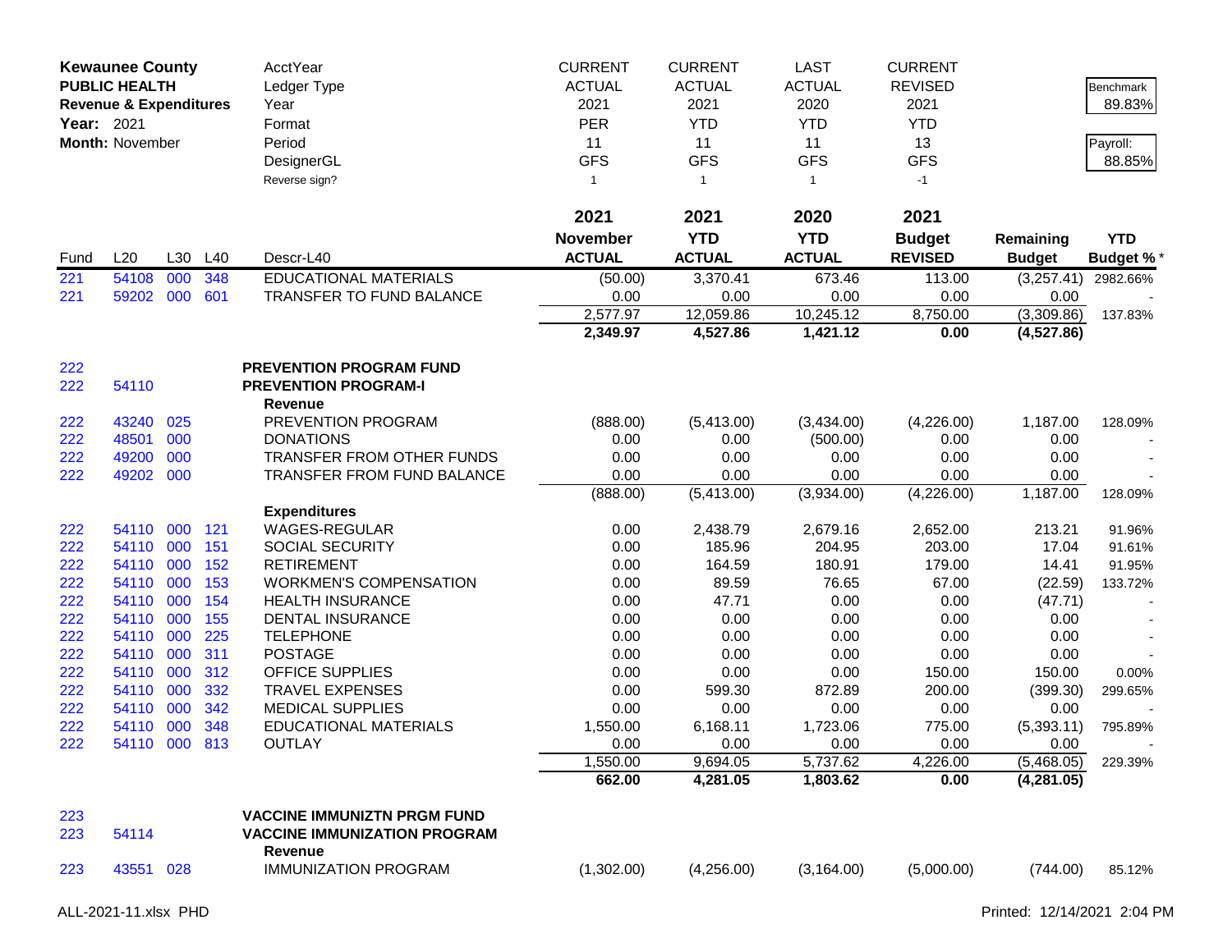**Kewaunee County**
**PUBLIC HEALTH**
**Revenue & Expenditures**
**Year:** 2021
**Month:** November

| | CURRENT | CURRENT | LAST | CURRENT | | |
|---|---|---|---|---|---|---|
| AcctYear | ACTUAL | ACTUAL | ACTUAL | REVISED | | Benchmark 89.83% |
| Ledger Type | 2021 | 2021 | 2020 | 2021 | | |
| Year | PER | YTD | YTD | YTD | | |
| Format | 11 | 11 | 11 | 13 | | Payroll: 88.85% |
| Period | GFS | GFS | GFS | GFS | | |
| DesignerGL | 1 | 1 | 1 | -1 | | |
| Reverse sign? | | | | | | |

| Fund | L20 | L30 | L40 | Descr-L40 | 2021 November ACTUAL | 2021 YTD ACTUAL | 2020 YTD ACTUAL | 2021 Budget REVISED | Remaining Budget | YTD Budget % * |
|---|---|---|---|---|---|---|---|---|---|---|
| 221 | 54108 | 000 | 348 | EDUCATIONAL MATERIALS | (50.00) | 3,370.41 | 673.46 | 113.00 | (3,257.41) | 2982.66% |
| 221 | 59202 | 000 | 601 | TRANSFER TO FUND BALANCE | 0.00 | 0.00 | 0.00 | 0.00 | 0.00 | - |
| | | | | | 2,577.97 | 12,059.86 | 10,245.12 | 8,750.00 | (3,309.86) | 137.83% |
| | | | | | **2,349.97** | **4,527.86** | **1,421.12** | **0.00** | **(4,527.86)** | |
| 222 | | | | **PREVENTION PROGRAM FUND** | | | | | | |
| 222 | 54110 | | | **PREVENTION PROGRAM-I** | | | | | | |
| | | | | **Revenue** | | | | | | |
| 222 | 43240 | 025 | | PREVENTION PROGRAM | (888.00) | (5,413.00) | (3,434.00) | (4,226.00) | 1,187.00 | 128.09% |
| 222 | 48501 | 000 | | DONATIONS | 0.00 | 0.00 | (500.00) | 0.00 | 0.00 | - |
| 222 | 49200 | 000 | | TRANSFER FROM OTHER FUNDS | 0.00 | 0.00 | 0.00 | 0.00 | 0.00 | - |
| 222 | 49202 | 000 | | TRANSFER FROM FUND BALANCE | 0.00 | 0.00 | 0.00 | 0.00 | 0.00 | - |
| | | | | | (888.00) | (5,413.00) | (3,934.00) | (4,226.00) | 1,187.00 | 128.09% |
| | | | | **Expenditures** | | | | | | |
| 222 | 54110 | 000 | 121 | WAGES-REGULAR | 0.00 | 2,438.79 | 2,679.16 | 2,652.00 | 213.21 | 91.96% |
| 222 | 54110 | 000 | 151 | SOCIAL SECURITY | 0.00 | 185.96 | 204.95 | 203.00 | 17.04 | 91.61% |
| 222 | 54110 | 000 | 152 | RETIREMENT | 0.00 | 164.59 | 180.91 | 179.00 | 14.41 | 91.95% |
| 222 | 54110 | 000 | 153 | WORKMEN'S COMPENSATION | 0.00 | 89.59 | 76.65 | 67.00 | (22.59) | 133.72% |
| 222 | 54110 | 000 | 154 | HEALTH INSURANCE | 0.00 | 47.71 | 0.00 | 0.00 | (47.71) | - |
| 222 | 54110 | 000 | 155 | DENTAL INSURANCE | 0.00 | 0.00 | 0.00 | 0.00 | 0.00 | - |
| 222 | 54110 | 000 | 225 | TELEPHONE | 0.00 | 0.00 | 0.00 | 0.00 | 0.00 | - |
| 222 | 54110 | 000 | 311 | POSTAGE | 0.00 | 0.00 | 0.00 | 0.00 | 0.00 | - |
| 222 | 54110 | 000 | 312 | OFFICE SUPPLIES | 0.00 | 0.00 | 0.00 | 150.00 | 150.00 | 0.00% |
| 222 | 54110 | 000 | 332 | TRAVEL EXPENSES | 0.00 | 599.30 | 872.89 | 200.00 | (399.30) | 299.65% |
| 222 | 54110 | 000 | 342 | MEDICAL SUPPLIES | 0.00 | 0.00 | 0.00 | 0.00 | 0.00 | - |
| 222 | 54110 | 000 | 348 | EDUCATIONAL MATERIALS | 1,550.00 | 6,168.11 | 1,723.06 | 775.00 | (5,393.11) | 795.89% |
| 222 | 54110 | 000 | 813 | OUTLAY | 0.00 | 0.00 | 0.00 | 0.00 | 0.00 | - |
| | | | | | 1,550.00 | 9,694.05 | 5,737.62 | 4,226.00 | (5,468.05) | 229.39% |
| | | | | | **662.00** | **4,281.05** | **1,803.62** | **0.00** | **(4,281.05)** | |
| 223 | | | | **VACCINE IMMUNIZTN PRGM FUND** | | | | | | |
| 223 | 54114 | | | **VACCINE IMMUNIZATION PROGRAM** | | | | | | |
| | | | | **Revenue** | | | | | | |
| 223 | 43551 | 028 | | IMMUNIZATION PROGRAM | (1,302.00) | (4,256.00) | (3,164.00) | (5,000.00) | (744.00) | 85.12% |

ALL-2021-11.xlsx PHD — Printed: 12/14/2021 2:04 PM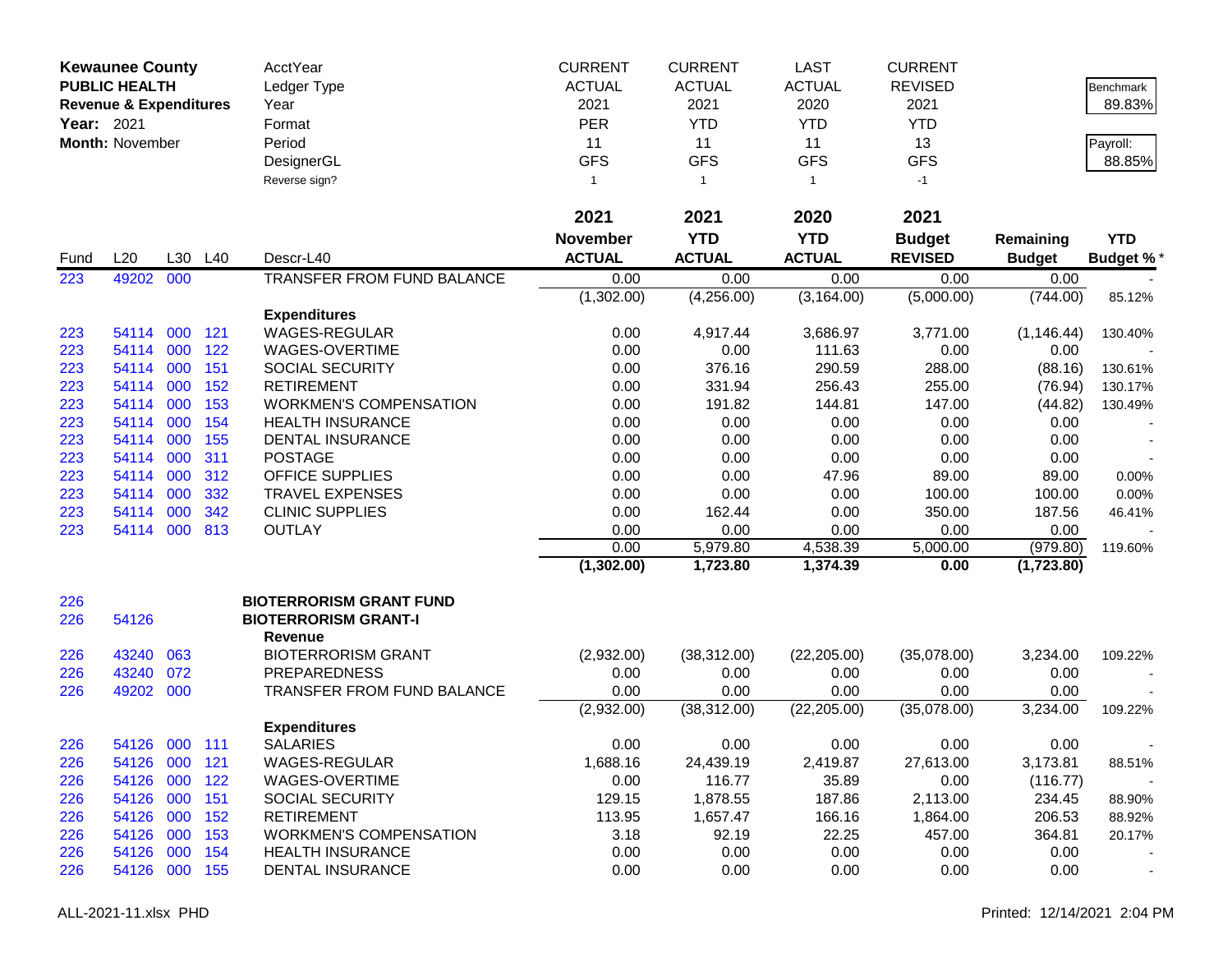**Kewaunee County**
**PUBLIC HEALTH**
**Revenue & Expenditures**
**Year:** 2021
**Month:** November

| | CURRENT | CURRENT | LAST | CURRENT | | |
|---|---|---|---|---|---|---|
| AcctYear | CURRENT | CURRENT | LAST | CURRENT | | |
| Ledger Type | ACTUAL | ACTUAL | ACTUAL | REVISED | | Benchmark |
| Year | 2021 | 2021 | 2020 | 2021 | | 89.83% |
| Format | PER | YTD | YTD | YTD | | |
| Period | 11 | 11 | 11 | 13 | | Payroll: |
| DesignerGL | GFS | GFS | GFS | GFS | | 88.85% |
| Reverse sign? | 1 | 1 | 1 | -1 | | |

| Fund | L20 | L30 | L40 | Descr-L40 | 2021 November ACTUAL | 2021 YTD ACTUAL | 2020 YTD ACTUAL | 2021 Budget REVISED | Remaining Budget | YTD Budget %* |
|---|---|---|---|---|---|---|---|---|---|---|
| 223 | 49202 | 000 | | TRANSFER FROM FUND BALANCE | 0.00 | 0.00 | 0.00 | 0.00 | 0.00 | - |
| | | | | | (1,302.00) | (4,256.00) | (3,164.00) | (5,000.00) | (744.00) | 85.12% |
| | | | | **Expenditures** | | | | | | |
| 223 | 54114 | 000 | 121 | WAGES-REGULAR | 0.00 | 4,917.44 | 3,686.97 | 3,771.00 | (1,146.44) | 130.40% |
| 223 | 54114 | 000 | 122 | WAGES-OVERTIME | 0.00 | 0.00 | 111.63 | 0.00 | 0.00 | - |
| 223 | 54114 | 000 | 151 | SOCIAL SECURITY | 0.00 | 376.16 | 290.59 | 288.00 | (88.16) | 130.61% |
| 223 | 54114 | 000 | 152 | RETIREMENT | 0.00 | 331.94 | 256.43 | 255.00 | (76.94) | 130.17% |
| 223 | 54114 | 000 | 153 | WORKMEN'S COMPENSATION | 0.00 | 191.82 | 144.81 | 147.00 | (44.82) | 130.49% |
| 223 | 54114 | 000 | 154 | HEALTH INSURANCE | 0.00 | 0.00 | 0.00 | 0.00 | 0.00 | - |
| 223 | 54114 | 000 | 155 | DENTAL INSURANCE | 0.00 | 0.00 | 0.00 | 0.00 | 0.00 | - |
| 223 | 54114 | 000 | 311 | POSTAGE | 0.00 | 0.00 | 0.00 | 0.00 | 0.00 | - |
| 223 | 54114 | 000 | 312 | OFFICE SUPPLIES | 0.00 | 0.00 | 47.96 | 89.00 | 89.00 | 0.00% |
| 223 | 54114 | 000 | 332 | TRAVEL EXPENSES | 0.00 | 0.00 | 0.00 | 100.00 | 100.00 | 0.00% |
| 223 | 54114 | 000 | 342 | CLINIC SUPPLIES | 0.00 | 162.44 | 0.00 | 350.00 | 187.56 | 46.41% |
| 223 | 54114 | 000 | 813 | OUTLAY | 0.00 | 0.00 | 0.00 | 0.00 | 0.00 | - |
| | | | | | 0.00 | 5,979.80 | 4,538.39 | 5,000.00 | (979.80) | 119.60% |
| | | | | | **(1,302.00)** | **1,723.80** | **1,374.39** | **0.00** | **(1,723.80)** | |
| 226 | | | | **BIOTERRORISM GRANT FUND** | | | | | | |
| 226 | 54126 | | | **BIOTERRORISM GRANT-I** | | | | | | |
| | | | | **Revenue** | | | | | | |
| 226 | 43240 | 063 | | BIOTERRORISM GRANT | (2,932.00) | (38,312.00) | (22,205.00) | (35,078.00) | 3,234.00 | 109.22% |
| 226 | 43240 | 072 | | PREPAREDNESS | 0.00 | 0.00 | 0.00 | 0.00 | 0.00 | - |
| 226 | 49202 | 000 | | TRANSFER FROM FUND BALANCE | 0.00 | 0.00 | 0.00 | 0.00 | 0.00 | - |
| | | | | | (2,932.00) | (38,312.00) | (22,205.00) | (35,078.00) | 3,234.00 | 109.22% |
| | | | | **Expenditures** | | | | | | |
| 226 | 54126 | 000 | 111 | SALARIES | 0.00 | 0.00 | 0.00 | 0.00 | 0.00 | - |
| 226 | 54126 | 000 | 121 | WAGES-REGULAR | 1,688.16 | 24,439.19 | 2,419.87 | 27,613.00 | 3,173.81 | 88.51% |
| 226 | 54126 | 000 | 122 | WAGES-OVERTIME | 0.00 | 116.77 | 35.89 | 0.00 | (116.77) | - |
| 226 | 54126 | 000 | 151 | SOCIAL SECURITY | 129.15 | 1,878.55 | 187.86 | 2,113.00 | 234.45 | 88.90% |
| 226 | 54126 | 000 | 152 | RETIREMENT | 113.95 | 1,657.47 | 166.16 | 1,864.00 | 206.53 | 88.92% |
| 226 | 54126 | 000 | 153 | WORKMEN'S COMPENSATION | 3.18 | 92.19 | 22.25 | 457.00 | 364.81 | 20.17% |
| 226 | 54126 | 000 | 154 | HEALTH INSURANCE | 0.00 | 0.00 | 0.00 | 0.00 | 0.00 | - |
| 226 | 54126 | 000 | 155 | DENTAL INSURANCE | 0.00 | 0.00 | 0.00 | 0.00 | 0.00 | - |

ALL-2021-11.xlsx PHD — Printed: 12/14/2021 2:04 PM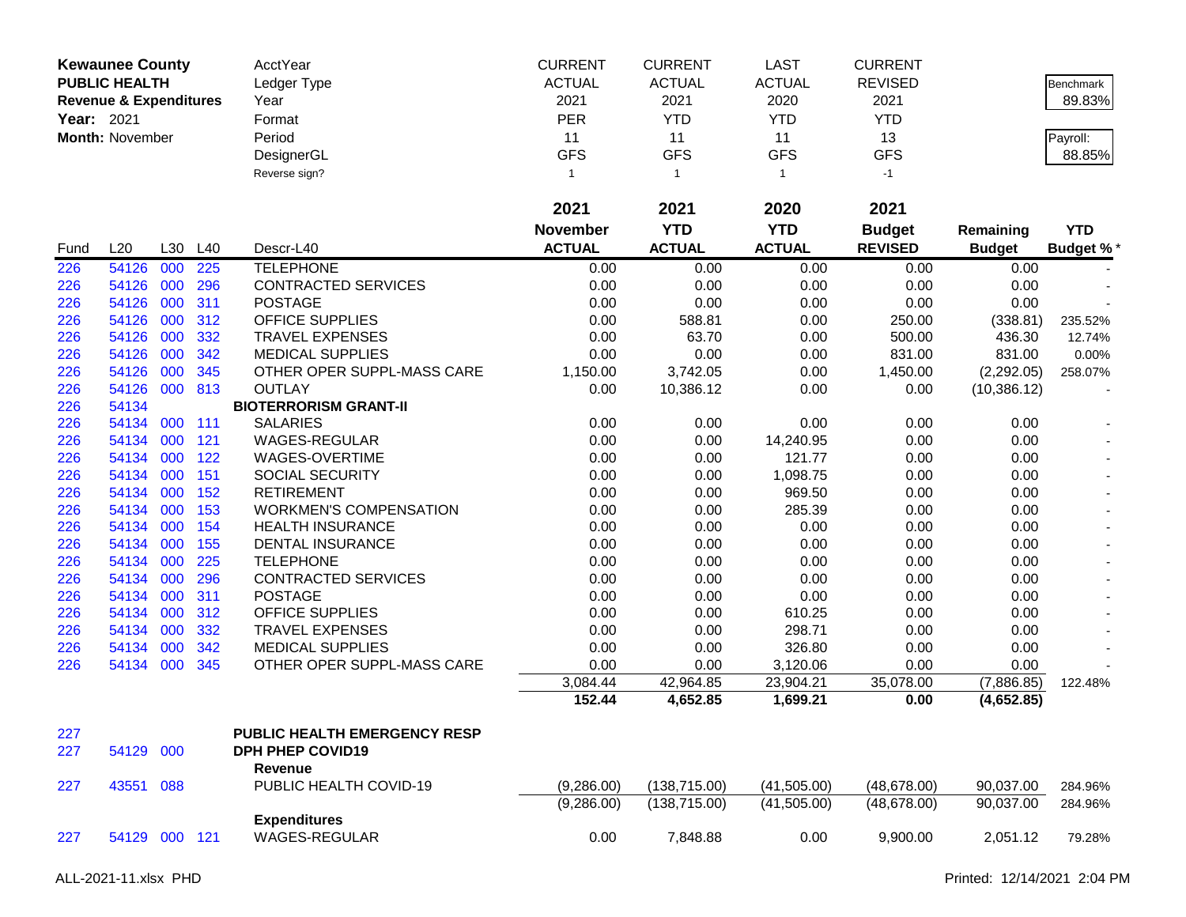| **Kewaunee County** | | | | AcctYear | CURRENT | CURRENT | LAST | CURRENT | | |
|---|---|---|---|---|---|---|---|---|---|---|
| **PUBLIC HEALTH** | | | | Ledger Type | ACTUAL | ACTUAL | ACTUAL | REVISED | | Benchmark |
| **Revenue & Expenditures** | | | | Year | 2021 | 2021 | 2020 | 2021 | | 89.83% |
| **Year:** 2021 | | | | Format | PER | YTD | YTD | YTD | | |
| **Month:** November | | | | Period | 11 | 11 | 11 | 13 | | Payroll: |
| | | | | DesignerGL | GFS | GFS | GFS | GFS | | 88.85% |
| | | | | Reverse sign? | 1 | 1 | 1 | -1 | | |

| Fund | L20 | L30 | L40 | Descr-L40 | 2021 November ACTUAL | 2021 YTD ACTUAL | 2020 YTD ACTUAL | 2021 Budget REVISED | Remaining Budget | YTD Budget % * |
|---|---|---|---|---|---|---|---|---|---|---|
| 226 | 54126 | 000 | 225 | TELEPHONE | 0.00 | 0.00 | 0.00 | 0.00 | 0.00 | - |
| 226 | 54126 | 000 | 296 | CONTRACTED SERVICES | 0.00 | 0.00 | 0.00 | 0.00 | 0.00 | - |
| 226 | 54126 | 000 | 311 | POSTAGE | 0.00 | 0.00 | 0.00 | 0.00 | 0.00 | - |
| 226 | 54126 | 000 | 312 | OFFICE SUPPLIES | 0.00 | 588.81 | 0.00 | 250.00 | (338.81) | 235.52% |
| 226 | 54126 | 000 | 332 | TRAVEL EXPENSES | 0.00 | 63.70 | 0.00 | 500.00 | 436.30 | 12.74% |
| 226 | 54126 | 000 | 342 | MEDICAL SUPPLIES | 0.00 | 0.00 | 0.00 | 831.00 | 831.00 | 0.00% |
| 226 | 54126 | 000 | 345 | OTHER OPER SUPPL-MASS CARE | 1,150.00 | 3,742.05 | 0.00 | 1,450.00 | (2,292.05) | 258.07% |
| 226 | 54126 | 000 | 813 | OUTLAY | 0.00 | 10,386.12 | 0.00 | 0.00 | (10,386.12) | - |
| 226 | 54134 | | | **BIOTERRORISM GRANT-II** | | | | | | |
| 226 | 54134 | 000 | 111 | SALARIES | 0.00 | 0.00 | 0.00 | 0.00 | 0.00 | - |
| 226 | 54134 | 000 | 121 | WAGES-REGULAR | 0.00 | 0.00 | 14,240.95 | 0.00 | 0.00 | - |
| 226 | 54134 | 000 | 122 | WAGES-OVERTIME | 0.00 | 0.00 | 121.77 | 0.00 | 0.00 | - |
| 226 | 54134 | 000 | 151 | SOCIAL SECURITY | 0.00 | 0.00 | 1,098.75 | 0.00 | 0.00 | - |
| 226 | 54134 | 000 | 152 | RETIREMENT | 0.00 | 0.00 | 969.50 | 0.00 | 0.00 | - |
| 226 | 54134 | 000 | 153 | WORKMEN'S COMPENSATION | 0.00 | 0.00 | 285.39 | 0.00 | 0.00 | - |
| 226 | 54134 | 000 | 154 | HEALTH INSURANCE | 0.00 | 0.00 | 0.00 | 0.00 | 0.00 | - |
| 226 | 54134 | 000 | 155 | DENTAL INSURANCE | 0.00 | 0.00 | 0.00 | 0.00 | 0.00 | - |
| 226 | 54134 | 000 | 225 | TELEPHONE | 0.00 | 0.00 | 0.00 | 0.00 | 0.00 | - |
| 226 | 54134 | 000 | 296 | CONTRACTED SERVICES | 0.00 | 0.00 | 0.00 | 0.00 | 0.00 | - |
| 226 | 54134 | 000 | 311 | POSTAGE | 0.00 | 0.00 | 0.00 | 0.00 | 0.00 | - |
| 226 | 54134 | 000 | 312 | OFFICE SUPPLIES | 0.00 | 0.00 | 610.25 | 0.00 | 0.00 | - |
| 226 | 54134 | 000 | 332 | TRAVEL EXPENSES | 0.00 | 0.00 | 298.71 | 0.00 | 0.00 | - |
| 226 | 54134 | 000 | 342 | MEDICAL SUPPLIES | 0.00 | 0.00 | 326.80 | 0.00 | 0.00 | - |
| 226 | 54134 | 000 | 345 | OTHER OPER SUPPL-MASS CARE | 0.00 | 0.00 | 3,120.06 | 0.00 | 0.00 | - |
| | | | | | 3,084.44 | 42,964.85 | 23,904.21 | 35,078.00 | (7,886.85) | 122.48% |
| | | | | | **152.44** | **4,652.85** | **1,699.21** | **0.00** | **(4,652.85)** | |
| 227 | | | | **PUBLIC HEALTH EMERGENCY RESP** | | | | | | |
| 227 | 54129 | 000 | | **DPH PHEP COVID19** | | | | | | |
| | | | | **Revenue** | | | | | | |
| 227 | 43551 | 088 | | PUBLIC HEALTH COVID-19 | (9,286.00) | (138,715.00) | (41,505.00) | (48,678.00) | 90,037.00 | 284.96% |
| | | | | | (9,286.00) | (138,715.00) | (41,505.00) | (48,678.00) | 90,037.00 | 284.96% |
| | | | | **Expenditures** | | | | | | |
| 227 | 54129 | 000 | 121 | WAGES-REGULAR | 0.00 | 7,848.88 | 0.00 | 9,900.00 | 2,051.12 | 79.28% |

ALL-2021-11.xlsx PHD

Printed: 12/14/2021 2:04 PM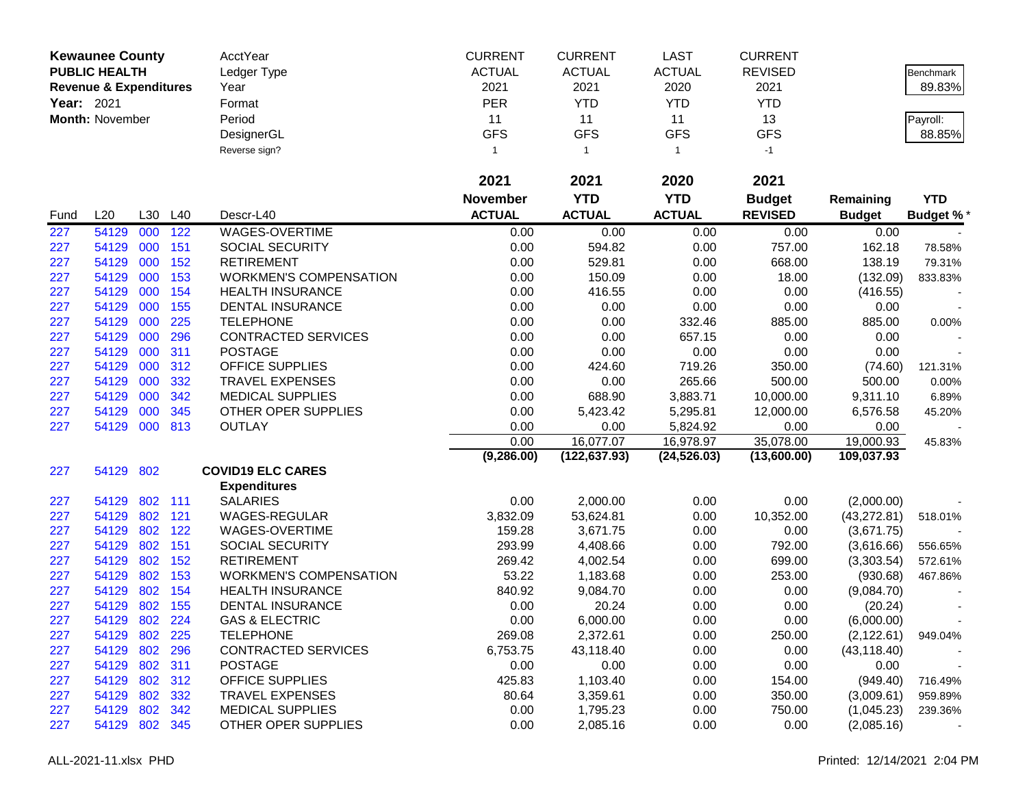**Kewaunee County**
**PUBLIC HEALTH**
**Revenue & Expenditures**
**Year:** 2021
**Month:** November

| | CURRENT | CURRENT | LAST | CURRENT |
|---|---|---|---|---|
| AcctYear | | | | |
| Ledger Type | ACTUAL | ACTUAL | ACTUAL | REVISED |
| Year | 2021 | 2021 | 2020 | 2021 |
| Format | PER | YTD | YTD | YTD |
| Period | 11 | 11 | 11 | 13 |
| DesignerGL | GFS | GFS | GFS | GFS |
| Reverse sign? | 1 | 1 | 1 | -1 |

Benchmark: 89.83%
Payroll: 88.85%

| Fund | L20 | L30 | L40 | Descr-L40 | 2021 November ACTUAL | 2021 YTD ACTUAL | 2020 YTD ACTUAL | 2021 Budget REVISED | Remaining Budget | YTD Budget % * |
|---|---|---|---|---|---|---|---|---|---|---|
| 227 | 54129 | 000 | 122 | WAGES-OVERTIME | 0.00 | 0.00 | 0.00 | 0.00 | 0.00 | - |
| 227 | 54129 | 000 | 151 | SOCIAL SECURITY | 0.00 | 594.82 | 0.00 | 757.00 | 162.18 | 78.58% |
| 227 | 54129 | 000 | 152 | RETIREMENT | 0.00 | 529.81 | 0.00 | 668.00 | 138.19 | 79.31% |
| 227 | 54129 | 000 | 153 | WORKMEN'S COMPENSATION | 0.00 | 150.09 | 0.00 | 18.00 | (132.09) | 833.83% |
| 227 | 54129 | 000 | 154 | HEALTH INSURANCE | 0.00 | 416.55 | 0.00 | 0.00 | (416.55) | - |
| 227 | 54129 | 000 | 155 | DENTAL INSURANCE | 0.00 | 0.00 | 0.00 | 0.00 | 0.00 | - |
| 227 | 54129 | 000 | 225 | TELEPHONE | 0.00 | 0.00 | 332.46 | 885.00 | 885.00 | 0.00% |
| 227 | 54129 | 000 | 296 | CONTRACTED SERVICES | 0.00 | 0.00 | 657.15 | 0.00 | 0.00 | - |
| 227 | 54129 | 000 | 311 | POSTAGE | 0.00 | 0.00 | 0.00 | 0.00 | 0.00 | - |
| 227 | 54129 | 000 | 312 | OFFICE SUPPLIES | 0.00 | 424.60 | 719.26 | 350.00 | (74.60) | 121.31% |
| 227 | 54129 | 000 | 332 | TRAVEL EXPENSES | 0.00 | 0.00 | 265.66 | 500.00 | 500.00 | 0.00% |
| 227 | 54129 | 000 | 342 | MEDICAL SUPPLIES | 0.00 | 688.90 | 3,883.71 | 10,000.00 | 9,311.10 | 6.89% |
| 227 | 54129 | 000 | 345 | OTHER OPER SUPPLIES | 0.00 | 5,423.42 | 5,295.81 | 12,000.00 | 6,576.58 | 45.20% |
| 227 | 54129 | 000 | 813 | OUTLAY | 0.00 | 0.00 | 5,824.92 | 0.00 | 0.00 | - |
| | | | | | 0.00 | 16,077.07 | 16,978.97 | 35,078.00 | 19,000.93 | 45.83% |
| | | | | | **(9,286.00)** | **(122,637.93)** | **(24,526.03)** | **(13,600.00)** | **109,037.93** | |
| 227 | 54129 | 802 | | **COVID19 ELC CARES** | | | | | | |
| | | | | **Expenditures** | | | | | | |
| 227 | 54129 | 802 | 111 | SALARIES | 0.00 | 2,000.00 | 0.00 | 0.00 | (2,000.00) | - |
| 227 | 54129 | 802 | 121 | WAGES-REGULAR | 3,832.09 | 53,624.81 | 0.00 | 10,352.00 | (43,272.81) | 518.01% |
| 227 | 54129 | 802 | 122 | WAGES-OVERTIME | 159.28 | 3,671.75 | 0.00 | 0.00 | (3,671.75) | - |
| 227 | 54129 | 802 | 151 | SOCIAL SECURITY | 293.99 | 4,408.66 | 0.00 | 792.00 | (3,616.66) | 556.65% |
| 227 | 54129 | 802 | 152 | RETIREMENT | 269.42 | 4,002.54 | 0.00 | 699.00 | (3,303.54) | 572.61% |
| 227 | 54129 | 802 | 153 | WORKMEN'S COMPENSATION | 53.22 | 1,183.68 | 0.00 | 253.00 | (930.68) | 467.86% |
| 227 | 54129 | 802 | 154 | HEALTH INSURANCE | 840.92 | 9,084.70 | 0.00 | 0.00 | (9,084.70) | - |
| 227 | 54129 | 802 | 155 | DENTAL INSURANCE | 0.00 | 20.24 | 0.00 | 0.00 | (20.24) | - |
| 227 | 54129 | 802 | 224 | GAS & ELECTRIC | 0.00 | 6,000.00 | 0.00 | 0.00 | (6,000.00) | - |
| 227 | 54129 | 802 | 225 | TELEPHONE | 269.08 | 2,372.61 | 0.00 | 250.00 | (2,122.61) | 949.04% |
| 227 | 54129 | 802 | 296 | CONTRACTED SERVICES | 6,753.75 | 43,118.40 | 0.00 | 0.00 | (43,118.40) | - |
| 227 | 54129 | 802 | 311 | POSTAGE | 0.00 | 0.00 | 0.00 | 0.00 | 0.00 | - |
| 227 | 54129 | 802 | 312 | OFFICE SUPPLIES | 425.83 | 1,103.40 | 0.00 | 154.00 | (949.40) | 716.49% |
| 227 | 54129 | 802 | 332 | TRAVEL EXPENSES | 80.64 | 3,359.61 | 0.00 | 350.00 | (3,009.61) | 959.89% |
| 227 | 54129 | 802 | 342 | MEDICAL SUPPLIES | 0.00 | 1,795.23 | 0.00 | 750.00 | (1,045.23) | 239.36% |
| 227 | 54129 | 802 | 345 | OTHER OPER SUPPLIES | 0.00 | 2,085.16 | 0.00 | 0.00 | (2,085.16) | - |

ALL-2021-11.xlsx PHD

Printed: 12/14/2021 2:04 PM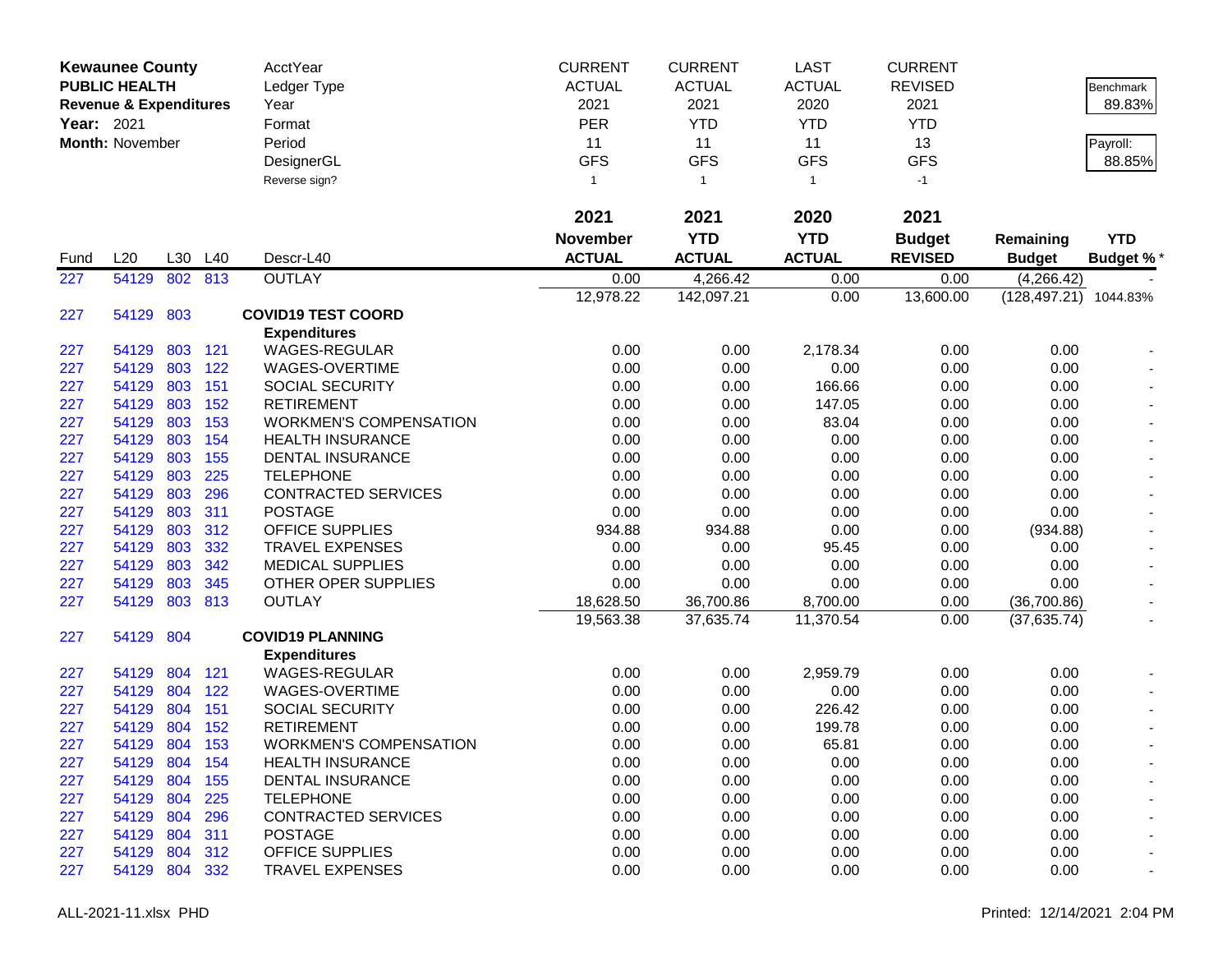| **Kewaunee County** | | | | AcctYear | CURRENT | CURRENT | LAST | CURRENT | | |
|---|---|---|---|---|---|---|---|---|---|---|
| **PUBLIC HEALTH** | | | | Ledger Type | ACTUAL | ACTUAL | ACTUAL | REVISED | | Benchmark |
| **Revenue & Expenditures** | | | | Year | 2021 | 2021 | 2020 | 2021 | | 89.83% |
| **Year:** 2021 | | | | Format | PER | YTD | YTD | YTD | | |
| **Month:** November | | | | Period | 11 | 11 | 11 | 13 | | Payroll: |
| | | | | DesignerGL | GFS | GFS | GFS | GFS | | 88.85% |
| | | | | Reverse sign? | 1 | 1 | 1 | -1 | | |
| | | | | | **2021** | **2021** | **2020** | **2021** | | |
| Fund | L20 | L30 | L40 | Descr-L40 | **November ACTUAL** | **YTD ACTUAL** | **YTD ACTUAL** | **Budget REVISED** | **Remaining Budget** | **YTD Budget %*** |
| 227 | 54129 | 802 | 813 | OUTLAY | 0.00 | 4,266.42 | 0.00 | 0.00 | (4,266.42) | - |
| | | | | | 12,978.22 | 142,097.21 | 0.00 | 13,600.00 | (128,497.21) | 1044.83% |
| 227 | 54129 | 803 | | **COVID19 TEST COORD** | | | | | | |
| | | | | **Expenditures** | | | | | | |
| 227 | 54129 | 803 | 121 | WAGES-REGULAR | 0.00 | 0.00 | 2,178.34 | 0.00 | 0.00 | - |
| 227 | 54129 | 803 | 122 | WAGES-OVERTIME | 0.00 | 0.00 | 0.00 | 0.00 | 0.00 | - |
| 227 | 54129 | 803 | 151 | SOCIAL SECURITY | 0.00 | 0.00 | 166.66 | 0.00 | 0.00 | - |
| 227 | 54129 | 803 | 152 | RETIREMENT | 0.00 | 0.00 | 147.05 | 0.00 | 0.00 | - |
| 227 | 54129 | 803 | 153 | WORKMEN'S COMPENSATION | 0.00 | 0.00 | 83.04 | 0.00 | 0.00 | - |
| 227 | 54129 | 803 | 154 | HEALTH INSURANCE | 0.00 | 0.00 | 0.00 | 0.00 | 0.00 | - |
| 227 | 54129 | 803 | 155 | DENTAL INSURANCE | 0.00 | 0.00 | 0.00 | 0.00 | 0.00 | - |
| 227 | 54129 | 803 | 225 | TELEPHONE | 0.00 | 0.00 | 0.00 | 0.00 | 0.00 | - |
| 227 | 54129 | 803 | 296 | CONTRACTED SERVICES | 0.00 | 0.00 | 0.00 | 0.00 | 0.00 | - |
| 227 | 54129 | 803 | 311 | POSTAGE | 0.00 | 0.00 | 0.00 | 0.00 | 0.00 | - |
| 227 | 54129 | 803 | 312 | OFFICE SUPPLIES | 934.88 | 934.88 | 0.00 | 0.00 | (934.88) | - |
| 227 | 54129 | 803 | 332 | TRAVEL EXPENSES | 0.00 | 0.00 | 95.45 | 0.00 | 0.00 | - |
| 227 | 54129 | 803 | 342 | MEDICAL SUPPLIES | 0.00 | 0.00 | 0.00 | 0.00 | 0.00 | - |
| 227 | 54129 | 803 | 345 | OTHER OPER SUPPLIES | 0.00 | 0.00 | 0.00 | 0.00 | 0.00 | - |
| 227 | 54129 | 803 | 813 | OUTLAY | 18,628.50 | 36,700.86 | 8,700.00 | 0.00 | (36,700.86) | - |
| | | | | | 19,563.38 | 37,635.74 | 11,370.54 | 0.00 | (37,635.74) | - |
| 227 | 54129 | 804 | | **COVID19 PLANNING** | | | | | | |
| | | | | **Expenditures** | | | | | | |
| 227 | 54129 | 804 | 121 | WAGES-REGULAR | 0.00 | 0.00 | 2,959.79 | 0.00 | 0.00 | - |
| 227 | 54129 | 804 | 122 | WAGES-OVERTIME | 0.00 | 0.00 | 0.00 | 0.00 | 0.00 | - |
| 227 | 54129 | 804 | 151 | SOCIAL SECURITY | 0.00 | 0.00 | 226.42 | 0.00 | 0.00 | - |
| 227 | 54129 | 804 | 152 | RETIREMENT | 0.00 | 0.00 | 199.78 | 0.00 | 0.00 | - |
| 227 | 54129 | 804 | 153 | WORKMEN'S COMPENSATION | 0.00 | 0.00 | 65.81 | 0.00 | 0.00 | - |
| 227 | 54129 | 804 | 154 | HEALTH INSURANCE | 0.00 | 0.00 | 0.00 | 0.00 | 0.00 | - |
| 227 | 54129 | 804 | 155 | DENTAL INSURANCE | 0.00 | 0.00 | 0.00 | 0.00 | 0.00 | - |
| 227 | 54129 | 804 | 225 | TELEPHONE | 0.00 | 0.00 | 0.00 | 0.00 | 0.00 | - |
| 227 | 54129 | 804 | 296 | CONTRACTED SERVICES | 0.00 | 0.00 | 0.00 | 0.00 | 0.00 | - |
| 227 | 54129 | 804 | 311 | POSTAGE | 0.00 | 0.00 | 0.00 | 0.00 | 0.00 | - |
| 227 | 54129 | 804 | 312 | OFFICE SUPPLIES | 0.00 | 0.00 | 0.00 | 0.00 | 0.00 | - |
| 227 | 54129 | 804 | 332 | TRAVEL EXPENSES | 0.00 | 0.00 | 0.00 | 0.00 | 0.00 | - |

ALL-2021-11.xlsx PHD

Printed: 12/14/2021 2:04 PM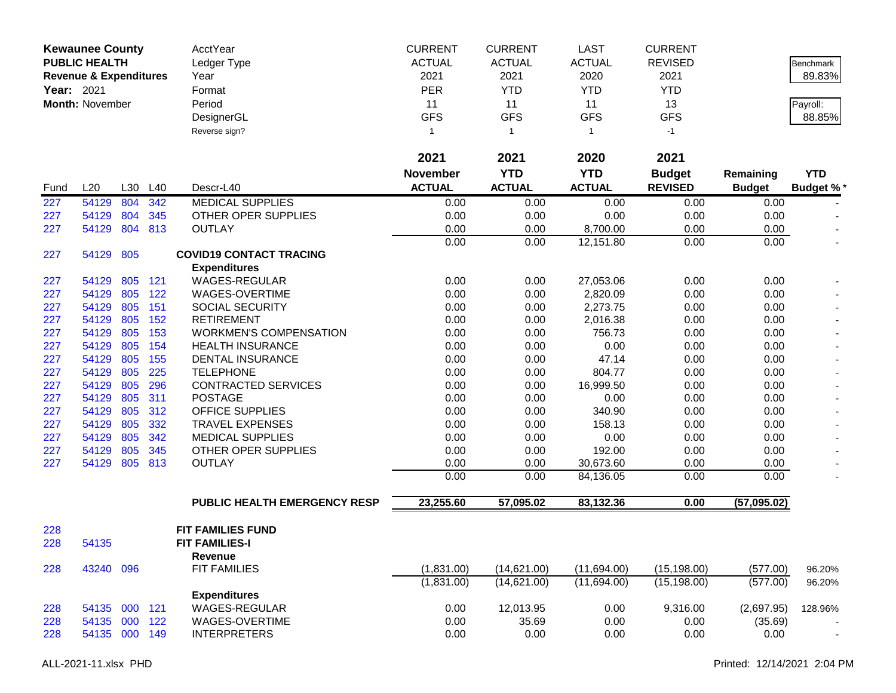| **Kewaunee County** | | | | AcctYear | CURRENT | CURRENT | LAST | CURRENT | | |
|---|---|---|---|---|---|---|---|---|---|---|
| **PUBLIC HEALTH** | | | | Ledger Type | ACTUAL | ACTUAL | ACTUAL | REVISED | | Benchmark |
| **Revenue & Expenditures** | | | | Year | 2021 | 2021 | 2020 | 2021 | | 89.83% |
| **Year:** 2021 | | | | Format | PER | YTD | YTD | YTD | | |
| **Month:** November | | | | Period | 11 | 11 | 11 | 13 | | Payroll: |
| | | | | DesignerGL | GFS | GFS | GFS | GFS | | 88.85% |
| | | | | Reverse sign? | 1 | 1 | 1 | -1 | | |

| Fund | L20 | L30 | L40 | Descr-L40 | 2021 November ACTUAL | 2021 YTD ACTUAL | 2020 YTD ACTUAL | 2021 Budget REVISED | Remaining Budget | YTD Budget % * |
|---|---|---|---|---|---|---|---|---|---|---|
| 227 | 54129 | 804 | 342 | MEDICAL SUPPLIES | 0.00 | 0.00 | 0.00 | 0.00 | 0.00 | - |
| 227 | 54129 | 804 | 345 | OTHER OPER SUPPLIES | 0.00 | 0.00 | 0.00 | 0.00 | 0.00 | - |
| 227 | 54129 | 804 | 813 | OUTLAY | 0.00 | 0.00 | 8,700.00 | 0.00 | 0.00 | - |
| | | | | | 0.00 | 0.00 | 12,151.80 | 0.00 | 0.00 | - |
| 227 | 54129 | 805 | | **COVID19 CONTACT TRACING** | | | | | | |
| | | | | **Expenditures** | | | | | | |
| 227 | 54129 | 805 | 121 | WAGES-REGULAR | 0.00 | 0.00 | 27,053.06 | 0.00 | 0.00 | - |
| 227 | 54129 | 805 | 122 | WAGES-OVERTIME | 0.00 | 0.00 | 2,820.09 | 0.00 | 0.00 | - |
| 227 | 54129 | 805 | 151 | SOCIAL SECURITY | 0.00 | 0.00 | 2,273.75 | 0.00 | 0.00 | - |
| 227 | 54129 | 805 | 152 | RETIREMENT | 0.00 | 0.00 | 2,016.38 | 0.00 | 0.00 | - |
| 227 | 54129 | 805 | 153 | WORKMEN'S COMPENSATION | 0.00 | 0.00 | 756.73 | 0.00 | 0.00 | - |
| 227 | 54129 | 805 | 154 | HEALTH INSURANCE | 0.00 | 0.00 | 0.00 | 0.00 | 0.00 | - |
| 227 | 54129 | 805 | 155 | DENTAL INSURANCE | 0.00 | 0.00 | 47.14 | 0.00 | 0.00 | - |
| 227 | 54129 | 805 | 225 | TELEPHONE | 0.00 | 0.00 | 804.77 | 0.00 | 0.00 | - |
| 227 | 54129 | 805 | 296 | CONTRACTED SERVICES | 0.00 | 0.00 | 16,999.50 | 0.00 | 0.00 | - |
| 227 | 54129 | 805 | 311 | POSTAGE | 0.00 | 0.00 | 0.00 | 0.00 | 0.00 | - |
| 227 | 54129 | 805 | 312 | OFFICE SUPPLIES | 0.00 | 0.00 | 340.90 | 0.00 | 0.00 | - |
| 227 | 54129 | 805 | 332 | TRAVEL EXPENSES | 0.00 | 0.00 | 158.13 | 0.00 | 0.00 | - |
| 227 | 54129 | 805 | 342 | MEDICAL SUPPLIES | 0.00 | 0.00 | 0.00 | 0.00 | 0.00 | - |
| 227 | 54129 | 805 | 345 | OTHER OPER SUPPLIES | 0.00 | 0.00 | 192.00 | 0.00 | 0.00 | - |
| 227 | 54129 | 805 | 813 | OUTLAY | 0.00 | 0.00 | 30,673.60 | 0.00 | 0.00 | - |
| | | | | | 0.00 | 0.00 | 84,136.05 | 0.00 | 0.00 | - |
| | | | | **PUBLIC HEALTH EMERGENCY RESP** | **23,255.60** | **57,095.02** | **83,132.36** | **0.00** | **(57,095.02)** | |
| 228 | | | | **FIT FAMILIES FUND** | | | | | | |
| 228 | 54135 | | | **FIT FAMILIES-I** | | | | | | |
| | | | | **Revenue** | | | | | | |
| 228 | 43240 | 096 | | FIT FAMILIES | (1,831.00) | (14,621.00) | (11,694.00) | (15,198.00) | (577.00) | 96.20% |
| | | | | | (1,831.00) | (14,621.00) | (11,694.00) | (15,198.00) | (577.00) | 96.20% |
| | | | | **Expenditures** | | | | | | |
| 228 | 54135 | 000 | 121 | WAGES-REGULAR | 0.00 | 12,013.95 | 0.00 | 9,316.00 | (2,697.95) | 128.96% |
| 228 | 54135 | 000 | 122 | WAGES-OVERTIME | 0.00 | 35.69 | 0.00 | 0.00 | (35.69) | - |
| 228 | 54135 | 000 | 149 | INTERPRETERS | 0.00 | 0.00 | 0.00 | 0.00 | 0.00 | - |

ALL-2021-11.xlsx PHD

Printed: 12/14/2021 2:04 PM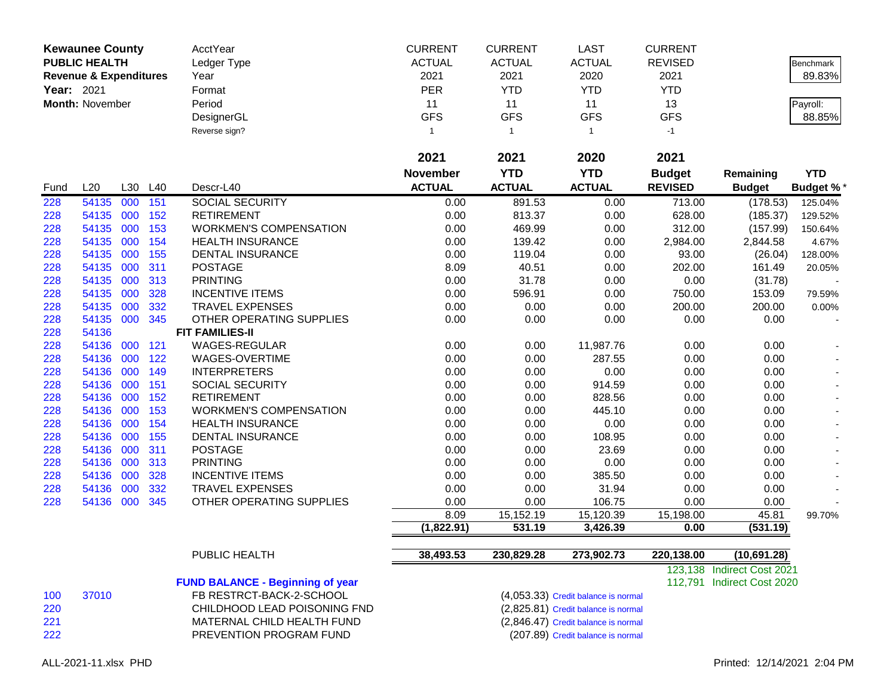**Kewaunee County**
**PUBLIC HEALTH**
**Revenue & Expenditures**
**Year:** 2021
**Month:** November

| | CURRENT | CURRENT | LAST | CURRENT | | |
|---|---|---|---|---|---|---|
| AcctYear | CURRENT | CURRENT | LAST | CURRENT | | |
| Ledger Type | ACTUAL | ACTUAL | ACTUAL | REVISED | | Benchmark 89.83% |
| Year | 2021 | 2021 | 2020 | 2021 | | |
| Format | PER | YTD | YTD | YTD | | |
| Period | 11 | 11 | 11 | 13 | | Payroll: 88.85% |
| DesignerGL | GFS | GFS | GFS | GFS | | |
| Reverse sign? | 1 | 1 | 1 | -1 | | |

| Fund | L20 | L30 | L40 | Descr-L40 | 2021 November ACTUAL | 2021 YTD ACTUAL | 2020 YTD ACTUAL | 2021 Budget REVISED | Remaining Budget | YTD Budget % * |
|---|---|---|---|---|---|---|---|---|---|---|
| 228 | 54135 | 000 | 151 | SOCIAL SECURITY | 0.00 | 891.53 | 0.00 | 713.00 | (178.53) | 125.04% |
| 228 | 54135 | 000 | 152 | RETIREMENT | 0.00 | 813.37 | 0.00 | 628.00 | (185.37) | 129.52% |
| 228 | 54135 | 000 | 153 | WORKMEN'S COMPENSATION | 0.00 | 469.99 | 0.00 | 312.00 | (157.99) | 150.64% |
| 228 | 54135 | 000 | 154 | HEALTH INSURANCE | 0.00 | 139.42 | 0.00 | 2,984.00 | 2,844.58 | 4.67% |
| 228 | 54135 | 000 | 155 | DENTAL INSURANCE | 0.00 | 119.04 | 0.00 | 93.00 | (26.04) | 128.00% |
| 228 | 54135 | 000 | 311 | POSTAGE | 8.09 | 40.51 | 0.00 | 202.00 | 161.49 | 20.05% |
| 228 | 54135 | 000 | 313 | PRINTING | 0.00 | 31.78 | 0.00 | 0.00 | (31.78) | - |
| 228 | 54135 | 000 | 328 | INCENTIVE ITEMS | 0.00 | 596.91 | 0.00 | 750.00 | 153.09 | 79.59% |
| 228 | 54135 | 000 | 332 | TRAVEL EXPENSES | 0.00 | 0.00 | 0.00 | 200.00 | 200.00 | 0.00% |
| 228 | 54135 | 000 | 345 | OTHER OPERATING SUPPLIES | 0.00 | 0.00 | 0.00 | 0.00 | 0.00 | - |
| 228 | 54136 | | | **FIT FAMILIES-II** | | | | | | |
| 228 | 54136 | 000 | 121 | WAGES-REGULAR | 0.00 | 0.00 | 11,987.76 | 0.00 | 0.00 | - |
| 228 | 54136 | 000 | 122 | WAGES-OVERTIME | 0.00 | 0.00 | 287.55 | 0.00 | 0.00 | - |
| 228 | 54136 | 000 | 149 | INTERPRETERS | 0.00 | 0.00 | 0.00 | 0.00 | 0.00 | - |
| 228 | 54136 | 000 | 151 | SOCIAL SECURITY | 0.00 | 0.00 | 914.59 | 0.00 | 0.00 | - |
| 228 | 54136 | 000 | 152 | RETIREMENT | 0.00 | 0.00 | 828.56 | 0.00 | 0.00 | - |
| 228 | 54136 | 000 | 153 | WORKMEN'S COMPENSATION | 0.00 | 0.00 | 445.10 | 0.00 | 0.00 | - |
| 228 | 54136 | 000 | 154 | HEALTH INSURANCE | 0.00 | 0.00 | 0.00 | 0.00 | 0.00 | - |
| 228 | 54136 | 000 | 155 | DENTAL INSURANCE | 0.00 | 0.00 | 108.95 | 0.00 | 0.00 | - |
| 228 | 54136 | 000 | 311 | POSTAGE | 0.00 | 0.00 | 23.69 | 0.00 | 0.00 | - |
| 228 | 54136 | 000 | 313 | PRINTING | 0.00 | 0.00 | 0.00 | 0.00 | 0.00 | - |
| 228 | 54136 | 000 | 328 | INCENTIVE ITEMS | 0.00 | 0.00 | 385.50 | 0.00 | 0.00 | - |
| 228 | 54136 | 000 | 332 | TRAVEL EXPENSES | 0.00 | 0.00 | 31.94 | 0.00 | 0.00 | - |
| 228 | 54136 | 000 | 345 | OTHER OPERATING SUPPLIES | 0.00 | 0.00 | 106.75 | 0.00 | 0.00 | - |
| | | | | | 8.09 | 15,152.19 | 15,120.39 | 15,198.00 | 45.81 | 99.70% |
| | | | | | **(1,822.91)** | **531.19** | **3,426.39** | **0.00** | **(531.19)** | |
| | | | | PUBLIC HEALTH | **38,493.53** | **230,829.28** | **273,902.73** | **220,138.00** | **(10,691.28)** | |
| | | | | | | | | 123,138 | Indirect Cost 2021 | |
| | | | | **FUND BALANCE - Beginning of year** | | | | 112,791 | Indirect Cost 2020 | |
| 100 | 37010 | | | FB RESTRCT-BACK-2-SCHOOL | | | (4,053.33) Credit balance is normal | | | |
| 220 | | | | CHILDHOOD LEAD POISONING FND | | | (2,825.81) Credit balance is normal | | | |
| 221 | | | | MATERNAL CHILD HEALTH FUND | | | (2,846.47) Credit balance is normal | | | |
| 222 | | | | PREVENTION PROGRAM FUND | | | (207.89) Credit balance is normal | | | |

ALL-2021-11.xlsx PHD

Printed: 12/14/2021 2:04 PM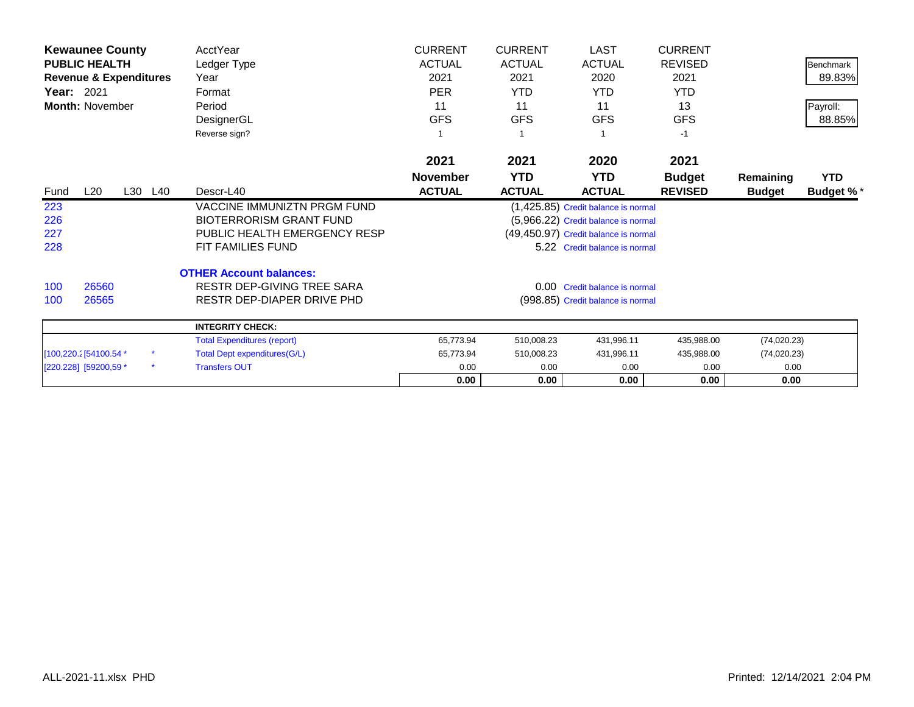| **Kewaunee County** | | | | AcctYear | CURRENT | CURRENT | LAST | CURRENT | | |
|---|---|---|---|---|---|---|---|---|---|---|
| **PUBLIC HEALTH** | | | | Ledger Type | ACTUAL | ACTUAL | ACTUAL | REVISED | | Benchmark |
| **Revenue & Expenditures** | | | | Year | 2021 | 2021 | 2020 | 2021 | | 89.83% |
| **Year:** 2021 | | | | Format | PER | YTD | YTD | YTD | | |
| **Month:** November | | | | Period | 11 | 11 | 11 | 13 | | Payroll: |
| | | | | DesignerGL | GFS | GFS | GFS | GFS | | 88.85% |
| | | | | Reverse sign? | 1 | 1 | 1 | -1 | | |
| | | | | | **2021** | **2021** | **2020** | **2021** | | |
| | | | | | **November** | **YTD** | **YTD** | **Budget** | **Remaining** | **YTD** |
| Fund | L20 | L30 | L40 | Descr-L40 | **ACTUAL** | **ACTUAL** | **ACTUAL** | **REVISED** | **Budget** | **Budget %*** |
| 223 | | | | VACCINE IMMUNIZTN PRGM FUND | | | (1,425.85) | Credit balance is normal | | |
| 226 | | | | BIOTERRORISM GRANT FUND | | | (5,966.22) | Credit balance is normal | | |
| 227 | | | | PUBLIC HEALTH EMERGENCY RESP | | | (49,450.97) | Credit balance is normal | | |
| 228 | | | | FIT FAMILIES FUND | | | 5.22 | Credit balance is normal | | |
| | | | | **OTHER Account balances:** | | | | | | |
| 100 | 26560 | | | RESTR DEP-GIVING TREE SARA | | | 0.00 | Credit balance is normal | | |
| 100 | 26565 | | | RESTR DEP-DIAPER DRIVE PHD | | | (998.85) | Credit balance is normal | | |
| | | | | **INTEGRITY CHECK:** | | | | | | |
| | | | | Total Expenditures (report) | 65,773.94 | 510,008.23 | 431,996.11 | 435,988.00 | (74,020.23) | |
| [100,220.2 | [54100.54 * | | * | Total Dept expenditures(G/L) | 65,773.94 | 510,008.23 | 431,996.11 | 435,988.00 | (74,020.23) | |
| [220.228] | [59200,59 * | | * | Transfers OUT | 0.00 | 0.00 | 0.00 | 0.00 | 0.00 | |
| | | | | | **0.00** | **0.00** | **0.00** | **0.00** | **0.00** | |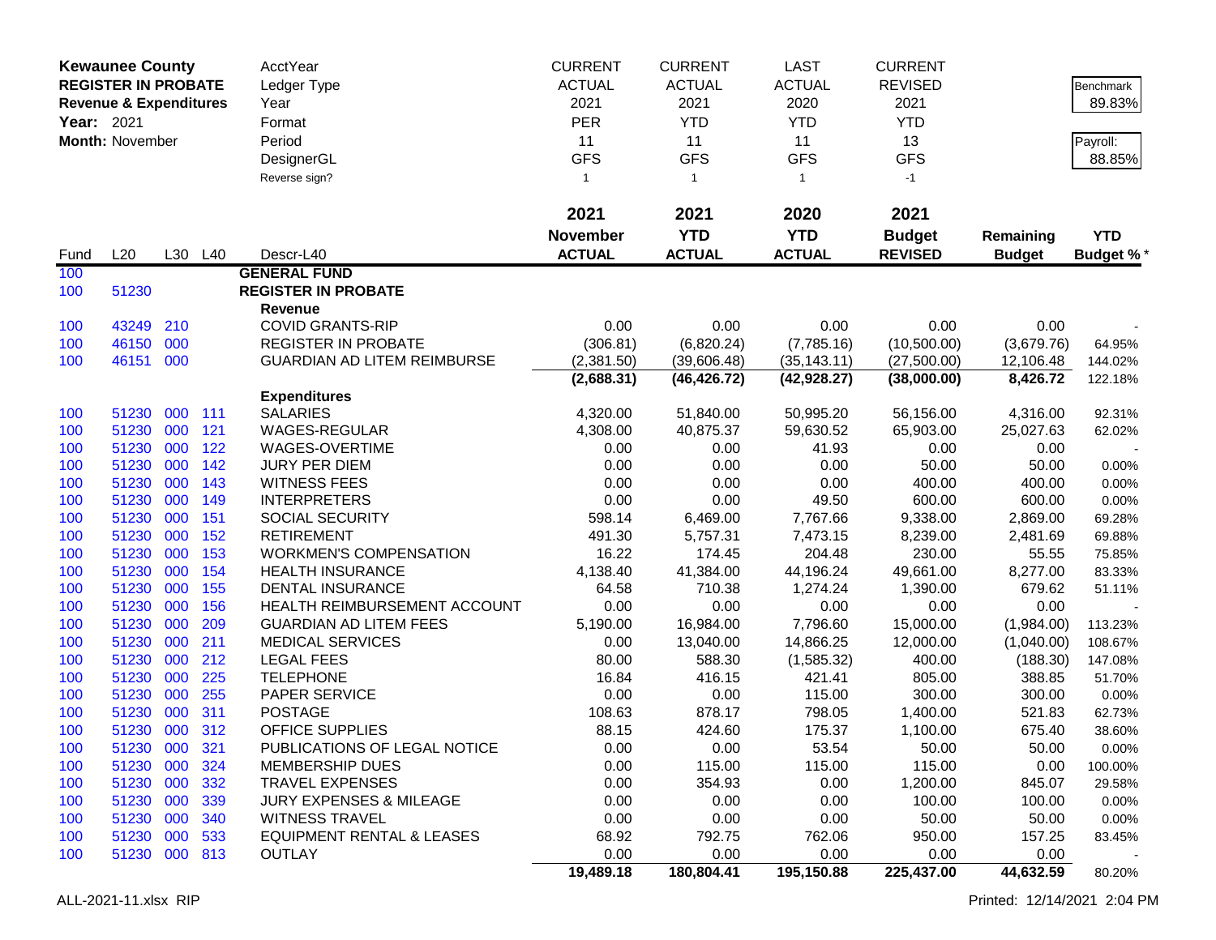**Kewaunee County**
**REGISTER IN PROBATE**
**Revenue & Expenditures**
**Year:** 2021
**Month:** November

| | | | | AcctYear | CURRENT | CURRENT | LAST | CURRENT | | |
|---|---|---|---|---|---|---|---|---|---|---|
| | | | | Ledger Type | ACTUAL | ACTUAL | ACTUAL | REVISED | | Benchmark |
| | | | | Year | 2021 | 2021 | 2020 | 2021 | | 89.83% |
| | | | | Format | PER | YTD | YTD | YTD | | |
| | | | | Period | 11 | 11 | 11 | 13 | | Payroll: |
| | | | | DesignerGL | GFS | GFS | GFS | GFS | | 88.85% |
| | | | | Reverse sign? | 1 | 1 | 1 | -1 | | |
| | | | | | **2021** | **2021** | **2020** | **2021** | | |
| | | | | | **November** | **YTD** | **YTD** | **Budget** | **Remaining** | **YTD** |
| Fund | L20 | L30 | L40 | Descr-L40 | **ACTUAL** | **ACTUAL** | **ACTUAL** | **REVISED** | **Budget** | **Budget %*** |
| 100 | | | | **GENERAL FUND** | | | | | | |
| 100 | 51230 | | | **REGISTER IN PROBATE** | | | | | | |
| | | | | **Revenue** | | | | | | |
| 100 | 43249 | 210 | | COVID GRANTS-RIP | 0.00 | 0.00 | 0.00 | 0.00 | 0.00 | - |
| 100 | 46150 | 000 | | REGISTER IN PROBATE | (306.81) | (6,820.24) | (7,785.16) | (10,500.00) | (3,679.76) | 64.95% |
| 100 | 46151 | 000 | | GUARDIAN AD LITEM REIMBURSE | (2,381.50) | (39,606.48) | (35,143.11) | (27,500.00) | 12,106.48 | 144.02% |
| | | | | | **(2,688.31)** | **(46,426.72)** | **(42,928.27)** | **(38,000.00)** | **8,426.72** | 122.18% |
| | | | | **Expenditures** | | | | | | |
| 100 | 51230 | 000 | 111 | SALARIES | 4,320.00 | 51,840.00 | 50,995.20 | 56,156.00 | 4,316.00 | 92.31% |
| 100 | 51230 | 000 | 121 | WAGES-REGULAR | 4,308.00 | 40,875.37 | 59,630.52 | 65,903.00 | 25,027.63 | 62.02% |
| 100 | 51230 | 000 | 122 | WAGES-OVERTIME | 0.00 | 0.00 | 41.93 | 0.00 | 0.00 | - |
| 100 | 51230 | 000 | 142 | JURY PER DIEM | 0.00 | 0.00 | 0.00 | 50.00 | 50.00 | 0.00% |
| 100 | 51230 | 000 | 143 | WITNESS FEES | 0.00 | 0.00 | 0.00 | 400.00 | 400.00 | 0.00% |
| 100 | 51230 | 000 | 149 | INTERPRETERS | 0.00 | 0.00 | 49.50 | 600.00 | 600.00 | 0.00% |
| 100 | 51230 | 000 | 151 | SOCIAL SECURITY | 598.14 | 6,469.00 | 7,767.66 | 9,338.00 | 2,869.00 | 69.28% |
| 100 | 51230 | 000 | 152 | RETIREMENT | 491.30 | 5,757.31 | 7,473.15 | 8,239.00 | 2,481.69 | 69.88% |
| 100 | 51230 | 000 | 153 | WORKMEN'S COMPENSATION | 16.22 | 174.45 | 204.48 | 230.00 | 55.55 | 75.85% |
| 100 | 51230 | 000 | 154 | HEALTH INSURANCE | 4,138.40 | 41,384.00 | 44,196.24 | 49,661.00 | 8,277.00 | 83.33% |
| 100 | 51230 | 000 | 155 | DENTAL INSURANCE | 64.58 | 710.38 | 1,274.24 | 1,390.00 | 679.62 | 51.11% |
| 100 | 51230 | 000 | 156 | HEALTH REIMBURSEMENT ACCOUNT | 0.00 | 0.00 | 0.00 | 0.00 | 0.00 | - |
| 100 | 51230 | 000 | 209 | GUARDIAN AD LITEM FEES | 5,190.00 | 16,984.00 | 7,796.60 | 15,000.00 | (1,984.00) | 113.23% |
| 100 | 51230 | 000 | 211 | MEDICAL SERVICES | 0.00 | 13,040.00 | 14,866.25 | 12,000.00 | (1,040.00) | 108.67% |
| 100 | 51230 | 000 | 212 | LEGAL FEES | 80.00 | 588.30 | (1,585.32) | 400.00 | (188.30) | 147.08% |
| 100 | 51230 | 000 | 225 | TELEPHONE | 16.84 | 416.15 | 421.41 | 805.00 | 388.85 | 51.70% |
| 100 | 51230 | 000 | 255 | PAPER SERVICE | 0.00 | 0.00 | 115.00 | 300.00 | 300.00 | 0.00% |
| 100 | 51230 | 000 | 311 | POSTAGE | 108.63 | 878.17 | 798.05 | 1,400.00 | 521.83 | 62.73% |
| 100 | 51230 | 000 | 312 | OFFICE SUPPLIES | 88.15 | 424.60 | 175.37 | 1,100.00 | 675.40 | 38.60% |
| 100 | 51230 | 000 | 321 | PUBLICATIONS OF LEGAL NOTICE | 0.00 | 0.00 | 53.54 | 50.00 | 50.00 | 0.00% |
| 100 | 51230 | 000 | 324 | MEMBERSHIP DUES | 0.00 | 115.00 | 115.00 | 115.00 | 0.00 | 100.00% |
| 100 | 51230 | 000 | 332 | TRAVEL EXPENSES | 0.00 | 354.93 | 0.00 | 1,200.00 | 845.07 | 29.58% |
| 100 | 51230 | 000 | 339 | JURY EXPENSES & MILEAGE | 0.00 | 0.00 | 0.00 | 100.00 | 100.00 | 0.00% |
| 100 | 51230 | 000 | 340 | WITNESS TRAVEL | 0.00 | 0.00 | 0.00 | 50.00 | 50.00 | 0.00% |
| 100 | 51230 | 000 | 533 | EQUIPMENT RENTAL & LEASES | 68.92 | 792.75 | 762.06 | 950.00 | 157.25 | 83.45% |
| 100 | 51230 | 000 | 813 | OUTLAY | 0.00 | 0.00 | 0.00 | 0.00 | 0.00 | - |
| | | | | | **19,489.18** | **180,804.41** | **195,150.88** | **225,437.00** | **44,632.59** | 80.20% |

ALL-2021-11.xlsx RIP    Printed: 12/14/2021 2:04 PM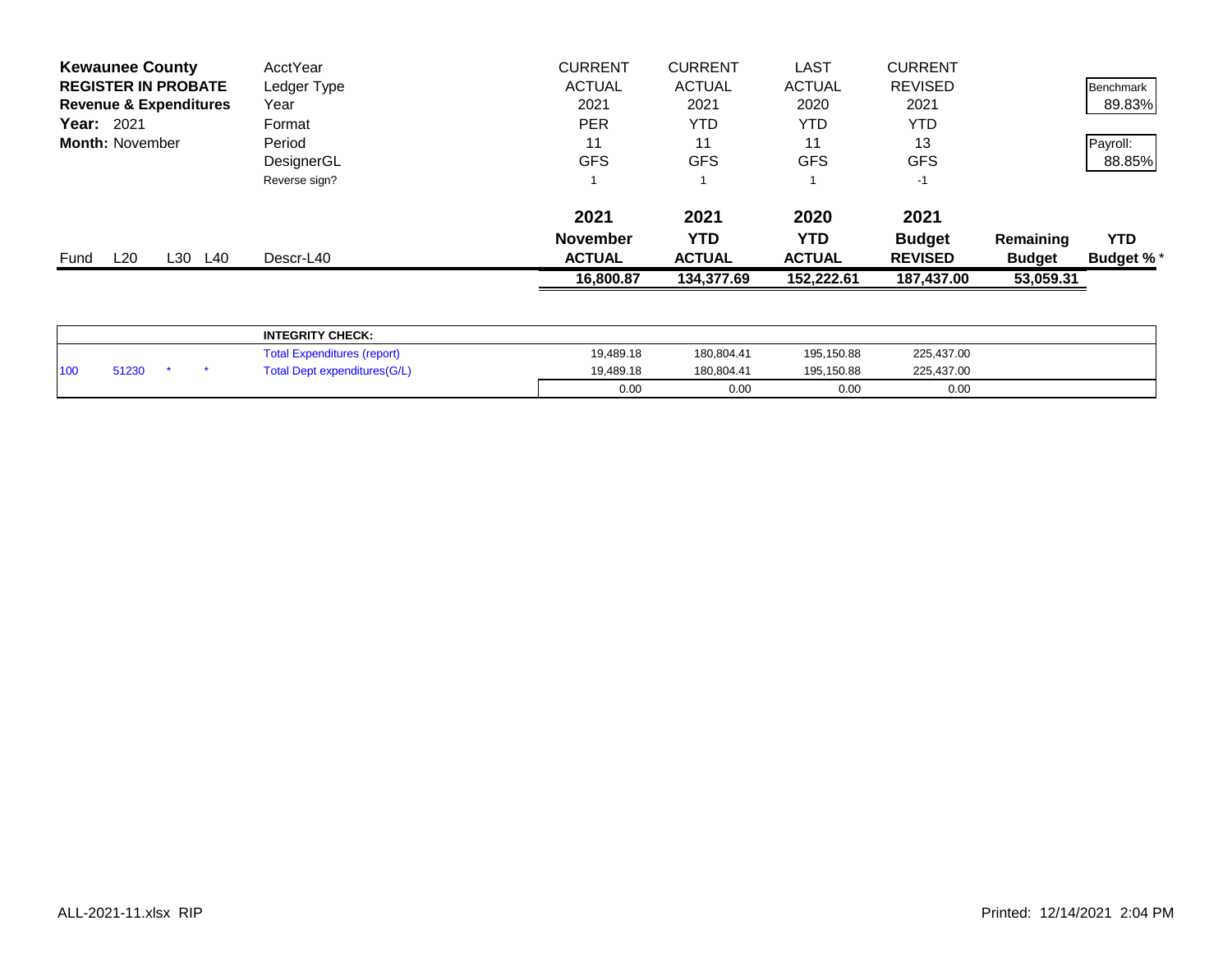**Kewaunee County**
**REGISTER IN PROBATE**
**Revenue & Expenditures**
**Year:** 2021
**Month:** November

| | | | | | CURRENT | CURRENT | LAST | CURRENT | | |
|---|---|---|---|---|---|---|---|---|---|---|
| | | | | AcctYear | CURRENT | CURRENT | LAST | CURRENT | | |
| | | | | Ledger Type | ACTUAL | ACTUAL | ACTUAL | REVISED | | Benchmark |
| | | | | Year | 2021 | 2021 | 2020 | 2021 | | 89.83% |
| | | | | Format | PER | YTD | YTD | YTD | | |
| | | | | Period | 11 | 11 | 11 | 13 | | Payroll: |
| | | | | DesignerGL | GFS | GFS | GFS | GFS | | 88.85% |
| | | | | Reverse sign? | 1 | 1 | 1 | -1 | | |
| | | | | | **2021** | **2021** | **2020** | **2021** | | |
| | | | | | **November** | **YTD** | **YTD** | **Budget** | **Remaining** | **YTD** |
| Fund | L20 | L30 | L40 | Descr-L40 | **ACTUAL** | **ACTUAL** | **ACTUAL** | **REVISED** | **Budget** | **Budget %*** |
| | | | | | **16,800.87** | **134,377.69** | **152,222.61** | **187,437.00** | **53,059.31** | |

| | | | | | | | | |
|---|---|---|---|---|---|---|---|---|
| | | | | **INTEGRITY CHECK:** | | | | |
| | | | | Total Expenditures (report) | 19,489.18 | 180,804.41 | 195,150.88 | 225,437.00 |
| 100 | 51230 | * | * | Total Dept expenditures(G/L) | 19,489.18 | 180,804.41 | 195,150.88 | 225,437.00 |
| | | | | | 0.00 | 0.00 | 0.00 | 0.00 |

ALL-2021-11.xlsx RIP

Printed: 12/14/2021 2:04 PM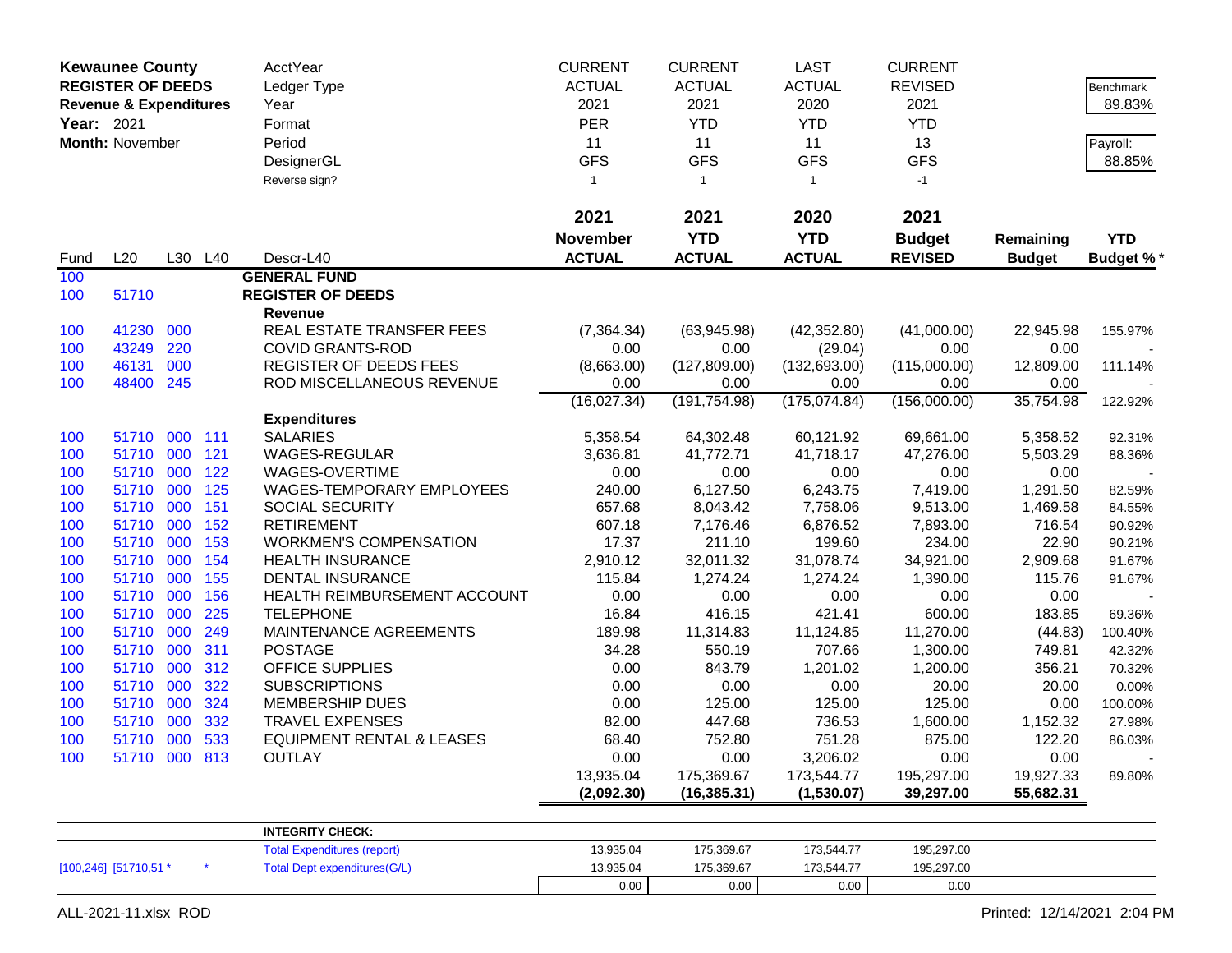**Kewaunee County**
**REGISTER OF DEEDS**
**Revenue & Expenditures**
**Year:** 2021
**Month:** November

| AcctYear | CURRENT | CURRENT | LAST | CURRENT | | |
|---|---|---|---|---|---|---|
| Ledger Type | ACTUAL | ACTUAL | ACTUAL | REVISED | | Benchmark |
| Year | 2021 | 2021 | 2020 | 2021 | | 89.83% |
| Format | PER | YTD | YTD | YTD | | |
| Period | 11 | 11 | 11 | 13 | | Payroll: |
| DesignerGL | GFS | GFS | GFS | GFS | | 88.85% |
| Reverse sign? | 1 | 1 | 1 | -1 | | |

| Fund | L20 | L30 | L40 | Descr-L40 | 2021 November ACTUAL | 2021 YTD ACTUAL | 2020 YTD ACTUAL | 2021 Budget REVISED | Remaining Budget | YTD Budget % * |
|---|---|---|---|---|---|---|---|---|---|---|
| 100 | | | | **GENERAL FUND** | | | | | | |
| 100 | 51710 | | | **REGISTER OF DEEDS** | | | | | | |
| | | | | **Revenue** | | | | | | |
| 100 | 41230 | 000 | | REAL ESTATE TRANSFER FEES | (7,364.34) | (63,945.98) | (42,352.80) | (41,000.00) | 22,945.98 | 155.97% |
| 100 | 43249 | 220 | | COVID GRANTS-ROD | 0.00 | 0.00 | (29.04) | 0.00 | 0.00 | - |
| 100 | 46131 | 000 | | REGISTER OF DEEDS FEES | (8,663.00) | (127,809.00) | (132,693.00) | (115,000.00) | 12,809.00 | 111.14% |
| 100 | 48400 | 245 | | ROD MISCELLANEOUS REVENUE | 0.00 | 0.00 | 0.00 | 0.00 | 0.00 | - |
| | | | | | (16,027.34) | (191,754.98) | (175,074.84) | (156,000.00) | 35,754.98 | 122.92% |
| | | | | **Expenditures** | | | | | | |
| 100 | 51710 | 000 | 111 | SALARIES | 5,358.54 | 64,302.48 | 60,121.92 | 69,661.00 | 5,358.52 | 92.31% |
| 100 | 51710 | 000 | 121 | WAGES-REGULAR | 3,636.81 | 41,772.71 | 41,718.17 | 47,276.00 | 5,503.29 | 88.36% |
| 100 | 51710 | 000 | 122 | WAGES-OVERTIME | 0.00 | 0.00 | 0.00 | 0.00 | 0.00 | - |
| 100 | 51710 | 000 | 125 | WAGES-TEMPORARY EMPLOYEES | 240.00 | 6,127.50 | 6,243.75 | 7,419.00 | 1,291.50 | 82.59% |
| 100 | 51710 | 000 | 151 | SOCIAL SECURITY | 657.68 | 8,043.42 | 7,758.06 | 9,513.00 | 1,469.58 | 84.55% |
| 100 | 51710 | 000 | 152 | RETIREMENT | 607.18 | 7,176.46 | 6,876.52 | 7,893.00 | 716.54 | 90.92% |
| 100 | 51710 | 000 | 153 | WORKMEN'S COMPENSATION | 17.37 | 211.10 | 199.60 | 234.00 | 22.90 | 90.21% |
| 100 | 51710 | 000 | 154 | HEALTH INSURANCE | 2,910.12 | 32,011.32 | 31,078.74 | 34,921.00 | 2,909.68 | 91.67% |
| 100 | 51710 | 000 | 155 | DENTAL INSURANCE | 115.84 | 1,274.24 | 1,274.24 | 1,390.00 | 115.76 | 91.67% |
| 100 | 51710 | 000 | 156 | HEALTH REIMBURSEMENT ACCOUNT | 0.00 | 0.00 | 0.00 | 0.00 | 0.00 | - |
| 100 | 51710 | 000 | 225 | TELEPHONE | 16.84 | 416.15 | 421.41 | 600.00 | 183.85 | 69.36% |
| 100 | 51710 | 000 | 249 | MAINTENANCE AGREEMENTS | 189.98 | 11,314.83 | 11,124.85 | 11,270.00 | (44.83) | 100.40% |
| 100 | 51710 | 000 | 311 | POSTAGE | 34.28 | 550.19 | 707.66 | 1,300.00 | 749.81 | 42.32% |
| 100 | 51710 | 000 | 312 | OFFICE SUPPLIES | 0.00 | 843.79 | 1,201.02 | 1,200.00 | 356.21 | 70.32% |
| 100 | 51710 | 000 | 322 | SUBSCRIPTIONS | 0.00 | 0.00 | 0.00 | 20.00 | 20.00 | 0.00% |
| 100 | 51710 | 000 | 324 | MEMBERSHIP DUES | 0.00 | 125.00 | 125.00 | 125.00 | 0.00 | 100.00% |
| 100 | 51710 | 000 | 332 | TRAVEL EXPENSES | 82.00 | 447.68 | 736.53 | 1,600.00 | 1,152.32 | 27.98% |
| 100 | 51710 | 000 | 533 | EQUIPMENT RENTAL & LEASES | 68.40 | 752.80 | 751.28 | 875.00 | 122.20 | 86.03% |
| 100 | 51710 | 000 | 813 | OUTLAY | 0.00 | 0.00 | 3,206.02 | 0.00 | 0.00 | - |
| | | | | | 13,935.04 | 175,369.67 | 173,544.77 | 195,297.00 | 19,927.33 | 89.80% |
| | | | | | **(2,092.30)** | **(16,385.31)** | **(1,530.07)** | **39,297.00** | **55,682.31** | |

| | | **INTEGRITY CHECK:** | | | | |
|---|---|---|---|---|---|---|
| | | Total Expenditures (report) | 13,935.04 | 175,369.67 | 173,544.77 | 195,297.00 |
| [100,246] [51710,51 * | * | Total Dept expenditures(G/L) | 13,935.04 | 175,369.67 | 173,544.77 | 195,297.00 |
| | | | 0.00 | 0.00 | 0.00 | 0.00 |

ALL-2021-11.xlsx ROD

Printed: 12/14/2021 2:04 PM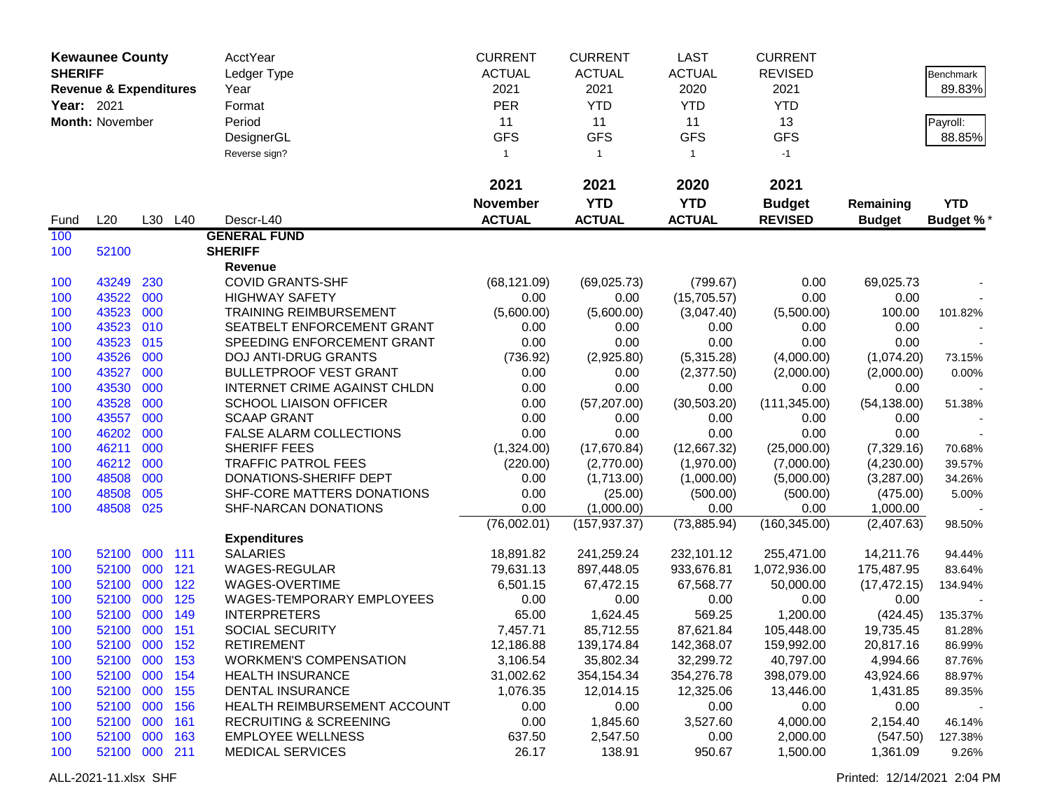**Kewaunee County**
**SHERIFF**
**Revenue & Expenditures**
**Year:** 2021
**Month:** November

| | | | | AcctYear | CURRENT | CURRENT | LAST | CURRENT | | |
|---|---|---|---|---|---|---|---|---|---|---|
| | | | | Ledger Type | ACTUAL | ACTUAL | ACTUAL | REVISED | | Benchmark |
| | | | | Year | 2021 | 2021 | 2020 | 2021 | | 89.83% |
| | | | | Format | PER | YTD | YTD | YTD | | |
| | | | | Period | 11 | 11 | 11 | 13 | | Payroll: |
| | | | | DesignerGL | GFS | GFS | GFS | GFS | | 88.85% |
| | | | | Reverse sign? | 1 | 1 | 1 | -1 | | |
| | | | | | **2021** | **2021** | **2020** | **2021** | | |
| | | | | | **November** | **YTD** | **YTD** | **Budget** | **Remaining** | **YTD** |
| Fund | L20 | L30 | L40 | Descr-L40 | **ACTUAL** | **ACTUAL** | **ACTUAL** | **REVISED** | **Budget** | **Budget %*** |
| 100 | | | | **GENERAL FUND** | | | | | | |
| 100 | 52100 | | | **SHERIFF** | | | | | | |
| | | | | **Revenue** | | | | | | |
| 100 | 43249 | 230 | | COVID GRANTS-SHF | (68,121.09) | (69,025.73) | (799.67) | 0.00 | 69,025.73 | - |
| 100 | 43522 | 000 | | HIGHWAY SAFETY | 0.00 | 0.00 | (15,705.57) | 0.00 | 0.00 | - |
| 100 | 43523 | 000 | | TRAINING REIMBURSEMENT | (5,600.00) | (5,600.00) | (3,047.40) | (5,500.00) | 100.00 | 101.82% |
| 100 | 43523 | 010 | | SEATBELT ENFORCEMENT GRANT | 0.00 | 0.00 | 0.00 | 0.00 | 0.00 | - |
| 100 | 43523 | 015 | | SPEEDING ENFORCEMENT GRANT | 0.00 | 0.00 | 0.00 | 0.00 | 0.00 | - |
| 100 | 43526 | 000 | | DOJ ANTI-DRUG GRANTS | (736.92) | (2,925.80) | (5,315.28) | (4,000.00) | (1,074.20) | 73.15% |
| 100 | 43527 | 000 | | BULLETPROOF VEST GRANT | 0.00 | 0.00 | (2,377.50) | (2,000.00) | (2,000.00) | 0.00% |
| 100 | 43530 | 000 | | INTERNET CRIME AGAINST CHLDN | 0.00 | 0.00 | 0.00 | 0.00 | 0.00 | - |
| 100 | 43528 | 000 | | SCHOOL LIAISON OFFICER | 0.00 | (57,207.00) | (30,503.20) | (111,345.00) | (54,138.00) | 51.38% |
| 100 | 43557 | 000 | | SCAAP GRANT | 0.00 | 0.00 | 0.00 | 0.00 | 0.00 | - |
| 100 | 46202 | 000 | | FALSE ALARM COLLECTIONS | 0.00 | 0.00 | 0.00 | 0.00 | 0.00 | - |
| 100 | 46211 | 000 | | SHERIFF FEES | (1,324.00) | (17,670.84) | (12,667.32) | (25,000.00) | (7,329.16) | 70.68% |
| 100 | 46212 | 000 | | TRAFFIC PATROL FEES | (220.00) | (2,770.00) | (1,970.00) | (7,000.00) | (4,230.00) | 39.57% |
| 100 | 48508 | 000 | | DONATIONS-SHERIFF DEPT | 0.00 | (1,713.00) | (1,000.00) | (5,000.00) | (3,287.00) | 34.26% |
| 100 | 48508 | 005 | | SHF-CORE MATTERS DONATIONS | 0.00 | (25.00) | (500.00) | (500.00) | (475.00) | 5.00% |
| 100 | 48508 | 025 | | SHF-NARCAN DONATIONS | 0.00 | (1,000.00) | 0.00 | 0.00 | 1,000.00 | - |
| | | | | | (76,002.01) | (157,937.37) | (73,885.94) | (160,345.00) | (2,407.63) | 98.50% |
| | | | | **Expenditures** | | | | | | |
| 100 | 52100 | 000 | 111 | SALARIES | 18,891.82 | 241,259.24 | 232,101.12 | 255,471.00 | 14,211.76 | 94.44% |
| 100 | 52100 | 000 | 121 | WAGES-REGULAR | 79,631.13 | 897,448.05 | 933,676.81 | 1,072,936.00 | 175,487.95 | 83.64% |
| 100 | 52100 | 000 | 122 | WAGES-OVERTIME | 6,501.15 | 67,472.15 | 67,568.77 | 50,000.00 | (17,472.15) | 134.94% |
| 100 | 52100 | 000 | 125 | WAGES-TEMPORARY EMPLOYEES | 0.00 | 0.00 | 0.00 | 0.00 | 0.00 | - |
| 100 | 52100 | 000 | 149 | INTERPRETERS | 65.00 | 1,624.45 | 569.25 | 1,200.00 | (424.45) | 135.37% |
| 100 | 52100 | 000 | 151 | SOCIAL SECURITY | 7,457.71 | 85,712.55 | 87,621.84 | 105,448.00 | 19,735.45 | 81.28% |
| 100 | 52100 | 000 | 152 | RETIREMENT | 12,186.88 | 139,174.84 | 142,368.07 | 159,992.00 | 20,817.16 | 86.99% |
| 100 | 52100 | 000 | 153 | WORKMEN'S COMPENSATION | 3,106.54 | 35,802.34 | 32,299.72 | 40,797.00 | 4,994.66 | 87.76% |
| 100 | 52100 | 000 | 154 | HEALTH INSURANCE | 31,002.62 | 354,154.34 | 354,276.78 | 398,079.00 | 43,924.66 | 88.97% |
| 100 | 52100 | 000 | 155 | DENTAL INSURANCE | 1,076.35 | 12,014.15 | 12,325.06 | 13,446.00 | 1,431.85 | 89.35% |
| 100 | 52100 | 000 | 156 | HEALTH REIMBURSEMENT ACCOUNT | 0.00 | 0.00 | 0.00 | 0.00 | 0.00 | - |
| 100 | 52100 | 000 | 161 | RECRUITING & SCREENING | 0.00 | 1,845.60 | 3,527.60 | 4,000.00 | 2,154.40 | 46.14% |
| 100 | 52100 | 000 | 163 | EMPLOYEE WELLNESS | 637.50 | 2,547.50 | 0.00 | 2,000.00 | (547.50) | 127.38% |
| 100 | 52100 | 000 | 211 | MEDICAL SERVICES | 26.17 | 138.91 | 950.67 | 1,500.00 | 1,361.09 | 9.26% |

ALL-2021-11.xlsx SHF

Printed: 12/14/2021 2:04 PM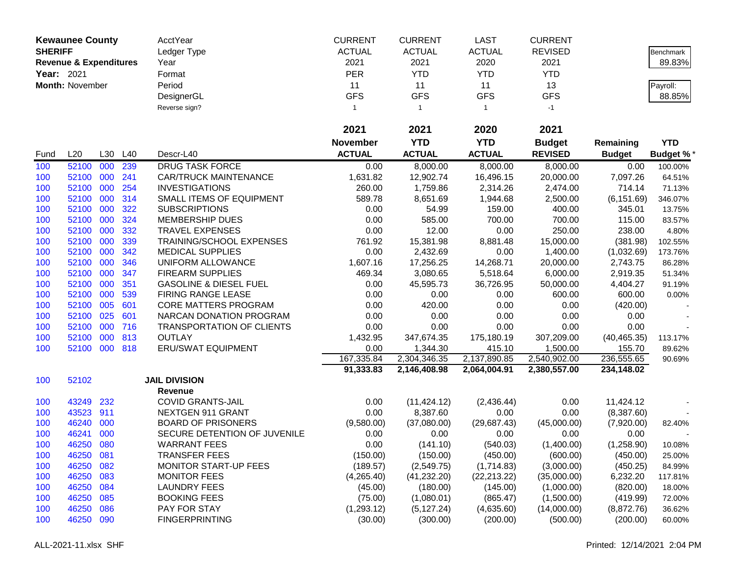**Kewaunee County**
**SHERIFF**
**Revenue & Expenditures**
**Year:** 2021
**Month:** November

| | | | | AcctYear | CURRENT | CURRENT | LAST | CURRENT | | |
|---|---|---|---|---|---|---|---|---|---|---|
| | | | | Ledger Type | ACTUAL | ACTUAL | ACTUAL | REVISED | | Benchmark |
| | | | | Year | 2021 | 2021 | 2020 | 2021 | | 89.83% |
| | | | | Format | PER | YTD | YTD | YTD | | |
| | | | | Period | 11 | 11 | 11 | 13 | | Payroll: |
| | | | | DesignerGL | GFS | GFS | GFS | GFS | | 88.85% |
| | | | | Reverse sign? | 1 | 1 | 1 | -1 | | |

| Fund | L20 | L30 | L40 | Descr-L40 | 2021 November ACTUAL | 2021 YTD ACTUAL | 2020 YTD ACTUAL | 2021 Budget REVISED | Remaining Budget | YTD Budget %* |
|---|---|---|---|---|---|---|---|---|---|---|
| 100 | 52100 | 000 | 239 | DRUG TASK FORCE | 0.00 | 8,000.00 | 8,000.00 | 8,000.00 | 0.00 | 100.00% |
| 100 | 52100 | 000 | 241 | CAR/TRUCK MAINTENANCE | 1,631.82 | 12,902.74 | 16,496.15 | 20,000.00 | 7,097.26 | 64.51% |
| 100 | 52100 | 000 | 254 | INVESTIGATIONS | 260.00 | 1,759.86 | 2,314.26 | 2,474.00 | 714.14 | 71.13% |
| 100 | 52100 | 000 | 314 | SMALL ITEMS OF EQUIPMENT | 589.78 | 8,651.69 | 1,944.68 | 2,500.00 | (6,151.69) | 346.07% |
| 100 | 52100 | 000 | 322 | SUBSCRIPTIONS | 0.00 | 54.99 | 159.00 | 400.00 | 345.01 | 13.75% |
| 100 | 52100 | 000 | 324 | MEMBERSHIP DUES | 0.00 | 585.00 | 700.00 | 700.00 | 115.00 | 83.57% |
| 100 | 52100 | 000 | 332 | TRAVEL EXPENSES | 0.00 | 12.00 | 0.00 | 250.00 | 238.00 | 4.80% |
| 100 | 52100 | 000 | 339 | TRAINING/SCHOOL EXPENSES | 761.92 | 15,381.98 | 8,881.48 | 15,000.00 | (381.98) | 102.55% |
| 100 | 52100 | 000 | 342 | MEDICAL SUPPLIES | 0.00 | 2,432.69 | 0.00 | 1,400.00 | (1,032.69) | 173.76% |
| 100 | 52100 | 000 | 346 | UNIFORM ALLOWANCE | 1,607.16 | 17,256.25 | 14,268.71 | 20,000.00 | 2,743.75 | 86.28% |
| 100 | 52100 | 000 | 347 | FIREARM SUPPLIES | 469.34 | 3,080.65 | 5,518.64 | 6,000.00 | 2,919.35 | 51.34% |
| 100 | 52100 | 000 | 351 | GASOLINE & DIESEL FUEL | 0.00 | 45,595.73 | 36,726.95 | 50,000.00 | 4,404.27 | 91.19% |
| 100 | 52100 | 000 | 539 | FIRING RANGE LEASE | 0.00 | 0.00 | 0.00 | 600.00 | 600.00 | 0.00% |
| 100 | 52100 | 005 | 601 | CORE MATTERS PROGRAM | 0.00 | 420.00 | 0.00 | 0.00 | (420.00) | - |
| 100 | 52100 | 025 | 601 | NARCAN DONATION PROGRAM | 0.00 | 0.00 | 0.00 | 0.00 | 0.00 | - |
| 100 | 52100 | 000 | 716 | TRANSPORTATION OF CLIENTS | 0.00 | 0.00 | 0.00 | 0.00 | 0.00 | - |
| 100 | 52100 | 000 | 813 | OUTLAY | 1,432.95 | 347,674.35 | 175,180.19 | 307,209.00 | (40,465.35) | 113.17% |
| 100 | 52100 | 000 | 818 | ERU/SWAT EQUIPMENT | 0.00 | 1,344.30 | 415.10 | 1,500.00 | 155.70 | 89.62% |
| | | | | | 167,335.84 | 2,304,346.35 | 2,137,890.85 | 2,540,902.00 | 236,555.65 | 90.69% |
| | | | | | **91,333.83** | **2,146,408.98** | **2,064,004.91** | **2,380,557.00** | **234,148.02** | |
| 100 | 52102 | | | **JAIL DIVISION** | | | | | | |
| | | | | **Revenue** | | | | | | |
| 100 | 43249 | 232 | | COVID GRANTS-JAIL | 0.00 | (11,424.12) | (2,436.44) | 0.00 | 11,424.12 | - |
| 100 | 43523 | 911 | | NEXTGEN 911 GRANT | 0.00 | 8,387.60 | 0.00 | 0.00 | (8,387.60) | - |
| 100 | 46240 | 000 | | BOARD OF PRISONERS | (9,580.00) | (37,080.00) | (29,687.43) | (45,000.00) | (7,920.00) | 82.40% |
| 100 | 46241 | 000 | | SECURE DETENTION OF JUVENILE | 0.00 | 0.00 | 0.00 | 0.00 | 0.00 | - |
| 100 | 46250 | 080 | | WARRANT FEES | 0.00 | (141.10) | (540.03) | (1,400.00) | (1,258.90) | 10.08% |
| 100 | 46250 | 081 | | TRANSFER FEES | (150.00) | (150.00) | (450.00) | (600.00) | (450.00) | 25.00% |
| 100 | 46250 | 082 | | MONITOR START-UP FEES | (189.57) | (2,549.75) | (1,714.83) | (3,000.00) | (450.25) | 84.99% |
| 100 | 46250 | 083 | | MONITOR FEES | (4,265.40) | (41,232.20) | (22,213.22) | (35,000.00) | 6,232.20 | 117.81% |
| 100 | 46250 | 084 | | LAUNDRY FEES | (45.00) | (180.00) | (145.00) | (1,000.00) | (820.00) | 18.00% |
| 100 | 46250 | 085 | | BOOKING FEES | (75.00) | (1,080.01) | (865.47) | (1,500.00) | (419.99) | 72.00% |
| 100 | 46250 | 086 | | PAY FOR STAY | (1,293.12) | (5,127.24) | (4,635.60) | (14,000.00) | (8,872.76) | 36.62% |
| 100 | 46250 | 090 | | FINGERPRINTING | (30.00) | (300.00) | (200.00) | (500.00) | (200.00) | 60.00% |

ALL-2021-11.xlsx SHF

Printed: 12/14/2021 2:04 PM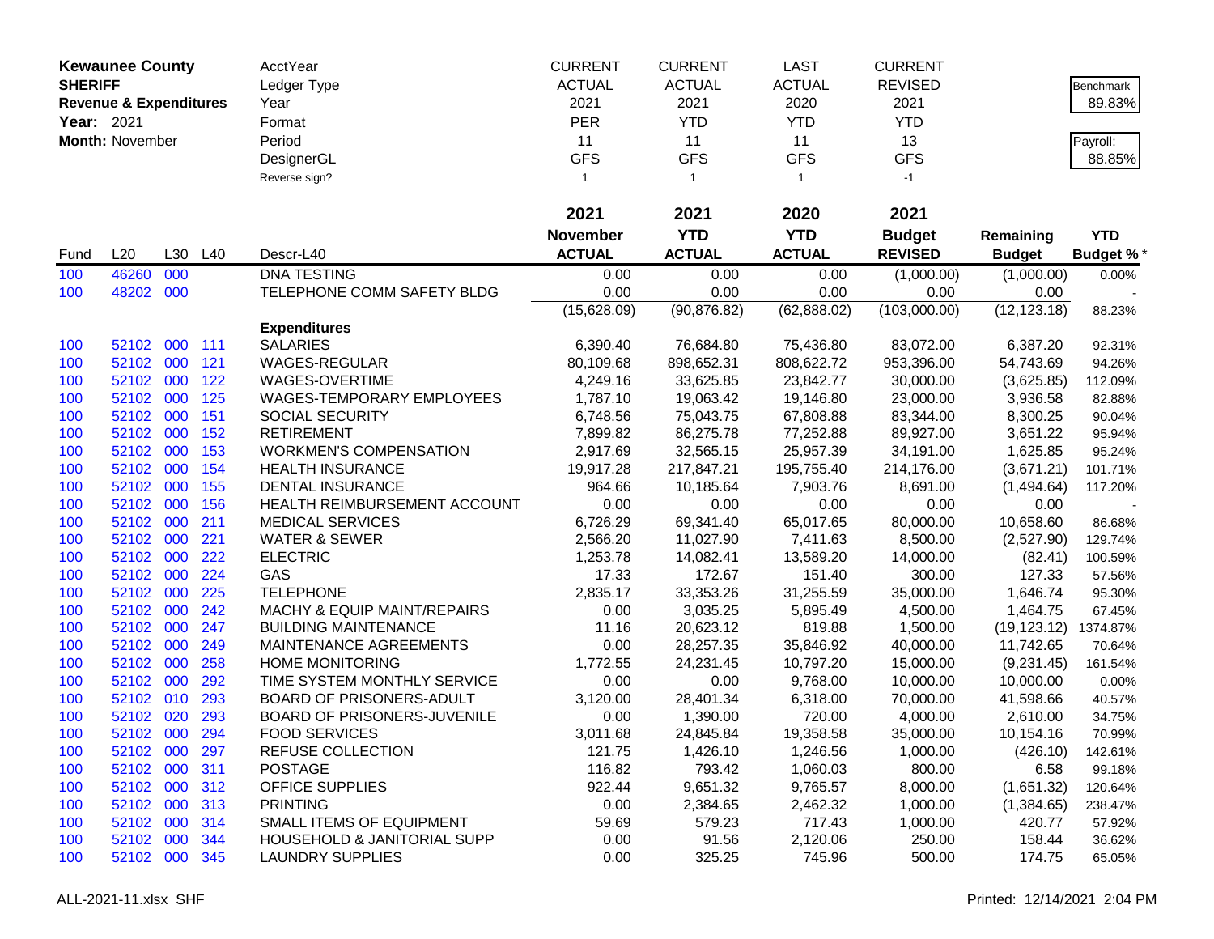| **Kewaunee County** | | | | AcctYear | CURRENT | CURRENT | LAST | CURRENT | | |
|---|---|---|---|---|---|---|---|---|---|---|
| **SHERIFF** | | | | Ledger Type | ACTUAL | ACTUAL | ACTUAL | REVISED | | Benchmark |
| **Revenue & Expenditures** | | | | Year | 2021 | 2021 | 2020 | 2021 | | 89.83% |
| **Year:** 2021 | | | | Format | PER | YTD | YTD | YTD | | |
| **Month:** November | | | | Period | 11 | 11 | 11 | 13 | | Payroll: |
| | | | | DesignerGL | GFS | GFS | GFS | GFS | | 88.85% |
| | | | | Reverse sign? | 1 | 1 | 1 | -1 | | |

| Fund | L20 | L30 | L40 | Descr-L40 | 2021 November ACTUAL | 2021 YTD ACTUAL | 2020 YTD ACTUAL | 2021 Budget REVISED | Remaining Budget | YTD Budget % * |
|---|---|---|---|---|---|---|---|---|---|---|
| 100 | 46260 | 000 | | DNA TESTING | 0.00 | 0.00 | 0.00 | (1,000.00) | (1,000.00) | 0.00% |
| 100 | 48202 | 000 | | TELEPHONE COMM SAFETY BLDG | 0.00 | 0.00 | 0.00 | 0.00 | 0.00 | - |
| | | | | | (15,628.09) | (90,876.82) | (62,888.02) | (103,000.00) | (12,123.18) | 88.23% |
| | | | | **Expenditures** | | | | | | |
| 100 | 52102 | 000 | 111 | SALARIES | 6,390.40 | 76,684.80 | 75,436.80 | 83,072.00 | 6,387.20 | 92.31% |
| 100 | 52102 | 000 | 121 | WAGES-REGULAR | 80,109.68 | 898,652.31 | 808,622.72 | 953,396.00 | 54,743.69 | 94.26% |
| 100 | 52102 | 000 | 122 | WAGES-OVERTIME | 4,249.16 | 33,625.85 | 23,842.77 | 30,000.00 | (3,625.85) | 112.09% |
| 100 | 52102 | 000 | 125 | WAGES-TEMPORARY EMPLOYEES | 1,787.10 | 19,063.42 | 19,146.80 | 23,000.00 | 3,936.58 | 82.88% |
| 100 | 52102 | 000 | 151 | SOCIAL SECURITY | 6,748.56 | 75,043.75 | 67,808.88 | 83,344.00 | 8,300.25 | 90.04% |
| 100 | 52102 | 000 | 152 | RETIREMENT | 7,899.82 | 86,275.78 | 77,252.88 | 89,927.00 | 3,651.22 | 95.94% |
| 100 | 52102 | 000 | 153 | WORKMEN'S COMPENSATION | 2,917.69 | 32,565.15 | 25,957.39 | 34,191.00 | 1,625.85 | 95.24% |
| 100 | 52102 | 000 | 154 | HEALTH INSURANCE | 19,917.28 | 217,847.21 | 195,755.40 | 214,176.00 | (3,671.21) | 101.71% |
| 100 | 52102 | 000 | 155 | DENTAL INSURANCE | 964.66 | 10,185.64 | 7,903.76 | 8,691.00 | (1,494.64) | 117.20% |
| 100 | 52102 | 000 | 156 | HEALTH REIMBURSEMENT ACCOUNT | 0.00 | 0.00 | 0.00 | 0.00 | 0.00 | - |
| 100 | 52102 | 000 | 211 | MEDICAL SERVICES | 6,726.29 | 69,341.40 | 65,017.65 | 80,000.00 | 10,658.60 | 86.68% |
| 100 | 52102 | 000 | 221 | WATER & SEWER | 2,566.20 | 11,027.90 | 7,411.63 | 8,500.00 | (2,527.90) | 129.74% |
| 100 | 52102 | 000 | 222 | ELECTRIC | 1,253.78 | 14,082.41 | 13,589.20 | 14,000.00 | (82.41) | 100.59% |
| 100 | 52102 | 000 | 224 | GAS | 17.33 | 172.67 | 151.40 | 300.00 | 127.33 | 57.56% |
| 100 | 52102 | 000 | 225 | TELEPHONE | 2,835.17 | 33,353.26 | 31,255.59 | 35,000.00 | 1,646.74 | 95.30% |
| 100 | 52102 | 000 | 242 | MACHY & EQUIP MAINT/REPAIRS | 0.00 | 3,035.25 | 5,895.49 | 4,500.00 | 1,464.75 | 67.45% |
| 100 | 52102 | 000 | 247 | BUILDING MAINTENANCE | 11.16 | 20,623.12 | 819.88 | 1,500.00 | (19,123.12) | 1374.87% |
| 100 | 52102 | 000 | 249 | MAINTENANCE AGREEMENTS | 0.00 | 28,257.35 | 35,846.92 | 40,000.00 | 11,742.65 | 70.64% |
| 100 | 52102 | 000 | 258 | HOME MONITORING | 1,772.55 | 24,231.45 | 10,797.20 | 15,000.00 | (9,231.45) | 161.54% |
| 100 | 52102 | 000 | 292 | TIME SYSTEM MONTHLY SERVICE | 0.00 | 0.00 | 9,768.00 | 10,000.00 | 10,000.00 | 0.00% |
| 100 | 52102 | 010 | 293 | BOARD OF PRISONERS-ADULT | 3,120.00 | 28,401.34 | 6,318.00 | 70,000.00 | 41,598.66 | 40.57% |
| 100 | 52102 | 020 | 293 | BOARD OF PRISONERS-JUVENILE | 0.00 | 1,390.00 | 720.00 | 4,000.00 | 2,610.00 | 34.75% |
| 100 | 52102 | 000 | 294 | FOOD SERVICES | 3,011.68 | 24,845.84 | 19,358.58 | 35,000.00 | 10,154.16 | 70.99% |
| 100 | 52102 | 000 | 297 | REFUSE COLLECTION | 121.75 | 1,426.10 | 1,246.56 | 1,000.00 | (426.10) | 142.61% |
| 100 | 52102 | 000 | 311 | POSTAGE | 116.82 | 793.42 | 1,060.03 | 800.00 | 6.58 | 99.18% |
| 100 | 52102 | 000 | 312 | OFFICE SUPPLIES | 922.44 | 9,651.32 | 9,765.57 | 8,000.00 | (1,651.32) | 120.64% |
| 100 | 52102 | 000 | 313 | PRINTING | 0.00 | 2,384.65 | 2,462.32 | 1,000.00 | (1,384.65) | 238.47% |
| 100 | 52102 | 000 | 314 | SMALL ITEMS OF EQUIPMENT | 59.69 | 579.23 | 717.43 | 1,000.00 | 420.77 | 57.92% |
| 100 | 52102 | 000 | 344 | HOUSEHOLD & JANITORIAL SUPP | 0.00 | 91.56 | 2,120.06 | 250.00 | 158.44 | 36.62% |
| 100 | 52102 | 000 | 345 | LAUNDRY SUPPLIES | 0.00 | 325.25 | 745.96 | 500.00 | 174.75 | 65.05% |

ALL-2021-11.xlsx SHF Printed: 12/14/2021 2:04 PM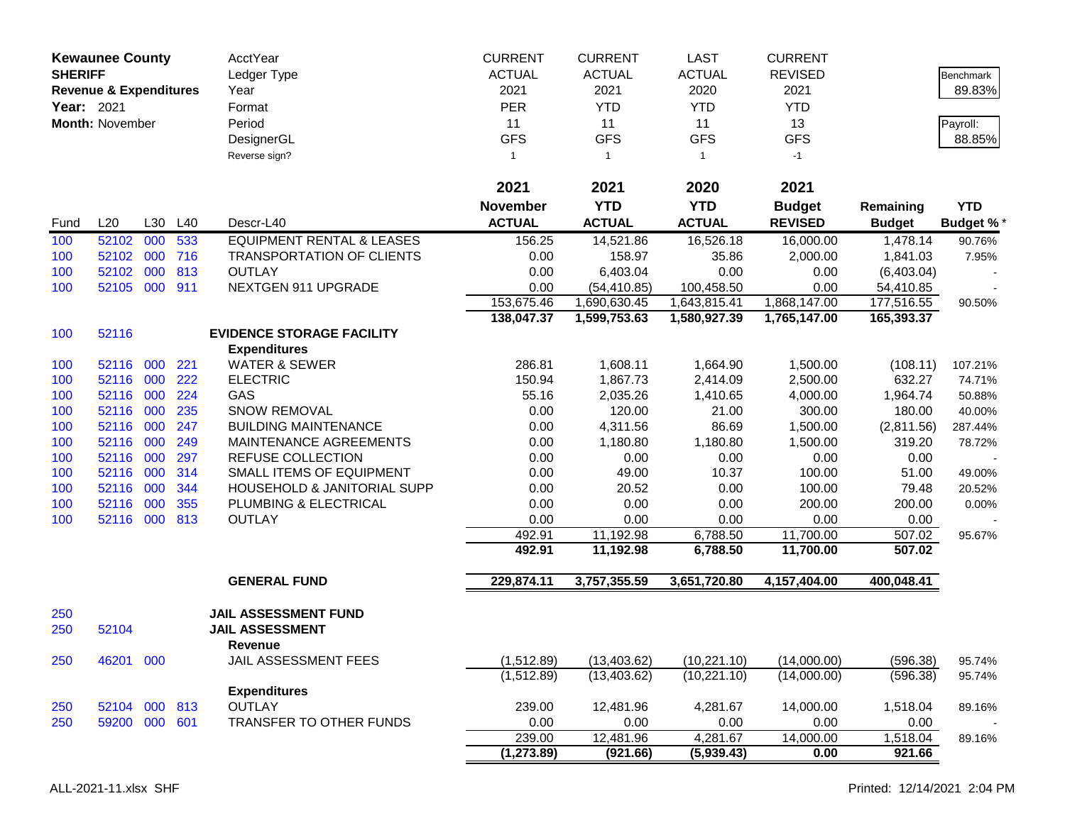**Kewaunee County**
**SHERIFF**
**Revenue & Expenditures**
**Year:** 2021
**Month:** November

| | | | | AcctYear | CURRENT | CURRENT | LAST | CURRENT | | |
|---|---|---|---|---|---|---|---|---|---|---|
| | | | | Ledger Type | ACTUAL | ACTUAL | ACTUAL | REVISED | | Benchmark |
| | | | | Year | 2021 | 2021 | 2020 | 2021 | | 89.83% |
| | | | | Format | PER | YTD | YTD | YTD | | |
| | | | | Period | 11 | 11 | 11 | 13 | | Payroll: |
| | | | | DesignerGL | GFS | GFS | GFS | GFS | | 88.85% |
| | | | | Reverse sign? | 1 | 1 | 1 | -1 | | |

| Fund | L20 | L30 | L40 | Descr-L40 | 2021 November ACTUAL | 2021 YTD ACTUAL | 2020 YTD ACTUAL | 2021 Budget REVISED | Remaining Budget | YTD Budget % * |
|---|---|---|---|---|---|---|---|---|---|---|
| 100 | 52102 | 000 | 533 | EQUIPMENT RENTAL & LEASES | 156.25 | 14,521.86 | 16,526.18 | 16,000.00 | 1,478.14 | 90.76% |
| 100 | 52102 | 000 | 716 | TRANSPORTATION OF CLIENTS | 0.00 | 158.97 | 35.86 | 2,000.00 | 1,841.03 | 7.95% |
| 100 | 52102 | 000 | 813 | OUTLAY | 0.00 | 6,403.04 | 0.00 | 0.00 | (6,403.04) | - |
| 100 | 52105 | 000 | 911 | NEXTGEN 911 UPGRADE | 0.00 | (54,410.85) | 100,458.50 | 0.00 | 54,410.85 | - |
| | | | | | 153,675.46 | 1,690,630.45 | 1,643,815.41 | 1,868,147.00 | 177,516.55 | 90.50% |
| | | | | | **138,047.37** | **1,599,753.63** | **1,580,927.39** | **1,765,147.00** | **165,393.37** | |
| 100 | 52116 | | | **EVIDENCE STORAGE FACILITY** | | | | | | |
| | | | | **Expenditures** | | | | | | |
| 100 | 52116 | 000 | 221 | WATER & SEWER | 286.81 | 1,608.11 | 1,664.90 | 1,500.00 | (108.11) | 107.21% |
| 100 | 52116 | 000 | 222 | ELECTRIC | 150.94 | 1,867.73 | 2,414.09 | 2,500.00 | 632.27 | 74.71% |
| 100 | 52116 | 000 | 224 | GAS | 55.16 | 2,035.26 | 1,410.65 | 4,000.00 | 1,964.74 | 50.88% |
| 100 | 52116 | 000 | 235 | SNOW REMOVAL | 0.00 | 120.00 | 21.00 | 300.00 | 180.00 | 40.00% |
| 100 | 52116 | 000 | 247 | BUILDING MAINTENANCE | 0.00 | 4,311.56 | 86.69 | 1,500.00 | (2,811.56) | 287.44% |
| 100 | 52116 | 000 | 249 | MAINTENANCE AGREEMENTS | 0.00 | 1,180.80 | 1,180.80 | 1,500.00 | 319.20 | 78.72% |
| 100 | 52116 | 000 | 297 | REFUSE COLLECTION | 0.00 | 0.00 | 0.00 | 0.00 | 0.00 | - |
| 100 | 52116 | 000 | 314 | SMALL ITEMS OF EQUIPMENT | 0.00 | 49.00 | 10.37 | 100.00 | 51.00 | 49.00% |
| 100 | 52116 | 000 | 344 | HOUSEHOLD & JANITORIAL SUPP | 0.00 | 20.52 | 0.00 | 100.00 | 79.48 | 20.52% |
| 100 | 52116 | 000 | 355 | PLUMBING & ELECTRICAL | 0.00 | 0.00 | 0.00 | 200.00 | 200.00 | 0.00% |
| 100 | 52116 | 000 | 813 | OUTLAY | 0.00 | 0.00 | 0.00 | 0.00 | 0.00 | - |
| | | | | | 492.91 | 11,192.98 | 6,788.50 | 11,700.00 | 507.02 | 95.67% |
| | | | | | **492.91** | **11,192.98** | **6,788.50** | **11,700.00** | **507.02** | |
| | | | | **GENERAL FUND** | **229,874.11** | **3,757,355.59** | **3,651,720.80** | **4,157,404.00** | **400,048.41** | |
| 250 | | | | **JAIL ASSESSMENT FUND** | | | | | | |
| 250 | 52104 | | | **JAIL ASSESSMENT** | | | | | | |
| | | | | **Revenue** | | | | | | |
| 250 | 46201 | 000 | | JAIL ASSESSMENT FEES | (1,512.89) | (13,403.62) | (10,221.10) | (14,000.00) | (596.38) | 95.74% |
| | | | | | (1,512.89) | (13,403.62) | (10,221.10) | (14,000.00) | (596.38) | 95.74% |
| | | | | **Expenditures** | | | | | | |
| 250 | 52104 | 000 | 813 | OUTLAY | 239.00 | 12,481.96 | 4,281.67 | 14,000.00 | 1,518.04 | 89.16% |
| 250 | 59200 | 000 | 601 | TRANSFER TO OTHER FUNDS | 0.00 | 0.00 | 0.00 | 0.00 | 0.00 | - |
| | | | | | 239.00 | 12,481.96 | 4,281.67 | 14,000.00 | 1,518.04 | 89.16% |
| | | | | | **(1,273.89)** | **(921.66)** | **(5,939.43)** | **0.00** | **921.66** | |

ALL-2021-11.xlsx SHF — Printed: 12/14/2021 2:04 PM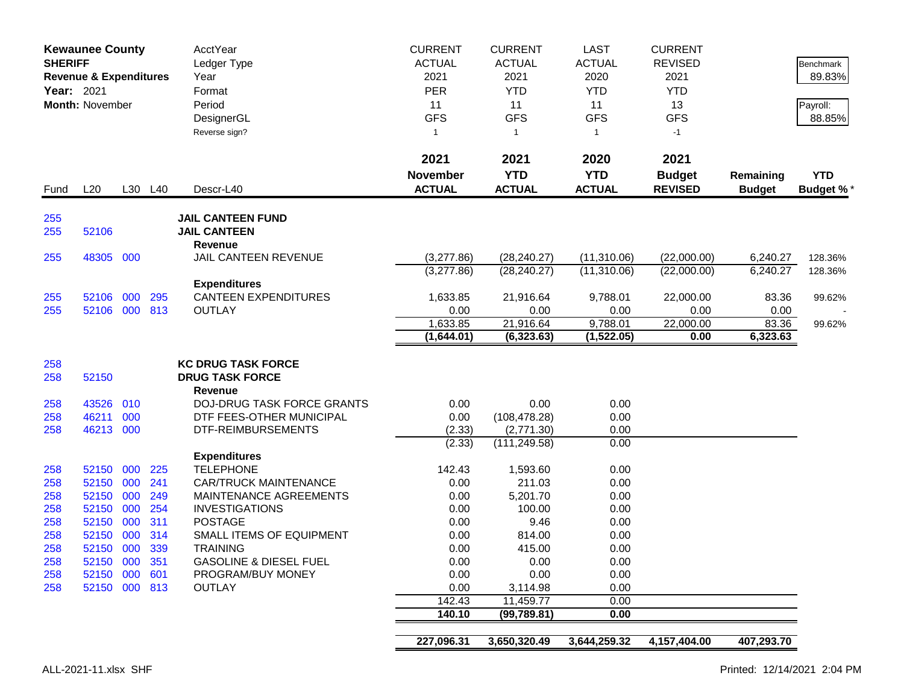**Kewaunee County**
**SHERIFF**
**Revenue & Expenditures**
**Year:** 2021
**Month:** November

| | | | | AcctYear | CURRENT | CURRENT | LAST | CURRENT | | |
|---|---|---|---|---|---|---|---|---|---|---|
| | | | | Ledger Type | ACTUAL | ACTUAL | ACTUAL | REVISED | | Benchmark |
| | | | | Year | 2021 | 2021 | 2020 | 2021 | | 89.83% |
| | | | | Format | PER | YTD | YTD | YTD | | |
| | | | | Period | 11 | 11 | 11 | 13 | | Payroll: |
| | | | | DesignerGL | GFS | GFS | GFS | GFS | | 88.85% |
| | | | | Reverse sign? | 1 | 1 | 1 | -1 | | |

| Fund | L20 | L30 | L40 | Descr-L40 | 2021 November ACTUAL | 2021 YTD ACTUAL | 2020 YTD ACTUAL | 2021 Budget REVISED | Remaining Budget | YTD Budget % * |
|---|---|---|---|---|---|---|---|---|---|---|
| 255 | | | | **JAIL CANTEEN FUND** | | | | | | |
| 255 | 52106 | | | **JAIL CANTEEN** | | | | | | |
| | | | | **Revenue** | | | | | | |
| 255 | 48305 | 000 | | JAIL CANTEEN REVENUE | (3,277.86) | (28,240.27) | (11,310.06) | (22,000.00) | 6,240.27 | 128.36% |
| | | | | | (3,277.86) | (28,240.27) | (11,310.06) | (22,000.00) | 6,240.27 | 128.36% |
| | | | | **Expenditures** | | | | | | |
| 255 | 52106 | 000 | 295 | CANTEEN EXPENDITURES | 1,633.85 | 21,916.64 | 9,788.01 | 22,000.00 | 83.36 | 99.62% |
| 255 | 52106 | 000 | 813 | OUTLAY | 0.00 | 0.00 | 0.00 | 0.00 | 0.00 | - |
| | | | | | 1,633.85 | 21,916.64 | 9,788.01 | 22,000.00 | 83.36 | 99.62% |
| | | | | | **(1,644.01)** | **(6,323.63)** | **(1,522.05)** | **0.00** | **6,323.63** | |
| 258 | | | | **KC DRUG TASK FORCE** | | | | | | |
| 258 | 52150 | | | **DRUG TASK FORCE** | | | | | | |
| | | | | **Revenue** | | | | | | |
| 258 | 43526 | 010 | | DOJ-DRUG TASK FORCE GRANTS | 0.00 | 0.00 | 0.00 | | | |
| 258 | 46211 | 000 | | DTF FEES-OTHER MUNICIPAL | 0.00 | (108,478.28) | 0.00 | | | |
| 258 | 46213 | 000 | | DTF-REIMBURSEMENTS | (2.33) | (2,771.30) | 0.00 | | | |
| | | | | | (2.33) | (111,249.58) | 0.00 | | | |
| | | | | **Expenditures** | | | | | | |
| 258 | 52150 | 000 | 225 | TELEPHONE | 142.43 | 1,593.60 | 0.00 | | | |
| 258 | 52150 | 000 | 241 | CAR/TRUCK MAINTENANCE | 0.00 | 211.03 | 0.00 | | | |
| 258 | 52150 | 000 | 249 | MAINTENANCE AGREEMENTS | 0.00 | 5,201.70 | 0.00 | | | |
| 258 | 52150 | 000 | 254 | INVESTIGATIONS | 0.00 | 100.00 | 0.00 | | | |
| 258 | 52150 | 000 | 311 | POSTAGE | 0.00 | 9.46 | 0.00 | | | |
| 258 | 52150 | 000 | 314 | SMALL ITEMS OF EQUIPMENT | 0.00 | 814.00 | 0.00 | | | |
| 258 | 52150 | 000 | 339 | TRAINING | 0.00 | 415.00 | 0.00 | | | |
| 258 | 52150 | 000 | 351 | GASOLINE & DIESEL FUEL | 0.00 | 0.00 | 0.00 | | | |
| 258 | 52150 | 000 | 601 | PROGRAM/BUY MONEY | 0.00 | 0.00 | 0.00 | | | |
| 258 | 52150 | 000 | 813 | OUTLAY | 0.00 | 3,114.98 | 0.00 | | | |
| | | | | | 142.43 | 11,459.77 | 0.00 | | | |
| | | | | | **140.10** | **(99,789.81)** | **0.00** | | | |
| | | | | | **227,096.31** | **3,650,320.49** | **3,644,259.32** | **4,157,404.00** | **407,293.70** | |

ALL-2021-11.xlsx SHF

Printed: 12/14/2021 2:04 PM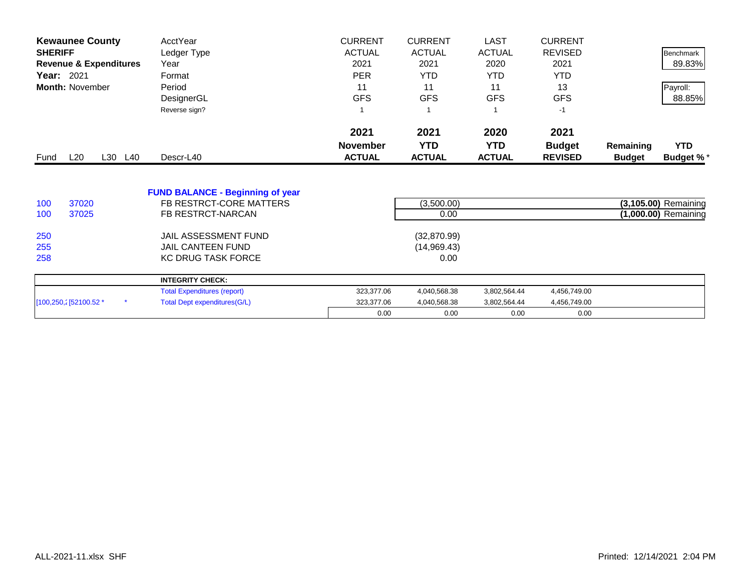| **Kewaunee County** | AcctYear | CURRENT | CURRENT | LAST | CURRENT | | |
|---|---|---|---|---|---|---|---|
| **SHERIFF** | Ledger Type | ACTUAL | ACTUAL | ACTUAL | REVISED | | Benchmark |
| **Revenue & Expenditures** | Year | 2021 | 2021 | 2020 | 2021 | | 89.83% |
| **Year:** 2021 | Format | PER | YTD | YTD | YTD | | |
| **Month:** November | Period | 11 | 11 | 11 | 13 | | Payroll: |
| | DesignerGL | GFS | GFS | GFS | GFS | | 88.85% |
| | Reverse sign? | 1 | 1 | 1 | -1 | | |

| Fund | L20 | L30 | L40 | Descr-L40 | **2021 November ACTUAL** | **2021 YTD ACTUAL** | **2020 YTD ACTUAL** | **2021 Budget REVISED** | **Remaining Budget** | **YTD Budget %*** |
|---|---|---|---|---|---|---|---|---|---|---|
| | | | | **FUND BALANCE - Beginning of year** | | | | | | |
| 100 | 37020 | | | FB RESTRCT-CORE MATTERS | | (3,500.00) | | | **(3,105.00)** | Remaining |
| 100 | 37025 | | | FB RESTRCT-NARCAN | | 0.00 | | | **(1,000.00)** | Remaining |
| 250 | | | | JAIL ASSESSMENT FUND | | (32,870.99) | | | | |
| 255 | | | | JAIL CANTEEN FUND | | (14,969.43) | | | | |
| 258 | | | | KC DRUG TASK FORCE | | 0.00 | | | | |

| | | | **INTEGRITY CHECK:** | | | | |
|---|---|---|---|---|---|---|---|
| | | | Total Expenditures (report) | 323,377.06 | 4,040,568.38 | 3,802,564.44 | 4,456,749.00 |
| [100,250,2 | [52100.52 * | * | Total Dept expenditures(G/L) | 323,377.06 | 4,040,568.38 | 3,802,564.44 | 4,456,749.00 |
| | | | | 0.00 | 0.00 | 0.00 | 0.00 |

ALL-2021-11.xlsx SHF

Printed: 12/14/2021 2:04 PM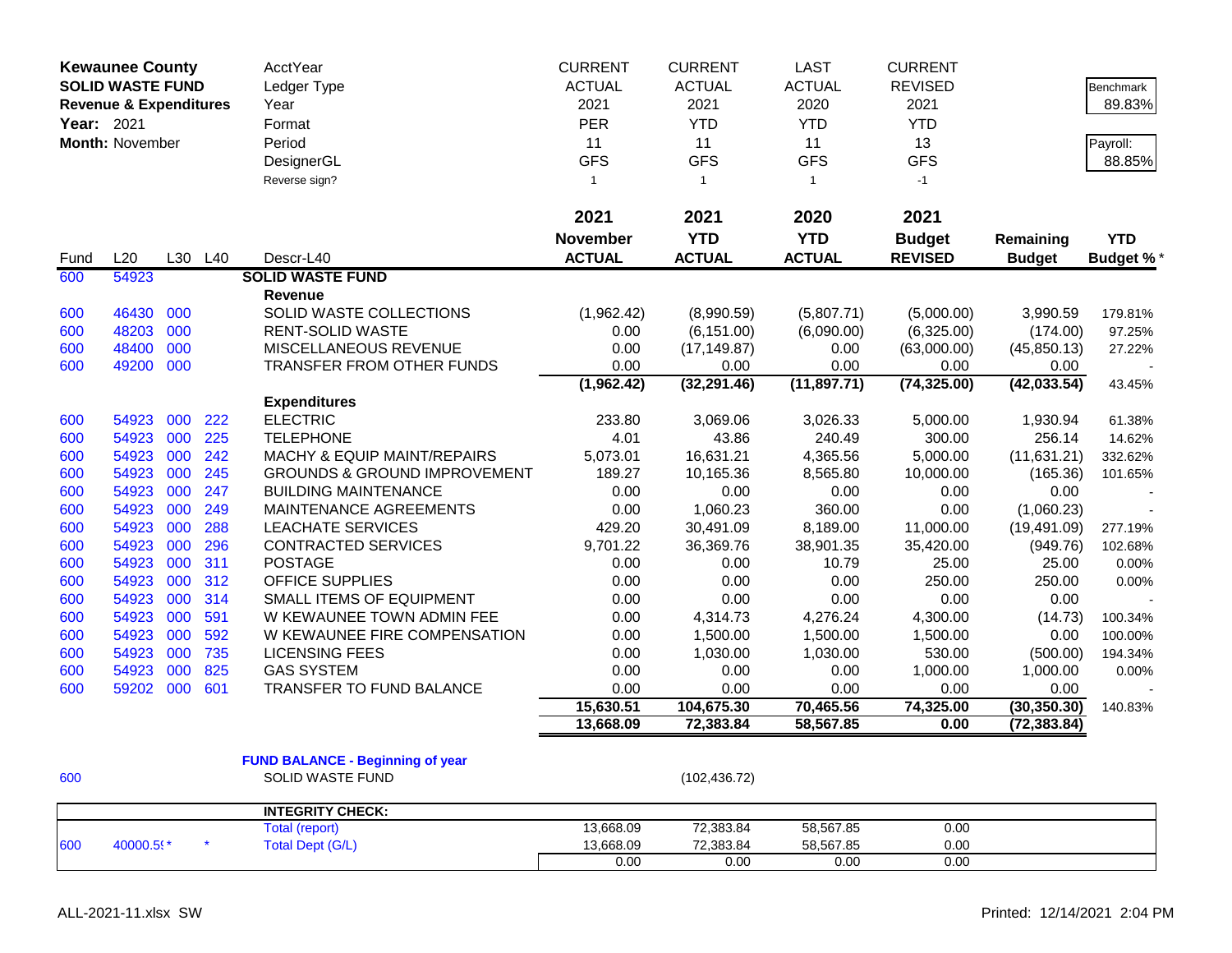**Kewaunee County**
**SOLID WASTE FUND**
**Revenue & Expenditures**
**Year:** 2021
**Month:** November

| | | | | AcctYear | CURRENT | CURRENT | LAST | CURRENT | | |
|---|---|---|---|---|---|---|---|---|---|---|
| | | | | Ledger Type | ACTUAL | ACTUAL | ACTUAL | REVISED | | Benchmark |
| | | | | Year | 2021 | 2021 | 2020 | 2021 | | 89.83% |
| | | | | Format | PER | YTD | YTD | YTD | | |
| | | | | Period | 11 | 11 | 11 | 13 | | Payroll: |
| | | | | DesignerGL | GFS | GFS | GFS | GFS | | 88.85% |
| | | | | Reverse sign? | 1 | 1 | 1 | -1 | | |
| | | | | | **2021** | **2021** | **2020** | **2021** | | |
| | | | | | **November** | **YTD** | **YTD** | **Budget** | **Remaining** | **YTD** |
| Fund | L20 | L30 | L40 | Descr-L40 | **ACTUAL** | **ACTUAL** | **ACTUAL** | **REVISED** | **Budget** | **Budget %*** |
| 600 | 54923 | | | **SOLID WASTE FUND** | | | | | | |
| | | | | **Revenue** | | | | | | |
| 600 | 46430 | 000 | | SOLID WASTE COLLECTIONS | (1,962.42) | (8,990.59) | (5,807.71) | (5,000.00) | 3,990.59 | 179.81% |
| 600 | 48203 | 000 | | RENT-SOLID WASTE | 0.00 | (6,151.00) | (6,090.00) | (6,325.00) | (174.00) | 97.25% |
| 600 | 48400 | 000 | | MISCELLANEOUS REVENUE | 0.00 | (17,149.87) | 0.00 | (63,000.00) | (45,850.13) | 27.22% |
| 600 | 49200 | 000 | | TRANSFER FROM OTHER FUNDS | 0.00 | 0.00 | 0.00 | 0.00 | 0.00 | - |
| | | | | | **(1,962.42)** | **(32,291.46)** | **(11,897.71)** | **(74,325.00)** | **(42,033.54)** | 43.45% |
| | | | | **Expenditures** | | | | | | |
| 600 | 54923 | 000 | 222 | ELECTRIC | 233.80 | 3,069.06 | 3,026.33 | 5,000.00 | 1,930.94 | 61.38% |
| 600 | 54923 | 000 | 225 | TELEPHONE | 4.01 | 43.86 | 240.49 | 300.00 | 256.14 | 14.62% |
| 600 | 54923 | 000 | 242 | MACHY & EQUIP MAINT/REPAIRS | 5,073.01 | 16,631.21 | 4,365.56 | 5,000.00 | (11,631.21) | 332.62% |
| 600 | 54923 | 000 | 245 | GROUNDS & GROUND IMPROVEMENT | 189.27 | 10,165.36 | 8,565.80 | 10,000.00 | (165.36) | 101.65% |
| 600 | 54923 | 000 | 247 | BUILDING MAINTENANCE | 0.00 | 0.00 | 0.00 | 0.00 | 0.00 | - |
| 600 | 54923 | 000 | 249 | MAINTENANCE AGREEMENTS | 0.00 | 1,060.23 | 360.00 | 0.00 | (1,060.23) | - |
| 600 | 54923 | 000 | 288 | LEACHATE SERVICES | 429.20 | 30,491.09 | 8,189.00 | 11,000.00 | (19,491.09) | 277.19% |
| 600 | 54923 | 000 | 296 | CONTRACTED SERVICES | 9,701.22 | 36,369.76 | 38,901.35 | 35,420.00 | (949.76) | 102.68% |
| 600 | 54923 | 000 | 311 | POSTAGE | 0.00 | 0.00 | 10.79 | 25.00 | 25.00 | 0.00% |
| 600 | 54923 | 000 | 312 | OFFICE SUPPLIES | 0.00 | 0.00 | 0.00 | 250.00 | 250.00 | 0.00% |
| 600 | 54923 | 000 | 314 | SMALL ITEMS OF EQUIPMENT | 0.00 | 0.00 | 0.00 | 0.00 | 0.00 | - |
| 600 | 54923 | 000 | 591 | W KEWAUNEE TOWN ADMIN FEE | 0.00 | 4,314.73 | 4,276.24 | 4,300.00 | (14.73) | 100.34% |
| 600 | 54923 | 000 | 592 | W KEWAUNEE FIRE COMPENSATION | 0.00 | 1,500.00 | 1,500.00 | 1,500.00 | 0.00 | 100.00% |
| 600 | 54923 | 000 | 735 | LICENSING FEES | 0.00 | 1,030.00 | 1,030.00 | 530.00 | (500.00) | 194.34% |
| 600 | 54923 | 000 | 825 | GAS SYSTEM | 0.00 | 0.00 | 0.00 | 1,000.00 | 1,000.00 | 0.00% |
| 600 | 59202 | 000 | 601 | TRANSFER TO FUND BALANCE | 0.00 | 0.00 | 0.00 | 0.00 | 0.00 | - |
| | | | | | **15,630.51** | **104,675.30** | **70,465.56** | **74,325.00** | **(30,350.30)** | 140.83% |
| | | | | | **13,668.09** | **72,383.84** | **58,567.85** | **0.00** | **(72,383.84)** | |

**FUND BALANCE - Beginning of year**

| Fund | | Description | YTD ACTUAL |
|---|---|---|---|
| 600 | | SOLID WASTE FUND | (102,436.72) |

| | | | **INTEGRITY CHECK:** | | | | |
|---|---|---|---|---|---|---|---|
| | | | Total (report) | 13,668.09 | 72,383.84 | 58,567.85 | 0.00 |
| 600 | 40000.5(* | * | Total Dept (G/L) | 13,668.09 | 72,383.84 | 58,567.85 | 0.00 |
| | | | | 0.00 | 0.00 | 0.00 | 0.00 |

ALL-2021-11.xlsx SW

Printed: 12/14/2021 2:04 PM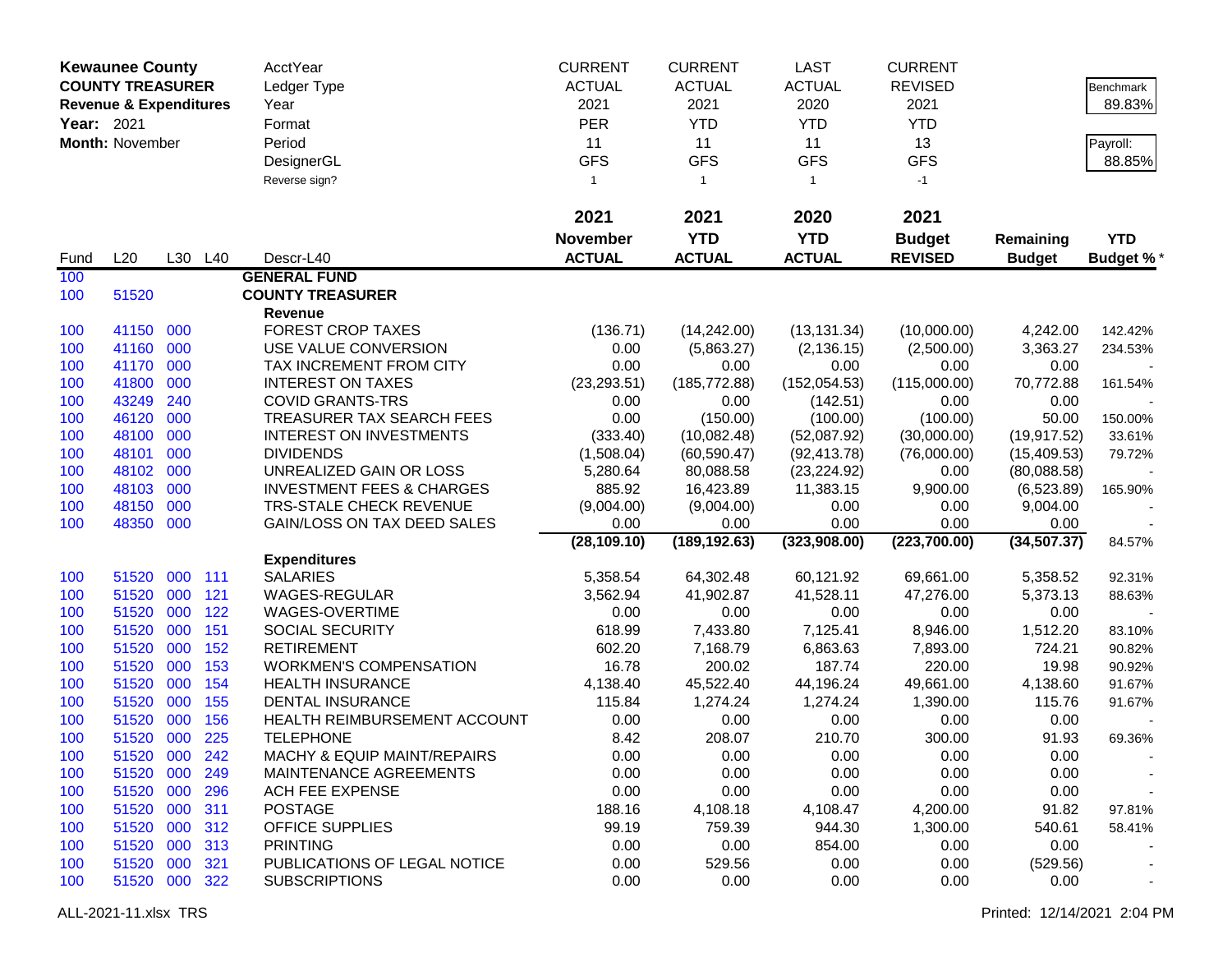| **Kewaunee County** | | | | AcctYear | CURRENT | CURRENT | LAST | CURRENT | | |
|---|---|---|---|---|---|---|---|---|---|---|
| **COUNTY TREASURER** | | | | Ledger Type | ACTUAL | ACTUAL | ACTUAL | REVISED | | Benchmark |
| **Revenue & Expenditures** | | | | Year | 2021 | 2021 | 2020 | 2021 | | 89.83% |
| **Year:** 2021 | | | | Format | PER | YTD | YTD | YTD | | |
| **Month:** November | | | | Period | 11 | 11 | 11 | 13 | | Payroll: |
| | | | | DesignerGL | GFS | GFS | GFS | GFS | | 88.85% |
| | | | | Reverse sign? | 1 | 1 | 1 | -1 | | |
| | | | | | **2021** | **2021** | **2020** | **2021** | | |
| | | | | | **November** | **YTD** | **YTD** | **Budget** | **Remaining** | **YTD** |
| Fund | L20 | L30 | L40 | Descr-L40 | **ACTUAL** | **ACTUAL** | **ACTUAL** | **REVISED** | **Budget** | **Budget %*** |
| 100 | | | | **GENERAL FUND** | | | | | | |
| 100 | 51520 | | | **COUNTY TREASURER** | | | | | | |
| | | | | **Revenue** | | | | | | |
| 100 | 41150 | 000 | | FOREST CROP TAXES | (136.71) | (14,242.00) | (13,131.34) | (10,000.00) | 4,242.00 | 142.42% |
| 100 | 41160 | 000 | | USE VALUE CONVERSION | 0.00 | (5,863.27) | (2,136.15) | (2,500.00) | 3,363.27 | 234.53% |
| 100 | 41170 | 000 | | TAX INCREMENT FROM CITY | 0.00 | 0.00 | 0.00 | 0.00 | 0.00 | - |
| 100 | 41800 | 000 | | INTEREST ON TAXES | (23,293.51) | (185,772.88) | (152,054.53) | (115,000.00) | 70,772.88 | 161.54% |
| 100 | 43249 | 240 | | COVID GRANTS-TRS | 0.00 | 0.00 | (142.51) | 0.00 | 0.00 | - |
| 100 | 46120 | 000 | | TREASURER TAX SEARCH FEES | 0.00 | (150.00) | (100.00) | (100.00) | 50.00 | 150.00% |
| 100 | 48100 | 000 | | INTEREST ON INVESTMENTS | (333.40) | (10,082.48) | (52,087.92) | (30,000.00) | (19,917.52) | 33.61% |
| 100 | 48101 | 000 | | DIVIDENDS | (1,508.04) | (60,590.47) | (92,413.78) | (76,000.00) | (15,409.53) | 79.72% |
| 100 | 48102 | 000 | | UNREALIZED GAIN OR LOSS | 5,280.64 | 80,088.58 | (23,224.92) | 0.00 | (80,088.58) | - |
| 100 | 48103 | 000 | | INVESTMENT FEES & CHARGES | 885.92 | 16,423.89 | 11,383.15 | 9,900.00 | (6,523.89) | 165.90% |
| 100 | 48150 | 000 | | TRS-STALE CHECK REVENUE | (9,004.00) | (9,004.00) | 0.00 | 0.00 | 9,004.00 | - |
| 100 | 48350 | 000 | | GAIN/LOSS ON TAX DEED SALES | 0.00 | 0.00 | 0.00 | 0.00 | 0.00 | - |
| | | | | | **(28,109.10)** | **(189,192.63)** | **(323,908.00)** | **(223,700.00)** | **(34,507.37)** | 84.57% |
| | | | | **Expenditures** | | | | | | |
| 100 | 51520 | 000 | 111 | SALARIES | 5,358.54 | 64,302.48 | 60,121.92 | 69,661.00 | 5,358.52 | 92.31% |
| 100 | 51520 | 000 | 121 | WAGES-REGULAR | 3,562.94 | 41,902.87 | 41,528.11 | 47,276.00 | 5,373.13 | 88.63% |
| 100 | 51520 | 000 | 122 | WAGES-OVERTIME | 0.00 | 0.00 | 0.00 | 0.00 | 0.00 | - |
| 100 | 51520 | 000 | 151 | SOCIAL SECURITY | 618.99 | 7,433.80 | 7,125.41 | 8,946.00 | 1,512.20 | 83.10% |
| 100 | 51520 | 000 | 152 | RETIREMENT | 602.20 | 7,168.79 | 6,863.63 | 7,893.00 | 724.21 | 90.82% |
| 100 | 51520 | 000 | 153 | WORKMEN'S COMPENSATION | 16.78 | 200.02 | 187.74 | 220.00 | 19.98 | 90.92% |
| 100 | 51520 | 000 | 154 | HEALTH INSURANCE | 4,138.40 | 45,522.40 | 44,196.24 | 49,661.00 | 4,138.60 | 91.67% |
| 100 | 51520 | 000 | 155 | DENTAL INSURANCE | 115.84 | 1,274.24 | 1,274.24 | 1,390.00 | 115.76 | 91.67% |
| 100 | 51520 | 000 | 156 | HEALTH REIMBURSEMENT ACCOUNT | 0.00 | 0.00 | 0.00 | 0.00 | 0.00 | - |
| 100 | 51520 | 000 | 225 | TELEPHONE | 8.42 | 208.07 | 210.70 | 300.00 | 91.93 | 69.36% |
| 100 | 51520 | 000 | 242 | MACHY & EQUIP MAINT/REPAIRS | 0.00 | 0.00 | 0.00 | 0.00 | 0.00 | - |
| 100 | 51520 | 000 | 249 | MAINTENANCE AGREEMENTS | 0.00 | 0.00 | 0.00 | 0.00 | 0.00 | - |
| 100 | 51520 | 000 | 296 | ACH FEE EXPENSE | 0.00 | 0.00 | 0.00 | 0.00 | 0.00 | - |
| 100 | 51520 | 000 | 311 | POSTAGE | 188.16 | 4,108.18 | 4,108.47 | 4,200.00 | 91.82 | 97.81% |
| 100 | 51520 | 000 | 312 | OFFICE SUPPLIES | 99.19 | 759.39 | 944.30 | 1,300.00 | 540.61 | 58.41% |
| 100 | 51520 | 000 | 313 | PRINTING | 0.00 | 0.00 | 854.00 | 0.00 | 0.00 | - |
| 100 | 51520 | 000 | 321 | PUBLICATIONS OF LEGAL NOTICE | 0.00 | 529.56 | 0.00 | 0.00 | (529.56) | - |
| 100 | 51520 | 000 | 322 | SUBSCRIPTIONS | 0.00 | 0.00 | 0.00 | 0.00 | 0.00 | - |

ALL-2021-11.xlsx TRS

Printed: 12/14/2021 2:04 PM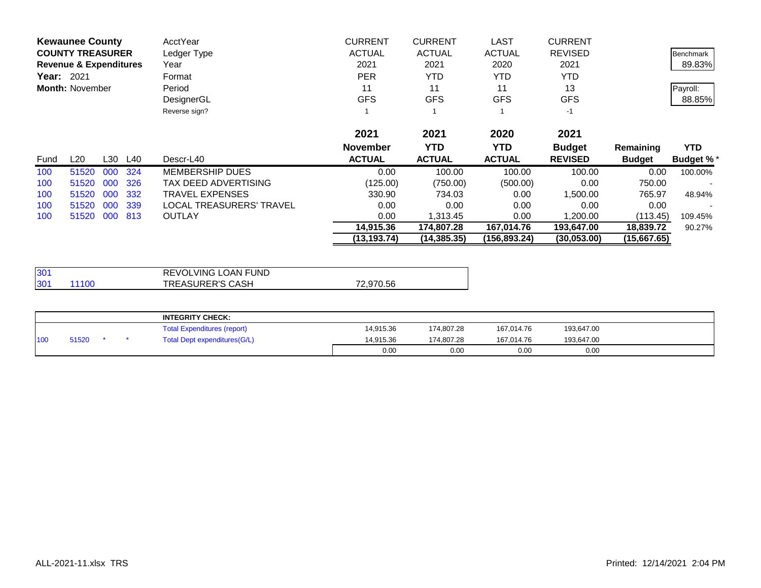**Kewaunee County**
**COUNTY TREASURER**
**Revenue & Expenditures**
**Year:** 2021
**Month:** November

| | | | | | | | | | | |
|---|---|---|---|---|---|---|---|---|---|---|
| | | | | AcctYear | CURRENT | CURRENT | LAST | CURRENT | | |
| | | | | Ledger Type | ACTUAL | ACTUAL | ACTUAL | REVISED | | Benchmark |
| | | | | Year | 2021 | 2021 | 2020 | 2021 | | 89.83% |
| | | | | Format | PER | YTD | YTD | YTD | | |
| | | | | Period | 11 | 11 | 11 | 13 | | Payroll: |
| | | | | DesignerGL | GFS | GFS | GFS | GFS | | 88.85% |
| | | | | Reverse sign? | 1 | 1 | 1 | -1 | | |

| Fund | L20 | L30 | L40 | Descr-L40 | 2021 November ACTUAL | 2021 YTD ACTUAL | 2020 YTD ACTUAL | 2021 Budget REVISED | Remaining Budget | YTD Budget % * |
|---|---|---|---|---|---|---|---|---|---|---|
| 100 | 51520 | 000 | 324 | MEMBERSHIP DUES | 0.00 | 100.00 | 100.00 | 100.00 | 0.00 | 100.00% |
| 100 | 51520 | 000 | 326 | TAX DEED ADVERTISING | (125.00) | (750.00) | (500.00) | 0.00 | 750.00 | - |
| 100 | 51520 | 000 | 332 | TRAVEL EXPENSES | 330.90 | 734.03 | 0.00 | 1,500.00 | 765.97 | 48.94% |
| 100 | 51520 | 000 | 339 | LOCAL TREASURERS' TRAVEL | 0.00 | 0.00 | 0.00 | 0.00 | 0.00 | - |
| 100 | 51520 | 000 | 813 | OUTLAY | 0.00 | 1,313.45 | 0.00 | 1,200.00 | (113.45) | 109.45% |
| | | | | | **14,915.36** | **174,807.28** | **167,014.76** | **193,647.00** | **18,839.72** | 90.27% |
| | | | | | **(13,193.74)** | **(14,385.35)** | **(156,893.24)** | **(30,053.00)** | **(15,667.65)** | |

| Fund | L20 | Description | Amount |
|---|---|---|---|
| 301 | | REVOLVING LOAN FUND | |
| 301 | 11100 | TREASURER'S CASH | 72,970.56 |

| | | | | | | | | |
|---|---|---|---|---|---|---|---|---|
| | | | | **INTEGRITY CHECK:** | | | | |
| | | | | Total Expenditures (report) | 14,915.36 | 174,807.28 | 167,014.76 | 193,647.00 |
| 100 | 51520 | * | * | Total Dept expenditures(G/L) | 14,915.36 | 174,807.28 | 167,014.76 | 193,647.00 |
| | | | | | 0.00 | 0.00 | 0.00 | 0.00 |

ALL-2021-11.xlsx TRS

Printed: 12/14/2021 2:04 PM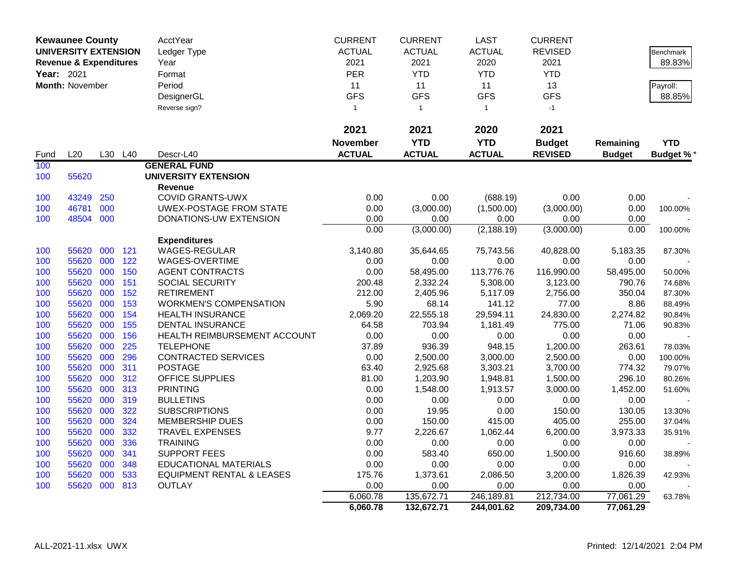| Kewaunee County | | | | AcctYear | CURRENT | CURRENT | LAST | CURRENT | | |
|---|---|---|---|---|---|---|---|---|---|---|
| UNIVERSITY EXTENSION | | | | Ledger Type | ACTUAL | ACTUAL | ACTUAL | REVISED | | Benchmark |
| Revenue & Expenditures | | | | Year | 2021 | 2021 | 2020 | 2021 | | 89.83% |
| Year: 2021 | | | | Format | PER | YTD | YTD | YTD | | |
| Month: November | | | | Period | 11 | 11 | 11 | 13 | | Payroll: |
| | | | | DesignerGL | GFS | GFS | GFS | GFS | | 88.85% |
| | | | | Reverse sign? | 1 | 1 | 1 | -1 | | |
| | | | | | **2021** | **2021** | **2020** | **2021** | | |
| | | | | | **November** | **YTD** | **YTD** | **Budget** | **Remaining** | **YTD** |
| Fund | L20 | L30 | L40 | Descr-L40 | **ACTUAL** | **ACTUAL** | **ACTUAL** | **REVISED** | **Budget** | **Budget %*** |
| 100 | | | | **GENERAL FUND** | | | | | | |
| 100 | 55620 | | | **UNIVERSITY EXTENSION** | | | | | | |
| | | | | **Revenue** | | | | | | |
| 100 | 43249 | 250 | | COVID GRANTS-UWX | 0.00 | 0.00 | (688.19) | 0.00 | 0.00 | - |
| 100 | 46781 | 000 | | UWEX-POSTAGE FROM STATE | 0.00 | (3,000.00) | (1,500.00) | (3,000.00) | 0.00 | 100.00% |
| 100 | 48504 | 000 | | DONATIONS-UW EXTENSION | 0.00 | 0.00 | 0.00 | 0.00 | 0.00 | - |
| | | | | | 0.00 | (3,000.00) | (2,188.19) | (3,000.00) | 0.00 | 100.00% |
| | | | | **Expenditures** | | | | | | |
| 100 | 55620 | 000 | 121 | WAGES-REGULAR | 3,140.80 | 35,644.65 | 75,743.56 | 40,828.00 | 5,183.35 | 87.30% |
| 100 | 55620 | 000 | 122 | WAGES-OVERTIME | 0.00 | 0.00 | 0.00 | 0.00 | 0.00 | - |
| 100 | 55620 | 000 | 150 | AGENT CONTRACTS | 0.00 | 58,495.00 | 113,776.76 | 116,990.00 | 58,495.00 | 50.00% |
| 100 | 55620 | 000 | 151 | SOCIAL SECURITY | 200.48 | 2,332.24 | 5,308.00 | 3,123.00 | 790.76 | 74.68% |
| 100 | 55620 | 000 | 152 | RETIREMENT | 212.00 | 2,405.96 | 5,117.09 | 2,756.00 | 350.04 | 87.30% |
| 100 | 55620 | 000 | 153 | WORKMEN'S COMPENSATION | 5.90 | 68.14 | 141.12 | 77.00 | 8.86 | 88.49% |
| 100 | 55620 | 000 | 154 | HEALTH INSURANCE | 2,069.20 | 22,555.18 | 29,594.11 | 24,830.00 | 2,274.82 | 90.84% |
| 100 | 55620 | 000 | 155 | DENTAL INSURANCE | 64.58 | 703.94 | 1,181.49 | 775.00 | 71.06 | 90.83% |
| 100 | 55620 | 000 | 156 | HEALTH REIMBURSEMENT ACCOUNT | 0.00 | 0.00 | 0.00 | 0.00 | 0.00 | - |
| 100 | 55620 | 000 | 225 | TELEPHONE | 37.89 | 936.39 | 948.15 | 1,200.00 | 263.61 | 78.03% |
| 100 | 55620 | 000 | 296 | CONTRACTED SERVICES | 0.00 | 2,500.00 | 3,000.00 | 2,500.00 | 0.00 | 100.00% |
| 100 | 55620 | 000 | 311 | POSTAGE | 63.40 | 2,925.68 | 3,303.21 | 3,700.00 | 774.32 | 79.07% |
| 100 | 55620 | 000 | 312 | OFFICE SUPPLIES | 81.00 | 1,203.90 | 1,948.81 | 1,500.00 | 296.10 | 80.26% |
| 100 | 55620 | 000 | 313 | PRINTING | 0.00 | 1,548.00 | 1,913.57 | 3,000.00 | 1,452.00 | 51.60% |
| 100 | 55620 | 000 | 319 | BULLETINS | 0.00 | 0.00 | 0.00 | 0.00 | 0.00 | - |
| 100 | 55620 | 000 | 322 | SUBSCRIPTIONS | 0.00 | 19.95 | 0.00 | 150.00 | 130.05 | 13.30% |
| 100 | 55620 | 000 | 324 | MEMBERSHIP DUES | 0.00 | 150.00 | 415.00 | 405.00 | 255.00 | 37.04% |
| 100 | 55620 | 000 | 332 | TRAVEL EXPENSES | 9.77 | 2,226.67 | 1,062.44 | 6,200.00 | 3,973.33 | 35.91% |
| 100 | 55620 | 000 | 336 | TRAINING | 0.00 | 0.00 | 0.00 | 0.00 | 0.00 | - |
| 100 | 55620 | 000 | 341 | SUPPORT FEES | 0.00 | 583.40 | 650.00 | 1,500.00 | 916.60 | 38.89% |
| 100 | 55620 | 000 | 348 | EDUCATIONAL MATERIALS | 0.00 | 0.00 | 0.00 | 0.00 | 0.00 | - |
| 100 | 55620 | 000 | 533 | EQUIPMENT RENTAL & LEASES | 175.76 | 1,373.61 | 2,086.50 | 3,200.00 | 1,826.39 | 42.93% |
| 100 | 55620 | 000 | 813 | OUTLAY | 0.00 | 0.00 | 0.00 | 0.00 | 0.00 | - |
| | | | | | 6,060.78 | 135,672.71 | 246,189.81 | 212,734.00 | 77,061.29 | 63.78% |
| | | | | | **6,060.78** | **132,672.71** | **244,001.62** | **209,734.00** | **77,061.29** | |

ALL-2021-11.xlsx UWX — Printed: 12/14/2021 2:04 PM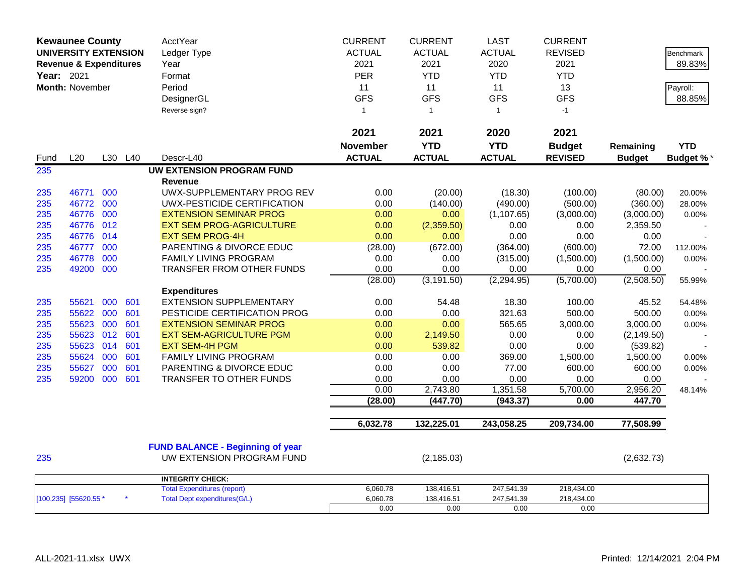**Kewaunee County**
**UNIVERSITY EXTENSION**
**Revenue & Expenditures**
**Year:** 2021
**Month:** November

| | CURRENT | CURRENT | LAST | CURRENT | | |
|---|---|---|---|---|---|---|
| AcctYear | ACTUAL | ACTUAL | ACTUAL | REVISED | | Benchmark |
| Ledger Type | 2021 | 2021 | 2020 | 2021 | | 89.83% |
| Year | PER | YTD | YTD | YTD | | |
| Format | 11 | 11 | 11 | 13 | | Payroll: |
| Period | GFS | GFS | GFS | GFS | | 88.85% |
| DesignerGL | 1 | 1 | 1 | -1 | | |
| Reverse sign? | | | | | | |

| Fund | L20 | L30 | L40 | Descr-L40 | 2021 November ACTUAL | 2021 YTD ACTUAL | 2020 YTD ACTUAL | 2021 Budget REVISED | Remaining Budget | YTD Budget % * |
|---|---|---|---|---|---|---|---|---|---|---|
| 235 | | | | **UW EXTENSION PROGRAM FUND** | | | | | | |
| | | | | **Revenue** | | | | | | |
| 235 | 46771 | 000 | | UWX-SUPPLEMENTARY PROG REV | 0.00 | (20.00) | (18.30) | (100.00) | (80.00) | 20.00% |
| 235 | 46772 | 000 | | UWX-PESTICIDE CERTIFICATION | 0.00 | (140.00) | (490.00) | (500.00) | (360.00) | 28.00% |
| 235 | 46776 | 000 | | EXTENSION SEMINAR PROG | 0.00 | 0.00 | (1,107.65) | (3,000.00) | (3,000.00) | 0.00% |
| 235 | 46776 | 012 | | EXT SEM PROG-AGRICULTURE | 0.00 | (2,359.50) | 0.00 | 0.00 | 2,359.50 | - |
| 235 | 46776 | 014 | | EXT SEM PROG-4H | 0.00 | 0.00 | 0.00 | 0.00 | 0.00 | - |
| 235 | 46777 | 000 | | PARENTING & DIVORCE EDUC | (28.00) | (672.00) | (364.00) | (600.00) | 72.00 | 112.00% |
| 235 | 46778 | 000 | | FAMILY LIVING PROGRAM | 0.00 | 0.00 | (315.00) | (1,500.00) | (1,500.00) | 0.00% |
| 235 | 49200 | 000 | | TRANSFER FROM OTHER FUNDS | 0.00 | 0.00 | 0.00 | 0.00 | 0.00 | - |
| | | | | | (28.00) | (3,191.50) | (2,294.95) | (5,700.00) | (2,508.50) | 55.99% |
| | | | | **Expenditures** | | | | | | |
| 235 | 55621 | 000 | 601 | EXTENSION SUPPLEMENTARY | 0.00 | 54.48 | 18.30 | 100.00 | 45.52 | 54.48% |
| 235 | 55622 | 000 | 601 | PESTICIDE CERTIFICATION PROG | 0.00 | 0.00 | 321.63 | 500.00 | 500.00 | 0.00% |
| 235 | 55623 | 000 | 601 | EXTENSION SEMINAR PROG | 0.00 | 0.00 | 565.65 | 3,000.00 | 3,000.00 | 0.00% |
| 235 | 55623 | 012 | 601 | EXT SEM-AGRICULTURE PGM | 0.00 | 2,149.50 | 0.00 | 0.00 | (2,149.50) | - |
| 235 | 55623 | 014 | 601 | EXT SEM-4H PGM | 0.00 | 539.82 | 0.00 | 0.00 | (539.82) | - |
| 235 | 55624 | 000 | 601 | FAMILY LIVING PROGRAM | 0.00 | 0.00 | 369.00 | 1,500.00 | 1,500.00 | 0.00% |
| 235 | 55627 | 000 | 601 | PARENTING & DIVORCE EDUC | 0.00 | 0.00 | 77.00 | 600.00 | 600.00 | 0.00% |
| 235 | 59200 | 000 | 601 | TRANSFER TO OTHER FUNDS | 0.00 | 0.00 | 0.00 | 0.00 | 0.00 | - |
| | | | | | 0.00 | 2,743.80 | 1,351.58 | 5,700.00 | 2,956.20 | 48.14% |
| | | | | | **(28.00)** | **(447.70)** | **(943.37)** | **0.00** | **447.70** | |
| | | | | | **6,032.78** | **132,225.01** | **243,058.25** | **209,734.00** | **77,508.99** | |
| | | | | **FUND BALANCE - Beginning of year** | | | | | | |
| 235 | | | | UW EXTENSION PROGRAM FUND | | (2,185.03) | | | (2,632.73) | |

| | | INTEGRITY CHECK: | | | | |
|---|---|---|---|---|---|---|
| | | Total Expenditures (report) | 6,060.78 | 138,416.51 | 247,541.39 | 218,434.00 |
| [100,235] [55620.55 * | * | Total Dept expenditures(G/L) | 6,060.78 | 138,416.51 | 247,541.39 | 218,434.00 |
| | | | 0.00 | 0.00 | 0.00 | 0.00 |

ALL-2021-11.xlsx UWX

Printed: 12/14/2021 2:04 PM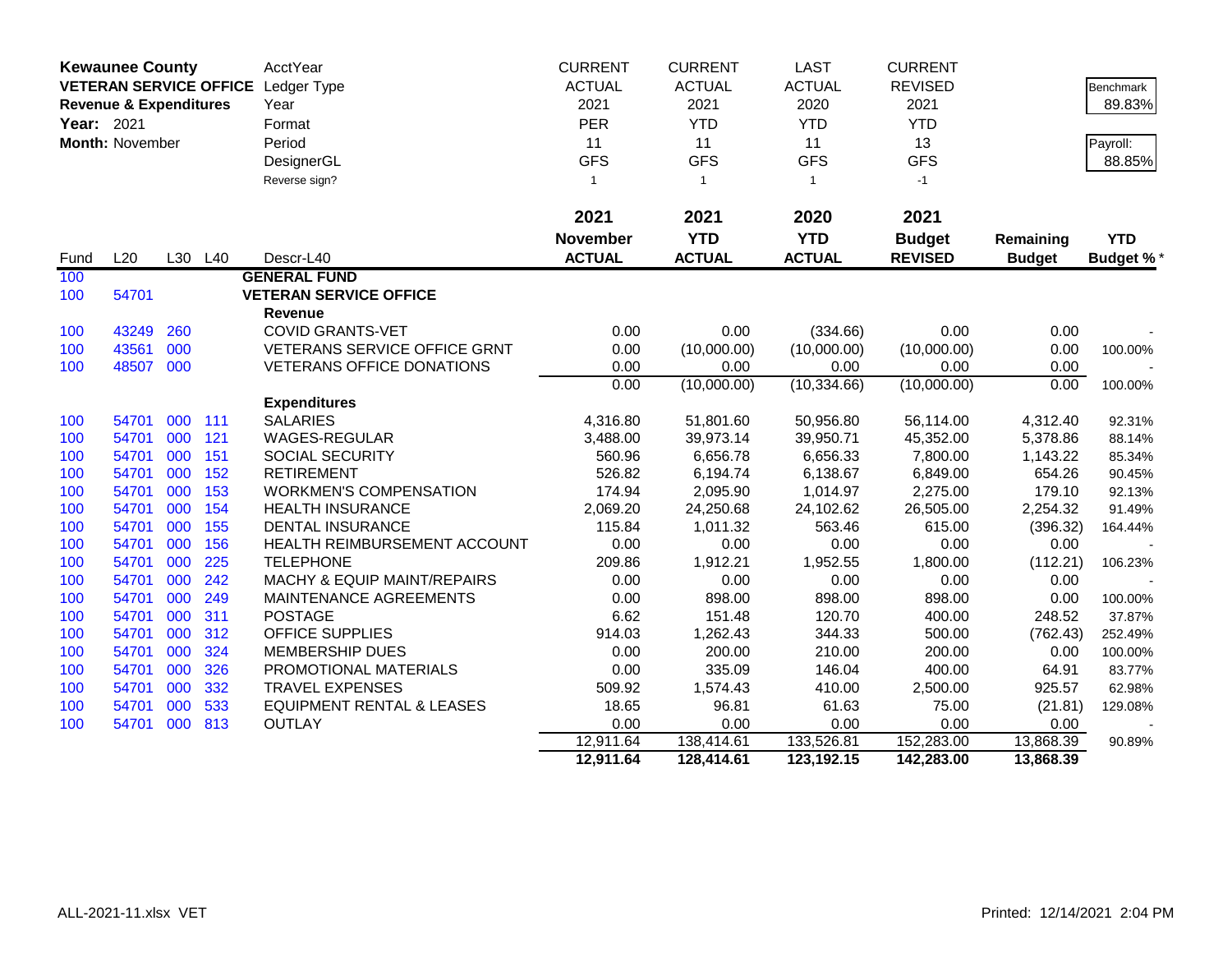**Kewaunee County**
**VETERAN SERVICE OFFICE**
**Revenue & Expenditures**
**Year:** 2021
**Month:** November

| AcctYear | CURRENT | CURRENT | LAST | CURRENT |
|---|---|---|---|---|
| Ledger Type | ACTUAL | ACTUAL | ACTUAL | REVISED |
| Year | 2021 | 2021 | 2020 | 2021 |
| Format | PER | YTD | YTD | YTD |
| Period | 11 | 11 | 11 | 13 |
| DesignerGL | GFS | GFS | GFS | GFS |
| Reverse sign? | 1 | 1 | 1 | -1 |

Benchmark: 89.83%
Payroll: 88.85%

| Fund | L20 | L30 | L40 | Descr-L40 | 2021 November ACTUAL | 2021 YTD ACTUAL | 2020 YTD ACTUAL | 2021 Budget REVISED | Remaining Budget | YTD Budget % * |
|---|---|---|---|---|---|---|---|---|---|---|
| 100 | | | | **GENERAL FUND** | | | | | | |
| 100 | 54701 | | | **VETERAN SERVICE OFFICE** | | | | | | |
| | | | | **Revenue** | | | | | | |
| 100 | 43249 | 260 | | COVID GRANTS-VET | 0.00 | 0.00 | (334.66) | 0.00 | 0.00 | - |
| 100 | 43561 | 000 | | VETERANS SERVICE OFFICE GRNT | 0.00 | (10,000.00) | (10,000.00) | (10,000.00) | 0.00 | 100.00% |
| 100 | 48507 | 000 | | VETERANS OFFICE DONATIONS | 0.00 | 0.00 | 0.00 | 0.00 | 0.00 | - |
| | | | | | 0.00 | (10,000.00) | (10,334.66) | (10,000.00) | 0.00 | 100.00% |
| | | | | **Expenditures** | | | | | | |
| 100 | 54701 | 000 | 111 | SALARIES | 4,316.80 | 51,801.60 | 50,956.80 | 56,114.00 | 4,312.40 | 92.31% |
| 100 | 54701 | 000 | 121 | WAGES-REGULAR | 3,488.00 | 39,973.14 | 39,950.71 | 45,352.00 | 5,378.86 | 88.14% |
| 100 | 54701 | 000 | 151 | SOCIAL SECURITY | 560.96 | 6,656.78 | 6,656.33 | 7,800.00 | 1,143.22 | 85.34% |
| 100 | 54701 | 000 | 152 | RETIREMENT | 526.82 | 6,194.74 | 6,138.67 | 6,849.00 | 654.26 | 90.45% |
| 100 | 54701 | 000 | 153 | WORKMEN'S COMPENSATION | 174.94 | 2,095.90 | 1,014.97 | 2,275.00 | 179.10 | 92.13% |
| 100 | 54701 | 000 | 154 | HEALTH INSURANCE | 2,069.20 | 24,250.68 | 24,102.62 | 26,505.00 | 2,254.32 | 91.49% |
| 100 | 54701 | 000 | 155 | DENTAL INSURANCE | 115.84 | 1,011.32 | 563.46 | 615.00 | (396.32) | 164.44% |
| 100 | 54701 | 000 | 156 | HEALTH REIMBURSEMENT ACCOUNT | 0.00 | 0.00 | 0.00 | 0.00 | 0.00 | - |
| 100 | 54701 | 000 | 225 | TELEPHONE | 209.86 | 1,912.21 | 1,952.55 | 1,800.00 | (112.21) | 106.23% |
| 100 | 54701 | 000 | 242 | MACHY & EQUIP MAINT/REPAIRS | 0.00 | 0.00 | 0.00 | 0.00 | 0.00 | - |
| 100 | 54701 | 000 | 249 | MAINTENANCE AGREEMENTS | 0.00 | 898.00 | 898.00 | 898.00 | 0.00 | 100.00% |
| 100 | 54701 | 000 | 311 | POSTAGE | 6.62 | 151.48 | 120.70 | 400.00 | 248.52 | 37.87% |
| 100 | 54701 | 000 | 312 | OFFICE SUPPLIES | 914.03 | 1,262.43 | 344.33 | 500.00 | (762.43) | 252.49% |
| 100 | 54701 | 000 | 324 | MEMBERSHIP DUES | 0.00 | 200.00 | 210.00 | 200.00 | 0.00 | 100.00% |
| 100 | 54701 | 000 | 326 | PROMOTIONAL MATERIALS | 0.00 | 335.09 | 146.04 | 400.00 | 64.91 | 83.77% |
| 100 | 54701 | 000 | 332 | TRAVEL EXPENSES | 509.92 | 1,574.43 | 410.00 | 2,500.00 | 925.57 | 62.98% |
| 100 | 54701 | 000 | 533 | EQUIPMENT RENTAL & LEASES | 18.65 | 96.81 | 61.63 | 75.00 | (21.81) | 129.08% |
| 100 | 54701 | 000 | 813 | OUTLAY | 0.00 | 0.00 | 0.00 | 0.00 | 0.00 | - |
| | | | | | 12,911.64 | 138,414.61 | 133,526.81 | 152,283.00 | 13,868.39 | 90.89% |
| | | | | | **12,911.64** | **128,414.61** | **123,192.15** | **142,283.00** | **13,868.39** | |

ALL-2021-11.xlsx VET Printed: 12/14/2021 2:04 PM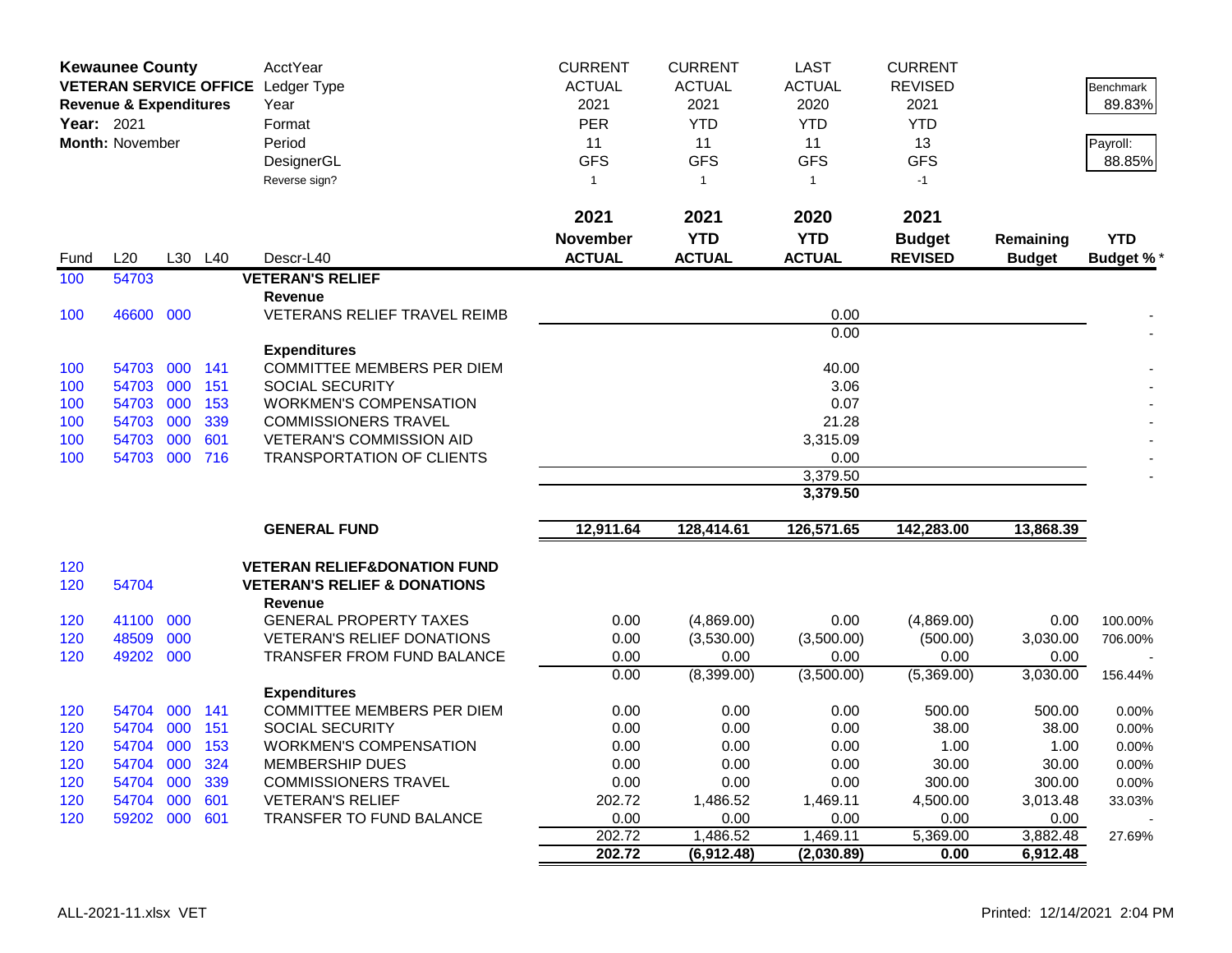| Kewaunee County | | | | AcctYear | CURRENT | CURRENT | LAST | CURRENT | | |
|---|---|---|---|---|---|---|---|---|---|---|
| VETERAN SERVICE OFFICE | | | | Ledger Type | ACTUAL | ACTUAL | ACTUAL | REVISED | | Benchmark |
| Revenue & Expenditures | | | | Year | 2021 | 2021 | 2020 | 2021 | | 89.83% |
| Year: 2021 | | | | Format | PER | YTD | YTD | YTD | | |
| Month: November | | | | Period | 11 | 11 | 11 | 13 | | Payroll: |
| | | | | DesignerGL | GFS | GFS | GFS | GFS | | 88.85% |
| | | | | Reverse sign? | 1 | 1 | 1 | -1 | | |

| Fund | L20 | L30 | L40 | Descr-L40 | 2021 November ACTUAL | 2021 YTD ACTUAL | 2020 YTD ACTUAL | 2021 Budget REVISED | Remaining Budget | YTD Budget % * |
|---|---|---|---|---|---|---|---|---|---|---|
| 100 | 54703 | | | **VETERAN'S RELIEF** | | | | | | |
| | | | | **Revenue** | | | | | | |
| 100 | 46600 | 000 | | VETERANS RELIEF TRAVEL REIMB | | | 0.00 | | | - |
| | | | | | | | 0.00 | | | - |
| | | | | **Expenditures** | | | | | | |
| 100 | 54703 | 000 | 141 | COMMITTEE MEMBERS PER DIEM | | | 40.00 | | | - |
| 100 | 54703 | 000 | 151 | SOCIAL SECURITY | | | 3.06 | | | - |
| 100 | 54703 | 000 | 153 | WORKMEN'S COMPENSATION | | | 0.07 | | | - |
| 100 | 54703 | 000 | 339 | COMMISSIONERS TRAVEL | | | 21.28 | | | - |
| 100 | 54703 | 000 | 601 | VETERAN'S COMMISSION AID | | | 3,315.09 | | | - |
| 100 | 54703 | 000 | 716 | TRANSPORTATION OF CLIENTS | | | 0.00 | | | - |
| | | | | | | | 3,379.50 | | | - |
| | | | | | | | **3,379.50** | | | |
| | | | | **GENERAL FUND** | **12,911.64** | **128,414.61** | **126,571.65** | **142,283.00** | **13,868.39** | |
| 120 | | | | **VETERAN RELIEF&DONATION FUND** | | | | | | |
| 120 | 54704 | | | **VETERAN'S RELIEF & DONATIONS** | | | | | | |
| | | | | **Revenue** | | | | | | |
| 120 | 41100 | 000 | | GENERAL PROPERTY TAXES | 0.00 | (4,869.00) | 0.00 | (4,869.00) | 0.00 | 100.00% |
| 120 | 48509 | 000 | | VETERAN'S RELIEF DONATIONS | 0.00 | (3,530.00) | (3,500.00) | (500.00) | 3,030.00 | 706.00% |
| 120 | 49202 | 000 | | TRANSFER FROM FUND BALANCE | 0.00 | 0.00 | 0.00 | 0.00 | 0.00 | - |
| | | | | | 0.00 | (8,399.00) | (3,500.00) | (5,369.00) | 3,030.00 | 156.44% |
| | | | | **Expenditures** | | | | | | |
| 120 | 54704 | 000 | 141 | COMMITTEE MEMBERS PER DIEM | 0.00 | 0.00 | 0.00 | 500.00 | 500.00 | 0.00% |
| 120 | 54704 | 000 | 151 | SOCIAL SECURITY | 0.00 | 0.00 | 0.00 | 38.00 | 38.00 | 0.00% |
| 120 | 54704 | 000 | 153 | WORKMEN'S COMPENSATION | 0.00 | 0.00 | 0.00 | 1.00 | 1.00 | 0.00% |
| 120 | 54704 | 000 | 324 | MEMBERSHIP DUES | 0.00 | 0.00 | 0.00 | 30.00 | 30.00 | 0.00% |
| 120 | 54704 | 000 | 339 | COMMISSIONERS TRAVEL | 0.00 | 0.00 | 0.00 | 300.00 | 300.00 | 0.00% |
| 120 | 54704 | 000 | 601 | VETERAN'S RELIEF | 202.72 | 1,486.52 | 1,469.11 | 4,500.00 | 3,013.48 | 33.03% |
| 120 | 59202 | 000 | 601 | TRANSFER TO FUND BALANCE | 0.00 | 0.00 | 0.00 | 0.00 | 0.00 | - |
| | | | | | 202.72 | 1,486.52 | 1,469.11 | 5,369.00 | 3,882.48 | 27.69% |
| | | | | | **202.72** | **(6,912.48)** | **(2,030.89)** | **0.00** | **6,912.48** | |

ALL-2021-11.xlsx VET

Printed: 12/14/2021 2:04 PM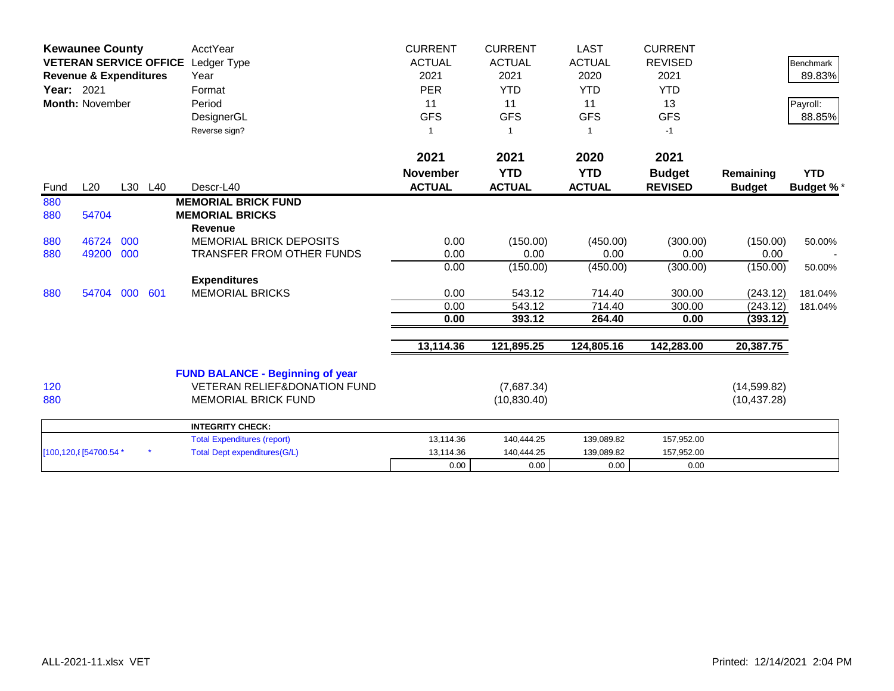**Kewaunee County**
**VETERAN SERVICE OFFICE**
**Revenue & Expenditures**
**Year:** 2021
**Month:** November

| | CURRENT | CURRENT | LAST | CURRENT | | |
|---|---|---|---|---|---|---|
| AcctYear | ACTUAL | ACTUAL | ACTUAL | REVISED | | Benchmark |
| Ledger Type | 2021 | 2021 | 2020 | 2021 | | 89.83% |
| Year | PER | YTD | YTD | YTD | | |
| Format | 11 | 11 | 11 | 13 | | Payroll: |
| Period | GFS | GFS | GFS | GFS | | 88.85% |
| DesignerGL | | | | | | |
| Reverse sign? | 1 | 1 | 1 | -1 | | |

| Fund | L20 | L30 | L40 | Descr-L40 | 2021 November ACTUAL | 2021 YTD ACTUAL | 2020 YTD ACTUAL | 2021 Budget REVISED | Remaining Budget | YTD Budget %* |
|---|---|---|---|---|---|---|---|---|---|---|
| 880 | | | | **MEMORIAL BRICK FUND** | | | | | | |
| 880 | 54704 | | | **MEMORIAL BRICKS** | | | | | | |
| | | | | **Revenue** | | | | | | |
| 880 | 46724 | 000 | | MEMORIAL BRICK DEPOSITS | 0.00 | (150.00) | (450.00) | (300.00) | (150.00) | 50.00% |
| 880 | 49200 | 000 | | TRANSFER FROM OTHER FUNDS | 0.00 | 0.00 | 0.00 | 0.00 | 0.00 | - |
| | | | | | 0.00 | (150.00) | (450.00) | (300.00) | (150.00) | 50.00% |
| | | | | **Expenditures** | | | | | | |
| 880 | 54704 | 000 | 601 | MEMORIAL BRICKS | 0.00 | 543.12 | 714.40 | 300.00 | (243.12) | 181.04% |
| | | | | | 0.00 | 543.12 | 714.40 | 300.00 | (243.12) | 181.04% |
| | | | | | **0.00** | **393.12** | **264.40** | **0.00** | **(393.12)** | |
| | | | | | **13,114.36** | **121,895.25** | **124,805.16** | **142,283.00** | **20,387.75** | |
| | | | | **FUND BALANCE - Beginning of year** | | | | | | |
| 120 | | | | VETERAN RELIEF&DONATION FUND | | (7,687.34) | | | (14,599.82) | |
| 880 | | | | MEMORIAL BRICK FUND | | (10,830.40) | | | (10,437.28) | |

| | Descr | | | | |
|---|---|---|---|---|---|
| | **INTEGRITY CHECK:** | | | | |
| | Total Expenditures (report) | 13,114.36 | 140,444.25 | 139,089.82 | 157,952.00 |
| [100,120,{ [54700.54 * * | Total Dept expenditures(G/L) | 13,114.36 | 140,444.25 | 139,089.82 | 157,952.00 |
| | | 0.00 | 0.00 | 0.00 | 0.00 |

ALL-2021-11.xlsx VET — Printed: 12/14/2021 2:04 PM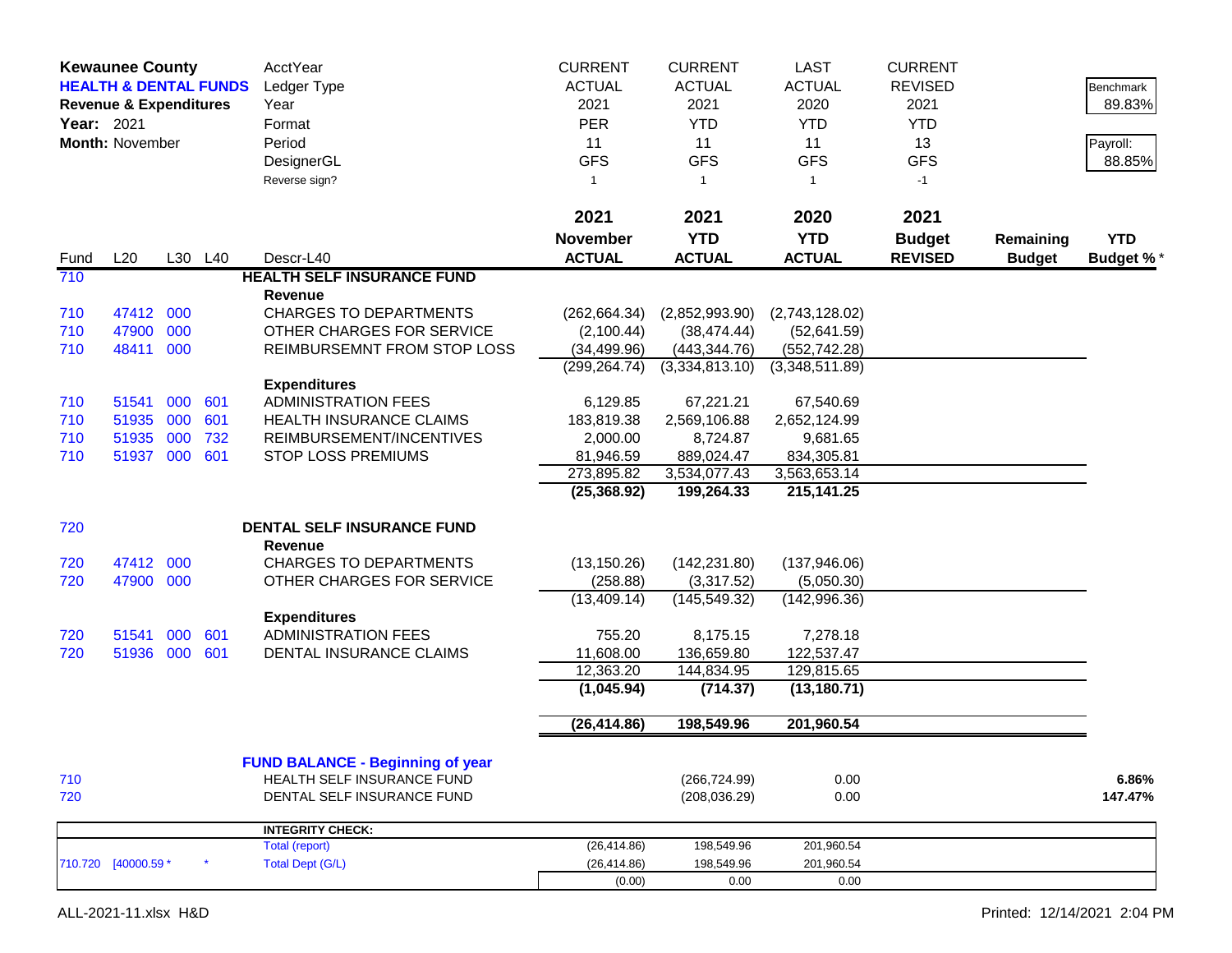**Kewaunee County**
**HEALTH & DENTAL FUNDS**
**Revenue & Expenditures**
**Year:** 2021
**Month:** November

| | | | | | CURRENT | CURRENT | LAST | CURRENT | | |
|---|---|---|---|---|---|---|---|---|---|---|
| | | | | AcctYear | ACTUAL | ACTUAL | ACTUAL | REVISED | | Benchmark |
| | | | | Ledger Type | 2021 | 2021 | 2020 | 2021 | | 89.83% |
| | | | | Year | PER | YTD | YTD | YTD | | |
| | | | | Format | 11 | 11 | 11 | 13 | | Payroll: |
| | | | | Period | GFS | GFS | GFS | GFS | | 88.85% |
| | | | | DesignerGL | 1 | 1 | 1 | -1 | | |
| | | | | Reverse sign? | | | | | | |
| | | | | | **2021** | **2021** | **2020** | **2021** | | |
| | | | | | **November** | **YTD** | **YTD** | **Budget** | **Remaining** | **YTD** |
| Fund | L20 | L30 | L40 | Descr-L40 | **ACTUAL** | **ACTUAL** | **ACTUAL** | **REVISED** | **Budget** | **Budget %** * |
| 710 | | | | **HEALTH SELF INSURANCE FUND** | | | | | | |
| | | | | **Revenue** | | | | | | |
| 710 | 47412 | 000 | | CHARGES TO DEPARTMENTS | (262,664.34) | (2,852,993.90) | (2,743,128.02) | | | |
| 710 | 47900 | 000 | | OTHER CHARGES FOR SERVICE | (2,100.44) | (38,474.44) | (52,641.59) | | | |
| 710 | 48411 | 000 | | REIMBURSEMNT FROM STOP LOSS | (34,499.96) | (443,344.76) | (552,742.28) | | | |
| | | | | | (299,264.74) | (3,334,813.10) | (3,348,511.89) | | | |
| | | | | **Expenditures** | | | | | | |
| 710 | 51541 | 000 | 601 | ADMINISTRATION FEES | 6,129.85 | 67,221.21 | 67,540.69 | | | |
| 710 | 51935 | 000 | 601 | HEALTH INSURANCE CLAIMS | 183,819.38 | 2,569,106.88 | 2,652,124.99 | | | |
| 710 | 51935 | 000 | 732 | REIMBURSEMENT/INCENTIVES | 2,000.00 | 8,724.87 | 9,681.65 | | | |
| 710 | 51937 | 000 | 601 | STOP LOSS PREMIUMS | 81,946.59 | 889,024.47 | 834,305.81 | | | |
| | | | | | 273,895.82 | 3,534,077.43 | 3,563,653.14 | | | |
| | | | | | **(25,368.92)** | **199,264.33** | **215,141.25** | | | |
| 720 | | | | **DENTAL SELF INSURANCE FUND** | | | | | | |
| | | | | **Revenue** | | | | | | |
| 720 | 47412 | 000 | | CHARGES TO DEPARTMENTS | (13,150.26) | (142,231.80) | (137,946.06) | | | |
| 720 | 47900 | 000 | | OTHER CHARGES FOR SERVICE | (258.88) | (3,317.52) | (5,050.30) | | | |
| | | | | | (13,409.14) | (145,549.32) | (142,996.36) | | | |
| | | | | **Expenditures** | | | | | | |
| 720 | 51541 | 000 | 601 | ADMINISTRATION FEES | 755.20 | 8,175.15 | 7,278.18 | | | |
| 720 | 51936 | 000 | 601 | DENTAL INSURANCE CLAIMS | 11,608.00 | 136,659.80 | 122,537.47 | | | |
| | | | | | 12,363.20 | 144,834.95 | 129,815.65 | | | |
| | | | | | **(1,045.94)** | **(714.37)** | **(13,180.71)** | | | |
| | | | | | **(26,414.86)** | **198,549.96** | **201,960.54** | | | |
| | | | | **FUND BALANCE - Beginning of year** | | | | | | |
| 710 | | | | HEALTH SELF INSURANCE FUND | | (266,724.99) | 0.00 | | | **6.86%** |
| 720 | | | | DENTAL SELF INSURANCE FUND | | (208,036.29) | 0.00 | | | **147.47%** |

| | | | | | | | |
|---|---|---|---|---|---|---|---|
| | | | **INTEGRITY CHECK:** | | | | |
| | | | Total (report) | (26,414.86) | 198,549.96 | 201,960.54 | |
| 710.720 | [40000.59 * | * | Total Dept (G/L) | (26,414.86) | 198,549.96 | 201,960.54 | |
| | | | | (0.00) | 0.00 | 0.00 | |

ALL-2021-11.xlsx H&D

Printed: 12/14/2021 2:04 PM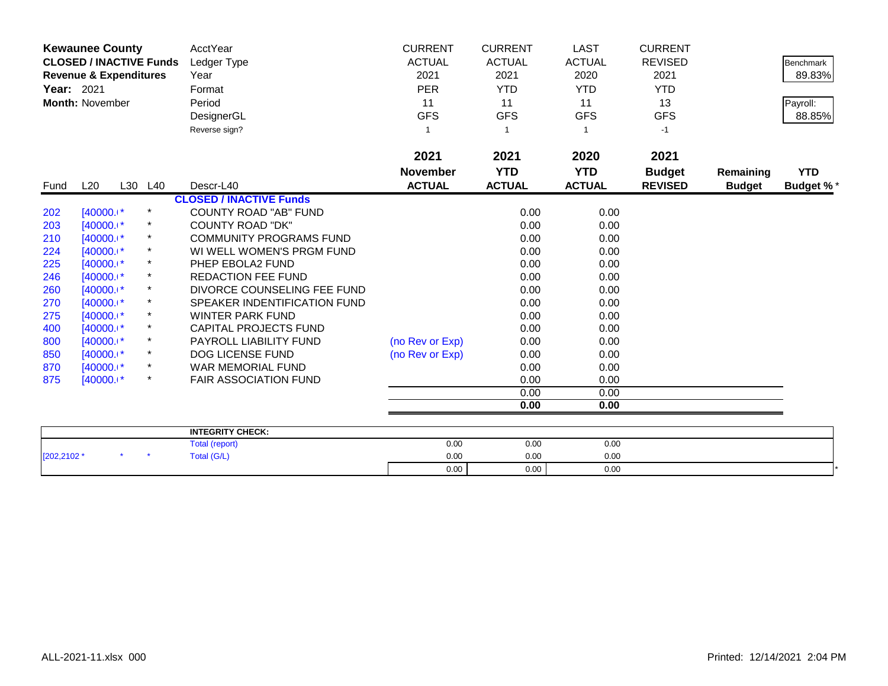**Kewaunee County**
**CLOSED / INACTIVE Funds**
**Revenue & Expenditures**
**Year:** 2021
**Month:** November

| | | | | | CURRENT | CURRENT | LAST | CURRENT | | |
|---|---|---|---|---|---|---|---|---|---|---|
| | | | | AcctYear | ACTUAL | ACTUAL | ACTUAL | REVISED | | Benchmark |
| | | | | Ledger Type | 2021 | 2021 | 2020 | 2021 | | 89.83% |
| | | | | Year | PER | YTD | YTD | YTD | | |
| | | | | Format | 11 | 11 | 11 | 13 | | Payroll: |
| | | | | Period | GFS | GFS | GFS | GFS | | 88.85% |
| | | | | DesignerGL | 1 | 1 | 1 | -1 | | |
| | | | | Reverse sign? | | | | | | |

| Fund | L20 | L30 | L40 | Descr-L40 | 2021 November ACTUAL | 2021 YTD ACTUAL | 2020 YTD ACTUAL | 2021 Budget REVISED | Remaining Budget | YTD Budget % * |
|---|---|---|---|---|---|---|---|---|---|---|
| | | | | **CLOSED / INACTIVE Funds** | | | | | | |
| 202 | [40000.I* | | * | COUNTY ROAD "AB" FUND | | 0.00 | 0.00 | | | |
| 203 | [40000.I* | | * | COUNTY ROAD "DK" | | 0.00 | 0.00 | | | |
| 210 | [40000.I* | | * | COMMUNITY PROGRAMS FUND | | 0.00 | 0.00 | | | |
| 224 | [40000.I* | | * | WI WELL WOMEN'S PRGM FUND | | 0.00 | 0.00 | | | |
| 225 | [40000.I* | | * | PHEP EBOLA2 FUND | | 0.00 | 0.00 | | | |
| 246 | [40000.I* | | * | REDACTION FEE FUND | | 0.00 | 0.00 | | | |
| 260 | [40000.I* | | * | DIVORCE COUNSELING FEE FUND | | 0.00 | 0.00 | | | |
| 270 | [40000.I* | | * | SPEAKER INDENTIFICATION FUND | | 0.00 | 0.00 | | | |
| 275 | [40000.I* | | * | WINTER PARK FUND | | 0.00 | 0.00 | | | |
| 400 | [40000.I* | | * | CAPITAL PROJECTS FUND | | 0.00 | 0.00 | | | |
| 800 | [40000.I* | | * | PAYROLL LIABILITY FUND | (no Rev or Exp) | 0.00 | 0.00 | | | |
| 850 | [40000.I* | | * | DOG LICENSE FUND | (no Rev or Exp) | 0.00 | 0.00 | | | |
| 870 | [40000.I* | | * | WAR MEMORIAL FUND | | 0.00 | 0.00 | | | |
| 875 | [40000.I* | | * | FAIR ASSOCIATION FUND | | 0.00 | 0.00 | | | |
| | | | | | | 0.00 | 0.00 | | | |
| | | | | | | **0.00** | **0.00** | | | |

| | | | | | | | | | | |
|---|---|---|---|---|---|---|---|---|---|---|
| | | | | **INTEGRITY CHECK:** | | | | | | |
| | | | | Total (report) | 0.00 | 0.00 | 0.00 | | | |
| [202,2102 * | | * | * | Total (G/L) | 0.00 | 0.00 | 0.00 | | | |
| | | | | | 0.00 | 0.00 | 0.00 | | | * |

ALL-2021-11.xlsx 000 — Printed: 12/14/2021 2:04 PM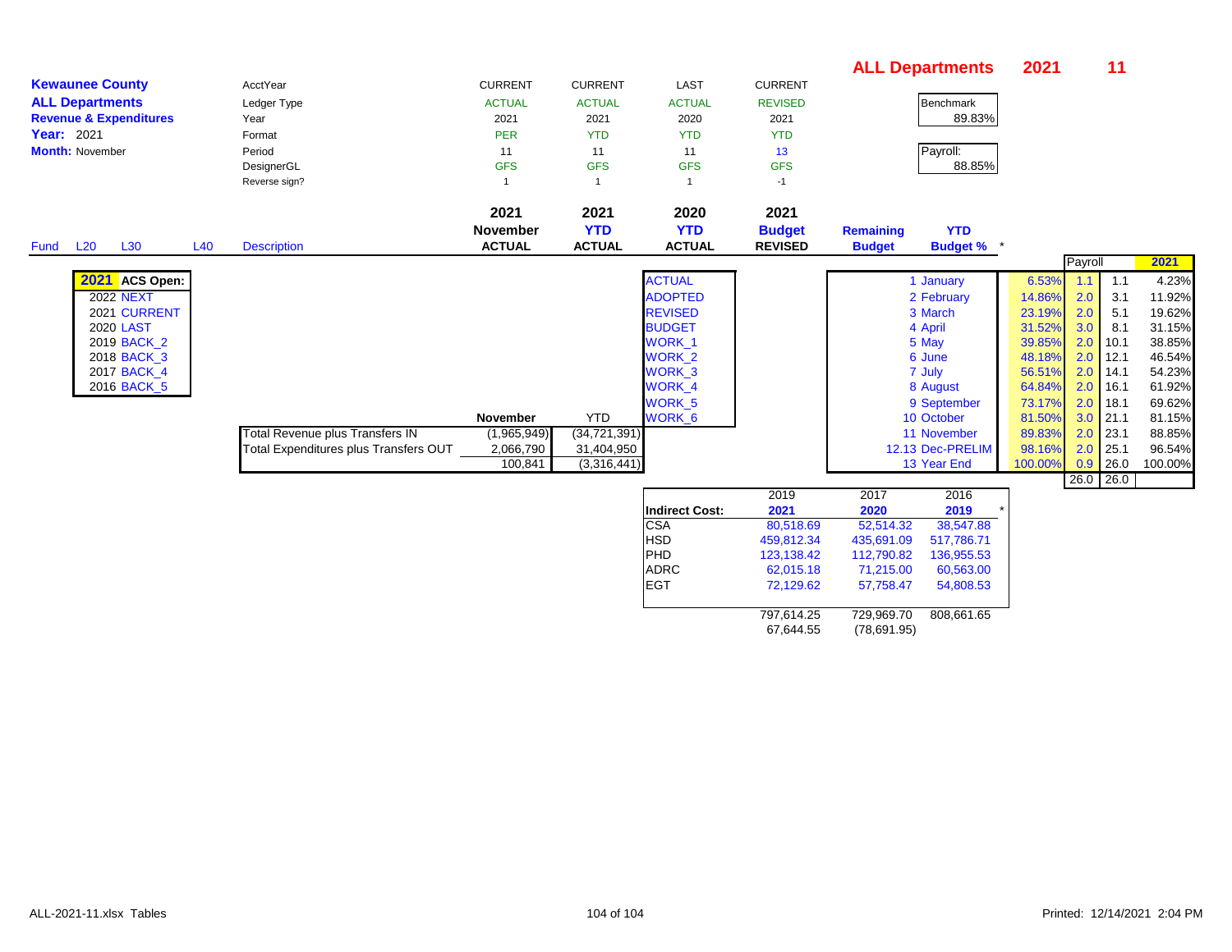**ALL Departments 2021 11**

**Kewaunee County**
**ALL Departments**
**Revenue & Expenditures**
**Year:** 2021
**Month:** November

| | | | | | |
|---|---|---|---|---|---|
| AcctYear | CURRENT | CURRENT | LAST | CURRENT | |
| Ledger Type | ACTUAL | ACTUAL | ACTUAL | REVISED | Benchmark 89.83% |
| Year | 2021 | 2021 | 2020 | 2021 | |
| Format | PER | YTD | YTD | YTD | |
| Period | 11 | 11 | 11 | 13 | Payroll: 88.85% |
| DesignerGL | GFS | GFS | GFS | GFS | |
| Reverse sign? | 1 | 1 | 1 | -1 | |

| Fund | L20 | L30 | L40 | Description | 2021 November ACTUAL | 2021 YTD ACTUAL | 2020 YTD ACTUAL | 2021 Budget REVISED | Remaining Budget | YTD Budget % * |
|---|---|---|---|---|---|---|---|---|---|---|

| 2021 ACS Open: |
|---|
| 2022 NEXT |
| 2021 CURRENT |
| 2020 LAST |
| 2019 BACK_2 |
| 2018 BACK_3 |
| 2017 BACK_4 |
| 2016 BACK_5 |

| |
|---|
| ACTUAL |
| ADOPTED |
| REVISED |
| BUDGET |
| WORK_1 |
| WORK_2 |
| WORK_3 |
| WORK_4 |
| WORK_5 |
| WORK_6 |

| | November | YTD |
|---|---|---|
| Total Revenue plus Transfers IN | (1,965,949) | (34,721,391) |
| Total Expenditures plus Transfers OUT | 2,066,790 | 31,404,950 |
| | 100,841 | (3,316,441) |

| Month | | Payroll | | 2021 |
|---|---|---|---|---|
| 1 January | 6.53% | 1.1 | 1.1 | 4.23% |
| 2 February | 14.86% | 2.0 | 3.1 | 11.92% |
| 3 March | 23.19% | 2.0 | 5.1 | 19.62% |
| 4 April | 31.52% | 3.0 | 8.1 | 31.15% |
| 5 May | 39.85% | 2.0 | 10.1 | 38.85% |
| 6 June | 48.18% | 2.0 | 12.1 | 46.54% |
| 7 July | 56.51% | 2.0 | 14.1 | 54.23% |
| 8 August | 64.84% | 2.0 | 16.1 | 61.92% |
| 9 September | 73.17% | 2.0 | 18.1 | 69.62% |
| 10 October | 81.50% | 3.0 | 21.1 | 81.15% |
| 11 November | 89.83% | 2.0 | 23.1 | 88.85% |
| 12.13 Dec-PRELIM | 98.16% | 2.0 | 25.1 | 96.54% |
| 13 Year End | 100.00% | 0.9 | 26.0 | 100.00% |
| | | 26.0 | 26.0 | |

| | 2019 | 2017 | 2016 |
|---|---|---|---|
| **Indirect Cost:** | **2021** | **2020** | **2019** * |
| CSA | 80,518.69 | 52,514.32 | 38,547.88 |
| HSD | 459,812.34 | 435,691.09 | 517,786.71 |
| PHD | 123,138.42 | 112,790.82 | 136,955.53 |
| ADRC | 62,015.18 | 71,215.00 | 60,563.00 |
| EGT | 72,129.62 | 57,758.47 | 54,808.53 |
| | 797,614.25 | 729,969.70 | 808,661.65 |
| | 67,644.55 | (78,691.95) | |

ALL-2021-11.xlsx Tables

Printed: 12/14/2021 2:04 PM